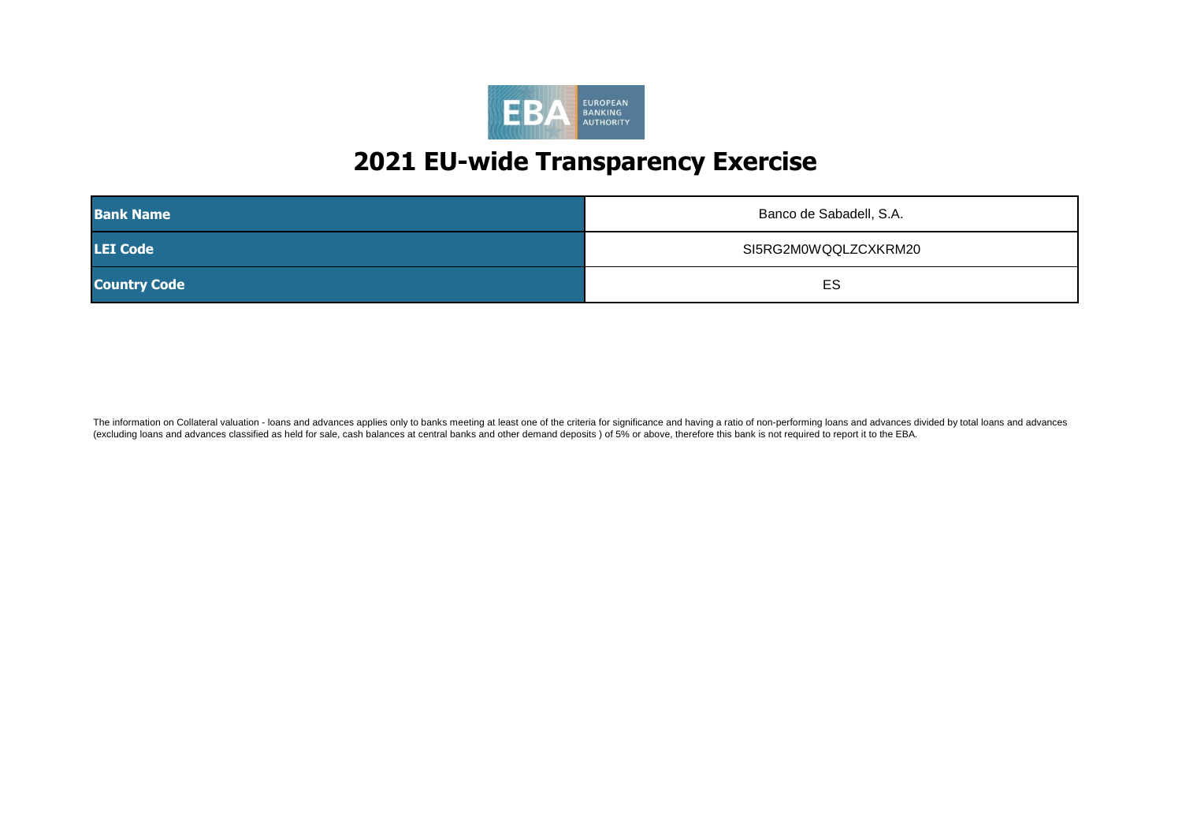# 2021 EU-wide Transparency Exercise

| | |
|---|---|
| **Bank Name** | Banco de Sabadell, S.A. |
| **LEI Code** | SI5RG2M0WQQLZCXKRM20 |
| **Country Code** | ES |

The information on Collateral valuation - loans and advances applies only to banks meeting at least one of the criteria for significance and having a ratio of non-performing loans and advances divided by total loans and advances (excluding loans and advances classified as held for sale, cash balances at central banks and other demand deposits ) of 5% or above, therefore this bank is not required to report it to the EBA.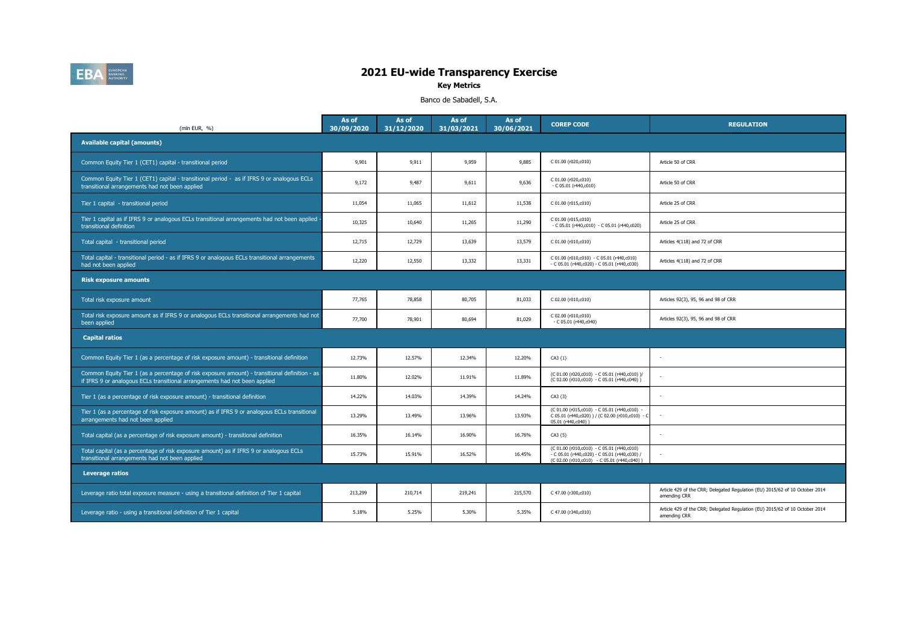# 2021 EU-wide Transparency Exercise

**Key Metrics**

Banco de Sabadell, S.A.

| (mln EUR, %) | As of 30/09/2020 | As of 31/12/2020 | As of 31/03/2021 | As of 30/06/2021 | COREP CODE | REGULATION |
|---|---|---|---|---|---|---|
| **Available capital (amounts)** | | | | | | |
| Common Equity Tier 1 (CET1) capital - transitional period | 9,901 | 9,911 | 9,959 | 9,885 | C 01.00 (r020,c010) | Article 50 of CRR |
| Common Equity Tier 1 (CET1) capital - transitional period - as if IFRS 9 or analogous ECLs transitional arrangements had not been applied | 9,172 | 9,487 | 9,611 | 9,636 | C 01.00 (r020,c010) - C 05.01 (r440,c010) | Article 50 of CRR |
| Tier 1 capital - transitional period | 11,054 | 11,065 | 11,612 | 11,538 | C 01.00 (r015,c010) | Article 25 of CRR |
| Tier 1 capital as if IFRS 9 or analogous ECLs transitional arrangements had not been applied - transitional definition | 10,325 | 10,640 | 11,265 | 11,290 | C 01.00 (r015,c010) - C 05.01 (r440,c010) - C 05.01 (r440,c020) | Article 25 of CRR |
| Total capital - transitional period | 12,715 | 12,729 | 13,639 | 13,579 | C 01.00 (r010,c010) | Articles 4(118) and 72 of CRR |
| Total capital - transitional period - as if IFRS 9 or analogous ECLs transitional arrangements had not been applied | 12,220 | 12,550 | 13,332 | 13,331 | C 01.00 (r010,c010) - C 05.01 (r440,c010) - C 05.01 (r440,c020) - C 05.01 (r440,c030) | Articles 4(118) and 72 of CRR |
| **Risk exposure amounts** | | | | | | |
| Total risk exposure amount | 77,765 | 78,858 | 80,705 | 81,033 | C 02.00 (r010,c010) | Articles 92(3), 95, 96 and 98 of CRR |
| Total risk exposure amount as if IFRS 9 or analogous ECLs transitional arrangements had not been applied | 77,700 | 78,901 | 80,694 | 81,029 | C 02.00 (r010,c010) - C 05.01 (r440,c040) | Articles 92(3), 95, 96 and 98 of CRR |
| **Capital ratios** | | | | | | |
| Common Equity Tier 1 (as a percentage of risk exposure amount) - transitional definition | 12.73% | 12.57% | 12.34% | 12.20% | CA3 {1} | - |
| Common Equity Tier 1 (as a percentage of risk exposure amount) - transitional definition - as if IFRS 9 or analogous ECLs transitional arrangements had not been applied | 11.80% | 12.02% | 11.91% | 11.89% | (C 01.00 (r020,c010) - C 05.01 (r440,c010) )/ (C 02.00 (r010,c010) - C 05.01 (r440,c040) ) | - |
| Tier 1 (as a percentage of risk exposure amount) - transitional definition | 14.22% | 14.03% | 14.39% | 14.24% | CA3 {3} | - |
| Tier 1 (as a percentage of risk exposure amount) as if IFRS 9 or analogous ECLs transitional arrangements had not been applied | 13.29% | 13.49% | 13.96% | 13.93% | (C 01.00 (r015,c010) - C 05.01 (r440,c010) - C 05.01 (r440,c020) ) / (C 02.00 (r010,c010) - C 05.01 (r440,c040) ) | - |
| Total capital (as a percentage of risk exposure amount) - transitional definition | 16.35% | 16.14% | 16.90% | 16.76% | CA3 {5} | - |
| Total capital (as a percentage of risk exposure amount) as if IFRS 9 or analogous ECLs transitional arrangements had not been applied | 15.73% | 15.91% | 16.52% | 16.45% | (C 01.00 (r010,c010) - C 05.01 (r440,c010) - C 05.01 (r440,c020) - C 05.01 (r440,c030) ) / (C 02.00 (r010,c010) - C 05.01 (r440,c040) ) | - |
| **Leverage ratios** | | | | | | |
| Leverage ratio total exposure measure - using a transitional definition of Tier 1 capital | 213,299 | 210,714 | 219,241 | 215,570 | C 47.00 (r300,c010) | Article 429 of the CRR; Delegated Regulation (EU) 2015/62 of 10 October 2014 amending CRR |
| Leverage ratio - using a transitional definition of Tier 1 capital | 5.18% | 5.25% | 5.30% | 5.35% | C 47.00 (r340,c010) | Article 429 of the CRR; Delegated Regulation (EU) 2015/62 of 10 October 2014 amending CRR |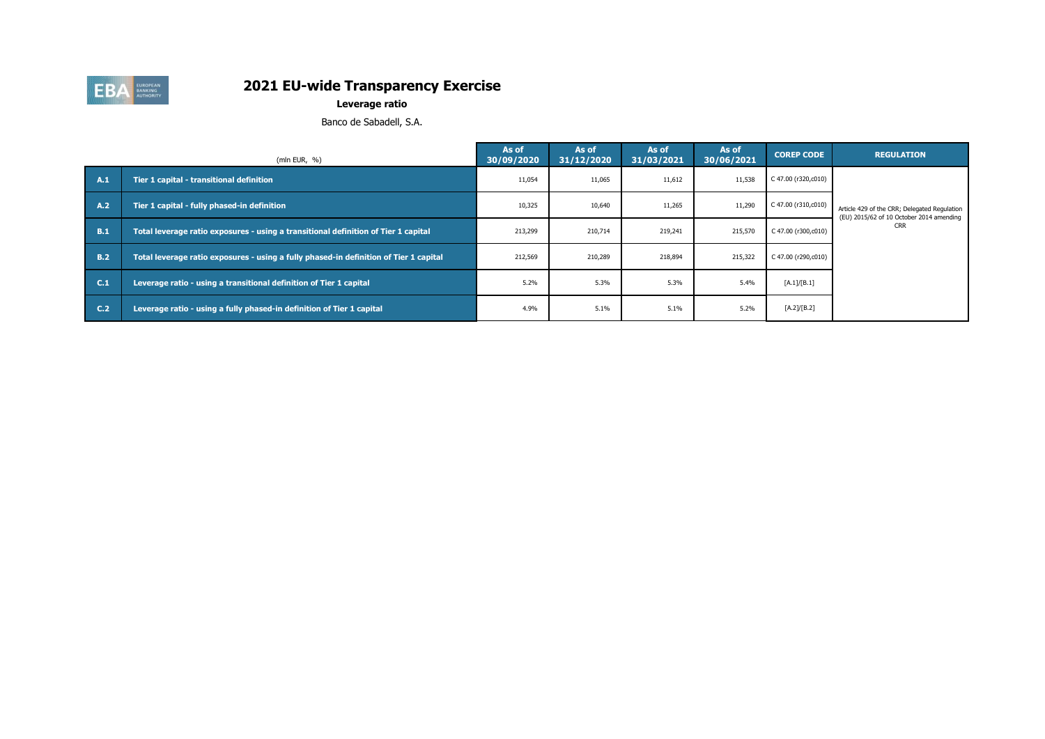# 2021 EU-wide Transparency Exercise

**Leverage ratio**

Banco de Sabadell, S.A.

| | (mln EUR, %) | As of 30/09/2020 | As of 31/12/2020 | As of 31/03/2021 | As of 30/06/2021 | COREP CODE | REGULATION |
|---|---|---|---|---|---|---|---|
| A.1 | Tier 1 capital - transitional definition | 11,054 | 11,065 | 11,612 | 11,538 | C 47.00 (r320,c010) | Article 429 of the CRR; Delegated Regulation (EU) 2015/62 of 10 October 2014 amending CRR |
| A.2 | Tier 1 capital - fully phased-in definition | 10,325 | 10,640 | 11,265 | 11,290 | C 47.00 (r310,c010) | |
| B.1 | Total leverage ratio exposures - using a transitional definition of Tier 1 capital | 213,299 | 210,714 | 219,241 | 215,570 | C 47.00 (r300,c010) | |
| B.2 | Total leverage ratio exposures - using a fully phased-in definition of Tier 1 capital | 212,569 | 210,289 | 218,894 | 215,322 | C 47.00 (r290,c010) | |
| C.1 | Leverage ratio - using a transitional definition of Tier 1 capital | 5.2% | 5.3% | 5.3% | 5.4% | [A.1]/[B.1] | |
| C.2 | Leverage ratio - using a fully phased-in definition of Tier 1 capital | 4.9% | 5.1% | 5.1% | 5.2% | [A.2]/[B.2] | |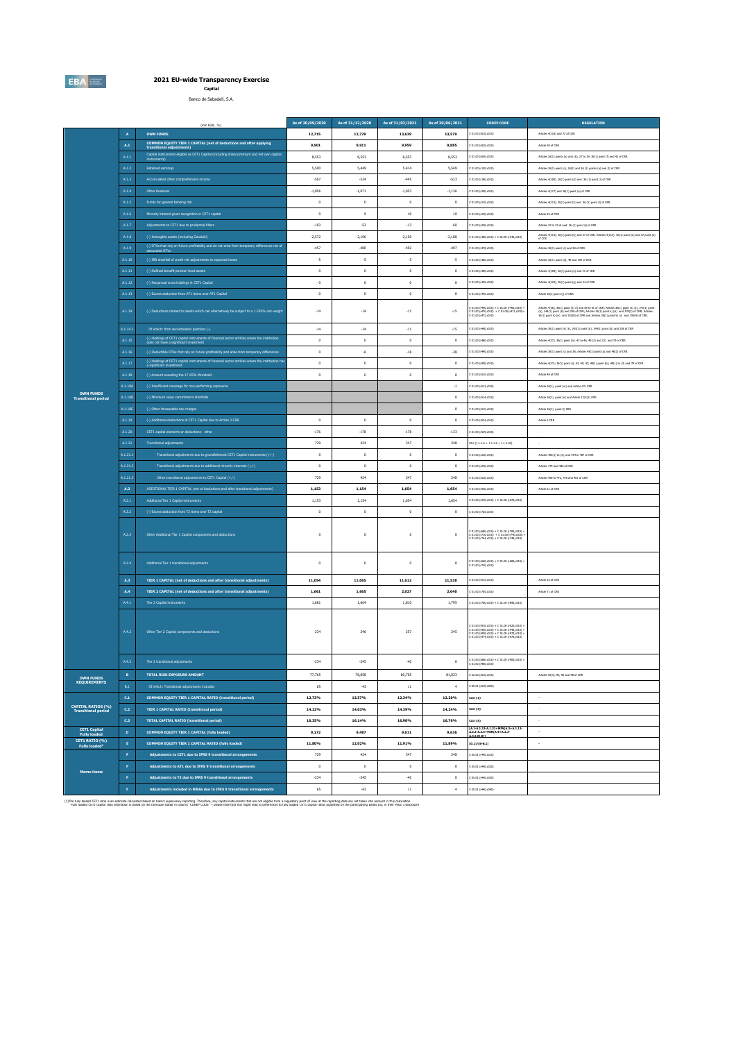# 2021 EU-wide Transparency Exercise

**Capital**

Banco de Sabadell, S.A.

| | | (mln EUR, %) | As of 30/09/2020 | As of 31/12/2020 | As of 31/03/2021 | As of 30/06/2021 | COREP CODE | REGULATION |
|---|---|---|---|---|---|---|---|---|
| OWN FUNDS Transitional period | A | OWN FUNDS | 12,715 | 12,729 | 13,639 | 13,579 | C 01.00 (r010,c010) | Articles 4(118) and 72 of CRR |
| | A.1 | COMMON EQUITY TIER 1 CAPITAL (net of deductions and after applying transitional adjustments) | 9,901 | 9,911 | 9,959 | 9,885 | C 01.00 (r020,c010) | Article 50 of CRR |
| | A.1.1 | Capital instruments eligible as CET1 Capital (including share premium and net own capital instruments) | 8,553 | 8,553 | 8,553 | 8,553 | C 01.00 (r030,c010) | Articles 26(1) points (a) and (b), 27 to 29, 36(1) point (f) and 42 of CRR |
| | A.1.2 | Retained earnings | 5,500 | 5,449 | 5,414 | 5,549 | C 01.00 (r130,c010) | Articles 26(1) point (c), 26(2) and 36 (1) points (a) and (l) of CRR |
| | A.1.3 | Accumulated other comprehensive income | -507 | -524 | -445 | -523 | C 01.00 (r180,c010) | Articles 4(100), 26(1) point (d) and 36 (1) point (l) of CRR |
| | A.1.4 | Other Reserves | -1,056 | -1,071 | -1,053 | -1,136 | C 01.00 (r200,c010) | Articles 4(117) and 26(1) point (e) of CRR |
| | A.1.5 | Funds for general banking risk | 0 | 0 | 0 | 0 | C 01.00 (r210,c010) | Articles 4(112), 26(1) point (f) and 36 (1) point (l) of CRR |
| | A.1.6 | Minority interest given recognition in CET1 capital | 9 | 9 | 10 | 10 | C 01.00 (r230,c010) | Article 84 of CRR |
| | A.1.7 | Adjustments to CET1 due to prudential filters | -103 | -52 | -13 | 60 | C 01.00 (r250,c010) | Articles 32 to 35 of and 36 (1) point (l) of CRR |
| | A.1.8 | (-) Intangible assets (including Goodwill) | -2,572 | -2,196 | -2,150 | -2,188 | C 01.00 (r300,c010) + C 01.00 (r340,c010) | Articles 4(113), 36(1) point (b) and 37 of CRR. Articles 4(115), 36(1) point (b) and 37 point (a) of CCR |
| | A.1.9 | (-) DTAs that rely on future profitability and do not arise from temporary differences net of associated DTLs | -457 | -480 | -492 | -497 | C 01.00 (r370,c010) | Articles 36(1) point (c) and 38 of CRR |
| | A.1.10 | (-) IRB shortfall of credit risk adjustments to expected losses | -5 | -5 | -5 | -5 | C 01.00 (r380,c010) | Articles 36(1) point (d), 40 and 159 of CRR |
| | A.1.11 | (-) Defined benefit pension fund assets | 0 | 0 | 0 | 0 | C 01.00 (r390,c010) | Articles 4(109), 36(1) point (e) and 41 of CRR |
| | A.1.12 | (-) Reciprocal cross holdings in CET1 Capital | 0 | 0 | 0 | 0 | C 01.00 (r430,c010) | Articles 4(122), 36(1) point (g) and 44 of CRR |
| | A.1.13 | (-) Excess deduction from AT1 items over AT1 Capital | 0 | 0 | 0 | 0 | C 01.00 (r440,c010) | Article 36(1) point (j) of CRR |
| | A.1.14 | (-) Deductions related to assets which can alternatively be subject to a 1.250% risk weight | -14 | -14 | -11 | -15 | C 01.00 (r450,c010) + C 01.00 (r460,c010) + C 01.00 (r470,c010) + C 01.00 (r471,c010)+ C 01.00 (r472,c010) | Articles 4(36), 36(1) point (k) (i) and 89 to 91 of CRR; Articles 36(1) point (k) (ii), 243(1) point (b), 244(1) point (b) and 258 of CRR; Articles 36(1) point k) (iii) and 379(3) of CRR; Articles 36(1) point k) (iv) and 153(8) of CRR and Articles 36(1) point k) (v) and 155(4) of CRR. |
| | A.1.14.1 | Of which: from securitisation positions (-) | -14 | -14 | -11 | -15 | C 01.00 (r460,c010) | Articles 36(1) point (k) (ii), 243(1) point (b), 244(1) point (b) and 258 of CRR |
| | A.1.15 | (-) Holdings of CET1 capital instruments of financial sector entities where the institution does not have a significant investment | 0 | 0 | 0 | 0 | C 01.00 (r480,c010) | Articles 4(27), 36(1) point (h); 43 to 46, 49 (2) and (3) and 79 of CRR |
| | A.1.16 | (-) Deductible DTAs that rely on future profitability and arise from temporary differences | 0 | -6 | -18 | -38 | C 01.00 (r490,c010) | Articles 36(1) point (c) and 38; Articles 48(1) point (a) and 48(2) of CRR |
| | A.1.17 | (-) Holdings of CET1 capital instruments of financial sector entities where the institution has a significant investment | 0 | 0 | 0 | 0 | C 01.00 (r500,c010) | Articles 4(27); 36(1) point (i); 43, 45; 47; 48(1) point (b); 49(1) to (3) and 79 of CRR |
| | A.1.18 | (-) Amount exceding the 17.65% threshold | 0 | 0 | 0 | 0 | C 01.00 (r510,c010) | Article 48 of CRR |
| | A.1.18A | (-) Insufficient coverage for non-performing exposures | | | | -1 | C 01.00 (r513,c010) | Article 36(1), point (m) and Article 47c CRR |
| | A.1.18B | (-) Minimum value commitment shortfalls | | | | 0 | C 01.00 (r514,c010) | Article 36(1), point (n) and Article 132c(2) CRR |
| | A.1.18C | (-) Other foreseeable tax charges | | | | 0 | C 01.00 (r515,c010) | Article 36(1), point (l) CRR |
| | A.1.19 | (-) Additional deductions of CET1 Capital due to Article 3 CRR | 0 | 0 | 0 | 0 | C 01.00 (r524,c010) | Article 3 CRR |
| | A.1.20 | CET1 capital elements or deductions - other | -176 | -178 | -178 | -133 | C 01.00 (r529,c010) | - |
| | A.1.21 | Transitional adjustments | 729 | 424 | 347 | 248 | CA1 {1.1.1.6 + 1.1.1.8 + 1.1.1.26} | - |
| | A.1.21.1 | Transitional adjustments due to grandfathered CET1 Capital instruments (+/-) | 0 | 0 | 0 | 0 | C 01.00 (r220,c010) | Articles 483(1) to (3), and 484 to 487 of CRR |
| | A.1.21.2 | Transitional adjustments due to additional minority interests (+/-) | 0 | 0 | 0 | 0 | C 01.00 (r240,c010) | Articles 479 and 480 of CRR |
| | A.1.21.3 | Other transitional adjustments to CET1 Capital (+/-) | 729 | 424 | 347 | 248 | C 01.00 (r520,c010) | Articles 469 to 472, 478 and 481 of CRR |
| | A.2 | ADDITIONAL TIER 1 CAPITAL (net of deductions and after transitional adjustments) | 1,153 | 1,154 | 1,654 | 1,654 | C 01.00 (r530,c010) | Article 61 of CRR |
| | A.2.1 | Additional Tier 1 Capital instruments | 1,153 | 1,154 | 1,654 | 1,654 | C 01.00 (r540,c010) + C 01.00 (r670,c010) | |
| | A.2.2 | (-) Excess deduction from T2 items over T2 capital | 0 | 0 | 0 | 0 | C 01.00 (r720,c010) | |
| | A.2.3 | Other Additional Tier 1 Capital components and deductions | 0 | 0 | 0 | 0 | C 01.00 (r690,c010) + C 01.00 (r700,c010) + C 01.00 (r710,c010) + C 01.00 (r740,c010) + C 01.00 (r744,c010) + C 01.00 (r748,c010) | |
| | A.2.4 | Additional Tier 1 transitional adjustments | 0 | 0 | 0 | 0 | C 01.00 (r660,c010) + C 01.00 (r680,c010) + C 01.00 (r730,c010) | |
| | A.3 | TIER 1 CAPITAL (net of deductions and after transitional adjustments) | 11,054 | 11,065 | 11,612 | 11,538 | C 01.00 (r015,c010) | Article 25 of CRR |
| | A.4 | TIER 2 CAPITAL (net of deductions and after transitional adjustments) | 1,661 | 1,665 | 2,027 | 2,040 | C 01.00 (r750,c010) | Article 71 of CRR |
| | A.4.1 | Tier 2 Capital instruments | 1,661 | 1,664 | 1,810 | 1,795 | C 01.00 (r760,c010) + C 01.00 (r890,c010) | |
| | A.4.2 | Other Tier 2 Capital components and deductions | 234 | 246 | 257 | 245 | C 01.00 (r910,c010) + C 01.00 (r920,c010) + C 01.00 (r930,c010) + C 01.00 (r940,c010) + C 01.00 (r950,c010) + C 01.00 (r970,c010) + C 01.00 (r974,c010) + C 01.00 (r978,c010) | |
| | A.4.3 | Tier 2 transitional adjustments | -234 | -245 | -40 | 0 | C 01.00 (r880,c010) + C 01.00 (r900,c010) + C 01.00 (r960,c010) | |
| OWN FUNDS REQUIREMENTS | B | TOTAL RISK EXPOSURE AMOUNT | 77,765 | 78,858 | 80,705 | 81,033 | C 02.00 (r010,c010) | Articles 92(3), 95, 96 and 98 of CRR |
| | B.1 | Of which: Transitional adjustments included | 65 | -43 | 11 | 4 | C 05.01 (r010;c040) | |
| CAPITAL RATIOS (%) Transitional period | C.1 | COMMON EQUITY TIER 1 CAPITAL RATIO (transitional period) | 12.73% | 12.57% | 12.34% | 12.20% | CA3 {1} | - |
| | C.2 | TIER 1 CAPITAL RATIO (transitional period) | 14.22% | 14.03% | 14.39% | 14.24% | CA3 {3} | - |
| | C.3 | TOTAL CAPITAL RATIO (transitional period) | 16.35% | 16.14% | 16.90% | 16.76% | CA3 {5} | - |
| CET1 Capital Fully loaded | D | COMMON EQUITY TIER 1 CAPITAL (fully loaded) | 9,172 | 9,487 | 9,611 | 9,636 | [A.1-A.1.13-A.1.21+MIN(A.2+A.1.13-A.2.2-A.2.4+MIN(A.4+A.2.2-A.4.3,0),0)] | - |
| CET1 RATIO (%) Fully loaded[1] | E | COMMON EQUITY TIER 1 CAPITAL RATIO (fully loaded) | 11.80% | 12.02% | 11.91% | 11.89% | [D.1]/[B-B.1] | - |
| Memo items | F | Adjustments to CET1 due to IFRS 9 transitional arrangements | 729 | 424 | 347 | 248 | C 05.01 (r440,c010) | |
| | F | Adjustments to AT1 due to IFRS 9 transitional arrangements | 0 | 0 | 0 | 0 | C 05.01 (r440,c020) | |
| | F | Adjustments to T2 due to IFRS 9 transitional arrangements | -234 | -245 | -40 | 0 | C 05.01 (r440,c030) | |
| | F | Adjustments included in RWAs due to IFRS 9 transitional arrangements | 65 | -43 | 11 | 4 | C 05.01 (r440,c040) | |

(1)The fully loaded CET1 ratio is an estimate calculated based on bank's supervisory reporting. Therefore, any capital instruments that are not eligible from a regulatory point of view at the reporting date are not taken into account in this calculation. Fully loaded CET1 capital ratio estimation is based on the formulae stated in column "COREP CODE" – please note that this might lead to differences to fully loaded CET1 capital ratios published by the participating banks e.g. in their Pillar 3 disclosure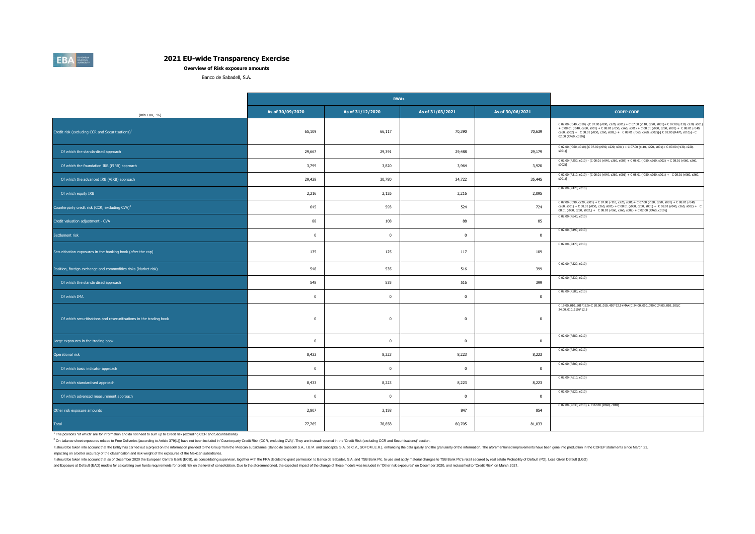# 2021 EU-wide Transparency Exercise

**Overview of Risk exposure amounts**

Banco de Sabadell, S.A.

| (mln EUR, %) | RWAs | | | | |
|---|---|---|---|---|---|
| | As of 30/09/2020 | As of 31/12/2020 | As of 31/03/2021 | As of 30/06/2021 | COREP CODE |
| Credit risk (excluding CCR and Securitisations)[1] | 65,109 | 66,117 | 70,390 | 70,639 | C 02.00 (r040, c010) -[C 07.00 (r090, c220, s001) + C 07.00 (r110, c220, s001)+ C 07.00 (r130, c220, s001) + C 08.01 (r040, c260, s001) + C 08.01 (r050, c260, s001) + C 08.01 (r060, c260, s001) + C 08.01 (r040, c260, s002) + C 08.01 (r050, c260, s002,) + C 08.01 (r060, c260, s002)]-[ C 02.00 (R470, c010)] - C 02.00 (R460, c010)] |
| Of which the standardised approach | 29,667 | 29,391 | 29,488 | 29,179 | C 02.00 (r060, c010)-[C 07.00 (r090, c220, s001) + C 07.00 (r110, c220, s001)+ C 07.00 (r130, c220, s001)] |
| Of which the foundation IRB (FIRB) approach | 3,799 | 3,820 | 3,964 | 3,920 | C 02.00 (R250, c010) - [C 08.01 (r040, c260, s002) + C 08.01 (r050, c260, s002) + C 08.01 (r060, c260, s002)] |
| Of which the advanced IRB (AIRB) approach | 29,428 | 30,780 | 34,722 | 35,445 | C 02.00 (R310, c010) - [C 08.01 (r040, c260, s001) + C 08.01 (r050, c260, s001) + C 08.01 (r060, c260, s001)] |
| Of which equity IRB | 2,216 | 2,126 | 2,216 | 2,095 | C 02.00 (R420, c010) |
| Counterparty credit risk (CCR, excluding CVA)[2] | 645 | 593 | 524 | 724 | C 07.00 (r090, c220, s001) + C 07.00 (r110, c220, s001)+ C 07.00 (r130, c220, s001) + C 08.01 (r040, c260, s001) + C 08.01 (r050, c260, s001) + C 08.01 (r060, c260, s001) + C 08.01 (r040, c260, s002) + C 08.01 (r050, c260, s002,) + C 08.01 (r060, c260, s002) + C 02.00 (R460, c010)] |
| Credit valuation adjustment - CVA | 88 | 108 | 88 | 85 | C 02.00 (R640, c010) |
| Settlement risk | 0 | 0 | 0 | 0 | C 02.00 (R490, c010) |
| Securitisation exposures in the banking book (after the cap) | 135 | 125 | 117 | 109 | C 02.00 (R470, c010) |
| Position, foreign exchange and commodities risks (Market risk) | 548 | 535 | 516 | 399 | C 02.00 (R520, c010) |
| Of which the standardised approach | 548 | 535 | 516 | 399 | C 02.00 (R530, c010) |
| Of which IMA | 0 | 0 | 0 | 0 | C 02.00 (R580, c010) |
| Of which securitisations and resecuritisations in the trading book | 0 | 0 | 0 | 0 | C 19.00_010_601*12.5+C 20.00_010_450*12.5+MAX(C 24.00_010_090,C 24.00_010_100,C 24.00_010_110)*12.5 |
| Large exposures in the trading book | 0 | 0 | 0 | 0 | C 02.00 (R680, c010) |
| Operational risk | 8,433 | 8,223 | 8,223 | 8,223 | C 02.00 (R590, c010) |
| Of which basic indicator approach | 0 | 0 | 0 | 0 | C 02.00 (R600, c010) |
| Of which standardised approach | 8,433 | 8,223 | 8,223 | 8,223 | C 02.00 (R610, c010) |
| Of which advanced measurement approach | 0 | 0 | 0 | 0 | C 02.00 (R620, c010) |
| Other risk exposure amounts | 2,807 | 3,158 | 847 | 854 | C 02.00 (R630, c010) + C 02.00 (R690, c010) |
| Total | 77,765 | 78,858 | 80,705 | 81,033 | |

[1] The positions "of which" are for information and do not need to sum up to Credit risk (excluding CCR and Securitisations)

[2] On-balance sheet exposures related to Free Deliveries [according to Article 379(1)] have not been included in 'Counterparty Credit Risk (CCR, excluding CVA)'. They are instead reported in the 'Credit Risk (excluding CCR and Securitisations)' section.

It should be taken into account that the Entity has carried out a project on the information provided to the Group from the Mexican subsidiaries (Banco de Sabadell S.A., I.B.M. and Sabcapital S.A. de C.V., SOFOM, E.R.), enhancing the data quality and the granularity of the information. The aforementioned improvements have been gone into production in the COREP statements since March 21, impacting on a better accuracy of the classification and risk-weight of the exposures of the Mexican subsidiaries.

It should be taken into account that as of December 2020 the European Central Bank (ECB), as consolidating supervisor, together with the PRA decided to grant permission to Banco de Sabadell, S.A. and TSB Bank Plc. to use and apply material changes to TSB Bank Plc's retail secured by real estate Probability of Default (PD), Loss Given Default (LGD) and Exposure at Default (EAD) models for calculating own funds requirements for credit risk on the level of consolidation. Due to the aforementioned, the expected impact of the change of these models was included in "Other risk exposures" on December 2020, and reclassified to "Credit Risk" on March 2021.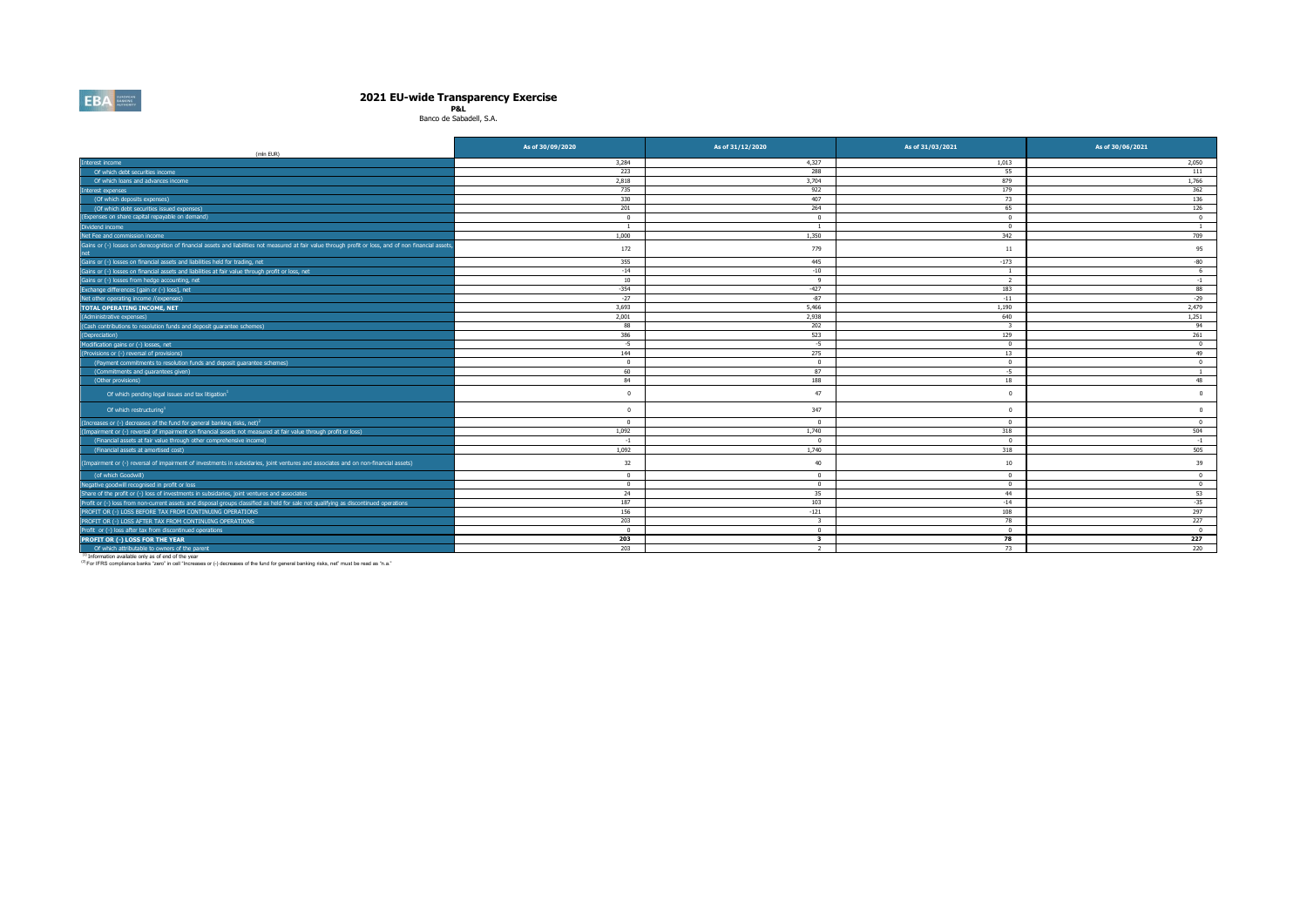# 2021 EU-wide Transparency Exercise

**P&L**

Banco de Sabadell, S.A.

| (mln EUR) | As of 30/09/2020 | As of 31/12/2020 | As of 31/03/2021 | As of 30/06/2021 |
|---|---|---|---|---|
| Interest income | 3,284 | 4,327 | 1,013 | 2,050 |
| Of which debt securities income | 223 | 288 | 55 | 111 |
| Of which loans and advances income | 2,818 | 3,704 | 879 | 1,766 |
| Interest expenses | 735 | 922 | 179 | 362 |
| (Of which deposits expenses) | 330 | 407 | 73 | 136 |
| (Of which debt securities issued expenses) | 201 | 264 | 65 | 126 |
| (Expenses on share capital repayable on demand) | 0 | 0 | 0 | 0 |
| Dividend income | 1 | 1 | 0 | 1 |
| Net Fee and commission income | 1,000 | 1,350 | 342 | 709 |
| Gains or (-) losses on derecognition of financial assets and liabilities not measured at fair value through profit or loss, and of non financial assets, net | 172 | 779 | 11 | 95 |
| Gains or (-) losses on financial assets and liabilities held for trading, net | 355 | 445 | -173 | -80 |
| Gains or (-) losses on financial assets and liabilities at fair value through profit or loss, net | -14 | -10 | 1 | 6 |
| Gains or (-) losses from hedge accounting, net | 10 | 9 | 2 | -1 |
| Exchange differences [gain or (-) loss], net | -354 | -427 | 183 | 88 |
| Net other operating income /(expenses) | -27 | -87 | -11 | -29 |
| **TOTAL OPERATING INCOME, NET** | 3,693 | 5,466 | 1,190 | 2,479 |
| (Administrative expenses) | 2,001 | 2,938 | 640 | 1,251 |
| (Cash contributions to resolution funds and deposit guarantee schemes) | 88 | 202 | 3 | 94 |
| (Depreciation) | 386 | 523 | 129 | 261 |
| Modification gains or (-) losses, net | -5 | -5 | 0 | 0 |
| (Provisions or (-) reversal of provisions) | 144 | 275 | 13 | 49 |
| (Payment commitments to resolution funds and deposit guarantee schemes) | 0 | 0 | 0 | 0 |
| (Commitments and guarantees given) | 60 | 87 | -5 | 1 |
| (Other provisions) | 84 | 188 | 18 | 48 |
| Of which pending legal issues and tax litigation[1] | 0 | 47 | 0 | 0 |
| Of which restructuring[1] | 0 | 347 | 0 | 0 |
| (Increases or (-) decreases of the fund for general banking risks, net)[2] | 0 | 0 | 0 | 0 |
| (Impairment or (-) reversal of impairment on financial assets not measured at fair value through profit or loss) | 1,092 | 1,740 | 318 | 504 |
| (Financial assets at fair value through other comprehensive income) | -1 | 0 | 0 | -1 |
| (Financial assets at amortised cost) | 1,092 | 1,740 | 318 | 505 |
| (Impairment or (-) reversal of impairment of investments in subsidaries, joint ventures and associates and on non-financial assets) | 32 | 40 | 10 | 39 |
| (of which Goodwill) | 0 | 0 | 0 | 0 |
| Negative goodwill recognised in profit or loss | 0 | 0 | 0 | 0 |
| Share of the profit or (-) loss of investments in subsidaries, joint ventures and associates | 24 | 35 | 44 | 53 |
| Profit or (-) loss from non-current assets and disposal groups classified as held for sale not qualifying as discontinued operations | 187 | 103 | -14 | -35 |
| PROFIT OR (-) LOSS BEFORE TAX FROM CONTINUING OPERATIONS | 156 | -121 | 108 | 297 |
| PROFIT OR (-) LOSS AFTER TAX FROM CONTINUING OPERATIONS | 203 | 3 | 78 | 227 |
| Profit or (-) loss after tax from discontinued operations | 0 | 0 | 0 | 0 |
| **PROFIT OR (-) LOSS FOR THE YEAR** | **203** | **3** | **78** | **227** |
| Of which attributable to owners of the parent | 203 | 2 | 73 | 220 |

[1] Information available only as of end of the year

[2] For IFRS compliance banks "zero" in cell "Increases or (-) decreases of the fund for general banking risks, net" must be read as "n.a."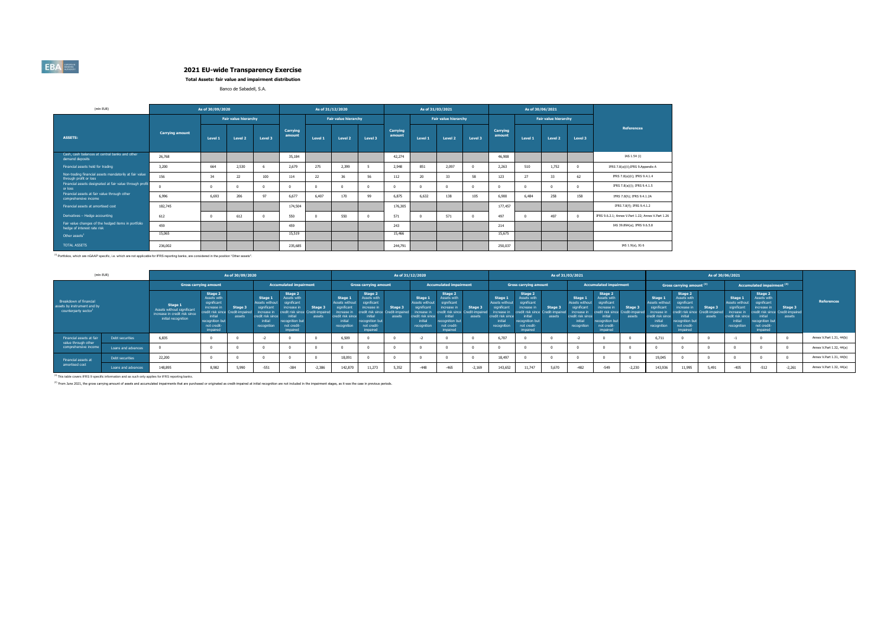# 2021 EU-wide Transparency Exercise

**Total Assets: fair value and impairment distribution**

Banco de Sabadell, S.A.

| (mln EUR) | As of 30/09/2020 | | | | As of 31/12/2020 | | | | As of 31/03/2021 | | | | As of 30/06/2021 | | | | |
|---|---|---|---|---|---|---|---|---|---|---|---|---|---|---|---|---|---|
| | | Fair value hierarchy | | | | Fair value hierarchy | | | | Fair value hierarchy | | | | Fair value hierarchy | | | |
| ASSETS: | Carrying amount | Level 1 | Level 2 | Level 3 | Carrying amount | Level 1 | Level 2 | Level 3 | Carrying amount | Level 1 | Level 2 | Level 3 | Carrying amount | Level 1 | Level 2 | Level 3 | References |
| Cash, cash balances at central banks and other demand deposits | 26,768 | | | | 35,184 | | | | 42,274 | | | | 46,908 | | | | IAS 1.54 (i) |
| Financial assets held for trading | 3,200 | 664 | 2,530 | 6 | 2,679 | 275 | 2,399 | 5 | 2,948 | 851 | 2,097 | 0 | 2,263 | 510 | 1,752 | 0 | IFRS 7.8(a)(ii);IFRS 9.Appendix A |
| Non-trading financial assets mandatorily at fair value through profit or loss | 156 | 34 | 22 | 100 | 114 | 22 | 36 | 56 | 112 | 20 | 33 | 58 | 123 | 27 | 33 | 62 | IFRS 7.8(a)(ii); IFRS 9.4.1.4 |
| Financial assets designated at fair value through profit or loss | 0 | 0 | 0 | 0 | 0 | 0 | 0 | 0 | 0 | 0 | 0 | 0 | 0 | 0 | 0 | 0 | IFRS 7.8(a)(i); IFRS 9.4.1.5 |
| Financial assets at fair value through other comprehensive income | 6,996 | 6,693 | 206 | 97 | 6,677 | 6,407 | 170 | 99 | 6,875 | 6,632 | 138 | 105 | 6,900 | 6,484 | 258 | 158 | IFRS 7.8(h); IFRS 9.4.1.2A |
| Financial assets at amortised cost | 182,745 | | | | 174,504 | | | | 176,305 | | | | 177,457 | | | | IFRS 7.8(f); IFRS 9.4.1.2 |
| Derivatives – Hedge accounting | 612 | 0 | 612 | 0 | 550 | 0 | 550 | 0 | 571 | 0 | 571 | 0 | 497 | 0 | 497 | 0 | IFRS 9.6.2.1; Annex V.Part 1.22; Annex V.Part 1.26 |
| Fair value changes of the hedged items in portfolio hedge of interest rate risk | 459 | | | | 459 | | | | 243 | | | | 214 | | | | IAS 39.89A(a); IFRS 9.6.5.8 |
| Other assets[1] | 15,065 | | | | 15,519 | | | | 15,466 | | | | 15,675 | | | | |
| TOTAL ASSETS | 236,002 | | | | 235,685 | | | | 244,791 | | | | 250,037 | | | | IAS 1.9(a), IG 6 |

[1] Portfolios, which are nGAAP specific, i.e. which are not applicable for IFRS reporting banks, are considered in the position "Other assets".

| (mln EUR) | | As of 30/09/2020 | | | | | | As of 31/12/2020 | | | | | | As of 31/03/2021 | | | | | | As of 30/06/2021 | | | | | | |
|---|---|---|---|---|---|---|---|---|---|---|---|---|---|---|---|---|---|---|---|---|---|---|---|---|---|---|
| | | Gross carrying amount | | | Accumulated impairment | | | Gross carrying amount | | | Accumulated impairment | | | Gross carrying amount | | | Accumulated impairment | | | Gross carrying amount [2] | | | Accumulated impairment [2] | | | |
| Breakdown of financial assets by instrument and by counterparty sector[1] | | Stage 1 Assets without significant increase in credit risk since initial recognition | Stage 2 Assets with significant increase in credit risk since initial recognition but not credit-impaired | Stage 3 Credit-impaired assets | Stage 1 Assets without significant increase in credit risk since initial recognition | Stage 2 Assets with significant increase in credit risk since initial recognition but not credit-impaired | Stage 3 Credit-impaired assets | Stage 1 Assets without significant increase in credit risk since initial recognition | Stage 2 Assets with significant increase in credit risk since initial recognition but not credit-impaired | Stage 3 Credit-impaired assets | Stage 1 Assets without significant increase in credit risk since initial recognition | Stage 2 Assets with significant increase in credit risk since initial recognition but not credit-impaired | Stage 3 Credit-impaired assets | Stage 1 Assets without significant increase in credit risk since initial recognition | Stage 2 Assets with significant increase in credit risk since initial recognition but not credit-impaired | Stage 3 Credit-impaired assets | Stage 1 Assets without significant increase in credit risk since initial recognition | Stage 2 Assets with significant increase in credit risk since initial recognition but not credit-impaired | Stage 3 Credit-impaired assets | Stage 1 Assets without significant increase in credit risk since initial recognition | Stage 2 Assets with significant increase in credit risk since initial recognition but not credit-impaired | Stage 3 Credit-impaired assets | Stage 1 Assets without significant increase in credit risk since initial recognition | Stage 2 Assets with significant increase in credit risk since initial recognition but not credit-impaired | Stage 3 Credit-impaired assets | References |
| Financial assets at fair value through other comprehensive income | Debt securities | 6,835 | 0 | 0 | -2 | 0 | 0 | 6,509 | 0 | 0 | -2 | 0 | 0 | 6,707 | 0 | 0 | -2 | 0 | 0 | 6,711 | 0 | 0 | -1 | 0 | 0 | Annex V.Part 1.31, 44(b) |
| | Loans and advances | 0 | 0 | 0 | 0 | 0 | 0 | 0 | 0 | 0 | 0 | 0 | 0 | 0 | 0 | 0 | 0 | 0 | 0 | 0 | 0 | 0 | 0 | 0 | 0 | Annex V.Part 1.32, 44(a) |
| Financial assets at amortised cost | Debt securities | 22,200 | 0 | 0 | 0 | 0 | 0 | 18,091 | 0 | 0 | 0 | 0 | 0 | 18,497 | 0 | 0 | 0 | 0 | 0 | 19,045 | 0 | 0 | 0 | 0 | 0 | Annex V.Part 1.31, 44(b) |
| | Loans and advances | 148,895 | 8,982 | 5,990 | -551 | -384 | -2,386 | 142,870 | 11,273 | 5,352 | -448 | -465 | -2,169 | 143,652 | 11,747 | 5,670 | -482 | -549 | -2,230 | 143,936 | 11,995 | 5,491 | -405 | -512 | -2,261 | Annex V.Part 1.32, 44(a) |

[1] This table covers IFRS 9 specific information and as such only applies for IFRS reporting banks.

[2] From June 2021, the gross carrying amount of assets and accumulated impairments that are purchased or originated as credit-impaired at initial recognition are not included in the impairment stages, as it was the case in previous periods.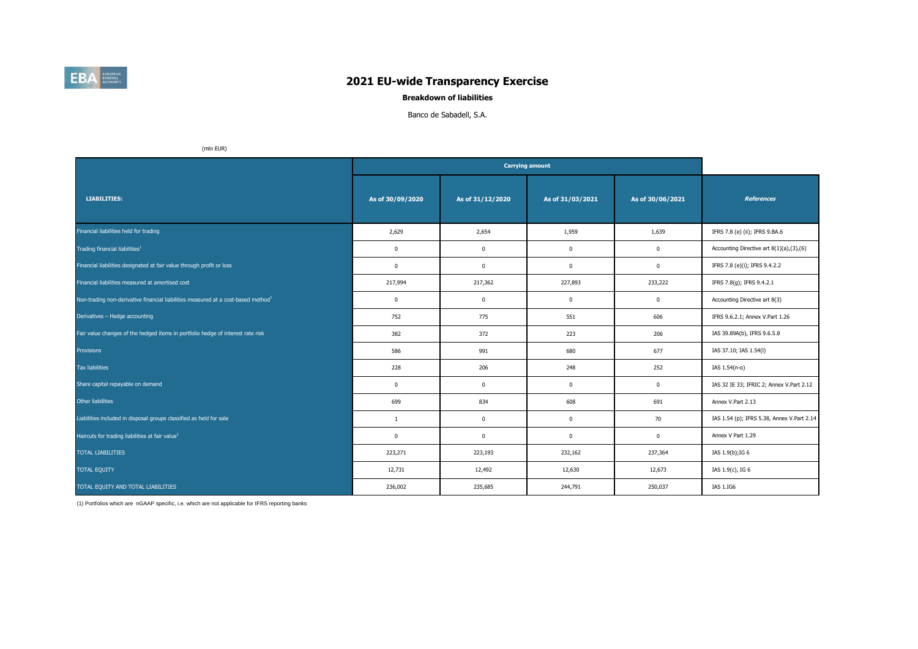# 2021 EU-wide Transparency Exercise

## Breakdown of liabilities

Banco de Sabadell, S.A.

(mln EUR)

| LIABILITIES: | Carrying amount | | | | References |
|---|---|---|---|---|---|
| | As of 30/09/2020 | As of 31/12/2020 | As of 31/03/2021 | As of 30/06/2021 | |
| Financial liabilities held for trading | 2,629 | 2,654 | 1,959 | 1,639 | IFRS 7.8 (e) (ii); IFRS 9.BA.6 |
| Trading financial liabilities[1] | 0 | 0 | 0 | 0 | Accounting Directive art 8(1)(a),(3),(6) |
| Financial liabilities designated at fair value through profit or loss | 0 | 0 | 0 | 0 | IFRS 7.8 (e)(i); IFRS 9.4.2.2 |
| Financial liabilities measured at amortised cost | 217,994 | 217,362 | 227,893 | 233,222 | IFRS 7.8(g); IFRS 9.4.2.1 |
| Non-trading non-derivative financial liabilities measured at a cost-based method[1] | 0 | 0 | 0 | 0 | Accounting Directive art 8(3) |
| Derivatives – Hedge accounting | 752 | 775 | 551 | 606 | IFRS 9.6.2.1; Annex V.Part 1.26 |
| Fair value changes of the hedged items in portfolio hedge of interest rate risk | 382 | 372 | 223 | 206 | IAS 39.89A(b), IFRS 9.6.5.8 |
| Provisions | 586 | 991 | 680 | 677 | IAS 37.10; IAS 1.54(l) |
| Tax liabilities | 228 | 206 | 248 | 252 | IAS 1.54(n-o) |
| Share capital repayable on demand | 0 | 0 | 0 | 0 | IAS 32 IE 33; IFRIC 2; Annex V.Part 2.12 |
| Other liabilities | 699 | 834 | 608 | 691 | Annex V.Part 2.13 |
| Liabilities included in disposal groups classified as held for sale | 1 | 0 | 0 | 70 | IAS 1.54 (p); IFRS 5.38, Annex V.Part 2.14 |
| Haircuts for trading liabilities at fair value[1] | 0 | 0 | 0 | 0 | Annex V Part 1.29 |
| TOTAL LIABILITIES | 223,271 | 223,193 | 232,162 | 237,364 | IAS 1.9(b);IG 6 |
| TOTAL EQUITY | 12,731 | 12,492 | 12,630 | 12,673 | IAS 1.9(c), IG 6 |
| TOTAL EQUITY AND TOTAL LIABILITIES | 236,002 | 235,685 | 244,791 | 250,037 | IAS 1.IG6 |

(1) Portfolios which are nGAAP specific, i.e. which are not applicable for IFRS reporting banks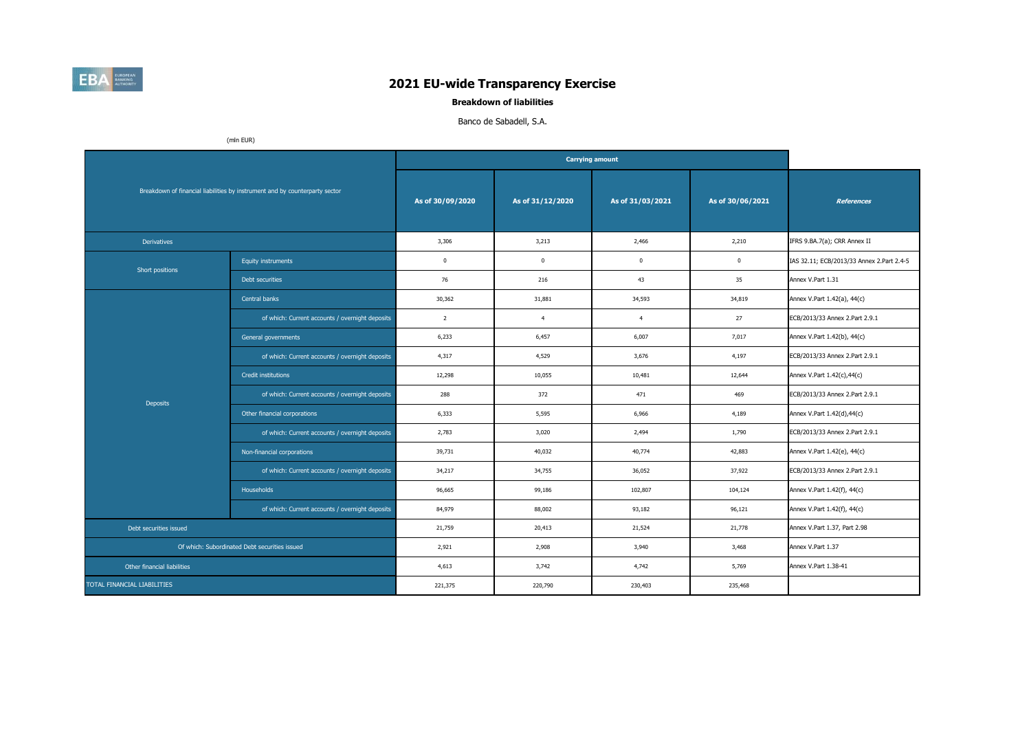# 2021 EU-wide Transparency Exercise

**Breakdown of liabilities**

Banco de Sabadell, S.A.

(mln EUR)

| Breakdown of financial liabilities by instrument and by counterparty sector | | Carrying amount | | | | References |
|---|---|---|---|---|---|---|
| | | As of 30/09/2020 | As of 31/12/2020 | As of 31/03/2021 | As of 30/06/2021 | |
| Derivatives | | 3,306 | 3,213 | 2,466 | 2,210 | IFRS 9.BA.7(a); CRR Annex II |
| Short positions | Equity instruments | 0 | 0 | 0 | 0 | IAS 32.11; ECB/2013/33 Annex 2.Part 2.4-5 |
| | Debt securities | 76 | 216 | 43 | 35 | Annex V.Part 1.31 |
| Deposits | Central banks | 30,362 | 31,881 | 34,593 | 34,819 | Annex V.Part 1.42(a), 44(c) |
| | of which: Current accounts / overnight deposits | 2 | 4 | 4 | 27 | ECB/2013/33 Annex 2.Part 2.9.1 |
| | General governments | 6,233 | 6,457 | 6,007 | 7,017 | Annex V.Part 1.42(b), 44(c) |
| | of which: Current accounts / overnight deposits | 4,317 | 4,529 | 3,676 | 4,197 | ECB/2013/33 Annex 2.Part 2.9.1 |
| | Credit institutions | 12,298 | 10,055 | 10,481 | 12,644 | Annex V.Part 1.42(c),44(c) |
| | of which: Current accounts / overnight deposits | 288 | 372 | 471 | 469 | ECB/2013/33 Annex 2.Part 2.9.1 |
| | Other financial corporations | 6,333 | 5,595 | 6,966 | 4,189 | Annex V.Part 1.42(d),44(c) |
| | of which: Current accounts / overnight deposits | 2,783 | 3,020 | 2,494 | 1,790 | ECB/2013/33 Annex 2.Part 2.9.1 |
| | Non-financial corporations | 39,731 | 40,032 | 40,774 | 42,883 | Annex V.Part 1.42(e), 44(c) |
| | of which: Current accounts / overnight deposits | 34,217 | 34,755 | 36,052 | 37,922 | ECB/2013/33 Annex 2.Part 2.9.1 |
| | Households | 96,665 | 99,186 | 102,807 | 104,124 | Annex V.Part 1.42(f), 44(c) |
| | of which: Current accounts / overnight deposits | 84,979 | 88,002 | 93,182 | 96,121 | Annex V.Part 1.42(f), 44(c) |
| Debt securities issued | | 21,759 | 20,413 | 21,524 | 21,778 | Annex V.Part 1.37, Part 2.98 |
| Of which: Subordinated Debt securities issued | | 2,921 | 2,908 | 3,940 | 3,468 | Annex V.Part 1.37 |
| Other financial liabilities | | 4,613 | 3,742 | 4,742 | 5,769 | Annex V.Part 1.38-41 |
| TOTAL FINANCIAL LIABILITIES | | 221,375 | 220,790 | 230,403 | 235,468 | |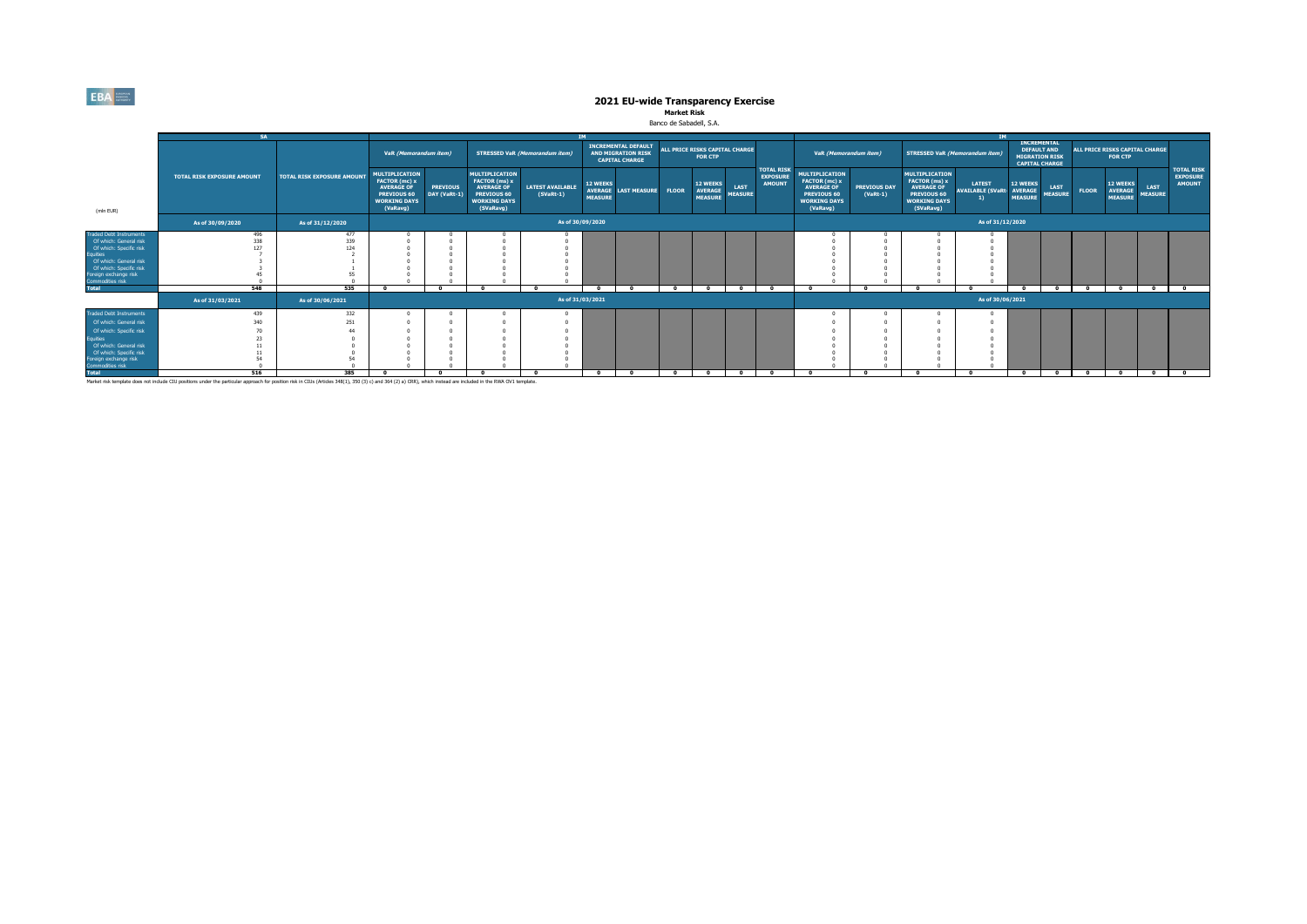# 2021 EU-wide Transparency Exercise

## Market Risk

Banco de Sabadell, S.A.

| (mln EUR) | SA | | IM | | | | | | | | | | | | IM | | | | | | | | | | |
|---|---|---|---|---|---|---|---|---|---|---|---|---|---|---|---|---|---|---|---|---|---|---|---|---|---|
| | | | VaR (Memorandum item) | | STRESSED VaR (Memorandum item) | | INCREMENTAL DEFAULT AND MIGRATION RISK CAPITAL CHARGE | | ALL PRICE RISKS CAPITAL CHARGE FOR CTP | | | TOTAL RISK EXPOSURE AMOUNT | VaR (Memorandum item) | | STRESSED VaR (Memorandum item) | | INCREMENTAL DEFAULT AND MIGRATION RISK CAPITAL CHARGE | | ALL PRICE RISKS CAPITAL CHARGE FOR CTP | | | TOTAL RISK EXPOSURE AMOUNT |
| | TOTAL RISK EXPOSURE AMOUNT | TOTAL RISK EXPOSURE AMOUNT | MULTIPLICATION FACTOR (mc) x AVERAGE OF PREVIOUS 60 WORKING DAYS (VaRavg) | PREVIOUS DAY (VaRt-1) | MULTIPLICATION FACTOR (ms) x AVERAGE OF PREVIOUS 60 WORKING DAYS (SVaRavg) | LATEST AVAILABLE (SVaRt-1) | 12 WEEKS AVERAGE MEASURE | LAST MEASURE | FLOOR | 12 WEEKS AVERAGE MEASURE | LAST MEASURE | | MULTIPLICATION FACTOR (mc) x AVERAGE OF PREVIOUS 60 WORKING DAYS (VaRavg) | PREVIOUS DAY (VaRt-1) | MULTIPLICATION FACTOR (ms) x AVERAGE OF PREVIOUS 60 WORKING DAYS (SVaRavg) | LATEST AVAILABLE (SVaRt-1) | 12 WEEKS AVERAGE MEASURE | LAST MEASURE | FLOOR | 12 WEEKS AVERAGE MEASURE | LAST MEASURE | |
| | As of 30/09/2020 | As of 31/12/2020 | As of 30/09/2020 | | | | | | | | | | As of 31/12/2020 | | | | | | | | | |
| Traded Debt Instruments | 496 | 477 | 0 | 0 | 0 | 0 | | | | | | | 0 | 0 | 0 | 0 | | | | | | |
| Of which: General risk | 338 | 339 | 0 | 0 | 0 | 0 | | | | | | | 0 | 0 | 0 | 0 | | | | | | |
| Of which: Specific risk | 127 | 124 | 0 | 0 | 0 | 0 | | | | | | | 0 | 0 | 0 | 0 | | | | | | |
| Equities | 7 | 2 | 0 | 0 | 0 | 0 | | | | | | | 0 | 0 | 0 | 0 | | | | | | |
| Of which: General risk | 3 | 1 | 0 | 0 | 0 | 0 | | | | | | | 0 | 0 | 0 | 0 | | | | | | |
| Of which: Specific risk | 3 | 1 | 0 | 0 | 0 | 0 | | | | | | | 0 | 0 | 0 | 0 | | | | | | |
| Foreign exchange risk | 45 | 55 | 0 | 0 | 0 | 0 | | | | | | | 0 | 0 | 0 | 0 | | | | | | |
| Commodities risk | 0 | 0 | 0 | 0 | 0 | 0 | | | | | | | 0 | 0 | 0 | 0 | | | | | | |
| Total | 548 | 535 | 0 | 0 | 0 | 0 | 0 | 0 | 0 | 0 | 0 | 0 | 0 | 0 | 0 | 0 | 0 | 0 | 0 | 0 | 0 | 0 |
| | As of 31/03/2021 | As of 30/06/2021 | As of 31/03/2021 | | | | | | | | | | As of 30/06/2021 | | | | | | | | | |
| Traded Debt Instruments | 439 | 332 | 0 | 0 | 0 | 0 | | | | | | | 0 | 0 | 0 | 0 | | | | | | |
| Of which: General risk | 340 | 251 | 0 | 0 | 0 | 0 | | | | | | | 0 | 0 | 0 | 0 | | | | | | |
| Of which: Specific risk | 70 | 44 | 0 | 0 | 0 | 0 | | | | | | | 0 | 0 | 0 | 0 | | | | | | |
| Equities | 23 | 0 | 0 | 0 | 0 | 0 | | | | | | | 0 | 0 | 0 | 0 | | | | | | |
| Of which: General risk | 11 | 0 | 0 | 0 | 0 | 0 | | | | | | | 0 | 0 | 0 | 0 | | | | | | |
| Of which: Specific risk | 11 | 0 | 0 | 0 | 0 | 0 | | | | | | | 0 | 0 | 0 | 0 | | | | | | |
| Foreign exchange risk | 54 | 54 | 0 | 0 | 0 | 0 | | | | | | | 0 | 0 | 0 | 0 | | | | | | |
| Commodities risk | 0 | 0 | 0 | 0 | 0 | 0 | | | | | | | 0 | 0 | 0 | 0 | | | | | | |
| Total | 516 | 385 | 0 | 0 | 0 | 0 | 0 | 0 | 0 | 0 | 0 | 0 | 0 | 0 | 0 | 0 | 0 | 0 | 0 | 0 | 0 | 0 |

Market risk template does not include CIU positions under the particular approach for position risk in CIUs (Articles 348(1), 350 (3) c) and 364 (2) a) CRR), which instead are included in the RWA OV1 template.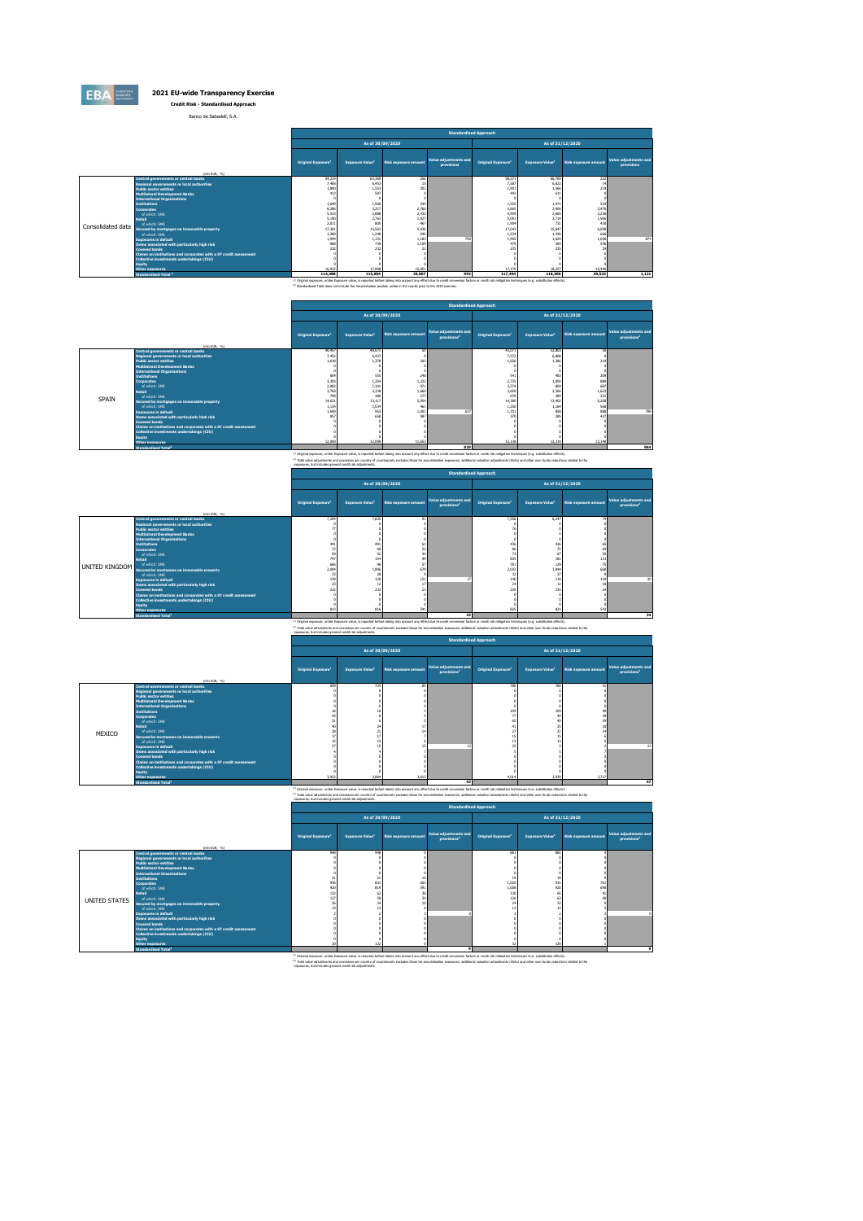# 2021 EU-wide Transparency Exercise

**Credit Risk - Standardised Approach**

Banco de Sabadell, S.A.

## Consolidated data

| (mln EUR, %) | As of 30/09/2020 Original Exposure[1] | Exposure Value[1] | Risk exposure amount | Value adjustments and provisions | As of 31/12/2020 Original Exposure[1] | Exposure Value[1] | Risk exposure amount | Value adjustments and provisions |
|---|---|---|---|---|---|---|---|---|
| Central governments or central banks | 54,234 | 63,268 | 295 | | 58,273 | 66,769 | 222 | |
| Regional governments or local authorities | 7,460 | 6,453 | 15 | | 7,587 | 6,822 | 14 | |
| Public sector entities | 1,893 | 1,553 | 283 | | 1,951 | 1,566 | 219 | |
| Multilateral Development Banks | 432 | 597 | 0 | | 442 | 631 | 0 | |
| International Organisations | 0 | 0 | 0 | | 0 | 0 | 0 | |
| Institutions | 1,649 | 1,568 | 544 | | 1,555 | 1,471 | 534 | |
| Corporates | 6,286 | 3,217 | 2,760 | | 5,665 | 2,906 | 2,476 | |
| of which: SME | 5,533 | 2,888 | 2,432 | | 4,909 | 2,665 | 2,238 | |
| Retail | 5,190 | 2,763 | 1,927 | | 5,091 | 2,714 | 1,906 | |
| of which: SME | 2,511 | 808 | 467 | | 1,904 | 731 | 430 | |
| Secured by mortgages on immovable property | 17,301 | 15,563 | 5,936 | | 17,043 | 15,847 | 6,098 | |
| of which: SME | 1,369 | 1,248 | 540 | | 1,534 | 1,430 | 666 | |
| Exposures in default | 1,944 | 1,131 | 1,181 | 703 | 1,991 | 1,034 | 1,056 | 874 |
| Items associated with particularly high risk | 960 | 739 | 1,109 | | 476 | 364 | 546 | |
| Covered bonds | 232 | 232 | 23 | | 235 | 235 | 24 | |
| Claims on institutions and corporates with a ST credit assessment | 0 | 0 | 0 | | 0 | 0 | 0 | |
| Collective investments undertakings (CIU) | 0 | 0 | 0 | | 0 | 0 | 0 | |
| Equity | 0 | 0 | 0 | | 0 | 0 | 0 | |
| Other exposures | 16,432 | 17,908 | 15,851 | | 17,179 | 18,257 | 16,446 | |
| Standardised Total[2] | 114,408 | 115,084 | 29,807 | 992 | 117,484 | 118,306 | 29,533 | 1,121 |

[1] Original exposure, unlike Exposure value, is reported before taking into account any effect due to credit conversion factors or credit risk mitigation techniques (e.g. substitution effects).
[2] Standardised Total does not include the Securitisation position unlike in the results prior to the 2019 exercise.

## SPAIN

| (mln EUR, %) | As of 30/09/2020 Original Exposure[1] | Exposure Value[1] | Risk exposure amount | Value adjustments and provisions[2] | As of 31/12/2020 Original Exposure[1] | Exposure Value[1] | Risk exposure amount | Value adjustments and provisions[2] |
|---|---|---|---|---|---|---|---|---|
| Central governments or central banks | 40,457 | 49,675 | 83 | | 43,371 | 52,803 | 49 | |
| Regional governments or local authorities | 7,452 | 6,437 | 0 | | 7,572 | 6,808 | 0 | |
| Public sector entities | 1,610 | 1,378 | 283 | | 1,626 | 1,386 | 219 | |
| Multilateral Development Banks | 0 | 0 | 0 | | 0 | 0 | 0 | |
| International Organisations | 0 | 0 | 0 | | 0 | 0 | 0 | |
| Institutions | 564 | 555 | 240 | | 541 | 483 | 209 | |
| Corporates | 3,393 | 1,354 | 1,222 | | 2,735 | 1,000 | 888 | |
| of which: SME | 2,902 | 1,101 | 971 | | 2,274 | 804 | 687 | |
| Retail | 3,769 | 2,338 | 1,660 | | 3,659 | 2,266 | 1,623 | |
| of which: SME | 799 | 498 | 277 | | 670 | 384 | 225 | |
| Secured by mortgages on immovable property | 14,621 | 13,117 | 5,054 | | 14,380 | 13,403 | 5,208 | |
| of which: SME | 1,134 | 1,034 | 461 | | 1,250 | 1,164 | 568 | |
| Exposures in default | 1,699 | 952 | 1,081 | 637 | 1,701 | 858 | 888 | 796 |
| Items associated with particularly high risk | 857 | 658 | 987 | | 370 | 285 | 427 | |
| Covered bonds | 0 | 0 | 0 | | 0 | 0 | 0 | |
| Claims on institutions and corporates with a ST credit assessment | 0 | 0 | 0 | | 0 | 0 | 0 | |
| Collective investments undertakings (CIU) | 0 | 0 | 0 | | 0 | 0 | 0 | |
| Equity | 0 | 0 | 0 | | 0 | 0 | 0 | |
| Other exposures | 12,309 | 12,098 | 11,653 | | 12,138 | 12,335 | 12,148 | |
| Standardised Total[2] | | | | 829 | | | | 964 |

[1] Original exposure, unlike Exposure value, is reported before taking into account any effect due to credit conversion factors or credit risk mitigation techniques (e.g. substitution effects).
[2] Total value adjustments and provisions per country of counterparty excludes those for securitisation exposures, additional valuation adjustments (AVAs) and other own funds reductions related to the exposures, but includes general credit risk adjustments.

## UNITED KINGDOM

| (mln EUR, %) | As of 30/09/2020 Original Exposure[1] | Exposure Value[1] | Risk exposure amount | Value adjustments and provisions[2] | As of 31/12/2020 Original Exposure[1] | Exposure Value[1] | Risk exposure amount | Value adjustments and provisions[2] |
|---|---|---|---|---|---|---|---|---|
| Central governments or central banks | 7,204 | 7,835 | 91 | | 7,558 | 8,247 | 74 | |
| Regional governments or local authorities | 0 | 0 | 0 | | 0 | 0 | 0 | |
| Public sector entities | 77 | 0 | 0 | | 76 | 0 | 0 | |
| Multilateral Development Banks | 0 | 0 | 0 | | 0 | 0 | 0 | |
| International Organisations | 0 | 0 | 0 | | 0 | 0 | 0 | |
| Institutions | 491 | 491 | 63 | | 436 | 436 | 65 | |
| Corporates | 72 | 68 | 52 | | 86 | 75 | 64 | |
| of which: SME | 59 | 52 | 44 | | 73 | 67 | 55 | |
| Retail | 895 | 154 | 99 | | 808 | 181 | 112 | |
| of which: SME | 686 | 98 | 57 | | 781 | 129 | 75 | |
| Secured by mortgages on immovable property | 2,094 | 1,896 | 670 | | 2,032 | 1,844 | 668 | |
| of which: SME | 33 | 28 | 9 | | 32 | 27 | 9 | |
| Exposures in default | 139 | 120 | 121 | 17 | 140 | 119 | 119 | 20 |
| Items associated with particularly high risk | 22 | 12 | 17 | | 24 | 12 | 18 | |
| Covered bonds | 232 | 232 | 23 | | 235 | 235 | 24 | |
| Claims on institutions and corporates with a ST credit assessment | 0 | 0 | 0 | | 0 | 0 | 0 | |
| Collective investments undertakings (CIU) | 0 | 0 | 0 | | 0 | 0 | 0 | |
| Equity | 0 | 0 | 0 | | 0 | 0 | 0 | |
| Other exposures | 813 | 816 | 541 | | 825 | 821 | 542 | |
| Standardised Total[2] | | | | 22 | | | | 34 |

[1] Original exposure, unlike Exposure value, is reported before taking into account any effect due to credit conversion factors or credit risk mitigation techniques (e.g. substitution effects).
[2] Total value adjustments and provisions per country of counterparty excludes those for securitisation exposures, additional valuation adjustments (AVAs) and other own funds reductions related to the exposures, but includes general credit risk adjustments.

## MEXICO

| (mln EUR, %) | As of 30/09/2020 Original Exposure[1] | Exposure Value[1] | Risk exposure amount | Value adjustments and provisions[2] | As of 31/12/2020 Original Exposure[1] | Exposure Value[1] | Risk exposure amount | Value adjustments and provisions[2] |
|---|---|---|---|---|---|---|---|---|
| Central governments or central banks | 689 | 734 | 85 | | 780 | 780 | 51 | |
| Regional governments or local authorities | 0 | 0 | 0 | | 0 | 0 | 0 | |
| Public sector entities | 0 | 0 | 0 | | 0 | 0 | 0 | |
| Multilateral Development Banks | 0 | 0 | 0 | | 0 | 0 | 0 | |
| International Organisations | 0 | 0 | 0 | | 0 | 0 | 0 | |
| Institutions | 16 | 16 | 3 | | 109 | 109 | 48 | |
| Corporates | 43 | 6 | 5 | | 77 | 40 | 28 | |
| of which: SME | 31 | 6 | 5 | | 65 | 40 | 28 | |
| Retail | 40 | 24 | 17 | | 41 | 25 | 18 | |
| of which: SME | 28 | 21 | 14 | | 27 | 21 | 14 | |
| Secured by mortgages on immovable property | 17 | 17 | 7 | | 15 | 15 | 5 | |
| of which: SME | 15 | 13 | 5 | | 13 | 13 | 5 | |
| Exposures in default | 27 | 15 | 15 | 13 | 25 | 3 | 7 | 23 |
| Items associated with particularly high risk | 4 | 4 | 7 | | 5 | 5 | 7 | |
| Covered bonds | 0 | 0 | 0 | | 0 | 0 | 0 | |
| Claims on institutions and corporates with a ST credit assessment | 0 | 0 | 0 | | 0 | 0 | 0 | |
| Collective investments undertakings (CIU) | 0 | 0 | 0 | | 0 | 0 | 0 | |
| Equity | 0 | 0 | 0 | | 0 | 0 | 0 | |
| Other exposures | 3,922 | 3,884 | 3,615 | | 4,014 | 3,939 | 3,717 | |
| Standardised Total[2] | | | | 42 | | | | 47 |

[1] Original exposure, unlike Exposure value, is reported before taking into account any effect due to credit conversion factors or credit risk mitigation techniques (e.g. substitution effects).
[2] Total value adjustments and provisions per country of counterparty excludes those for securitisation exposures, additional valuation adjustments (AVAs) and other own funds reductions related to the exposures, but includes general credit risk adjustments.

## UNITED STATES

| (mln EUR, %) | As of 30/09/2020 Original Exposure[1] | Exposure Value[1] | Risk exposure amount | Value adjustments and provisions[2] | As of 31/12/2020 Original Exposure[1] | Exposure Value[1] | Risk exposure amount | Value adjustments and provisions[2] |
|---|---|---|---|---|---|---|---|---|
| Central governments or central banks | 940 | 940 | 0 | | 881 | 881 | 0 | |
| Regional governments or local authorities | 0 | 0 | 0 | | 0 | 0 | 0 | |
| Public sector entities | 0 | 0 | 0 | | 0 | 0 | 0 | |
| Multilateral Development Banks | 0 | 0 | 0 | | 0 | 0 | 0 | |
| International Organisations | 0 | 0 | 0 | | 0 | 0 | 0 | |
| Institutions | 21 | 21 | 10 | | 19 | 19 | 9 | |
| Corporates | 936 | 831 | 603 | | 1,020 | 931 | 701 | |
| of which: SME | 920 | 819 | 591 | | 1,008 | 920 | 690 | |
| Retail | 133 | 62 | 36 | | 130 | 65 | 41 | |
| of which: SME | 127 | 58 | 34 | | 126 | 63 | 40 | |
| Secured by mortgages on immovable property | 26 | 24 | 10 | | 24 | 22 | 9 | |
| of which: SME | 13 | 13 | 6 | | 12 | 12 | 5 | |
| Exposures in default | 2 | 2 | 3 | 0 | 3 | 2 | 3 | 0 |
| Items associated with particularly high risk | 0 | 0 | 0 | | 0 | 0 | 0 | |
| Covered bonds | 0 | 0 | 0 | | 0 | 0 | 0 | |
| Claims on institutions and corporates with a ST credit assessment | 0 | 0 | 0 | | 0 | 0 | 0 | |
| Collective investments undertakings (CIU) | 0 | 0 | 0 | | 0 | 0 | 0 | |
| Equity | 0 | 0 | 0 | | 0 | 0 | 0 | |
| Other exposures | 30 | 122 | 0 | | 33 | 120 | 5 | |
| Standardised Total[2] | | | | 9 | | | | 9 |

[1] Original exposure, unlike Exposure value, is reported before taking into account any effect due to credit conversion factors or credit risk mitigation techniques (e.g. substitution effects).
[2] Total value adjustments and provisions per country of counterparty excludes those for securitisation exposures, additional valuation adjustments (AVAs) and other own funds reductions related to the exposures, but includes general credit risk adjustments.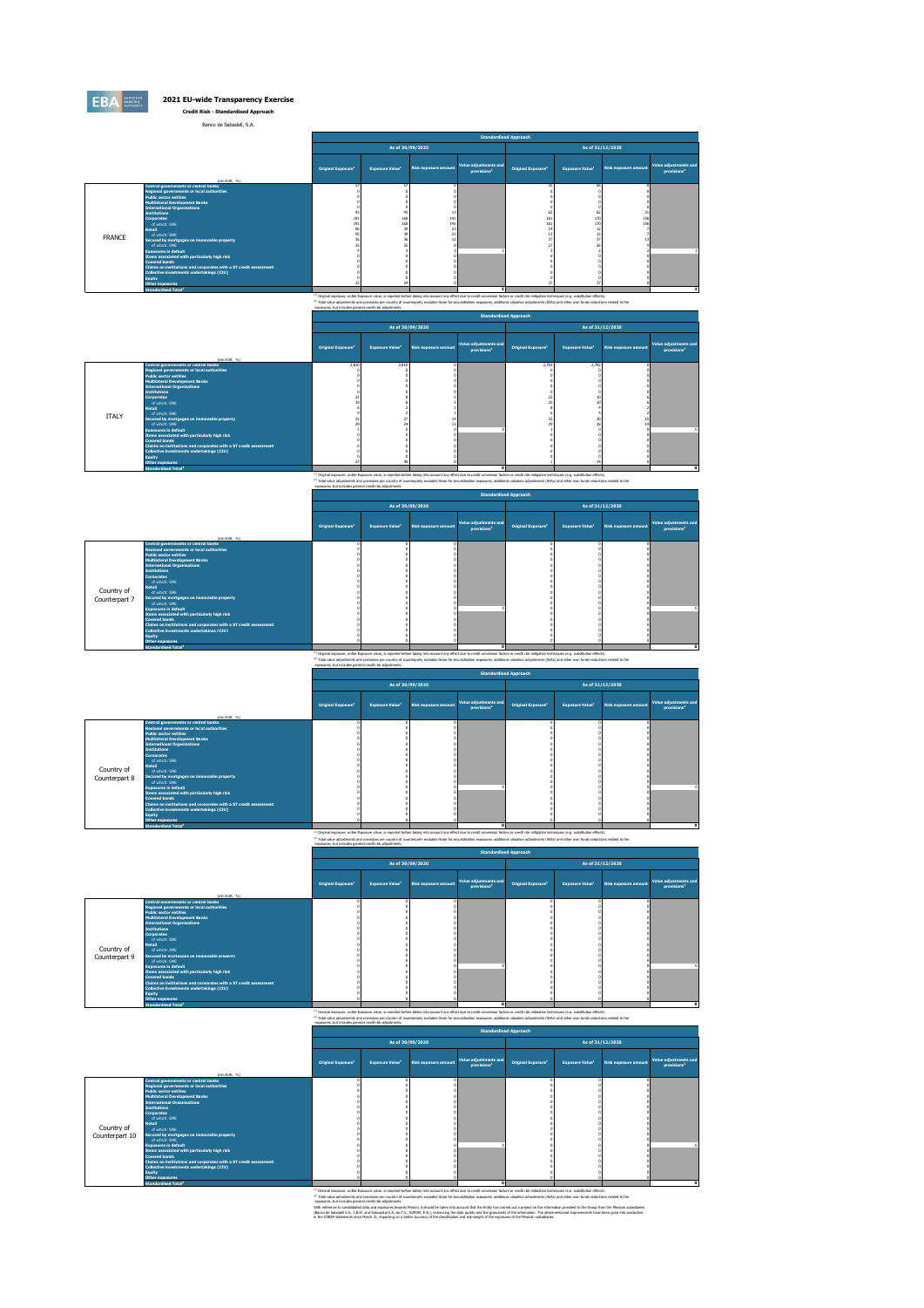# 2021 EU-wide Transparency Exercise

**Credit Risk - Standardised Approach**

Banco de Sabadell, S.A.

| | | Standardised Approach | | | | | | | |
|---|---|---|---|---|---|---|---|---|---|
| | | As of 30/09/2020 | | | | As of 31/12/2020 | | | |
| | (mln EUR, %) | Original Exposure[1] | Exposure Value[1] | Risk exposure amount | Value adjustments and provisions[2] | Original Exposure[1] | Exposure Value[1] | Risk exposure amount | Value adjustments and provisions[2] |
| FRANCE | Central governments or central banks | 57 | 57 | 0 | | 86 | 86 | 0 | |
| | Regional governments or local authorities | 0 | 0 | 0 | | 0 | 0 | 0 | |
| | Public sector entities | 0 | 0 | 0 | | 0 | 0 | 0 | |
| | Multilateral Development Banks | 0 | 0 | 0 | | 0 | 0 | 0 | |
| | International Organisations | 0 | 0 | 0 | | 0 | 0 | 0 | |
| | Institutions | 43 | 43 | 13 | | 62 | 62 | 25 | |
| | Corporates | 191 | 168 | 141 | | 181 | 170 | 156 | |
| | of which: SME | 191 | 168 | 141 | | 181 | 170 | 156 | |
| | Retail | 96 | 39 | 23 | | 14 | 12 | 7 | |
| | of which: SME | 96 | 39 | 23 | | 13 | 12 | 7 | |
| | Secured by mortgages on immovable property | 26 | 26 | 12 | | 37 | 37 | 13 | |
| | of which: SME | 25 | 25 | 8 | | 27 | 26 | 9 | |
| | Exposures in default | 4 | 2 | 3 | 1 | 3 | 2 | 2 | 1 |
| | Items associated with particularly high risk | 0 | 0 | 0 | | 0 | 0 | 0 | |
| | Covered bonds | 0 | 0 | 0 | | 0 | 0 | 0 | |
| | Claims on institutions and corporates with a ST credit assessment | 0 | 0 | 0 | | 0 | 0 | 0 | |
| | Collective investments undertakings (CIU) | 0 | 0 | 0 | | 0 | 0 | 0 | |
| | Equity | 0 | 0 | 0 | | 0 | 0 | 0 | |
| | Other exposures | 23 | 24 | 0 | | 37 | 37 | 0 | |
| | Standardised Total[2] | | | | 8 | | | | 8 |

[1] Original exposure, unlike Exposure value, is reported before taking into account any effect due to credit conversion factors or credit risk mitigation techniques (e.g. substitution effects).
[2] Total value adjustments and provisions per country of counterparty excludes those for securitisation exposures, additional valuation adjustments (AVAs) and other own funds reductions related to the exposures, but includes general credit risk adjustments.

| | | Standardised Approach | | | | | | | |
|---|---|---|---|---|---|---|---|---|---|
| | | As of 30/09/2020 | | | | As of 31/12/2020 | | | |
| | (mln EUR, %) | Original Exposure[1] | Exposure Value[1] | Risk exposure amount | Value adjustments and provisions[2] | Original Exposure[1] | Exposure Value[1] | Risk exposure amount | Value adjustments and provisions[2] |
| ITALY | Central governments or central banks | 2,837 | 2,833 | 0 | | 2,792 | 2,792 | 0 | |
| | Regional governments or local authorities | 0 | 0 | 0 | | 0 | 0 | 0 | |
| | Public sector entities | 0 | 0 | 0 | | 0 | 0 | 0 | |
| | Multilateral Development Banks | 0 | 0 | 0 | | 0 | 0 | 0 | |
| | International Organisations | 0 | 0 | 0 | | 0 | 0 | 0 | |
| | Institutions | 0 | 0 | 0 | | 0 | 0 | 0 | |
| | Corporates | 21 | 8 | 5 | | 22 | 10 | 6 | |
| | of which: SME | 19 | 8 | 4 | | 20 | 10 | 6 | |
| | Retail | 6 | 2 | 1 | | 8 | 4 | 2 | |
| | of which: SME | 4 | 2 | 1 | | 6 | 4 | 2 | |
| | Secured by mortgages on immovable property | 32 | 27 | 14 | | 32 | 30 | 15 | |
| | of which: SME | 29 | 24 | 13 | | 29 | 28 | 14 | |
| | Exposures in default | 1 | 0 | 0 | 0 | 1 | 0 | 0 | 0 |
| | Items associated with particularly high risk | 0 | 0 | 0 | | 0 | 0 | 0 | |
| | Covered bonds | 0 | 0 | 0 | | 0 | 0 | 0 | |
| | Claims on institutions and corporates with a ST credit assessment | 0 | 0 | 0 | | 0 | 0 | 0 | |
| | Collective investments undertakings (CIU) | 0 | 0 | 0 | | 0 | 0 | 0 | |
| | Equity | 0 | 0 | 0 | | 0 | 0 | 0 | |
| | Other exposures | 27 | 46 | 0 | | 0 | 34 | 0 | |
| | Standardised Total[2] | | | | 0 | | | | 0 |

[1] Original exposure, unlike Exposure value, is reported before taking into account any effect due to credit conversion factors or credit risk mitigation techniques (e.g. substitution effects).
[2] Total value adjustments and provisions per country of counterparty excludes those for securitisation exposures, additional valuation adjustments (AVAs) and other own funds reductions related to the exposures, but includes general credit risk adjustments.

| | | Standardised Approach | | | | | | | |
|---|---|---|---|---|---|---|---|---|---|
| | | As of 30/09/2020 | | | | As of 31/12/2020 | | | |
| | (mln EUR, %) | Original Exposure[1] | Exposure Value[1] | Risk exposure amount | Value adjustments and provisions[2] | Original Exposure[1] | Exposure Value[1] | Risk exposure amount | Value adjustments and provisions[2] |
| Country of Counterpart 7 | Central governments or central banks | 0 | 0 | 0 | | 0 | 0 | 0 | |
| | Regional governments or local authorities | 0 | 0 | 0 | | 0 | 0 | 0 | |
| | Public sector entities | 0 | 0 | 0 | | 0 | 0 | 0 | |
| | Multilateral Development Banks | 0 | 0 | 0 | | 0 | 0 | 0 | |
| | International Organisations | 0 | 0 | 0 | | 0 | 0 | 0 | |
| | Institutions | 0 | 0 | 0 | | 0 | 0 | 0 | |
| | Corporates | 0 | 0 | 0 | | 0 | 0 | 0 | |
| | of which: SME | 0 | 0 | 0 | | 0 | 0 | 0 | |
| | Retail | 0 | 0 | 0 | | 0 | 0 | 0 | |
| | of which: SME | 0 | 0 | 0 | | 0 | 0 | 0 | |
| | Secured by mortgages on immovable property | 0 | 0 | 0 | | 0 | 0 | 0 | |
| | of which: SME | 0 | 0 | 0 | | 0 | 0 | 0 | |
| | Exposures in default | 0 | 0 | 0 | 0 | 0 | 0 | 0 | 0 |
| | Items associated with particularly high risk | 0 | 0 | 0 | | 0 | 0 | 0 | |
| | Covered bonds | 0 | 0 | 0 | | 0 | 0 | 0 | |
| | Claims on institutions and corporates with a ST credit assessment | 0 | 0 | 0 | | 0 | 0 | 0 | |
| | Collective investments undertakings (CIU) | 0 | 0 | 0 | | 0 | 0 | 0 | |
| | Equity | 0 | 0 | 0 | | 0 | 0 | 0 | |
| | Other exposures | 0 | 0 | 0 | | 0 | 0 | 0 | |
| | Standardised Total[2] | | | | 0 | | | | 0 |

[1] Original exposure, unlike Exposure value, is reported before taking into account any effect due to credit conversion factors or credit risk mitigation techniques (e.g. substitution effects).
[2] Total value adjustments and provisions per country of counterparty excludes those for securitisation exposures, additional valuation adjustments (AVAs) and other own funds reductions related to the exposures, but includes general credit risk adjustments.

| | | Standardised Approach | | | | | | | |
|---|---|---|---|---|---|---|---|---|---|
| | | As of 30/09/2020 | | | | As of 31/12/2020 | | | |
| | (mln EUR, %) | Original Exposure[1] | Exposure Value[1] | Risk exposure amount | Value adjustments and provisions[2] | Original Exposure[1] | Exposure Value[1] | Risk exposure amount | Value adjustments and provisions[2] |
| Country of Counterpart 8 | Central governments or central banks | 0 | 0 | 0 | | 0 | 0 | 0 | |
| | Regional governments or local authorities | 0 | 0 | 0 | | 0 | 0 | 0 | |
| | Public sector entities | 0 | 0 | 0 | | 0 | 0 | 0 | |
| | Multilateral Development Banks | 0 | 0 | 0 | | 0 | 0 | 0 | |
| | International Organisations | 0 | 0 | 0 | | 0 | 0 | 0 | |
| | Institutions | 0 | 0 | 0 | | 0 | 0 | 0 | |
| | Corporates | 0 | 0 | 0 | | 0 | 0 | 0 | |
| | of which: SME | 0 | 0 | 0 | | 0 | 0 | 0 | |
| | Retail | 0 | 0 | 0 | | 0 | 0 | 0 | |
| | of which: SME | 0 | 0 | 0 | | 0 | 0 | 0 | |
| | Secured by mortgages on immovable property | 0 | 0 | 0 | | 0 | 0 | 0 | |
| | of which: SME | 0 | 0 | 0 | | 0 | 0 | 0 | |
| | Exposures in default | 0 | 0 | 0 | 0 | 0 | 0 | 0 | 0 |
| | Items associated with particularly high risk | 0 | 0 | 0 | | 0 | 0 | 0 | |
| | Covered bonds | 0 | 0 | 0 | | 0 | 0 | 0 | |
| | Claims on institutions and corporates with a ST credit assessment | 0 | 0 | 0 | | 0 | 0 | 0 | |
| | Collective investments undertakings (CIU) | 0 | 0 | 0 | | 0 | 0 | 0 | |
| | Equity | 0 | 0 | 0 | | 0 | 0 | 0 | |
| | Other exposures | 0 | 0 | 0 | | 0 | 0 | 0 | |
| | Standardised Total[2] | | | | 0 | | | | 0 |

[1] Original exposure, unlike Exposure value, is reported before taking into account any effect due to credit conversion factors or credit risk mitigation techniques (e.g. substitution effects).
[2] Total value adjustments and provisions per country of counterparty excludes those for securitisation exposures, additional valuation adjustments (AVAs) and other own funds reductions related to the exposures, but includes general credit risk adjustments.

| | | Standardised Approach | | | | | | | |
|---|---|---|---|---|---|---|---|---|---|
| | | As of 30/09/2020 | | | | As of 31/12/2020 | | | |
| | (mln EUR, %) | Original Exposure[1] | Exposure Value[1] | Risk exposure amount | Value adjustments and provisions[2] | Original Exposure[1] | Exposure Value[1] | Risk exposure amount | Value adjustments and provisions[2] |
| Country of Counterpart 9 | Central governments or central banks | 0 | 0 | 0 | | 0 | 0 | 0 | |
| | Regional governments or local authorities | 0 | 0 | 0 | | 0 | 0 | 0 | |
| | Public sector entities | 0 | 0 | 0 | | 0 | 0 | 0 | |
| | Multilateral Development Banks | 0 | 0 | 0 | | 0 | 0 | 0 | |
| | International Organisations | 0 | 0 | 0 | | 0 | 0 | 0 | |
| | Institutions | 0 | 0 | 0 | | 0 | 0 | 0 | |
| | Corporates | 0 | 0 | 0 | | 0 | 0 | 0 | |
| | of which: SME | 0 | 0 | 0 | | 0 | 0 | 0 | |
| | Retail | 0 | 0 | 0 | | 0 | 0 | 0 | |
| | of which: SME | 0 | 0 | 0 | | 0 | 0 | 0 | |
| | Secured by mortgages on immovable property | 0 | 0 | 0 | | 0 | 0 | 0 | |
| | of which: SME | 0 | 0 | 0 | | 0 | 0 | 0 | |
| | Exposures in default | 0 | 0 | 0 | 0 | 0 | 0 | 0 | 0 |
| | Items associated with particularly high risk | 0 | 0 | 0 | | 0 | 0 | 0 | |
| | Covered bonds | 0 | 0 | 0 | | 0 | 0 | 0 | |
| | Claims on institutions and corporates with a ST credit assessment | 0 | 0 | 0 | | 0 | 0 | 0 | |
| | Collective investments undertakings (CIU) | 0 | 0 | 0 | | 0 | 0 | 0 | |
| | Equity | 0 | 0 | 0 | | 0 | 0 | 0 | |
| | Other exposures | 0 | 0 | 0 | | 0 | 0 | 0 | |
| | Standardised Total[2] | | | | 0 | | | | 0 |

[1] Original exposure, unlike Exposure value, is reported before taking into account any effect due to credit conversion factors or credit risk mitigation techniques (e.g. substitution effects).
[2] Total value adjustments and provisions per country of counterparty excludes those for securitisation exposures, additional valuation adjustments (AVAs) and other own funds reductions related to the exposures, but includes general credit risk adjustments.

| | | Standardised Approach | | | | | | | |
|---|---|---|---|---|---|---|---|---|---|
| | | As of 30/09/2020 | | | | As of 31/12/2020 | | | |
| | (mln EUR, %) | Original Exposure[1] | Exposure Value[1] | Risk exposure amount | Value adjustments and provisions[2] | Original Exposure[1] | Exposure Value[1] | Risk exposure amount | Value adjustments and provisions[2] |
| Country of Counterpart 10 | Central governments or central banks | 0 | 0 | 0 | | 0 | 0 | 0 | |
| | Regional governments or local authorities | 0 | 0 | 0 | | 0 | 0 | 0 | |
| | Public sector entities | 0 | 0 | 0 | | 0 | 0 | 0 | |
| | Multilateral Development Banks | 0 | 0 | 0 | | 0 | 0 | 0 | |
| | International Organisations | 0 | 0 | 0 | | 0 | 0 | 0 | |
| | Institutions | 0 | 0 | 0 | | 0 | 0 | 0 | |
| | Corporates | 0 | 0 | 0 | | 0 | 0 | 0 | |
| | of which: SME | 0 | 0 | 0 | | 0 | 0 | 0 | |
| | Retail | 0 | 0 | 0 | | 0 | 0 | 0 | |
| | of which: SME | 0 | 0 | 0 | | 0 | 0 | 0 | |
| | Secured by mortgages on immovable property | 0 | 0 | 0 | | 0 | 0 | 0 | |
| | of which: SME | 0 | 0 | 0 | | 0 | 0 | 0 | |
| | Exposures in default | 0 | 0 | 0 | 0 | 0 | 0 | 0 | 0 |
| | Items associated with particularly high risk | 0 | 0 | 0 | | 0 | 0 | 0 | |
| | Covered bonds | 0 | 0 | 0 | | 0 | 0 | 0 | |
| | Claims on institutions and corporates with a ST credit assessment | 0 | 0 | 0 | | 0 | 0 | 0 | |
| | Collective investments undertakings (CIU) | 0 | 0 | 0 | | 0 | 0 | 0 | |
| | Equity | 0 | 0 | 0 | | 0 | 0 | 0 | |
| | Other exposures | 0 | 0 | 0 | | 0 | 0 | 0 | |
| | Standardised Total[2] | | | | 0 | | | | 0 |

[1] Original exposure, unlike Exposure value, is reported before taking into account any effect due to credit conversion factors or credit risk mitigation techniques (e.g. substitution effects).
[2] Total value adjustments and provisions per country of counterparty excludes those for securitisation exposures, additional valuation adjustments (AVAs) and other own funds reductions related to the exposures, but includes general credit risk adjustments.

With reference to consolidated data and exposures towards Mexico, it should be taken into account that the Entity has carried out a project on the information provided to the Group from the Mexican subsidiaries (Banco de Sabadell S.A., I.B.M. and Sabcapital S.A. de C.V., SOFOM, E.R.), enhancing the data quality and the granularity of the information. The aforementioned improvements have been gone into production in the COREP statements since March 21, impacting on a better accuracy of the classification and risk-weight of the exposures of the Mexican subsidiaries.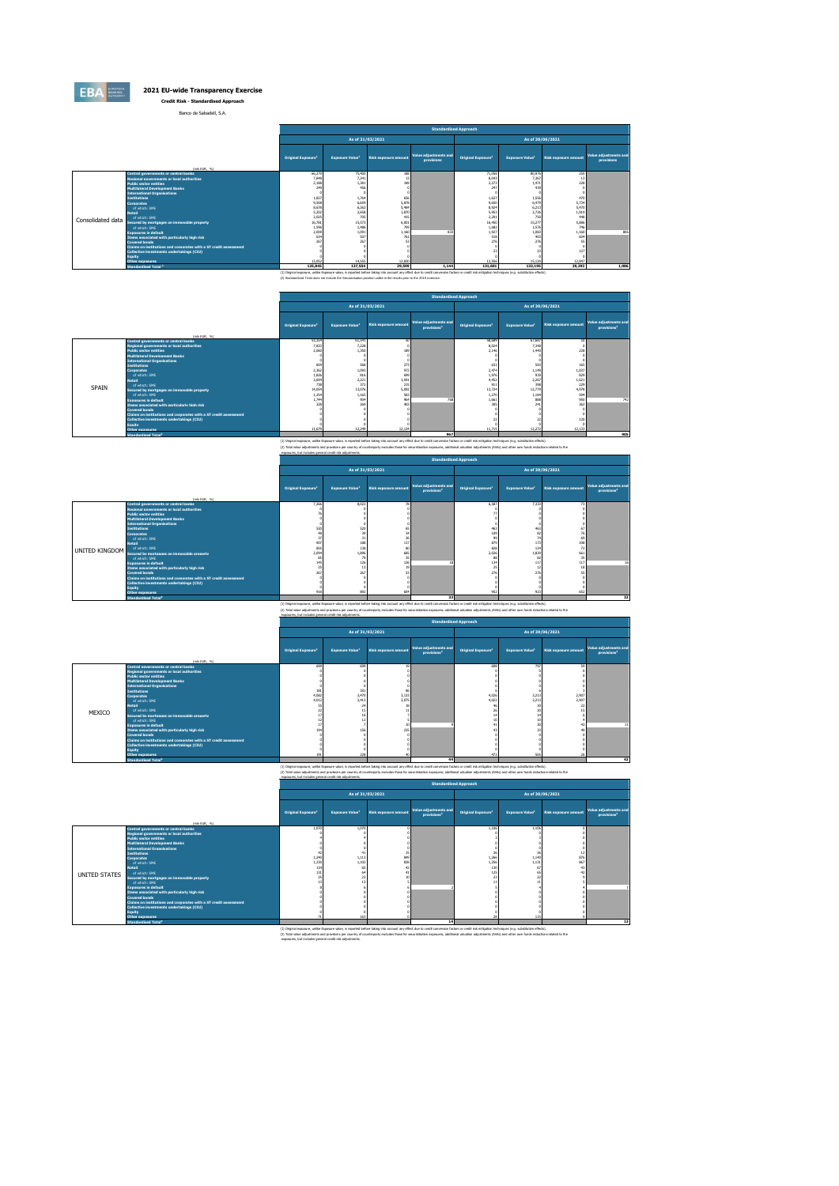# 2021 EU-wide Transparency Exercise

**Credit Risk - Standardised Approach**

Banco de Sabadell, S.A.

| | (mln EUR, %) | Standardised Approach | | | | | | | |
|---|---|---|---|---|---|---|---|---|---|
| | | As of 31/03/2021 | | | | As of 30/06/2021 | | | |
| | | Original Exposure[1] | Exposure Value[1] | Risk exposure amount | Value adjustments and provisions | Original Exposure[1] | Exposure Value[1] | Risk exposure amount | Value adjustments and provisions |
| Consolidated data | Central governments or central banks | 66,279 | 75,400 | 188 | | 71,050 | 80,976 | 250 | |
| | Regional governments or local authorities | 7,848 | 7,341 | 11 | | 8,043 | 7,367 | 13 | |
| | Public sector entities | 2,188 | 1,365 | 189 | | 2,273 | 1,475 | 228 | |
| | Multilateral Development Banks | 248 | 456 | 0 | | 247 | 436 | 0 | |
| | International Organisations | 0 | 0 | 0 | | 0 | 0 | 0 | |
| | Institutions | 1,827 | 1,764 | 656 | | 1,627 | 1,556 | 470 | |
| | Corporates | 9,508 | 6,659 | 5,878 | | 9,660 | 6,479 | 5,734 | |
| | of which: SME | 8,678 | 6,262 | 5,484 | | 8,924 | 6,213 | 5,470 | |
| | Retail | 5,202 | 2,658 | 1,870 | | 5,953 | 2,726 | 1,919 | |
| | of which: SME | 2,025 | 705 | 415 | | 2,281 | 755 | 448 | |
| | Secured by mortgages on immovable property | 16,781 | 15,573 | 6,801 | | 16,450 | 15,277 | 5,886 | |
| | of which: SME | 1,556 | 1,486 | 709 | | 1,602 | 1,576 | 746 | |
| | Exposures in default | 2,009 | 1,091 | 1,166 | 833 | 1,927 | 1,003 | 1,160 | 806 |
| | Items associated with particularly high risk | 634 | 507 | 761 | | 516 | 403 | 604 | |
| | Covered bonds | 267 | 267 | 53 | | 276 | 276 | 55 | |
| | Claims on institutions and corporates with a ST credit assessment | 0 | 0 | 0 | | 0 | 0 | 0 | |
| | Collective investments undertakings (CIU) | 0 | 0 | 0 | | 23 | 23 | 127 | |
| | Equity | 0 | 0 | 0 | | 0 | 0 | 0 | |
| | Other exposures | 13,052 | 14,553 | 12,830 | | 13,566 | 15,120 | 12,847 | |
| | Standardised Total[2] | 125,845 | 127,554 | 29,599 | 1,144 | 131,601 | 133,195 | 29,293 | 1,086 |

(1) Original exposure, unlike Exposure value, is reported before taking into account any effect due to credit conversion factors or credit risk mitigation techniques (e.g. substitution effects).
(2) Standardised Total does not include the Securitisation position unlike in the results prior to the 2019 exercise.

| | (mln EUR, %) | Standardised Approach | | | | | | | |
|---|---|---|---|---|---|---|---|---|---|
| | | As of 31/03/2021 | | | | As of 30/06/2021 | | | |
| | | Original Exposure[1] | Exposure Value[1] | Risk exposure amount | Value adjustments and provisions[2] | Original Exposure[1] | Exposure Value[1] | Risk exposure amount | Value adjustments and provisions[2] |
| SPAIN | Central governments or central banks | 53,254 | 63,543 | 92 | | 58,089 | 67,607 | 90 | |
| | Regional governments or local authorities | 7,833 | 7,328 | 0 | | 8,024 | 7,348 | 0 | |
| | Public sector entities | 2,060 | 1,350 | 189 | | 2,146 | 1,440 | 228 | |
| | Multilateral Development Banks | 0 | 0 | 0 | | 0 | 0 | 0 | |
| | International Organisations | 0 | 0 | 0 | | 0 | 0 | 0 | |
| | Institutions | 604 | 588 | 273 | | 631 | 593 | 165 | |
| | Corporates | 2,362 | 1,093 | 972 | | 2,474 | 1,149 | 1,027 | |
| | of which: SME | 1,826 | 916 | 699 | | 1,976 | 939 | 829 | |
| | Retail | 3,694 | 2,321 | 1,591 | | 4,452 | 2,267 | 1,621 | |
| | of which: SME | 738 | 372 | 215 | | 911 | 398 | 229 | |
| | Secured by mortgages on immovable property | 14,054 | 13,076 | 5,892 | | 13,724 | 12,779 | 4,978 | |
| | of which: SME | 1,259 | 1,165 | 583 | | 1,270 | 1,184 | 594 | |
| | Exposures in default | 1,744 | 904 | 964 | 758 | 1,661 | 808 | 950 | 742 |
| | Items associated with particularly high risk | 328 | 269 | 403 | | 305 | 241 | 362 | |
| | Covered bonds | 0 | 0 | 0 | | 0 | 0 | 0 | |
| | Claims on institutions and corporates with a ST credit assessment | 0 | 0 | 0 | | 0 | 0 | 0 | |
| | Collective investments undertakings (CIU) | 0 | 0 | 0 | | 22 | 22 | 120 | |
| | Equity | 0 | 0 | 0 | | 0 | 0 | 0 | |
| | Other exposures | 11,679 | 13,140 | 12,134 | | 11,715 | 13,272 | 12,133 | |
| | Standardised Total[2] | | | | 967 | | | | 905 |

(1) Original exposure, unlike Exposure value, is reported before taking into account any effect due to credit conversion factors or credit risk mitigation techniques (e.g. substitution effects).
(2) Total value adjustments and provisions per country of counterparty excludes those for securitisation exposures, additional valuation adjustments (AVAs) and other own funds reductions related to the exposures, but includes general credit risk adjustments.

| | (mln EUR, %) | Standardised Approach | | | | | | | |
|---|---|---|---|---|---|---|---|---|---|
| | | As of 31/03/2021 | | | | As of 30/06/2021 | | | |
| | | Original Exposure[1] | Exposure Value[1] | Risk exposure amount | Value adjustments and provisions[2] | Original Exposure[1] | Exposure Value[1] | Risk exposure amount | Value adjustments and provisions[2] |
| UNITED KINGDOM | Central governments or central banks | 7,266 | 8,023 | 70 | | 6,987 | 7,533 | 73 | |
| | Regional governments or local authorities | 0 | 0 | 0 | | 0 | 0 | 0 | |
| | Public sector entities | 76 | 0 | 0 | | 77 | 0 | 0 | |
| | Multilateral Development Banks | 0 | 0 | 0 | | 0 | 0 | 0 | |
| | International Organisations | 0 | 0 | 0 | | 0 | 0 | 0 | |
| | Institutions | 520 | 520 | 65 | | 463 | 463 | 67 | |
| | Corporates | 48 | 39 | 34 | | 109 | 82 | 76 | |
| | of which: SME | 37 | 31 | 26 | | 99 | 74 | 69 | |
| | Retail | 937 | 188 | 117 | | 879 | 173 | 108 | |
| | of which: SME | 855 | 138 | 80 | | 829 | 124 | 72 | |
| | Secured by mortgages on immovable property | 2,094 | 1,896 | 685 | | 2,026 | 1,829 | 661 | |
| | of which: SME | 85 | 79 | 35 | | 88 | 82 | 35 | |
| | Exposures in default | 145 | 126 | 126 | 18 | 134 | 117 | 117 | 16 |
| | Items associated with particularly high risk | 25 | 13 | 19 | | 25 | 12 | 18 | |
| | Covered bonds | 267 | 267 | 53 | | 276 | 276 | 55 | |
| | Claims on institutions and corporates with a ST credit assessment | 0 | 0 | 0 | | 0 | 0 | 0 | |
| | Collective investments undertakings (CIU) | 0 | 0 | 0 | | 0 | 0 | 0 | |
| | Equity | 0 | 0 | 0 | | 0 | 0 | 0 | |
| | Other exposures | 910 | 892 | 604 | | 952 | 823 | 652 | |
| | Standardised Total[2] | | | | 33 | | | | 32 |

(1) Original exposure, unlike Exposure value, is reported before taking into account any effect due to credit conversion factors or credit risk mitigation techniques (e.g. substitution effects).
(2) Total value adjustments and provisions per country of counterparty excludes those for securitisation exposures, additional valuation adjustments (AVAs) and other own funds reductions related to the exposures, but includes general credit risk adjustments.

| | (mln EUR, %) | Standardised Approach | | | | | | | |
|---|---|---|---|---|---|---|---|---|---|
| | | As of 31/03/2021 | | | | As of 30/06/2021 | | | |
| | | Original Exposure[1] | Exposure Value[1] | Risk exposure amount | Value adjustments and provisions[2] | Original Exposure[1] | Exposure Value[1] | Risk exposure amount | Value adjustments and provisions[2] |
| MEXICO | Central governments or central banks | 699 | 699 | 19 | | 686 | 702 | 50 | |
| | Regional governments or local authorities | 0 | 0 | 0 | | 0 | 0 | 0 | |
| | Public sector entities | 0 | 0 | 0 | | 0 | 0 | 0 | |
| | Multilateral Development Banks | 0 | 0 | 0 | | 0 | 0 | 0 | |
| | International Organisations | 0 | 0 | 0 | | 0 | 0 | 0 | |
| | Institutions | 181 | 181 | 86 | | 6 | 6 | 3 | |
| | Corporates | 4,082 | 3,470 | 3,133 | | 4,026 | 3,213 | 2,907 | |
| | of which: SME | 4,012 | 3,412 | 3,075 | | 4,022 | 3,212 | 2,907 | |
| | Retail | 53 | 24 | 18 | | 46 | 30 | 22 | |
| | of which: SME | 22 | 15 | 11 | | 26 | 20 | 15 | |
| | Secured by mortgages on immovable property | 17 | 16 | 7 | | 14 | 14 | 6 | |
| | of which: SME | 12 | 12 | 5 | | 10 | 10 | 4 | |
| | Exposures in default | 17 | 7 | 10 | 9 | 41 | 30 | 43 | 11 |
| | Items associated with particularly high risk | 194 | 156 | 235 | | 41 | 33 | 49 | |
| | Covered bonds | 0 | 0 | 0 | | 0 | 0 | 0 | |
| | Claims on institutions and corporates with a ST credit assessment | 0 | 0 | 0 | | 0 | 0 | 0 | |
| | Collective investments undertakings (CIU) | 0 | 0 | 0 | | 0 | 0 | 0 | |
| | Equity | 0 | 0 | 0 | | 0 | 0 | 0 | |
| | Other exposures | 191 | 228 | 40 | | 473 | 565 | 26 | |
| | Standardised Total[2] | | | | 44 | | | | 42 |

(1) Original exposure, unlike Exposure value, is reported before taking into account any effect due to credit conversion factors or credit risk mitigation techniques (e.g. substitution effects).
(2) Total value adjustments and provisions per country of counterparty excludes those for securitisation exposures, additional valuation adjustments (AVAs) and other own funds reductions related to the exposures, but includes general credit risk adjustments.

| | (mln EUR, %) | Standardised Approach | | | | | | | |
|---|---|---|---|---|---|---|---|---|---|
| | | As of 31/03/2021 | | | | As of 30/06/2021 | | | |
| | | Original Exposure[1] | Exposure Value[1] | Risk exposure amount | Value adjustments and provisions[2] | Original Exposure[1] | Exposure Value[1] | Risk exposure amount | Value adjustments and provisions[2] |
| UNITED STATES | Central governments or central banks | 1,070 | 1,070 | 0 | | 1,186 | 1,206 | 0 | |
| | Regional governments or local authorities | 0 | 0 | 0 | | 0 | 0 | 0 | |
| | Public sector entities | 4 | 4 | 0 | | 3 | 3 | 0 | |
| | Multilateral Development Banks | 0 | 0 | 0 | | 0 | 0 | 0 | |
| | International Organisations | 0 | 0 | 0 | | 0 | 0 | 0 | |
| | Institutions | 42 | 42 | 31 | | 26 | 26 | 12 | |
| | Corporates | 1,240 | 1,113 | 849 | | 1,266 | 1,140 | 876 | |
| | of which: SME | 1,230 | 1,103 | 838 | | 1,256 | 1,131 | 867 | |
| | Retail | 154 | 65 | 42 | | 130 | 67 | 43 | |
| | of which: SME | 151 | 64 | 41 | | 125 | 66 | 42 | |
| | Secured by mortgages on immovable property | 25 | 23 | 10 | | 23 | 22 | 9 | |
| | of which: SME | 13 | 13 | 5 | | 11 | 11 | 5 | |
| | Exposures in default | 8 | 6 | 6 | 2 | 5 | 4 | 4 | 1 |
| | Items associated with particularly high risk | 0 | 0 | 0 | | 0 | 0 | 0 | |
| | Covered bonds | 0 | 0 | 0 | | 0 | 0 | 0 | |
| | Claims on institutions and corporates with a ST credit assessment | 0 | 0 | 0 | | 0 | 0 | 0 | |
| | Collective investments undertakings (CIU) | 0 | 0 | 0 | | 0 | 0 | 0 | |
| | Equity | 0 | 0 | 0 | | 0 | 0 | 0 | |
| | Other exposures | 71 | 163 | 0 | | 29 | 115 | 0 | |
| | Standardised Total[2] | | | | 14 | | | | 13 |

(1) Original exposure, unlike Exposure value, is reported before taking into account any effect due to credit conversion factors or credit risk mitigation techniques (e.g. substitution effects).
(2) Total value adjustments and provisions per country of counterparty excludes those for securitisation exposures, additional valuation adjustments (AVAs) and other own funds reductions related to the exposures, but includes general credit risk adjustments.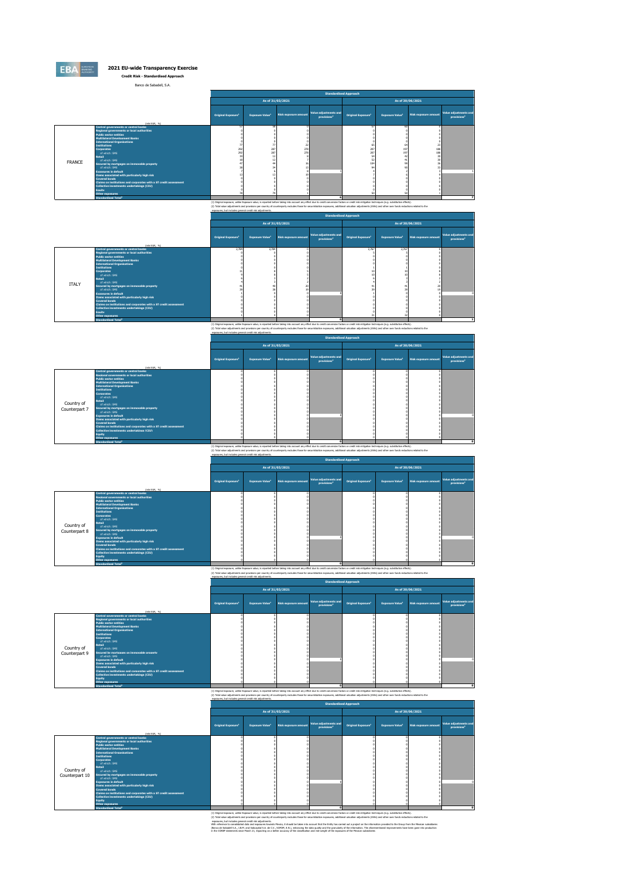# 2021 EU-wide Transparency Exercise

**Credit Risk - Standardised Approach**

Banco de Sabadell, S.A.

| | (mln EUR, %) | As of 31/03/2021 | | | | As of 30/06/2021 | | | |
|---|---|---|---|---|---|---|---|---|---|
| | | Original Exposure[1] | Exposure Value[1] | Risk exposure amount | Value adjustments and provisions[2] | Original Exposure[1] | Exposure Value[1] | Risk exposure amount | Value adjustments and provisions[2] |
| FRANCE | Central governments or central banks | 57 | 56 | 0 | | 57 | 60 | 0 | |
| | Regional governments or local authorities | 0 | 0 | 0 | | 0 | 0 | 0 | |
| | Public sector entities | 0 | 0 | 0 | | 0 | 0 | 0 | |
| | Multilateral Development Banks | 0 | 0 | 0 | | 0 | 0 | 0 | |
| | International Organisations | 0 | 0 | 0 | | 0 | 0 | 0 | |
| | Institutions | 77 | 77 | 22 | | 65 | 64 | 23 | |
| | Corporates | 292 | 287 | 278 | | 207 | 197 | 188 | |
| | of which: SME | 292 | 287 | 278 | | 207 | 197 | 188 | |
| | Retail | 19 | 12 | 8 | | 54 | 42 | 30 | |
| | of which: SME | 18 | 12 | 7 | | 52 | 41 | 30 | |
| | Secured by mortgages on immovable property | 47 | 44 | 16 | | 104 | 99 | 36 | |
| | of which: SME | 38 | 34 | 13 | | 94 | 90 | 33 | |
| | Exposures in default | 7 | 6 | 8 | 1 | 4 | 2 | 3 | 1 |
| | Items associated with particularly high risk | 13 | 13 | 19 | | 7 | 6 | 9 | |
| | Covered bonds | 0 | 0 | 0 | | 0 | 0 | 0 | |
| | Claims on institutions and corporates with a ST credit assessment | 0 | 0 | 0 | | 0 | 0 | 0 | |
| | Collective investments undertakings (CIU) | 0 | 0 | 0 | | 0 | 0 | 0 | |
| | Equity | 0 | 0 | 0 | | 0 | 0 | 0 | |
| | Other exposures | 78 | 79 | 1 | | 50 | 50 | 1 | |
| | Standardised Total[2] | | | | 6 | | | | 7 |

(1) Original exposure, unlike Exposure value, is reported before taking into account any effect due to credit conversion factors or credit risk mitigation techniques (e.g. substitution effects).
(2) Total value adjustments and provisions per country of counterparty excludes those for securitisation exposures, additional valuation adjustments (AVAs) and other own funds reductions related to the exposures, but includes general credit risk adjustments.

| | (mln EUR, %) | As of 31/03/2021 | | | | As of 30/06/2021 | | | |
|---|---|---|---|---|---|---|---|---|---|
| | | Original Exposure[1] | Exposure Value[1] | Risk exposure amount | Value adjustments and provisions[2] | Original Exposure[1] | Exposure Value[1] | Risk exposure amount | Value adjustments and provisions[2] |
| ITALY | Central governments or central banks | 2,784 | 2,784 | 0 | | 2,767 | 2,767 | 0 | |
| | Regional governments or local authorities | 0 | 0 | 0 | | 5 | 5 | 0 | |
| | Public sector entities | 0 | 0 | 0 | | 0 | 0 | 0 | |
| | Multilateral Development Banks | 0 | 0 | 0 | | 0 | 0 | 0 | |
| | International Organisations | 0 | 0 | 0 | | 0 | 0 | 0 | |
| | Institutions | 0 | 0 | 0 | | 1 | 1 | 0 | |
| | Corporates | 11 | 8 | 5 | | 10 | 10 | 8 | |
| | of which: SME | 9 | 8 | 5 | | 10 | 10 | 8 | |
| | Retail | 6 | 3 | 2 | | 6 | 3 | 2 | |
| | of which: SME | 4 | 3 | 2 | | 4 | 3 | 2 | |
| | Secured by mortgages on immovable property | 41 | 40 | 20 | | 41 | 41 | 20 | |
| | of which: SME | 39 | 38 | 19 | | 39 | 39 | 19 | |
| | Exposures in default | 1 | 0 | 0 | 0 | 1 | 0 | 0 | 0 |
| | Items associated with particularly high risk | 0 | 0 | 0 | | 0 | 0 | 0 | |
| | Covered bonds | 0 | 0 | 0 | | 0 | 0 | 0 | |
| | Claims on institutions and corporates with a ST credit assessment | 0 | 0 | 0 | | 0 | 0 | 0 | |
| | Collective investments undertakings (CIU) | 0 | 0 | 0 | | 0 | 0 | 0 | |
| | Equity | 0 | 0 | 0 | | 0 | 0 | 0 | |
| | Other exposures | 1 | 4 | 4 | | 31 | 32 | 0 | |
| | Standardised Total[2] | | | | 0 | | | | 1 |

(1) Original exposure, unlike Exposure value, is reported before taking into account any effect due to credit conversion factors or credit risk mitigation techniques (e.g. substitution effects).
(2) Total value adjustments and provisions per country of counterparty excludes those for securitisation exposures, additional valuation adjustments (AVAs) and other own funds reductions related to the exposures, but includes general credit risk adjustments.

| | (mln EUR, %) | As of 31/03/2021 | | | | As of 30/06/2021 | | | |
|---|---|---|---|---|---|---|---|---|---|
| | | Original Exposure[1] | Exposure Value[1] | Risk exposure amount | Value adjustments and provisions[2] | Original Exposure[1] | Exposure Value[1] | Risk exposure amount | Value adjustments and provisions[2] |
| Country of Counterpart 7 | Central governments or central banks | 0 | 0 | 0 | | 0 | 0 | 0 | |
| | Regional governments or local authorities | 0 | 0 | 0 | | 0 | 0 | 0 | |
| | Public sector entities | 0 | 0 | 0 | | 0 | 0 | 0 | |
| | Multilateral Development Banks | 0 | 0 | 0 | | 0 | 0 | 0 | |
| | International Organisations | 0 | 0 | 0 | | 0 | 0 | 0 | |
| | Institutions | 0 | 0 | 0 | | 0 | 0 | 0 | |
| | Corporates | 0 | 0 | 0 | | 0 | 0 | 0 | |
| | of which: SME | 0 | 0 | 0 | | 0 | 0 | 0 | |
| | Retail | 0 | 0 | 0 | | 0 | 0 | 0 | |
| | of which: SME | 0 | 0 | 0 | | 0 | 0 | 0 | |
| | Secured by mortgages on immovable property | 0 | 0 | 0 | | 0 | 0 | 0 | |
| | of which: SME | 0 | 0 | 0 | | 0 | 0 | 0 | |
| | Exposures in default | 0 | 0 | 0 | 0 | 0 | 0 | 0 | 0 |
| | Items associated with particularly high risk | 0 | 0 | 0 | | 0 | 0 | 0 | |
| | Covered bonds | 0 | 0 | 0 | | 0 | 0 | 0 | |
| | Claims on institutions and corporates with a ST credit assessment | 0 | 0 | 0 | | 0 | 0 | 0 | |
| | Collective investments undertakings (CIU) | 0 | 0 | 0 | | 0 | 0 | 0 | |
| | Equity | 0 | 0 | 0 | | 0 | 0 | 0 | |
| | Other exposures | 0 | 0 | 0 | | 0 | 0 | 0 | |
| | Standardised Total[2] | | | | 0 | | | | 0 |

(1) Original exposure, unlike Exposure value, is reported before taking into account any effect due to credit conversion factors or credit risk mitigation techniques (e.g. substitution effects).
(2) Total value adjustments and provisions per country of counterparty excludes those for securitisation exposures, additional valuation adjustments (AVAs) and other own funds reductions related to the exposures, but includes general credit risk adjustments.

| | (mln EUR, %) | As of 31/03/2021 | | | | As of 30/06/2021 | | | |
|---|---|---|---|---|---|---|---|---|---|
| | | Original Exposure[1] | Exposure Value[1] | Risk exposure amount | Value adjustments and provisions[2] | Original Exposure[1] | Exposure Value[1] | Risk exposure amount | Value adjustments and provisions[2] |
| Country of Counterpart 8 | Central governments or central banks | 0 | 0 | 0 | | 0 | 0 | 0 | |
| | Regional governments or local authorities | 0 | 0 | 0 | | 0 | 0 | 0 | |
| | Public sector entities | 0 | 0 | 0 | | 0 | 0 | 0 | |
| | Multilateral Development Banks | 0 | 0 | 0 | | 0 | 0 | 0 | |
| | International Organisations | 0 | 0 | 0 | | 0 | 0 | 0 | |
| | Institutions | 0 | 0 | 0 | | 0 | 0 | 0 | |
| | Corporates | 0 | 0 | 0 | | 0 | 0 | 0 | |
| | of which: SME | 0 | 0 | 0 | | 0 | 0 | 0 | |
| | Retail | 0 | 0 | 0 | | 0 | 0 | 0 | |
| | of which: SME | 0 | 0 | 0 | | 0 | 0 | 0 | |
| | Secured by mortgages on immovable property | 0 | 0 | 0 | | 0 | 0 | 0 | |
| | of which: SME | 0 | 0 | 0 | | 0 | 0 | 0 | |
| | Exposures in default | 0 | 0 | 0 | 0 | 0 | 0 | 0 | 0 |
| | Items associated with particularly high risk | 0 | 0 | 0 | | 0 | 0 | 0 | |
| | Covered bonds | 0 | 0 | 0 | | 0 | 0 | 0 | |
| | Claims on institutions and corporates with a ST credit assessment | 0 | 0 | 0 | | 0 | 0 | 0 | |
| | Collective investments undertakings (CIU) | 0 | 0 | 0 | | 0 | 0 | 0 | |
| | Equity | 0 | 0 | 0 | | 0 | 0 | 0 | |
| | Other exposures | 0 | 0 | 0 | | 0 | 0 | 0 | |
| | Standardised Total[2] | | | | 0 | | | | 0 |

(1) Original exposure, unlike Exposure value, is reported before taking into account any effect due to credit conversion factors or credit risk mitigation techniques (e.g. substitution effects).
(2) Total value adjustments and provisions per country of counterparty excludes those for securitisation exposures, additional valuation adjustments (AVAs) and other own funds reductions related to the exposures, but includes general credit risk adjustments.

| | (mln EUR, %) | As of 31/03/2021 | | | | As of 30/06/2021 | | | |
|---|---|---|---|---|---|---|---|---|---|
| | | Original Exposure[1] | Exposure Value[1] | Risk exposure amount | Value adjustments and provisions[2] | Original Exposure[1] | Exposure Value[1] | Risk exposure amount | Value adjustments and provisions[2] |
| Country of Counterpart 9 | Central governments or central banks | 0 | 0 | 0 | | 0 | 0 | 0 | |
| | Regional governments or local authorities | 0 | 0 | 0 | | 0 | 0 | 0 | |
| | Public sector entities | 0 | 0 | 0 | | 0 | 0 | 0 | |
| | Multilateral Development Banks | 0 | 0 | 0 | | 0 | 0 | 0 | |
| | International Organisations | 0 | 0 | 0 | | 0 | 0 | 0 | |
| | Institutions | 0 | 0 | 0 | | 0 | 0 | 0 | |
| | Corporates | 0 | 0 | 0 | | 0 | 0 | 0 | |
| | of which: SME | 0 | 0 | 0 | | 0 | 0 | 0 | |
| | Retail | 0 | 0 | 0 | | 0 | 0 | 0 | |
| | of which: SME | 0 | 0 | 0 | | 0 | 0 | 0 | |
| | Secured by mortgages on immovable property | 0 | 0 | 0 | | 0 | 0 | 0 | |
| | of which: SME | 0 | 0 | 0 | | 0 | 0 | 0 | |
| | Exposures in default | 0 | 0 | 0 | 0 | 0 | 0 | 0 | 0 |
| | Items associated with particularly high risk | 0 | 0 | 0 | | 0 | 0 | 0 | |
| | Covered bonds | 0 | 0 | 0 | | 0 | 0 | 0 | |
| | Claims on institutions and corporates with a ST credit assessment | 0 | 0 | 0 | | 0 | 0 | 0 | |
| | Collective investments undertakings (CIU) | 0 | 0 | 0 | | 0 | 0 | 0 | |
| | Equity | 0 | 0 | 0 | | 0 | 0 | 0 | |
| | Other exposures | 0 | 0 | 0 | | 0 | 0 | 0 | |
| | Standardised Total[2] | | | | 0 | | | | 0 |

(1) Original exposure, unlike Exposure value, is reported before taking into account any effect due to credit conversion factors or credit risk mitigation techniques (e.g. substitution effects).
(2) Total value adjustments and provisions per country of counterparty excludes those for securitisation exposures, additional valuation adjustments (AVAs) and other own funds reductions related to the exposures, but includes general credit risk adjustments.

| | (mln EUR, %) | As of 31/03/2021 | | | | As of 30/06/2021 | | | |
|---|---|---|---|---|---|---|---|---|---|
| | | Original Exposure[1] | Exposure Value[1] | Risk exposure amount | Value adjustments and provisions[2] | Original Exposure[1] | Exposure Value[1] | Risk exposure amount | Value adjustments and provisions[2] |
| Country of Counterpart 10 | Central governments or central banks | 0 | 0 | 0 | | 0 | 0 | 0 | |
| | Regional governments or local authorities | 0 | 0 | 0 | | 0 | 0 | 0 | |
| | Public sector entities | 0 | 0 | 0 | | 0 | 0 | 0 | |
| | Multilateral Development Banks | 0 | 0 | 0 | | 0 | 0 | 0 | |
| | International Organisations | 0 | 0 | 0 | | 0 | 0 | 0 | |
| | Institutions | 0 | 0 | 0 | | 0 | 0 | 0 | |
| | Corporates | 0 | 0 | 0 | | 0 | 0 | 0 | |
| | of which: SME | 0 | 0 | 0 | | 0 | 0 | 0 | |
| | Retail | 0 | 0 | 0 | | 0 | 0 | 0 | |
| | of which: SME | 0 | 0 | 0 | | 0 | 0 | 0 | |
| | Secured by mortgages on immovable property | 0 | 0 | 0 | | 0 | 0 | 0 | |
| | of which: SME | 0 | 0 | 0 | | 0 | 0 | 0 | |
| | Exposures in default | 0 | 0 | 0 | 0 | 0 | 0 | 0 | 0 |
| | Items associated with particularly high risk | 0 | 0 | 0 | | 0 | 0 | 0 | |
| | Covered bonds | 0 | 0 | 0 | | 0 | 0 | 0 | |
| | Claims on institutions and corporates with a ST credit assessment | 0 | 0 | 0 | | 0 | 0 | 0 | |
| | Collective investments undertakings (CIU) | 0 | 0 | 0 | | 0 | 0 | 0 | |
| | Equity | 0 | 0 | 0 | | 0 | 0 | 0 | |
| | Other exposures | 0 | 0 | 0 | | 0 | 0 | 0 | |
| | Standardised Total[2] | | | | 0 | | | | 0 |

(1) Original exposure, unlike Exposure value, is reported before taking into account any effect due to credit conversion factors or credit risk mitigation techniques (e.g. substitution effects).
(2) Total value adjustments and provisions per country of counterparty excludes those for securitisation exposures, additional valuation adjustments (AVAs) and other own funds reductions related to the exposures, but includes general credit risk adjustments.
With reference to consolidated data and exposures towards Mexico, it should be taken into account that the entity has carried out a project on the information provided to the Group from the Mexican subsidiaries (Banco de Sabadell S.A., I.B.M. and Sabcapital S.A. de C.V., SOFOM, E.R.), enhancing the data quality and the granularity of the information. The aforementioned improvements have been given into production in the COREP statements since March 21, impacting on a better accuracy of the classification and risk-weight of the exposures of the Mexican subsidiaries.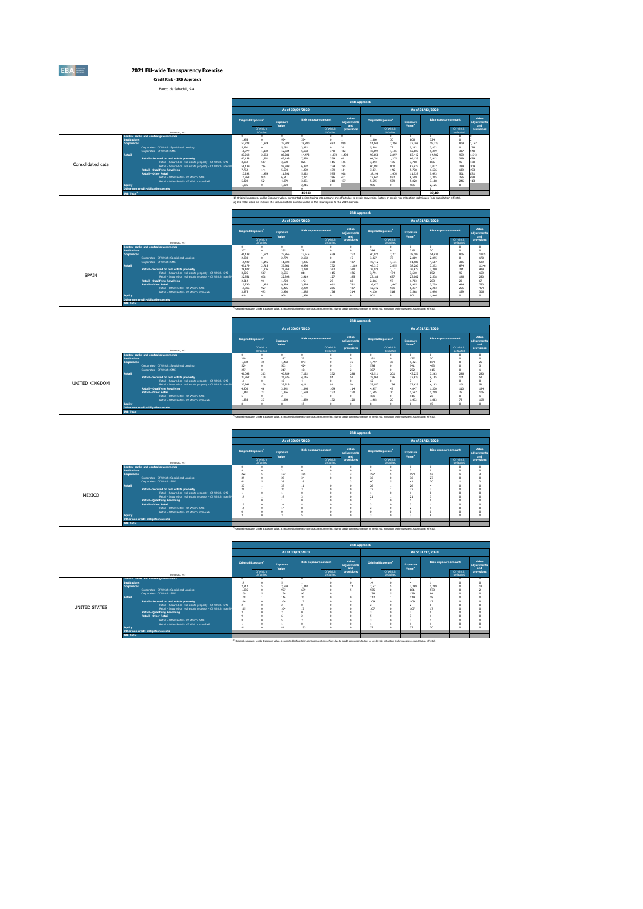# 2021 EU-wide Transparency Exercise

**Credit Risk - IRB Approach**

Banco de Sabadell, S.A.

| | (mln EUR, %) | IRB Approach | | | | | | | | | | | |
|---|---|---|---|---|---|---|---|---|---|---|---|---|---|
| | | As of 30/09/2020 | | | | | | As of 31/12/2020 | | | | | |
| | | Original Exposure[1] | | Exposure Value[1] | Risk exposure amount | | Value adjustments and provisions | Original Exposure[1] | | Exposure Value[1] | Risk exposure amount | | Value adjustments and provisions |
| | | | Of which: defaulted | | | Of which: defaulted | | | Of which: defaulted | | | Of which: defaulted | |
| Consolidated data | Central banks and central governments | 0 | 0 | 0 | 0 | 0 | 0 | 0 | 0 | 0 | 0 | 0 | 0 |
| | Institutions | 1,456 | 0 | 974 | 374 | 0 | 2 | 1,300 | 70 | 806 | 324 | 0 | 2 |
| | Corporates | 52,273 | 1,824 | 37,922 | 18,880 | 482 | 599 | 51,849 | 2,394 | 37,768 | 19,732 | 809 | 1,147 |
| | Corporates - Of Which: Specialised Lending | 5,291 | 0 | 5,002 | 3,822 | 0 | 38 | 5,588 | 77 | 5,282 | 3,832 | 0 | 178 |
| | Corporates - Of Which: SME | 16,577 | 1,182 | 12,604 | 5,158 | 348 | 482 | 16,899 | 1,165 | 12,807 | 5,219 | 337 | 548 |
| | Retail | 87,212 | 2,968 | 80,281 | 14,473 | 1,873 | 1,493 | 90,858 | 2,897 | 83,442 | 14,882 | 969 | 1,543 |
| | Retail - Secured on real estate property | 63,158 | 1,361 | 63,196 | 7,658 | 239 | 401 | 64,791 | 1,275 | 66,135 | 7,952 | 324 | 479 |
| | Retail - Secured on real estate property - Of Which: SME | 3,969 | 567 | 3,958 | 826 | 115 | 156 | 3,893 | 475 | 3,788 | 886 | 95 | 170 |
| | Retail - Secured on real estate property - Of Which: non-SME | 58,189 | 794 | 59,598 | 6,832 | 124 | 245 | 60,897 | 800 | 62,427 | 7,027 | 234 | 309 |
| | Retail - Qualifying Revolving | 7,762 | 141 | 5,694 | 1,492 | 138 | 184 | 7,871 | 146 | 5,776 | 1,576 | 139 | 203 |
| | Retail - Other Retail | 17,292 | 1,459 | 11,391 | 5,322 | 595 | 908 | 18,196 | 1,476 | 11,529 | 5,483 | 501 | 871 |
| | Retail - Other Retail - Of Which: SME | 11,963 | 935 | 6,511 | 2,271 | 286 | 471 | 12,641 | 937 | 6,509 | 2,295 | 255 | 458 |
| | Retail - Other Retail - Of Which: non-SME | 5,329 | 524 | 4,879 | 3,051 | 310 | 437 | 5,555 | 539 | 5,020 | 3,188 | 246 | 413 |
| | Equity | 1,035 | 0 | 1,034 | 2,216 | 0 | | 905 | 0 | 905 | 2,126 | 0 | |
| | Other non credit-obligation assets | | | | 0 | | | | | | 0 | | |
| | IRB Total[2] | | | | 35,943 | | | | | | 37,164 | | |

(1) Original exposure, unlike Exposure value, is reported before taking into account any effect due to credit conversion factors or credit risk mitigation techniques (e.g. substitution effects).
(2) IRB Total does not include the Securitisation position unlike in the results prior to the 2019 exercise.

| | (mln EUR, %) | IRB Approach | | | | | | | | | | | |
|---|---|---|---|---|---|---|---|---|---|---|---|---|---|
| | | As of 30/09/2020 | | | | | | As of 31/12/2020 | | | | | |
| | | Original Exposure[1] | | Exposure Value[1] | Risk exposure amount | | Value adjustments and provisions | Original Exposure[1] | | Exposure Value[1] | Risk exposure amount | | Value adjustments and provisions |
| | | | Of which: defaulted | | | Of which: defaulted | | | Of which: defaulted | | | Of which: defaulted | |
| SPAIN | Central banks and central governments | 0 | 0 | 0 | 0 | 0 | 0 | 0 | 0 | 0 | 0 | 0 | 0 |
| | Institutions | 327 | 0 | 255 | 78 | 0 | 0 | 206 | 0 | 215 | 70 | 0 | 0 |
| | Corporates | 48,188 | 1,677 | 27,866 | 13,615 | 479 | 737 | 49,075 | 2,221 | 28,107 | 14,436 | 806 | 1,025 |
| | Corporates - Of Which: Specialised Lending | 2,838 | 0 | 2,779 | 2,163 | 0 | 17 | 3,027 | 77 | 2,889 | 2,095 | 0 | 170 |
| | Corporates - Of Which: SME | 15,448 | 1,146 | 11,322 | 4,486 | 338 | 467 | 15,412 | 1,131 | 11,500 | 4,687 | 335 | 529 |
| | Retail | 45,179 | 2,716 | 37,631 | 6,996 | 732 | 1,189 | 46,317 | 2,655 | 39,280 | 7,352 | 674 | 1,246 |
| | Retail - Secured on real estate property | 26,477 | 1,205 | 25,953 | 3,230 | 242 | 348 | 26,978 | 1,111 | 26,672 | 3,380 | 221 | 419 |
| | Retail - Secured on real estate property - Of Which: SME | 3,925 | 567 | 3,555 | 811 | 115 | 156 | 3,791 | 474 | 3,601 | 852 | 95 | 169 |
| | Retail - Secured on real estate property - Of Which: non-SME | 22,551 | 638 | 22,398 | 2,419 | 127 | 185 | 23,188 | 637 | 23,062 | 2,528 | 126 | 250 |
| | Retail - Qualifying Revolving | 2,912 | 93 | 1,724 | 142 | 29 | 69 | 2,866 | 97 | 1,783 | 203 | 28 | 67 |
| | Retail - Other Retail | 15,790 | 1,418 | 9,954 | 3,624 | 461 | 781 | 16,472 | 1,447 | 9,985 | 3,769 | 424 | 760 |
| | Retail - Other Retail - Of Which: SME | 11,816 | 927 | 6,456 | 2,239 | 285 | 467 | 12,342 | 931 | 6,337 | 2,263 | 255 | 454 |
| | Retail - Other Retail - Of Which: non-SME | 3,975 | 492 | 3,498 | 1,385 | 176 | 314 | 4,130 | 516 | 3,568 | 1,496 | 169 | 306 |
| | Equity | 910 | 0 | 900 | 1,960 | 0 | 0 | 901 | 0 | 901 | 1,946 | 0 | 0 |
| | Other non credit-obligation assets | | | | | | | | | | | | |
| | IRB Total | | | | | | | | | | | | |

(1) Original exposure, unlike Exposure value, is reported before taking into account any effect due to credit conversion factors or credit risk mitigation techniques (e.g. substitution effects).

| | (mln EUR, %) | IRB Approach | | | | | | | | | | | |
|---|---|---|---|---|---|---|---|---|---|---|---|---|---|
| | | As of 30/09/2020 | | | | | | As of 31/12/2020 | | | | | |
| | | Original Exposure[1] | | Exposure Value[1] | Risk exposure amount | | Value adjustments and provisions | Original Exposure[1] | | Exposure Value[1] | Risk exposure amount | | Value adjustments and provisions |
| | | | Of which: defaulted | | | Of which: defaulted | | | Of which: defaulted | | | Of which: defaulted | |
| UNITED KINGDOM | Central banks and central governments | 0 | 0 | 0 | 0 | 0 | 0 | 0 | 0 | 0 | 0 | 0 | 0 |
| | Institutions | 280 | 0 | 187 | 37 | 0 | 0 | 191 | 0 | 177 | 30 | 0 | 0 |
| | Corporates | 1,804 | 35 | 1,468 | 843 | 0 | 37 | 1,797 | 26 | 1,421 | 864 | 0 | 26 |
| | Corporates - Of Which: Specialised Lending | 529 | 0 | 503 | 424 | 0 | 3 | 576 | 0 | 541 | 463 | 0 | 3 |
| | Corporates - Of Which: SME | 257 | 0 | 217 | 101 | 0 | 2 | 307 | 0 | 252 | 115 | 0 | 1 |
| | Retail | 40,093 | 193 | 40,824 | 7,122 | 332 | 288 | 42,511 | 201 | 43,227 | 7,263 | 286 | 283 |
| | Retail - Secured on real estate property | 33,952 | 130 | 35,526 | 4,116 | 91 | 54 | 35,969 | 136 | 37,632 | 4,185 | 101 | 51 |
| | Retail - Secured on real estate property - Of Which: SME | 11 | 0 | 10 | 4 | 0 | 0 | 12 | 0 | 7 | 2 | 0 | 0 |
| | Retail - Secured on real estate property - Of Which: non-SME | 33,942 | 130 | 35,516 | 4,111 | 91 | 54 | 35,957 | 136 | 37,625 | 4,183 | 101 | 51 |
| | Retail - Qualifying Revolving | 4,800 | 46 | 3,942 | 1,346 | 109 | 114 | 4,957 | 45 | 4,047 | 1,370 | 110 | 124 |
| | Retail - Other Retail | 1,341 | 27 | 1,366 | 1,659 | 132 | 120 | 1,585 | 20 | 1,547 | 1,709 | 76 | 106 |
| | Retail - Other Retail - Of Which: SME | 5 | 0 | 2 | 1 | 0 | 0 | 181 | 0 | 115 | 26 | 0 | 1 |
| | Retail - Other Retail - Of Which: non-SME | 1,336 | 27 | 1,364 | 1,659 | 132 | 128 | 1,403 | 20 | 1,432 | 1,683 | 76 | 105 |
| | Equity | 8 | 0 | 8 | 15 | 0 | 0 | 8 | 0 | 8 | 15 | 0 | 0 |
| | Other non credit-obligation assets | | | | | | | | | | | | |
| | IRB Total | | | | | | | | | | | | |

(1) Original exposure, unlike Exposure value, is reported before taking into account any effect due to credit conversion factors or credit risk mitigation techniques (e.g. substitution effects).

| | (mln EUR, %) | IRB Approach | | | | | | | | | | | |
|---|---|---|---|---|---|---|---|---|---|---|---|---|---|
| | | As of 30/09/2020 | | | | | | As of 31/12/2020 | | | | | |
| | | Original Exposure[1] | | Exposure Value[1] | Risk exposure amount | | Value adjustments and provisions | Original Exposure[1] | | Exposure Value[1] | Risk exposure amount | | Value adjustments and provisions |
| | | | Of which: defaulted | | | Of which: defaulted | | | Of which: defaulted | | | Of which: defaulted | |
| MEXICO | Central banks and central governments | 0 | 0 | 0 | 0 | 0 | 0 | 0 | 0 | 0 | 0 | 0 | 0 |
| | Institutions | 0 | 0 | 2 | 0 | 0 | 0 | 8 | 0 | 2 | 0 | 0 | 0 |
| | Corporates | 222 | 5 | 177 | 105 | 1 | 3 | 197 | 5 | 194 | 93 | 1 | 3 |
| | Corporates - Of Which: Specialised Lending | 39 | 0 | 38 | 34 | 0 | 0 | 36 | 0 | 36 | 27 | 0 | 0 |
| | Corporates - Of Which: SME | 61 | 5 | 39 | 19 | 1 | 3 | 60 | 5 | 41 | 20 | 1 | 2 |
| | Retail | 37 | 1 | 35 | 11 | 0 | 0 | 26 | 1 | 26 | 4 | 0 | 0 |
| | Retail - Secured on real estate property | 20 | 1 | 20 | 3 | 0 | 0 | 22 | 1 | 22 | 3 | 0 | 0 |
| | Retail - Secured on real estate property - Of Which: SME | 1 | 0 | 1 | 0 | 0 | 0 | 1 | 0 | 1 | 0 | 0 | 0 |
| | Retail - Secured on real estate property - Of Which: non-SME | 19 | 1 | 19 | 3 | 0 | 0 | 21 | 1 | 21 | 3 | 0 | 0 |
| | Retail - Qualifying Revolving | 1 | 0 | 1 | 0 | 0 | 0 | 1 | 0 | 1 | 0 | 0 | 0 |
| | Retail - Other Retail | 15 | 0 | 14 | 8 | 0 | 0 | 3 | 0 | 3 | 1 | 0 | 0 |
| | Retail - Other Retail - Of Which: SME | 15 | 0 | 14 | 8 | 0 | 0 | 2 | 0 | 2 | 1 | 0 | 0 |
| | Retail - Other Retail - Of Which: non-SME | 0 | 0 | 0 | 0 | 0 | 0 | 0 | 0 | 0 | 0 | 0 | 0 |
| | Equity | 3 | 0 | 3 | 5 | 0 | 0 | 3 | 0 | 3 | 6 | 0 | 0 |
| | Other non credit-obligation assets | | | | | | | | | | | | |
| | IRB Total | | | | | | | | | | | | |

(1) Original exposure, unlike Exposure value, is reported before taking into account any effect due to credit conversion factors or credit risk mitigation techniques (e.g. substitution effects).

| | (mln EUR, %) | IRB Approach | | | | | | | | | | | |
|---|---|---|---|---|---|---|---|---|---|---|---|---|---|
| | | As of 30/09/2020 | | | | | | As of 31/12/2020 | | | | | |
| | | Original Exposure[1] | | Exposure Value[1] | Risk exposure amount | | Value adjustments and provisions | Original Exposure[1] | | Exposure Value[1] | Risk exposure amount | | Value adjustments and provisions |
| | | | Of which: defaulted | | | Of which: defaulted | | | Of which: defaulted | | | Of which: defaulted | |
| UNITED STATES | Central banks and central governments | 0 | 0 | 0 | 0 | 0 | 0 | 0 | 0 | 0 | 0 | 0 | 0 |
| | Institutions | 18 | 0 | 5 | 1 | 0 | 0 | 14 | 0 | 4 | 1 | 0 | 0 |
| | Corporates | 2,917 | 5 | 2,669 | 1,343 | 0 | 21 | 2,621 | 5 | 2,389 | 1,289 | 0 | 12 |
| | Corporates - Of Which: Specialised Lending | 1,050 | 0 | 977 | 638 | 0 | 5 | 935 | 0 | 806 | 573 | 0 | 2 |
| | Corporates - Of Which: SME | 139 | 5 | 136 | 90 | 0 | 1 | 138 | 5 | 129 | 84 | 0 | 0 |
| | Retail | 118 | 1 | 114 | 20 | 0 | 0 | 117 | 0 | 114 | 18 | 0 | 0 |
| | Retail - Secured on real estate property | 106 | 0 | 106 | 17 | 0 | 0 | 109 | 0 | 109 | 17 | 0 | 0 |
| | Retail - Secured on real estate property - Of Which: SME | 2 | 0 | 2 | 0 | 0 | 0 | 2 | 0 | 2 | 0 | 0 | 0 |
| | Retail - Secured on real estate property - Of Which: non-SME | 105 | 0 | 104 | 17 | 0 | 0 | 107 | 0 | 107 | 17 | 0 | 0 |
| | Retail - Qualifying Revolving | 3 | 0 | 2 | 0 | 0 | 0 | 3 | 0 | 2 | 0 | 0 | 0 |
| | Retail - Other Retail | 9 | 0 | 6 | 2 | 0 | 0 | 5 | 0 | 3 | 1 | 0 | 0 |
| | Retail - Other Retail - Of Which: SME | 8 | 0 | 5 | 2 | 0 | 0 | 3 | 0 | 2 | 1 | 0 | 0 |
| | Retail - Other Retail - Of Which: non-SME | 1 | 0 | 1 | 0 | 0 | 0 | 1 | 0 | 1 | 0 | 0 | 0 |
| | Equity | 81 | 0 | 81 | 152 | 0 | 0 | 37 | 0 | 37 | 70 | 0 | 0 |
| | Other non credit-obligation assets | | | | | | | | | | | | |
| | IRB Total | | | | | | | | | | | | |

(1) Original exposure, unlike Exposure value, is reported before taking into account any effect due to credit conversion factors or credit risk mitigation techniques (e.g. substitution effects).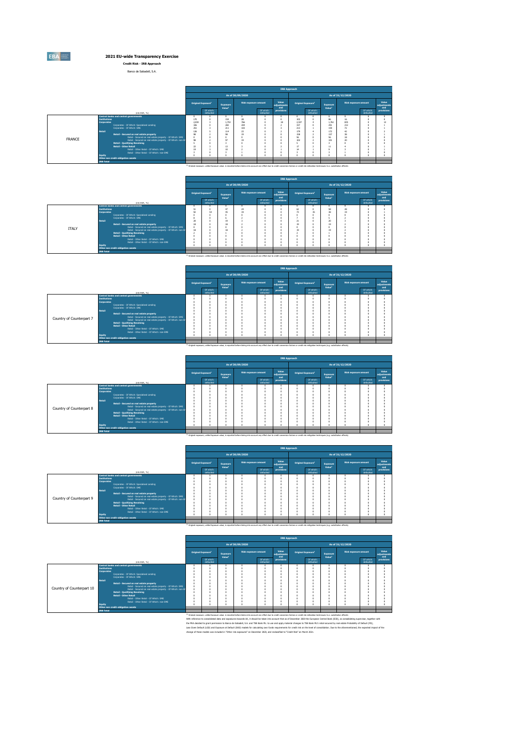# 2021 EU-wide Transparency Exercise

**Credit Risk - IRB Approach**

Banco de Sabadell, S.A.

## FRANCE

| (mln EUR, %) | IRB Approach | | | | | | | | | | | |
|---|---|---|---|---|---|---|---|---|---|---|---|---|
| | As of 30/09/2020 | | | | | | As of 31/12/2020 | | | | | |
| | Original Exposure[1] | | Exposure Value[1] | Risk exposure amount | | Value adjustments and provisions | Original Exposure[1] | | Exposure Value[1] | Risk exposure amount | | Value adjustments and provisions |
| | | Of which: defaulted | | | Of which: defaulted | | | Of which: defaulted | | | Of which: defaulted | |
| Central banks and central governments | 0 | 0 | 0 | 0 | 0 | 0 | 0 | 0 | 0 | 0 | 0 | 0 |
| Institutions | 170 | 0 | 154 | 28 | 0 | 0 | 102 | 0 | 86 | 16 | 0 | 0 |
| Corporates | 2,430 | 3 | 1,753 | 766 | 0 | 10 | 2,537 | 4 | 1,761 | 835 | 0 | 12 |
| Corporates - Of Which: Specialised Lending | 326 | 0 | 282 | 204 | 0 | 2 | 337 | 0 | 291 | 212 | 0 | 1 |
| Corporates - Of Which: SME | 251 | 3 | 211 | 103 | 0 | 3 | 213 | 1 | 159 | 72 | 0 | 1 |
| Retail | 126 | 5 | 114 | 23 | 0 | 2 | 179 | 4 | 172 | 42 | 0 | 2 |
| Retail - Secured on real estate property | 98 | 2 | 98 | 19 | 0 | 0 | 158 | 2 | 157 | 38 | 0 | 1 |
| Retail - Secured on real estate property - Of Which: SME | 0 | 0 | 0 | 0 | 0 | 0 | 56 | 0 | 56 | 18 | 0 | 0 |
| Retail - Secured on real estate property - Of Which: non-SME | 98 | 2 | 97 | 19 | 0 | 0 | 102 | 2 | 101 | 20 | 0 | 0 |
| Retail - Qualifying Revolving | 5 | 0 | 3 | 0 | 0 | 0 | 5 | 0 | 3 | 0 | 0 | 0 |
| Retail - Other Retail | 22 | 3 | 13 | 3 | 0 | 2 | 17 | 2 | 11 | 4 | 0 | 1 |
| Retail - Other Retail - Of Which: SME | 19 | 3 | 10 | 2 | 0 | 1 | 14 | 1 | 9 | 3 | 0 | 1 |
| Retail - Other Retail - Of Which: non-SME | 3 | 0 | 3 | 1 | 0 | 0 | 3 | 0 | 3 | 1 | 0 | 0 |
| Equity | 0 | 0 | 0 | 0 | 0 | 0 | 0 | 0 | 0 | 0 | 0 | 0 |
| Other non credit-obligation assets | | | | | | | | | | | | |
| IRB Total | | | | | | | | | | | | |

[1] Original exposure, unlike Exposure value, is reported before taking into account any effect due to credit conversion factors or credit risk mitigation techniques (e.g. substitution effects).

## ITALY

| (mln EUR, %) | IRB Approach | | | | | | | | | | | |
|---|---|---|---|---|---|---|---|---|---|---|---|---|
| | As of 30/09/2020 | | | | | | As of 31/12/2020 | | | | | |
| | Original Exposure[1] | | Exposure Value[1] | Risk exposure amount | | Value adjustments and provisions | Original Exposure[1] | | Exposure Value[1] | Risk exposure amount | | Value adjustments and provisions |
| | | Of which: defaulted | | | Of which: defaulted | | | Of which: defaulted | | | Of which: defaulted | |
| Central banks and central governments | 0 | 0 | 0 | 0 | 0 | 0 | 0 | 0 | 0 | 0 | 0 | 0 |
| Institutions | 51 | 0 | 47 | 24 | 0 | 0 | 62 | 0 | 50 | 28 | 0 | 0 |
| Corporates | 92 | 54 | 45 | 19 | 0 | 0 | 73 | 35 | 38 | 19 | 0 | 1 |
| Corporates - Of Which: Specialised Lending | 0 | 0 | 0 | 0 | 0 | 0 | 0 | 0 | 0 | 0 | 0 | 0 |
| Corporates - Of Which: SME | 8 | 0 | 6 | 2 | 0 | 0 | 7 | 0 | 5 | 2 | 0 | 0 |
| Retail | 28 | 0 | 19 | 2 | 0 | 0 | 21 | 0 | 20 | 2 | 0 | 0 |
| Retail - Secured on real estate property | 18 | 0 | 18 | 2 | 0 | 0 | 19 | 0 | 19 | 2 | 0 | 0 |
| Retail - Secured on real estate property - Of Which: SME | 0 | 0 | 0 | 0 | 0 | 0 | 0 | 0 | 0 | 0 | 0 | 0 |
| Retail - Secured on real estate property - Of Which: non-SME | 18 | 0 | 18 | 2 | 0 | 0 | 19 | 0 | 19 | 2 | 0 | 0 |
| Retail - Qualifying Revolving | 2 | 0 | 1 | 0 | 0 | 0 | 2 | 0 | 1 | 0 | 0 | 0 |
| Retail - Other Retail | 0 | 0 | 0 | 0 | 0 | 0 | 0 | 0 | 0 | 0 | 0 | 0 |
| Retail - Other Retail - Of Which: SME | 0 | 0 | 0 | 0 | 0 | 0 | 0 | 0 | 0 | 0 | 0 | 0 |
| Retail - Other Retail - Of Which: non-SME | 0 | 0 | 0 | 0 | 0 | 0 | 0 | 0 | 0 | 0 | 0 | 0 |
| Equity | 0 | 0 | 0 | 0 | 0 | 0 | 0 | 0 | 0 | 0 | 0 | 0 |
| Other non credit-obligation assets | | | | | | | | | | | | |
| IRB Total | | | | | | | | | | | | |

[1] Original exposure, unlike Exposure value, is reported before taking into account any effect due to credit conversion factors or credit risk mitigation techniques (e.g. substitution effects).

## Country of Counterpart 7

| (mln EUR, %) | IRB Approach | | | | | | | | | | | |
|---|---|---|---|---|---|---|---|---|---|---|---|---|
| | As of 30/09/2020 | | | | | | As of 31/12/2020 | | | | | |
| | Original Exposure[1] | | Exposure Value[1] | Risk exposure amount | | Value adjustments and provisions | Original Exposure[1] | | Exposure Value[1] | Risk exposure amount | | Value adjustments and provisions |
| | | Of which: defaulted | | | Of which: defaulted | | | Of which: defaulted | | | Of which: defaulted | |
| Central banks and central governments | 0 | 0 | 0 | 0 | 0 | 0 | 0 | 0 | 0 | 0 | 0 | 0 |
| Institutions | 0 | 0 | 0 | 0 | 0 | 0 | 0 | 0 | 0 | 0 | 0 | 0 |
| Corporates | 0 | 0 | 0 | 0 | 0 | 0 | 0 | 0 | 0 | 0 | 0 | 0 |
| Corporates - Of Which: Specialised Lending | 0 | 0 | 0 | 0 | 0 | 0 | 0 | 0 | 0 | 0 | 0 | 0 |
| Corporates - Of Which: SME | 0 | 0 | 0 | 0 | 0 | 0 | 0 | 0 | 0 | 0 | 0 | 0 |
| Retail | 0 | 0 | 0 | 0 | 0 | 0 | 0 | 0 | 0 | 0 | 0 | 0 |
| Retail - Secured on real estate property | 0 | 0 | 0 | 0 | 0 | 0 | 0 | 0 | 0 | 0 | 0 | 0 |
| Retail - Secured on real estate property - Of Which: SME | 0 | 0 | 0 | 0 | 0 | 0 | 0 | 0 | 0 | 0 | 0 | 0 |
| Retail - Secured on real estate property - Of Which: non-SME | 0 | 0 | 0 | 0 | 0 | 0 | 0 | 0 | 0 | 0 | 0 | 0 |
| Retail - Qualifying Revolving | 0 | 0 | 0 | 0 | 0 | 0 | 0 | 0 | 0 | 0 | 0 | 0 |
| Retail - Other Retail | 0 | 0 | 0 | 0 | 0 | 0 | 0 | 0 | 0 | 0 | 0 | 0 |
| Retail - Other Retail - Of Which: SME | 0 | 0 | 0 | 0 | 0 | 0 | 0 | 0 | 0 | 0 | 0 | 0 |
| Retail - Other Retail - Of Which: non-SME | 0 | 0 | 0 | 0 | 0 | 0 | 0 | 0 | 0 | 0 | 0 | 0 |
| Equity | 0 | 0 | 0 | 0 | 0 | 0 | 0 | 0 | 0 | 0 | 0 | 0 |
| Other non credit-obligation assets | | | | | | | | | | | | |
| IRB Total | | | | | | | | | | | | |

[1] Original exposure, unlike Exposure value, is reported before taking into account any effect due to credit conversion factors or credit risk mitigation techniques (e.g. substitution effects).

## Country of Counterpart 8

| (mln EUR, %) | IRB Approach | | | | | | | | | | | |
|---|---|---|---|---|---|---|---|---|---|---|---|---|
| | As of 30/09/2020 | | | | | | As of 31/12/2020 | | | | | |
| | Original Exposure[1] | | Exposure Value[1] | Risk exposure amount | | Value adjustments and provisions | Original Exposure[1] | | Exposure Value[1] | Risk exposure amount | | Value adjustments and provisions |
| | | Of which: defaulted | | | Of which: defaulted | | | Of which: defaulted | | | Of which: defaulted | |
| Central banks and central governments | 0 | 0 | 0 | 0 | 0 | 0 | 0 | 0 | 0 | 0 | 0 | 0 |
| Institutions | 0 | 0 | 0 | 0 | 0 | 0 | 0 | 0 | 0 | 0 | 0 | 0 |
| Corporates | 0 | 0 | 0 | 0 | 0 | 0 | 0 | 0 | 0 | 0 | 0 | 0 |
| Corporates - Of Which: Specialised Lending | 0 | 0 | 0 | 0 | 0 | 0 | 0 | 0 | 0 | 0 | 0 | 0 |
| Corporates - Of Which: SME | 0 | 0 | 0 | 0 | 0 | 0 | 0 | 0 | 0 | 0 | 0 | 0 |
| Retail | 0 | 0 | 0 | 0 | 0 | 0 | 0 | 0 | 0 | 0 | 0 | 0 |
| Retail - Secured on real estate property | 0 | 0 | 0 | 0 | 0 | 0 | 0 | 0 | 0 | 0 | 0 | 0 |
| Retail - Secured on real estate property - Of Which: SME | 0 | 0 | 0 | 0 | 0 | 0 | 0 | 0 | 0 | 0 | 0 | 0 |
| Retail - Secured on real estate property - Of Which: non-SME | 0 | 0 | 0 | 0 | 0 | 0 | 0 | 0 | 0 | 0 | 0 | 0 |
| Retail - Qualifying Revolving | 0 | 0 | 0 | 0 | 0 | 0 | 0 | 0 | 0 | 0 | 0 | 0 |
| Retail - Other Retail | 0 | 0 | 0 | 0 | 0 | 0 | 0 | 0 | 0 | 0 | 0 | 0 |
| Retail - Other Retail - Of Which: SME | 0 | 0 | 0 | 0 | 0 | 0 | 0 | 0 | 0 | 0 | 0 | 0 |
| Retail - Other Retail - Of Which: non-SME | 0 | 0 | 0 | 0 | 0 | 0 | 0 | 0 | 0 | 0 | 0 | 0 |
| Equity | 0 | 0 | 0 | 0 | 0 | 0 | 0 | 0 | 0 | 0 | 0 | 0 |
| Other non credit-obligation assets | | | | | | | | | | | | |
| IRB Total | | | | | | | | | | | | |

[1] Original exposure, unlike Exposure value, is reported before taking into account any effect due to credit conversion factors or credit risk mitigation techniques (e.g. substitution effects).

## Country of Counterpart 9

| (mln EUR, %) | IRB Approach | | | | | | | | | | | |
|---|---|---|---|---|---|---|---|---|---|---|---|---|
| | As of 30/09/2020 | | | | | | As of 31/12/2020 | | | | | |
| | Original Exposure[1] | | Exposure Value[1] | Risk exposure amount | | Value adjustments and provisions | Original Exposure[1] | | Exposure Value[1] | Risk exposure amount | | Value adjustments and provisions |
| | | Of which: defaulted | | | Of which: defaulted | | | Of which: defaulted | | | Of which: defaulted | |
| Central banks and central governments | 0 | 0 | 0 | 0 | 0 | 0 | 0 | 0 | 0 | 0 | 0 | 0 |
| Institutions | 0 | 0 | 0 | 0 | 0 | 0 | 0 | 0 | 0 | 0 | 0 | 0 |
| Corporates | 0 | 0 | 0 | 0 | 0 | 0 | 0 | 0 | 0 | 0 | 0 | 0 |
| Corporates - Of Which: Specialised Lending | 0 | 0 | 0 | 0 | 0 | 0 | 0 | 0 | 0 | 0 | 0 | 0 |
| Corporates - Of Which: SME | 0 | 0 | 0 | 0 | 0 | 0 | 0 | 0 | 0 | 0 | 0 | 0 |
| Retail | 0 | 0 | 0 | 0 | 0 | 0 | 0 | 0 | 0 | 0 | 0 | 0 |
| Retail - Secured on real estate property | 0 | 0 | 0 | 0 | 0 | 0 | 0 | 0 | 0 | 0 | 0 | 0 |
| Retail - Secured on real estate property - Of Which: SME | 0 | 0 | 0 | 0 | 0 | 0 | 0 | 0 | 0 | 0 | 0 | 0 |
| Retail - Secured on real estate property - Of Which: non-SME | 0 | 0 | 0 | 0 | 0 | 0 | 0 | 0 | 0 | 0 | 0 | 0 |
| Retail - Qualifying Revolving | 0 | 0 | 0 | 0 | 0 | 0 | 0 | 0 | 0 | 0 | 0 | 0 |
| Retail - Other Retail | 0 | 0 | 0 | 0 | 0 | 0 | 0 | 0 | 0 | 0 | 0 | 0 |
| Retail - Other Retail - Of Which: SME | 0 | 0 | 0 | 0 | 0 | 0 | 0 | 0 | 0 | 0 | 0 | 0 |
| Retail - Other Retail - Of Which: non-SME | 0 | 0 | 0 | 0 | 0 | 0 | 0 | 0 | 0 | 0 | 0 | 0 |
| Equity | 0 | 0 | 0 | 0 | 0 | 0 | 0 | 0 | 0 | 0 | 0 | 0 |
| Other non credit-obligation assets | | | | | | | | | | | | |
| IRB Total | | | | | | | | | | | | |

[1] Original exposure, unlike Exposure value, is reported before taking into account any effect due to credit conversion factors or credit risk mitigation techniques (e.g. substitution effects).

## Country of Counterpart 10

| (mln EUR, %) | IRB Approach | | | | | | | | | | | |
|---|---|---|---|---|---|---|---|---|---|---|---|---|
| | As of 30/09/2020 | | | | | | As of 31/12/2020 | | | | | |
| | Original Exposure[1] | | Exposure Value[1] | Risk exposure amount | | Value adjustments and provisions | Original Exposure[1] | | Exposure Value[1] | Risk exposure amount | | Value adjustments and provisions |
| | | Of which: defaulted | | | Of which: defaulted | | | Of which: defaulted | | | Of which: defaulted | |
| Central banks and central governments | 0 | 0 | 0 | 0 | 0 | 0 | 0 | 0 | 0 | 0 | 0 | 0 |
| Institutions | 0 | 0 | 0 | 0 | 0 | 0 | 0 | 0 | 0 | 0 | 0 | 0 |
| Corporates | 0 | 0 | 0 | 0 | 0 | 0 | 0 | 0 | 0 | 0 | 0 | 0 |
| Corporates - Of Which: Specialised Lending | 0 | 0 | 0 | 0 | 0 | 0 | 0 | 0 | 0 | 0 | 0 | 0 |
| Corporates - Of Which: SME | 0 | 0 | 0 | 0 | 0 | 0 | 0 | 0 | 0 | 0 | 0 | 0 |
| Retail | 0 | 0 | 0 | 0 | 0 | 0 | 0 | 0 | 0 | 0 | 0 | 0 |
| Retail - Secured on real estate property | 0 | 0 | 0 | 0 | 0 | 0 | 0 | 0 | 0 | 0 | 0 | 0 |
| Retail - Secured on real estate property - Of Which: SME | 0 | 0 | 0 | 0 | 0 | 0 | 0 | 0 | 0 | 0 | 0 | 0 |
| Retail - Secured on real estate property - Of Which: non-SME | 0 | 0 | 0 | 0 | 0 | 0 | 0 | 0 | 0 | 0 | 0 | 0 |
| Retail - Qualifying Revolving | 0 | 0 | 0 | 0 | 0 | 0 | 0 | 0 | 0 | 0 | 0 | 0 |
| Retail - Other Retail | 0 | 0 | 0 | 0 | 0 | 0 | 0 | 0 | 0 | 0 | 0 | 0 |
| Retail - Other Retail - Of Which: SME | 0 | 0 | 0 | 0 | 0 | 0 | 0 | 0 | 0 | 0 | 0 | 0 |
| Retail - Other Retail - Of Which: non-SME | 0 | 0 | 0 | 0 | 0 | 0 | 0 | 0 | 0 | 0 | 0 | 0 |
| Equity | 0 | 0 | 0 | 0 | 0 | 0 | 0 | 0 | 0 | 0 | 0 | 0 |
| Other non credit-obligation assets | | | | | | | | | | | | |
| IRB Total | | | | | | | | | | | | |

[1] Original exposure, unlike Exposure value, is reported before taking into account any effect due to credit conversion factors or credit risk mitigation techniques (e.g. substitution effects).

With reference to consolidated data and exposures towards UK, it should be taken into account that as of December 2020 the European Central Bank (ECB), as consolidating supervisor, together with the PRA decided to grant permission to Banco de Sabadell, S.A. and TSB Bank Plc. to use and apply material changes to TSB Bank Plc's retail secured by real estate Probability of Default (PD), Loss Given Default (LGD) and Exposure at Default (EAD) models for calculating own funds requirements for credit risk on the level of consolidation. Due to the aforementioned, the expected impact of the change of these models was included in "Other risk exposures" on December 2020, and reclassified to "Credit Risk" on March 2021.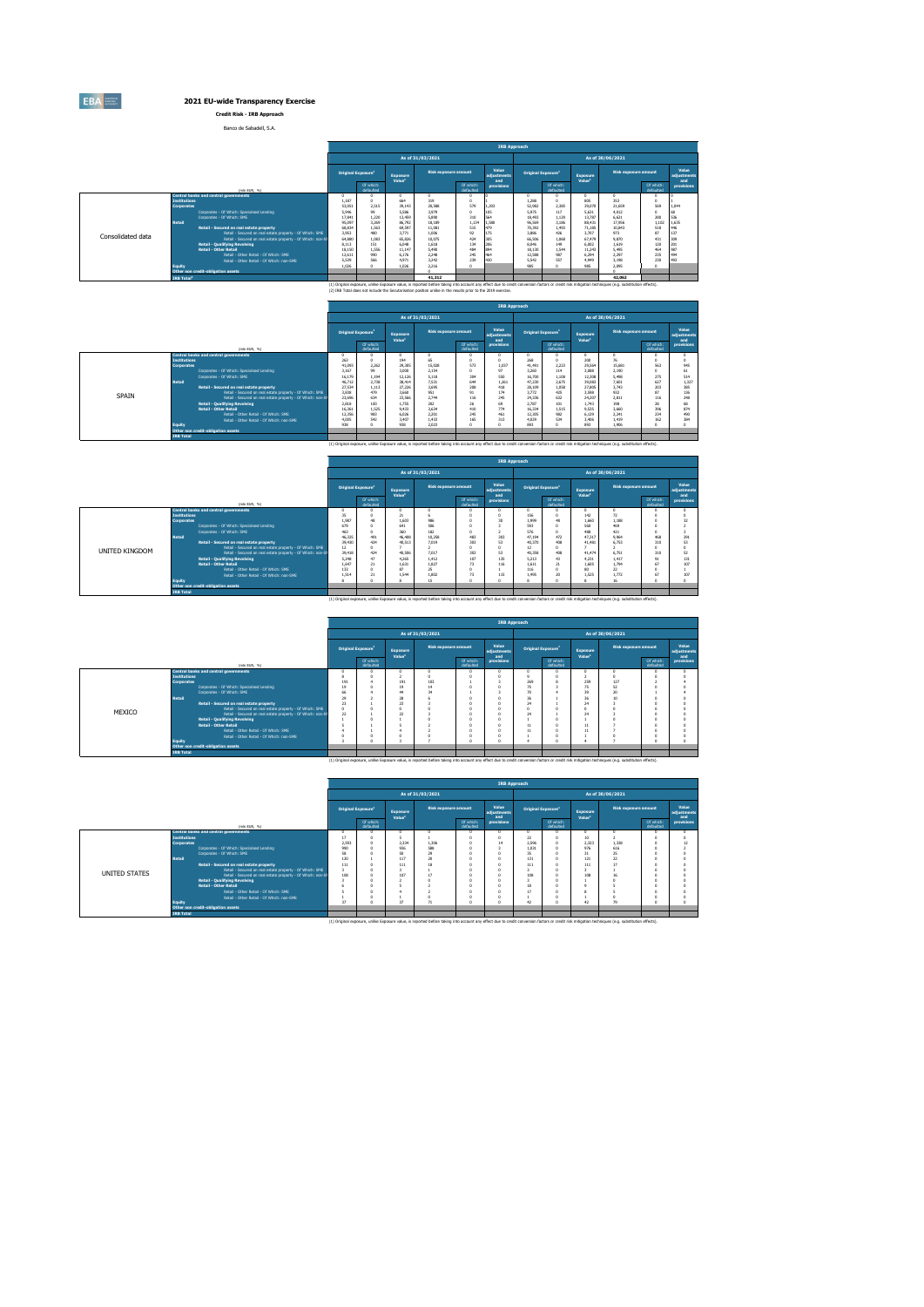# 2021 EU-wide Transparency Exercise

**Credit Risk - IRB Approach**

Banco de Sabadell, S.A.

## Consolidated data

| (mln EUR, %) | As of 31/03/2021 Original Exposure[1] | Of which: defaulted | Exposure Value[1] | Risk exposure amount | Of which: defaulted | Value adjustments and provisions | As of 30/06/2021 Original Exposure[1] | Of which: defaulted | Exposure Value[1] | Risk exposure amount | Of which: defaulted | Value adjustments and provisions |
|---|---|---|---|---|---|---|---|---|---|---|---|---|
| Central banks and central governments | 0 | 0 | 0 | 0 | 0 | 0 | 0 | 0 | 0 | 0 | 0 | 0 |
| Institutions | 1,187 | 0 | 664 | 339 | 0 | 0 | 1,208 | 0 | 805 | 353 | 0 | 1 |
| Corporates | 53,051 | 2,515 | 39,143 | 20,588 | 579 | 1,203 | 52,982 | 2,385 | 39,078 | 21,659 | 569 | 1,044 |
| Corporates - Of Which: Specialised Lending | 5,946 | 99 | 5,586 | 3,979 | 0 | 105 | 5,975 | 117 | 5,631 | 4,012 | 0 | 68 |
| Corporates - Of Which: SME | 17,041 | 1,220 | 13,459 | 5,898 | 310 | 564 | 18,493 | 1,129 | 13,787 | 6,621 | 288 | 536 |
| Retail | 95,097 | 3,269 | 86,792 | 18,189 | 1,134 | 1,588 | 95,569 | 3,186 | 88,431 | 17,956 | 1,102 | 1,635 |
| Retail - Secured on real estate property | 68,834 | 1,563 | 64,597 | 11,081 | 515 | 479 | 70,392 | 1,493 | 71,185 | 10,843 | 518 | 446 |
| Retail - Secured on real estate property - Of Which: SME | 3,953 | 480 | 3,771 | 1,006 | 92 | 175 | 3,886 | 426 | 3,707 | 973 | 87 | 137 |
| Retail - Secured on real estate property - Of Which: non-SME | 64,880 | 1,083 | 60,826 | 10,075 | 424 | 305 | 66,506 | 1,068 | 67,479 | 9,870 | 431 | 309 |
| Retail - Qualifying Revolving | 8,113 | 151 | 6,048 | 1,610 | 134 | 285 | 8,046 | 148 | 6,802 | 1,629 | 128 | 255 |
| Retail - Other Retail | 18,150 | 1,556 | 11,147 | 5,498 | 484 | 894 | 18,130 | 1,544 | 11,243 | 5,485 | 464 | 907 |
| Retail - Other Retail - Of Which: SME | 12,611 | 990 | 6,176 | 2,248 | 245 | 464 | 12,588 | 987 | 6,294 | 2,297 | 235 | 484 |
| Retail - Other Retail - Of Which: non-SME | 5,539 | 566 | 4,971 | 3,242 | 239 | 430 | 5,542 | 557 | 4,949 | 3,188 | 228 | 423 |
| Equity | 1,026 | 0 | 1,026 | 2,216 | 0 | | 985 | 0 | 985 | 2,095 | 0 | |
| Other non credit-obligation assets | | | | 0 | | | | | | 0 | | |
| IRB Total[2] | | | | 41,312 | | | | | | 42,062 | | |

(1) Original exposure, unlike Exposure value, is reported before taking into account any effect due to credit conversion factors or credit risk mitigation techniques (e.g. substitution effects).
(2) IRB Total does not include the Securitisation position unlike in the results prior to the 2019 exercise.

## SPAIN

| (mln EUR, %) | As of 31/03/2021 Original Exposure[1] | Of which: defaulted | Exposure Value[1] | Risk exposure amount | Of which: defaulted | Value adjustments and provisions | As of 30/06/2021 Original Exposure[1] | Of which: defaulted | Exposure Value[1] | Risk exposure amount | Of which: defaulted | Value adjustments and provisions |
|---|---|---|---|---|---|---|---|---|---|---|---|---|
| Central banks and central governments | 0 | 0 | 0 | 0 | 0 | 0 | 0 | 0 | 0 | 0 | 0 | 0 |
| Institutions | 263 | 0 | 184 | 65 | 0 | 0 | 268 | 0 | 208 | 76 | 0 | 0 |
| Corporates | 41,055 | 2,202 | 29,385 | 15,028 | 573 | 1,037 | 41,491 | 2,223 | 29,564 | 15,683 | 553 | 945 |
| Corporates - Of Which: Specialised Lending | 3,167 | 99 | 3,030 | 2,154 | 0 | 97 | 3,263 | 114 | 3,088 | 2,190 | 0 | 61 |
| Corporates - Of Which: SME | 16,179 | 1,194 | 12,526 | 5,118 | 304 | 530 | 16,700 | 1,108 | 12,538 | 5,490 | 275 | 514 |
| Retail | 46,712 | 2,738 | 38,414 | 7,531 | 644 | 1,261 | 47,230 | 2,675 | 39,050 | 7,601 | 627 | 1,327 |
| Retail - Secured on real estate property | 27,534 | 1,113 | 27,226 | 3,695 | 288 | 418 | 28,109 | 1,058 | 27,805 | 3,743 | 283 | 385 |
| Retail - Secured on real estate property - Of Which: SME | 3,838 | 479 | 3,660 | 951 | 91 | 174 | 3,772 | 425 | 3,598 | 932 | 87 | 136 |
| Retail - Secured on real estate property - Of Which: non-SME | 23,696 | 634 | 23,566 | 2,744 | 116 | 245 | 24,336 | 632 | 24,207 | 2,811 | 116 | 248 |
| Retail - Qualifying Revolving | 2,818 | 100 | 1,755 | 282 | 26 | 69 | 2,797 | 101 | 1,743 | 398 | 28 | 68 |
| Retail - Other Retail | 16,361 | 1,525 | 9,431 | 3,634 | 410 | 774 | 16,324 | 1,515 | 9,535 | 3,460 | 396 | 874 |
| Retail - Other Retail - Of Which: SME | 12,356 | 983 | 6,026 | 2,201 | 245 | 461 | 12,305 | 982 | 6,129 | 2,241 | 234 | 490 |
| Retail - Other Retail - Of Which: non-SME | 4,005 | 542 | 3,407 | 1,433 | 165 | 313 | 4,020 | 534 | 3,406 | 1,419 | 162 | 384 |
| Equity | 938 | 0 | 938 | 2,023 | 0 | 0 | 893 | 0 | 893 | 1,906 | 0 | 0 |
| Other non credit-obligation assets | | | | | | | | | | | | |
| IRB Total | | | | | | | | | | | | |

(1) Original exposure, unlike Exposure value, is reported before taking into account any effect due to credit conversion factors or credit risk mitigation techniques (e.g. substitution effects).

## UNITED KINGDOM

| (mln EUR, %) | As of 31/03/2021 Original Exposure[1] | Of which: defaulted | Exposure Value[1] | Risk exposure amount | Of which: defaulted | Value adjustments and provisions | As of 30/06/2021 Original Exposure[1] | Of which: defaulted | Exposure Value[1] | Risk exposure amount | Of which: defaulted | Value adjustments and provisions |
|---|---|---|---|---|---|---|---|---|---|---|---|---|
| Central banks and central governments | 0 | 0 | 0 | 0 | 0 | 0 | 0 | 0 | 0 | 0 | 0 | 0 |
| Institutions | 35 | 0 | 21 | 6 | 0 | 0 | 156 | 0 | 142 | 72 | 0 | 0 |
| Corporates | 1,907 | 48 | 1,602 | 986 | 0 | 28 | 1,999 | 48 | 1,660 | 1,188 | 0 | 32 |
| Corporates - Of Which: Specialised Lending | 679 | 0 | 641 | 586 | 0 | 3 | 593 | 0 | 568 | 469 | 0 | 2 |
| Corporates - Of Which: SME | 463 | 0 | 360 | 182 | 0 | 2 | 576 | 0 | 488 | 421 | 0 | 3 |
| Retail | 46,225 | 491 | 46,488 | 10,258 | 483 | 183 | 47,194 | 472 | 47,317 | 9,964 | 468 | 206 |
| Retail - Secured on real estate property | 39,430 | 434 | 40,513 | 7,019 | 383 | 53 | 40,370 | 408 | 41,481 | 6,753 | 310 | 53 |
| Retail - Secured on real estate property - Of Which: SME | 12 | 0 | 7 | 2 | 0 | 0 | 12 | 0 | 7 | 2 | 0 | 0 |
| Retail - Secured on real estate property - Of Which: non-SME | 39,418 | 434 | 40,506 | 7,017 | 383 | 53 | 40,358 | 408 | 41,474 | 6,751 | 310 | 52 |
| Retail - Qualifying Revolving | 5,148 | 47 | 4,265 | 1,412 | 107 | 135 | 5,213 | 43 | 4,231 | 1,417 | 91 | 151 |
| Retail - Other Retail | 1,647 | 21 | 1,631 | 1,827 | 73 | 116 | 1,611 | 21 | 1,605 | 1,794 | 67 | 107 |
| Retail - Other Retail - Of Which: SME | 133 | 0 | 87 | 25 | 0 | 1 | 116 | 0 | 80 | 22 | 0 | 1 |
| Retail - Other Retail - Of Which: non-SME | 1,514 | 21 | 1,544 | 1,802 | 73 | 115 | 1,495 | 20 | 1,525 | 1,772 | 67 | 107 |
| Equity | 8 | 0 | 8 | 15 | 0 | 0 | 8 | 0 | 8 | 16 | 0 | 0 |
| Other non credit-obligation assets | | | | | | | | | | | | |
| IRB Total | | | | | | | | | | | | |

(1) Original exposure, unlike Exposure value, is reported before taking into account any effect due to credit conversion factors or credit risk mitigation techniques (e.g. substitution effects).

## MEXICO

| (mln EUR, %) | As of 31/03/2021 Original Exposure[1] | Of which: defaulted | Exposure Value[1] | Risk exposure amount | Of which: defaulted | Value adjustments and provisions | As of 30/06/2021 Original Exposure[1] | Of which: defaulted | Exposure Value[1] | Risk exposure amount | Of which: defaulted | Value adjustments and provisions |
|---|---|---|---|---|---|---|---|---|---|---|---|---|
| Central banks and central governments | 0 | 0 | 0 | 0 | 0 | 0 | 0 | 0 | 0 | 0 | 0 | 0 |
| Institutions | 8 | 0 | 2 | 0 | 0 | 0 | 9 | 0 | 2 | 0 | 0 | 0 |
| Corporates | 191 | 4 | 191 | 103 | 1 | 3 | 269 | 8 | 239 | 127 | 2 | 4 |
| Corporates - Of Which: Specialised Lending | 19 | 0 | 19 | 14 | 0 | 0 | 75 | 3 | 75 | 52 | 0 | 0 |
| Corporates - Of Which: SME | 66 | 4 | 44 | 34 | 1 | 3 | 70 | 4 | 39 | 20 | 1 | 4 |
| Retail | 29 | 2 | 28 | 6 | 0 | 0 | 36 | 1 | 36 | 10 | 0 | 0 |
| Retail - Secured on real estate property | 23 | 1 | 22 | 3 | 0 | 0 | 24 | 1 | 24 | 3 | 0 | 0 |
| Retail - Secured on real estate property - Of Which: SME | 0 | 0 | 0 | 0 | 0 | 0 | 0 | 0 | 0 | 0 | 0 | 0 |
| Retail - Secured on real estate property - Of Which: non-SME | 22 | 1 | 22 | 3 | 0 | 0 | 24 | 1 | 24 | 3 | 0 | 0 |
| Retail - Qualifying Revolving | 1 | 0 | 1 | 0 | 0 | 0 | 1 | 0 | 1 | 0 | 0 | 0 |
| Retail - Other Retail | 5 | 1 | 5 | 2 | 0 | 0 | 11 | 0 | 11 | 7 | 0 | 0 |
| Retail - Other Retail - Of Which: SME | 4 | 1 | 4 | 2 | 0 | 0 | 11 | 0 | 11 | 7 | 0 | 0 |
| Retail - Other Retail - Of Which: non-SME | 0 | 0 | 0 | 0 | 0 | 0 | 1 | 0 | 1 | 0 | 0 | 0 |
| Equity | 3 | 0 | 3 | 7 | 0 | 0 | 4 | 0 | 4 | 7 | 0 | 0 |
| Other non credit-obligation assets | | | | | | | | | | | | |
| IRB Total | | | | | | | | | | | | |

(1) Original exposure, unlike Exposure value, is reported before taking into account any effect due to credit conversion factors or credit risk mitigation techniques (e.g. substitution effects).

## UNITED STATES

| (mln EUR, %) | As of 31/03/2021 Original Exposure[1] | Of which: defaulted | Exposure Value[1] | Risk exposure amount | Of which: defaulted | Value adjustments and provisions | As of 30/06/2021 Original Exposure[1] | Of which: defaulted | Exposure Value[1] | Risk exposure amount | Of which: defaulted | Value adjustments and provisions |
|---|---|---|---|---|---|---|---|---|---|---|---|---|
| Central banks and central governments | 0 | 0 | 0 | 0 | 0 | 0 | 0 | 0 | 0 | 0 | 0 | 0 |
| Institutions | 17 | 0 | 5 | 1 | 0 | 0 | 22 | 0 | 10 | 2 | 0 | 0 |
| Corporates | 2,593 | 0 | 2,334 | 1,356 | 0 | 14 | 2,596 | 0 | 2,323 | 1,338 | 0 | 12 |
| Corporates - Of Which: Specialised Lending | 990 | 0 | 936 | 588 | 0 | 3 | 1,031 | 0 | 976 | 616 | 0 | 2 |
| Corporates - Of Which: SME | 38 | 0 | 38 | 29 | 0 | 0 | 35 | 0 | 31 | 25 | 0 | 0 |
| Retail | 120 | 1 | 117 | 28 | 0 | 0 | 131 | 0 | 121 | 22 | 0 | 0 |
| Retail - Secured on real estate property | 111 | 0 | 111 | 18 | 0 | 0 | 111 | 0 | 111 | 17 | 0 | 0 |
| Retail - Secured on real estate property - Of Which: SME | 3 | 0 | 3 | 1 | 0 | 0 | 3 | 0 | 3 | 1 | 0 | 0 |
| Retail - Secured on real estate property - Of Which: non-SME | 108 | 0 | 107 | 17 | 0 | 0 | 108 | 0 | 108 | 16 | 0 | 0 |
| Retail - Qualifying Revolving | 3 | 0 | 2 | 0 | 0 | 0 | 3 | 0 | 1 | 0 | 0 | 0 |
| Retail - Other Retail | 6 | 0 | 5 | 2 | 0 | 0 | 18 | 0 | 9 | 5 | 0 | 0 |
| Retail - Other Retail - Of Which: SME | 5 | 0 | 4 | 2 | 0 | 0 | 17 | 0 | 8 | 5 | 0 | 0 |
| Retail - Other Retail - Of Which: non-SME | 1 | 0 | 1 | 0 | 0 | 0 | 1 | 0 | 1 | 0 | 0 | 0 |
| Equity | 37 | 0 | 37 | 71 | 0 | 0 | 42 | 0 | 42 | 79 | 0 | 0 |
| Other non credit-obligation assets | | | | | | | | | | | | |
| IRB Total | | | | | | | | | | | | |

(1) Original exposure, unlike Exposure value, is reported before taking into account any effect due to credit conversion factors or credit risk mitigation techniques (e.g. substitution effects).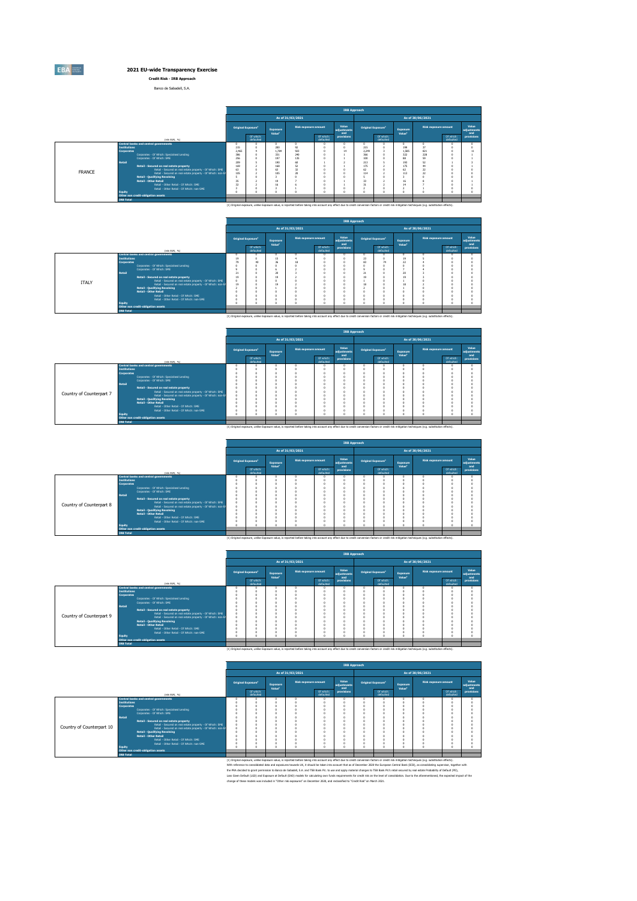# 2021 EU-wide Transparency Exercise

**Credit Risk - IRB Approach**

Banco de Sabadell, S.A.

## FRANCE

| (mln EUR, %) | IRB Approach | | | | | | | | | | | |
|---|---|---|---|---|---|---|---|---|---|---|---|---|
| | As of 31/03/2021 | | | | | | As of 30/06/2021 | | | | | |
| | Original Exposure[1] | Of which: defaulted | Exposure Value[1] | Risk exposure amount | Of which: defaulted | Value adjustments and provisions | Original Exposure[1] | Of which: defaulted | Exposure Value[1] | Risk exposure amount | Of which: defaulted | Value adjustments and provisions |
| Central banks and central governments | 0 | 0 | 0 | 0 | 0 | 0 | 0 | 0 | 0 | 0 | 0 | 0 |
| Institutions | 235 | 0 | 283 | 92 | 0 | 0 | 215 | 0 | 199 | 37 | 0 | 0 |
| Corporates | 2,465 | 4 | 1,784 | 922 | 0 | 14 | 2,249 | 3 | 1,585 | 821 | 0 | 11 |
| Corporates - Of Which: Specialised Lending | 386 | 0 | 331 | 249 | 0 | 1 | 366 | 0 | 322 | 228 | 0 | 1 |
| Corporates - Of Which: SME | 256 | 0 | 197 | 135 | 0 | 1 | 100 | 0 | 88 | 59 | 0 | 1 |
| Retail | 209 | 5 | 190 | 68 | 1 | 2 | 213 | 5 | 193 | 52 | 1 | 2 |
| Retail - Secured on real estate property | 169 | 2 | 168 | 52 | 0 | 1 | 175 | 2 | 175 | 44 | 0 | 1 |
| Retail - Secured on real estate property - Of Which: SME | 63 | 0 | 63 | 32 | 0 | 0 | 62 | 0 | 62 | 22 | 0 | 0 |
| Retail - Secured on real estate property - Of Which: non-SME | 105 | 2 | 105 | 28 | 0 | 1 | 114 | 2 | 113 | 22 | 0 | 1 |
| Retail - Qualifying Revolving | 5 | 0 | 3 | 0 | 0 | 0 | 5 | 0 | 2 | 0 | 0 | 0 |
| Retail - Other Retail | 35 | 2 | 19 | 7 | 0 | 1 | 33 | 2 | 16 | 8 | 0 | 1 |
| Retail - Other Retail - Of Which: SME | 32 | 2 | 16 | 6 | 0 | 1 | 31 | 2 | 14 | 7 | 0 | 1 |
| Retail - Other Retail - Of Which: non-SME | 3 | 0 | 3 | 1 | 0 | 0 | 2 | 0 | 2 | 1 | 0 | 0 |
| Equity | 0 | 0 | 0 | 0 | 0 | 0 | 0 | 0 | 0 | 0 | 0 | 0 |
| Other non credit-obligation assets | | | | | | | | | | | | |
| IRB Total | | | | | | | | | | | | |

(1) Original exposure, unlike Exposure value, is reported before taking into account any effect due to credit conversion factors or credit risk mitigation techniques (e.g. substitution effects).

## ITALY

| (mln EUR, %) | IRB Approach | | | | | | | | | | | |
|---|---|---|---|---|---|---|---|---|---|---|---|---|
| | As of 31/03/2021 | | | | | | As of 30/06/2021 | | | | | |
| | Original Exposure[1] | Of which: defaulted | Exposure Value[1] | Risk exposure amount | Of which: defaulted | Value adjustments and provisions | Original Exposure[1] | Of which: defaulted | Exposure Value[1] | Risk exposure amount | Of which: defaulted | Value adjustments and provisions |
| Central banks and central governments | 0 | 0 | 0 | 0 | 0 | 0 | 0 | 0 | 0 | 0 | 0 | 0 |
| Institutions | 19 | 0 | 15 | 4 | 0 | 0 | 23 | 0 | 19 | 5 | 0 | 0 |
| Corporates | 79 | 40 | 26 | 18 | 0 | 0 | 83 | 74 | 22 | 4 | 0 | 0 |
| Corporates - Of Which: Specialised Lending | 0 | 0 | 0 | 0 | 0 | 0 | 0 | 0 | 0 | 0 | 0 | 0 |
| Corporates - Of Which: SME | 9 | 0 | 6 | 2 | 0 | 0 | 9 | 0 | 7 | 4 | 0 | 0 |
| Retail | 21 | 0 | 20 | 2 | 0 | 0 | 21 | 0 | 20 | 2 | 0 | 0 |
| Retail - Secured on real estate property | 19 | 0 | 19 | 2 | 0 | 0 | 19 | 0 | 19 | 2 | 0 | 0 |
| Retail - Secured on real estate property - Of Which: SME | 0 | 0 | 0 | 0 | 0 | 0 | 1 | 0 | 1 | 0 | 0 | 0 |
| Retail - Secured on real estate property - Of Which: non-SME | 19 | 0 | 19 | 2 | 0 | 0 | 18 | 0 | 18 | 2 | 0 | 0 |
| Retail - Qualifying Revolving | 2 | 0 | 1 | 0 | 0 | 0 | 2 | 0 | 1 | 0 | 0 | 0 |
| Retail - Other Retail | 0 | 0 | 0 | 0 | 0 | 0 | 0 | 0 | 0 | 0 | 0 | 0 |
| Retail - Other Retail - Of Which: SME | 0 | 0 | 0 | 0 | 0 | 0 | 0 | 0 | 0 | 0 | 0 | 0 |
| Retail - Other Retail - Of Which: non-SME | 0 | 0 | 0 | 0 | 0 | 0 | 0 | 0 | 0 | 0 | 0 | 0 |
| Equity | 0 | 0 | 0 | 0 | 0 | 0 | 0 | 0 | 0 | 0 | 0 | 0 |
| Other non credit-obligation assets | | | | | | | | | | | | |
| IRB Total | | | | | | | | | | | | |

(1) Original exposure, unlike Exposure value, is reported before taking into account any effect due to credit conversion factors or credit risk mitigation techniques (e.g. substitution effects).

## Country of Counterpart 7

| (mln EUR, %) | IRB Approach | | | | | | | | | | | |
|---|---|---|---|---|---|---|---|---|---|---|---|---|
| | As of 31/03/2021 | | | | | | As of 30/06/2021 | | | | | |
| | Original Exposure[1] | Of which: defaulted | Exposure Value[1] | Risk exposure amount | Of which: defaulted | Value adjustments and provisions | Original Exposure[1] | Of which: defaulted | Exposure Value[1] | Risk exposure amount | Of which: defaulted | Value adjustments and provisions |
| Central banks and central governments | 0 | 0 | 0 | 0 | 0 | 0 | 0 | 0 | 0 | 0 | 0 | 0 |
| Institutions | 0 | 0 | 0 | 0 | 0 | 0 | 0 | 0 | 0 | 0 | 0 | 0 |
| Corporates | 0 | 0 | 0 | 0 | 0 | 0 | 0 | 0 | 0 | 0 | 0 | 0 |
| Corporates - Of Which: Specialised Lending | 0 | 0 | 0 | 0 | 0 | 0 | 0 | 0 | 0 | 0 | 0 | 0 |
| Corporates - Of Which: SME | 0 | 0 | 0 | 0 | 0 | 0 | 0 | 0 | 0 | 0 | 0 | 0 |
| Retail | 0 | 0 | 0 | 0 | 0 | 0 | 0 | 0 | 0 | 0 | 0 | 0 |
| Retail - Secured on real estate property | 0 | 0 | 0 | 0 | 0 | 0 | 0 | 0 | 0 | 0 | 0 | 0 |
| Retail - Secured on real estate property - Of Which: SME | 0 | 0 | 0 | 0 | 0 | 0 | 0 | 0 | 0 | 0 | 0 | 0 |
| Retail - Secured on real estate property - Of Which: non-SME | 0 | 0 | 0 | 0 | 0 | 0 | 0 | 0 | 0 | 0 | 0 | 0 |
| Retail - Qualifying Revolving | 0 | 0 | 0 | 0 | 0 | 0 | 0 | 0 | 0 | 0 | 0 | 0 |
| Retail - Other Retail | 0 | 0 | 0 | 0 | 0 | 0 | 0 | 0 | 0 | 0 | 0 | 0 |
| Retail - Other Retail - Of Which: SME | 0 | 0 | 0 | 0 | 0 | 0 | 0 | 0 | 0 | 0 | 0 | 0 |
| Retail - Other Retail - Of Which: non-SME | 0 | 0 | 0 | 0 | 0 | 0 | 0 | 0 | 0 | 0 | 0 | 0 |
| Equity | 0 | 0 | 0 | 0 | 0 | 0 | 0 | 0 | 0 | 0 | 0 | 0 |
| Other non credit-obligation assets | | | | | | | | | | | | |
| IRB Total | | | | | | | | | | | | |

(1) Original exposure, unlike Exposure value, is reported before taking into account any effect due to credit conversion factors or credit risk mitigation techniques (e.g. substitution effects).

## Country of Counterpart 8

| (mln EUR, %) | IRB Approach | | | | | | | | | | | |
|---|---|---|---|---|---|---|---|---|---|---|---|---|
| | As of 31/03/2021 | | | | | | As of 30/06/2021 | | | | | |
| | Original Exposure[1] | Of which: defaulted | Exposure Value[1] | Risk exposure amount | Of which: defaulted | Value adjustments and provisions | Original Exposure[1] | Of which: defaulted | Exposure Value[1] | Risk exposure amount | Of which: defaulted | Value adjustments and provisions |
| Central banks and central governments | 0 | 0 | 0 | 0 | 0 | 0 | 0 | 0 | 0 | 0 | 0 | 0 |
| Institutions | 0 | 0 | 0 | 0 | 0 | 0 | 0 | 0 | 0 | 0 | 0 | 0 |
| Corporates | 0 | 0 | 0 | 0 | 0 | 0 | 0 | 0 | 0 | 0 | 0 | 0 |
| Corporates - Of Which: Specialised Lending | 0 | 0 | 0 | 0 | 0 | 0 | 0 | 0 | 0 | 0 | 0 | 0 |
| Corporates - Of Which: SME | 0 | 0 | 0 | 0 | 0 | 0 | 0 | 0 | 0 | 0 | 0 | 0 |
| Retail | 0 | 0 | 0 | 0 | 0 | 0 | 0 | 0 | 0 | 0 | 0 | 0 |
| Retail - Secured on real estate property | 0 | 0 | 0 | 0 | 0 | 0 | 0 | 0 | 0 | 0 | 0 | 0 |
| Retail - Secured on real estate property - Of Which: SME | 0 | 0 | 0 | 0 | 0 | 0 | 0 | 0 | 0 | 0 | 0 | 0 |
| Retail - Secured on real estate property - Of Which: non-SME | 0 | 0 | 0 | 0 | 0 | 0 | 0 | 0 | 0 | 0 | 0 | 0 |
| Retail - Qualifying Revolving | 0 | 0 | 0 | 0 | 0 | 0 | 0 | 0 | 0 | 0 | 0 | 0 |
| Retail - Other Retail | 0 | 0 | 0 | 0 | 0 | 0 | 0 | 0 | 0 | 0 | 0 | 0 |
| Retail - Other Retail - Of Which: SME | 0 | 0 | 0 | 0 | 0 | 0 | 0 | 0 | 0 | 0 | 0 | 0 |
| Retail - Other Retail - Of Which: non-SME | 0 | 0 | 0 | 0 | 0 | 0 | 0 | 0 | 0 | 0 | 0 | 0 |
| Equity | 0 | 0 | 0 | 0 | 0 | 0 | 0 | 0 | 0 | 0 | 0 | 0 |
| Other non credit-obligation assets | | | | | | | | | | | | |
| IRB Total | | | | | | | | | | | | |

(1) Original exposure, unlike Exposure value, is reported before taking into account any effect due to credit conversion factors or credit risk mitigation techniques (e.g. substitution effects).

## Country of Counterpart 9

| (mln EUR, %) | IRB Approach | | | | | | | | | | | |
|---|---|---|---|---|---|---|---|---|---|---|---|---|
| | As of 31/03/2021 | | | | | | As of 30/06/2021 | | | | | |
| | Original Exposure[1] | Of which: defaulted | Exposure Value[1] | Risk exposure amount | Of which: defaulted | Value adjustments and provisions | Original Exposure[1] | Of which: defaulted | Exposure Value[1] | Risk exposure amount | Of which: defaulted | Value adjustments and provisions |
| Central banks and central governments | 0 | 0 | 0 | 0 | 0 | 0 | 0 | 0 | 0 | 0 | 0 | 0 |
| Institutions | 0 | 0 | 0 | 0 | 0 | 0 | 0 | 0 | 0 | 0 | 0 | 0 |
| Corporates | 0 | 0 | 0 | 0 | 0 | 0 | 0 | 0 | 0 | 0 | 0 | 0 |
| Corporates - Of Which: Specialised Lending | 0 | 0 | 0 | 0 | 0 | 0 | 0 | 0 | 0 | 0 | 0 | 0 |
| Corporates - Of Which: SME | 0 | 0 | 0 | 0 | 0 | 0 | 0 | 0 | 0 | 0 | 0 | 0 |
| Retail | 0 | 0 | 0 | 0 | 0 | 0 | 0 | 0 | 0 | 0 | 0 | 0 |
| Retail - Secured on real estate property | 0 | 0 | 0 | 0 | 0 | 0 | 0 | 0 | 0 | 0 | 0 | 0 |
| Retail - Secured on real estate property - Of Which: SME | 0 | 0 | 0 | 0 | 0 | 0 | 0 | 0 | 0 | 0 | 0 | 0 |
| Retail - Secured on real estate property - Of Which: non-SME | 0 | 0 | 0 | 0 | 0 | 0 | 0 | 0 | 0 | 0 | 0 | 0 |
| Retail - Qualifying Revolving | 0 | 0 | 0 | 0 | 0 | 0 | 0 | 0 | 0 | 0 | 0 | 0 |
| Retail - Other Retail | 0 | 0 | 0 | 0 | 0 | 0 | 0 | 0 | 0 | 0 | 0 | 0 |
| Retail - Other Retail - Of Which: SME | 0 | 0 | 0 | 0 | 0 | 0 | 0 | 0 | 0 | 0 | 0 | 0 |
| Retail - Other Retail - Of Which: non-SME | 0 | 0 | 0 | 0 | 0 | 0 | 0 | 0 | 0 | 0 | 0 | 0 |
| Equity | 0 | 0 | 0 | 0 | 0 | 0 | 0 | 0 | 0 | 0 | 0 | 0 |
| Other non credit-obligation assets | | | | | | | | | | | | |
| IRB Total | | | | | | | | | | | | |

(1) Original exposure, unlike Exposure value, is reported before taking into account any effect due to credit conversion factors or credit risk mitigation techniques (e.g. substitution effects).

## Country of Counterpart 10

| (mln EUR, %) | IRB Approach | | | | | | | | | | | |
|---|---|---|---|---|---|---|---|---|---|---|---|---|
| | As of 31/03/2021 | | | | | | As of 30/06/2021 | | | | | |
| | Original Exposure[1] | Of which: defaulted | Exposure Value[1] | Risk exposure amount | Of which: defaulted | Value adjustments and provisions | Original Exposure[1] | Of which: defaulted | Exposure Value[1] | Risk exposure amount | Of which: defaulted | Value adjustments and provisions |
| Central banks and central governments | 0 | 0 | 0 | 0 | 0 | 0 | 0 | 0 | 0 | 0 | 0 | 0 |
| Institutions | 0 | 0 | 0 | 0 | 0 | 0 | 0 | 0 | 0 | 0 | 0 | 0 |
| Corporates | 0 | 0 | 0 | 0 | 0 | 0 | 0 | 0 | 0 | 0 | 0 | 0 |
| Corporates - Of Which: Specialised Lending | 0 | 0 | 0 | 0 | 0 | 0 | 0 | 0 | 0 | 0 | 0 | 0 |
| Corporates - Of Which: SME | 0 | 0 | 0 | 0 | 0 | 0 | 0 | 0 | 0 | 0 | 0 | 0 |
| Retail | 0 | 0 | 0 | 0 | 0 | 0 | 0 | 0 | 0 | 0 | 0 | 0 |
| Retail - Secured on real estate property | 0 | 0 | 0 | 0 | 0 | 0 | 0 | 0 | 0 | 0 | 0 | 0 |
| Retail - Secured on real estate property - Of Which: SME | 0 | 0 | 0 | 0 | 0 | 0 | 0 | 0 | 0 | 0 | 0 | 0 |
| Retail - Secured on real estate property - Of Which: non-SME | 0 | 0 | 0 | 0 | 0 | 0 | 0 | 0 | 0 | 0 | 0 | 0 |
| Retail - Qualifying Revolving | 0 | 0 | 0 | 0 | 0 | 0 | 0 | 0 | 0 | 0 | 0 | 0 |
| Retail - Other Retail | 0 | 0 | 0 | 0 | 0 | 0 | 0 | 0 | 0 | 0 | 0 | 0 |
| Retail - Other Retail - Of Which: SME | 0 | 0 | 0 | 0 | 0 | 0 | 0 | 0 | 0 | 0 | 0 | 0 |
| Retail - Other Retail - Of Which: non-SME | 0 | 0 | 0 | 0 | 0 | 0 | 0 | 0 | 0 | 0 | 0 | 0 |
| Equity | 0 | 0 | 0 | 0 | 0 | 0 | 0 | 0 | 0 | 0 | 0 | 0 |
| Other non credit-obligation assets | | | | | | | | | | | | |
| IRB Total | | | | | | | | | | | | |

(1) Original exposure, unlike Exposure value, is reported before taking into account any effect due to credit conversion factors or credit risk mitigation techniques (e.g. substitution effects).

With reference to consolidated data and exposures towards UK, it should be taken into account that as of December 2020 the European Central Bank (ECB), as consolidating supervisor, together with the PRA decided to grant permission to Banco de Sabadell, S.A. and TSB Bank Plc. to use and apply material changes to TSB Bank Plc's retail secured by real estate Probability of Default (PD), Loss Given Default (LGD) and Exposure at Default (EAD) models for calculating own funds requirements for credit risk on the level of consolidation. Due to the aforementioned, the expected impact of the change of these models was included in "Other risk exposures" on December 2020, and reclassified to "Credit Risk" on March 2021.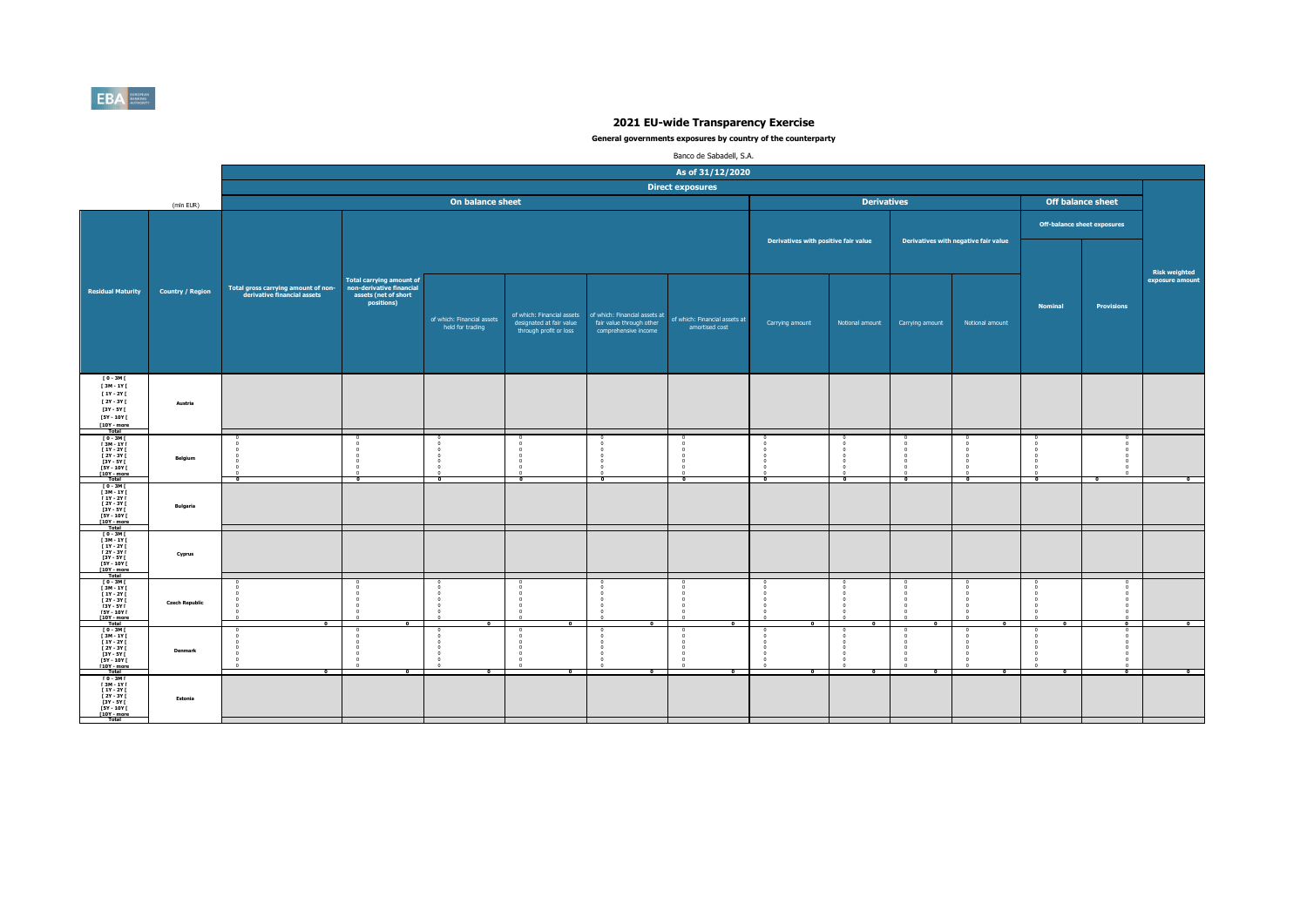# 2021 EU-wide Transparency Exercise

**General governments exposures by country of the counterparty**

Banco de Sabadell, S.A.

| | | As of 31/12/2020 | | | | | | | | | | | | |
|---|---|---|---|---|---|---|---|---|---|---|---|---|---|---|
| | | Direct exposures | | | | | | | | | | | | |
| | (mln EUR) | On balance sheet | | | | | | Derivatives | | | | Off balance sheet | | |
| | | | | | | | | Derivatives with positive fair value | | Derivatives with negative fair value | | Off-balance sheet exposures | | |
| Residual Maturity | Country / Region | Total gross carrying amount of non-derivative financial assets | Total carrying amount of non-derivative financial assets (net of short positions) | of which: Financial assets held for trading | of which: Financial assets designated at fair value through profit or loss | of which: Financial assets at fair value through other comprehensive income | of which: Financial assets at amortised cost | Carrying amount | Notional amount | Carrying amount | Notional amount | Nominal | Provisions | Risk weighted exposure amount |
| [ 0 - 3M [ | Austria | | | | | | | | | | | | | |
| [ 3M - 1Y [ | | | | | | | | | | | | | | |
| [ 1Y - 2Y [ | | | | | | | | | | | | | | |
| [ 2Y - 3Y [ | | | | | | | | | | | | | | |
| [3Y - 5Y [ | | | | | | | | | | | | | | |
| [5Y - 10Y [ | | | | | | | | | | | | | | |
| [10Y - more | | | | | | | | | | | | | | |
| Total | | | | | | | | | | | | | | |
| [ 0 - 3M [ | Belgium | 0 | 0 | 0 | 0 | 0 | 0 | 0 | 0 | 0 | 0 | 0 | 0 | |
| [ 3M - 1Y [ | | 0 | 0 | 0 | 0 | 0 | 0 | 0 | 0 | 0 | 0 | 0 | 0 | |
| [ 1Y - 2Y [ | | 0 | 0 | 0 | 0 | 0 | 0 | 0 | 0 | 0 | 0 | 0 | 0 | |
| [ 2Y - 3Y [ | | 0 | 0 | 0 | 0 | 0 | 0 | 0 | 0 | 0 | 0 | 0 | 0 | |
| [3Y - 5Y [ | | 0 | 0 | 0 | 0 | 0 | 0 | 0 | 0 | 0 | 0 | 0 | 0 | |
| [5Y - 10Y [ | | 0 | 0 | 0 | 0 | 0 | 0 | 0 | 0 | 0 | 0 | 0 | 0 | |
| [10Y - more | | 0 | 0 | 0 | 0 | 0 | 0 | 0 | 0 | 0 | 0 | 0 | 0 | |
| Total | | 0 | 0 | 0 | 0 | 0 | 0 | 0 | 0 | 0 | 0 | 0 | 0 | 0 |
| [ 0 - 3M [ | Bulgaria | | | | | | | | | | | | | |
| [ 3M - 1Y [ | | | | | | | | | | | | | | |
| [ 1Y - 2Y [ | | | | | | | | | | | | | | |
| [ 2Y - 3Y [ | | | | | | | | | | | | | | |
| [3Y - 5Y [ | | | | | | | | | | | | | | |
| [5Y - 10Y [ | | | | | | | | | | | | | | |
| [10Y - more | | | | | | | | | | | | | | |
| Total | | | | | | | | | | | | | | |
| [ 0 - 3M [ | Cyprus | | | | | | | | | | | | | |
| [ 3M - 1Y [ | | | | | | | | | | | | | | |
| [ 1Y - 2Y [ | | | | | | | | | | | | | | |
| [ 2Y - 3Y [ | | | | | | | | | | | | | | |
| [3Y - 5Y [ | | | | | | | | | | | | | | |
| [5Y - 10Y [ | | | | | | | | | | | | | | |
| [10Y - more | | | | | | | | | | | | | | |
| Total | | | | | | | | | | | | | | |
| [ 0 - 3M [ | Czech Republic | 0 | 0 | 0 | 0 | 0 | 0 | 0 | 0 | 0 | 0 | 0 | 0 | |
| [ 3M - 1Y [ | | 0 | 0 | 0 | 0 | 0 | 0 | 0 | 0 | 0 | 0 | 0 | 0 | |
| [ 1Y - 2Y [ | | 0 | 0 | 0 | 0 | 0 | 0 | 0 | 0 | 0 | 0 | 0 | 0 | |
| [ 2Y - 3Y [ | | 0 | 0 | 0 | 0 | 0 | 0 | 0 | 0 | 0 | 0 | 0 | 0 | |
| [3Y - 5Y [ | | 0 | 0 | 0 | 0 | 0 | 0 | 0 | 0 | 0 | 0 | 0 | 0 | |
| [5Y - 10Y [ | | 0 | 0 | 0 | 0 | 0 | 0 | 0 | 0 | 0 | 0 | 0 | 0 | |
| [10Y - more | | 0 | 0 | 0 | 0 | 0 | 0 | 0 | 0 | 0 | 0 | 0 | 0 | |
| Total | | 0 | 0 | 0 | 0 | 0 | 0 | 0 | 0 | 0 | 0 | 0 | 0 | 0 |
| [ 0 - 3M [ | Denmark | 0 | 0 | 0 | 0 | 0 | 0 | 0 | 0 | 0 | 0 | 0 | 0 | |
| [ 3M - 1Y [ | | 0 | 0 | 0 | 0 | 0 | 0 | 0 | 0 | 0 | 0 | 0 | 0 | |
| [ 1Y - 2Y [ | | 0 | 0 | 0 | 0 | 0 | 0 | 0 | 0 | 0 | 0 | 0 | 0 | |
| [ 2Y - 3Y [ | | 0 | 0 | 0 | 0 | 0 | 0 | 0 | 0 | 0 | 0 | 0 | 0 | |
| [3Y - 5Y [ | | 0 | 0 | 0 | 0 | 0 | 0 | 0 | 0 | 0 | 0 | 0 | 0 | |
| [5Y - 10Y [ | | 0 | 0 | 0 | 0 | 0 | 0 | 0 | 0 | 0 | 0 | 0 | 0 | |
| [10Y - more | | 0 | 0 | 0 | 0 | 0 | 0 | 0 | 0 | 0 | 0 | 0 | 0 | |
| Total | | 0 | 0 | 0 | 0 | 0 | 0 | 0 | 0 | 0 | 0 | 0 | 0 | 0 |
| [ 0 - 3M [ | Estonia | | | | | | | | | | | | | |
| [ 3M - 1Y [ | | | | | | | | | | | | | | |
| [ 1Y - 2Y [ | | | | | | | | | | | | | | |
| [ 2Y - 3Y [ | | | | | | | | | | | | | | |
| [3Y - 5Y [ | | | | | | | | | | | | | | |
| [5Y - 10Y [ | | | | | | | | | | | | | | |
| [10Y - more | | | | | | | | | | | | | | |
| Total | | | | | | | | | | | | | | |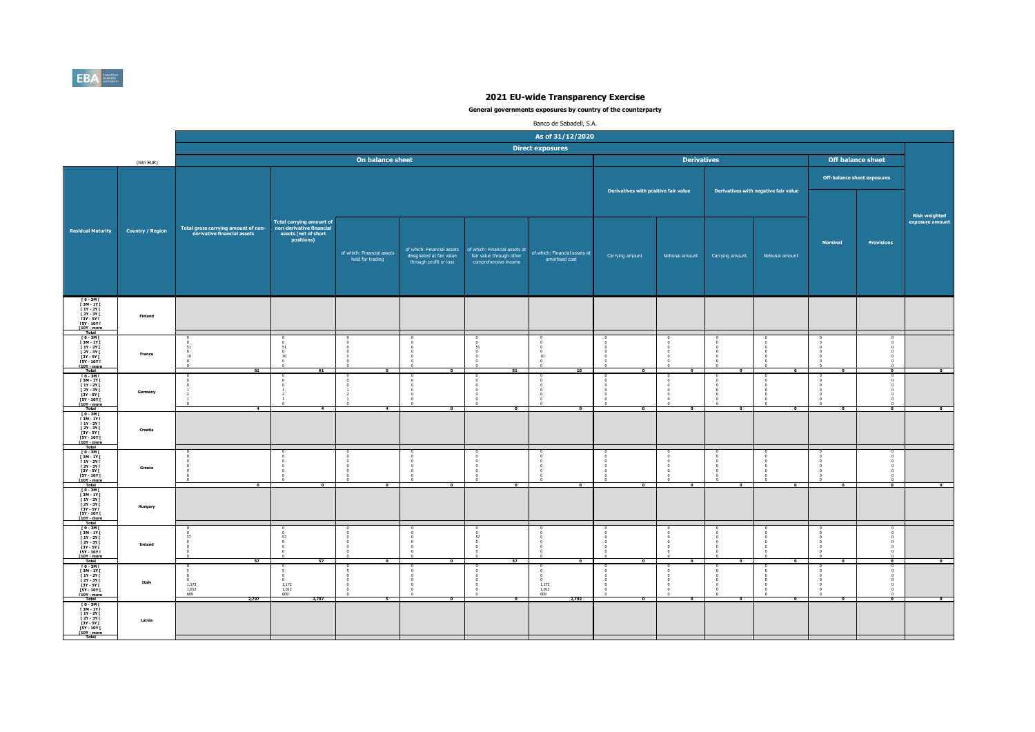# 2021 EU-wide Transparency Exercise

**General governments exposures by country of the counterparty**

Banco de Sabadell, S.A.

| | | As of 31/12/2020 | | | | | | | | | | | | |
|---|---|---|---|---|---|---|---|---|---|---|---|---|---|---|
| | | Direct exposures | | | | | | | | | | | | |
| | (mln EUR) | On balance sheet | | | | | | Derivatives | | | | Off balance sheet | | |
| | | | | | | | | Derivatives with positive fair value | | Derivatives with negative fair value | | Off-balance sheet exposures | | |
| Residual Maturity | Country / Region | Total gross carrying amount of non-derivative financial assets | Total carrying amount of non-derivative financial assets (net of short positions) | of which: Financial assets held for trading | of which: Financial assets designated at fair value through profit or loss | of which: Financial assets at fair value through other comprehensive income | of which: Financial assets at amortised cost | Carrying amount | Notional amount | Carrying amount | Notional amount | Nominal | Provisions | Risk weighted exposure amount |
| [ 0 - 3M [ | Finland | | | | | | | | | | | | | |
| [ 3M - 1Y [ | | | | | | | | | | | | | | |
| [ 1Y - 2Y [ | | | | | | | | | | | | | | |
| [ 2Y - 3Y [ | | | | | | | | | | | | | | |
| [3Y - 5Y [ | | | | | | | | | | | | | | |
| [5Y - 10Y [ | | | | | | | | | | | | | | |
| [10Y - more | | | | | | | | | | | | | | |
| Total | | | | | | | | | | | | | | |
| [ 0 - 3M [ | France | 0 | 0 | 0 | 0 | 0 | 0 | 0 | 0 | 0 | 0 | 0 | 0 | |
| [ 3M - 1Y [ | | 0 | 0 | 0 | 0 | 0 | 0 | 0 | 0 | 0 | 0 | 0 | 0 | |
| [ 1Y - 2Y [ | | 51 | 51 | 0 | 0 | 51 | 0 | 0 | 0 | 0 | 0 | 0 | 0 | |
| [ 2Y - 3Y [ | | 0 | 0 | 0 | 0 | 0 | 0 | 0 | 0 | 0 | 0 | 0 | 0 | |
| [3Y - 5Y [ | | 10 | 10 | 0 | 0 | 0 | 10 | 0 | 0 | 0 | 0 | 0 | 0 | |
| [5Y - 10Y [ | | 0 | 0 | 0 | 0 | 0 | 0 | 0 | 0 | 0 | 0 | 0 | 0 | |
| [10Y - more | | 0 | 0 | 0 | 0 | 0 | 0 | 0 | 0 | 0 | 0 | 0 | 0 | |
| Total | | 61 | 61 | 0 | 0 | 51 | 10 | 0 | 0 | 0 | 0 | 0 | 0 | 0 |
| [ 0 - 3M [ | Germany | 0 | 0 | 0 | 0 | 0 | 0 | 0 | 0 | 0 | 0 | 0 | 0 | |
| [ 3M - 1Y [ | | 0 | 0 | 0 | 0 | 0 | 0 | 0 | 0 | 0 | 0 | 0 | 0 | |
| [ 1Y - 2Y [ | | 0 | 0 | 0 | 0 | 0 | 0 | 0 | 0 | 0 | 0 | 0 | 0 | |
| [ 2Y - 3Y [ | | 1 | 1 | 1 | 0 | 0 | 0 | 0 | 0 | 0 | 0 | 0 | 0 | |
| [3Y - 5Y [ | | 2 | 2 | 2 | 0 | 0 | 0 | 0 | 0 | 0 | 0 | 0 | 0 | |
| [5Y - 10Y [ | | 1 | 1 | 1 | 0 | 0 | 0 | 0 | 0 | 0 | 0 | 0 | 0 | |
| [10Y - more | | 0 | 0 | 0 | 0 | 0 | 0 | 0 | 0 | 0 | 0 | 0 | 0 | |
| Total | | 4 | 4 | 4 | 0 | 0 | 0 | 0 | 0 | 0 | 0 | 0 | 0 | 0 |
| [ 0 - 3M [ | Croatia | | | | | | | | | | | | | |
| [ 3M - 1Y [ | | | | | | | | | | | | | | |
| [ 1Y - 2Y [ | | | | | | | | | | | | | | |
| [ 2Y - 3Y [ | | | | | | | | | | | | | | |
| [3Y - 5Y [ | | | | | | | | | | | | | | |
| [5Y - 10Y [ | | | | | | | | | | | | | | |
| [10Y - more | | | | | | | | | | | | | | |
| Total | | | | | | | | | | | | | | |
| [ 0 - 3M [ | Greece | 0 | 0 | 0 | 0 | 0 | 0 | 0 | 0 | 0 | 0 | 0 | 0 | |
| [ 3M - 1Y [ | | 0 | 0 | 0 | 0 | 0 | 0 | 0 | 0 | 0 | 0 | 0 | 0 | |
| [ 1Y - 2Y [ | | 0 | 0 | 0 | 0 | 0 | 0 | 0 | 0 | 0 | 0 | 0 | 0 | |
| [ 2Y - 3Y [ | | 0 | 0 | 0 | 0 | 0 | 0 | 0 | 0 | 0 | 0 | 0 | 0 | |
| [3Y - 5Y [ | | 0 | 0 | 0 | 0 | 0 | 0 | 0 | 0 | 0 | 0 | 0 | 0 | |
| [5Y - 10Y [ | | 0 | 0 | 0 | 0 | 0 | 0 | 0 | 0 | 0 | 0 | 0 | 0 | |
| [10Y - more | | 0 | 0 | 0 | 0 | 0 | 0 | 0 | 0 | 0 | 0 | 0 | 0 | |
| Total | | 0 | 0 | 0 | 0 | 0 | 0 | 0 | 0 | 0 | 0 | 0 | 0 | 0 |
| [ 0 - 3M [ | Hungary | | | | | | | | | | | | | |
| [ 3M - 1Y [ | | | | | | | | | | | | | | |
| [ 1Y - 2Y [ | | | | | | | | | | | | | | |
| [ 2Y - 3Y [ | | | | | | | | | | | | | | |
| [3Y - 5Y [ | | | | | | | | | | | | | | |
| [5Y - 10Y [ | | | | | | | | | | | | | | |
| [10Y - more | | | | | | | | | | | | | | |
| Total | | | | | | | | | | | | | | |
| [ 0 - 3M [ | Ireland | 0 | 0 | 0 | 0 | 0 | 0 | 0 | 0 | 0 | 0 | 0 | 0 | |
| [ 3M - 1Y [ | | 0 | 0 | 0 | 0 | 0 | 0 | 0 | 0 | 0 | 0 | 0 | 0 | |
| [ 1Y - 2Y [ | | 57 | 57 | 0 | 0 | 57 | 0 | 0 | 0 | 0 | 0 | 0 | 0 | |
| [ 2Y - 3Y [ | | 0 | 0 | 0 | 0 | 0 | 0 | 0 | 0 | 0 | 0 | 0 | 0 | |
| [3Y - 5Y [ | | 0 | 0 | 0 | 0 | 0 | 0 | 0 | 0 | 0 | 0 | 0 | 0 | |
| [5Y - 10Y [ | | 0 | 0 | 0 | 0 | 0 | 0 | 0 | 0 | 0 | 0 | 0 | 0 | |
| [10Y - more | | 0 | 0 | 0 | 0 | 0 | 0 | 0 | 0 | 0 | 0 | 0 | 0 | |
| Total | | 57 | 57 | 0 | 0 | 57 | 0 | 0 | 0 | 0 | 0 | 0 | 0 | 0 |
| [ 0 - 3M [ | Italy | 0 | 0 | 0 | 0 | 0 | 0 | 0 | 0 | 0 | 0 | 0 | 0 | |
| [ 3M - 1Y [ | | 5 | 5 | 5 | 0 | 0 | 0 | 0 | 0 | 0 | 0 | 0 | 0 | |
| [ 1Y - 2Y [ | | 0 | 0 | 0 | 0 | 0 | 0 | 0 | 0 | 0 | 0 | 0 | 0 | |
| [ 2Y - 3Y [ | | 0 | 0 | 0 | 0 | 0 | 0 | 0 | 0 | 0 | 0 | 0 | 0 | |
| [3Y - 5Y [ | | 1,172 | 1,172 | 0 | 0 | 0 | 1,172 | 0 | 0 | 0 | 0 | 0 | 0 | |
| [5Y - 10Y [ | | 1,012 | 1,012 | 0 | 0 | 0 | 1,012 | 0 | 0 | 0 | 0 | 0 | 0 | |
| [10Y - more | | 609 | 609 | 0 | 0 | 0 | 609 | 0 | 0 | 0 | 0 | 0 | 0 | |
| Total | | 2,797 | 2,797 | 5 | 0 | 0 | 2,792 | 0 | 0 | 0 | 0 | 0 | 0 | 0 |
| [ 0 - 3M [ | Latvia | | | | | | | | | | | | | |
| [ 3M - 1Y [ | | | | | | | | | | | | | | |
| [ 1Y - 2Y [ | | | | | | | | | | | | | | |
| [ 2Y - 3Y [ | | | | | | | | | | | | | | |
| [3Y - 5Y [ | | | | | | | | | | | | | | |
| [5Y - 10Y [ | | | | | | | | | | | | | | |
| [10Y - more | | | | | | | | | | | | | | |
| Total | | | | | | | | | | | | | | |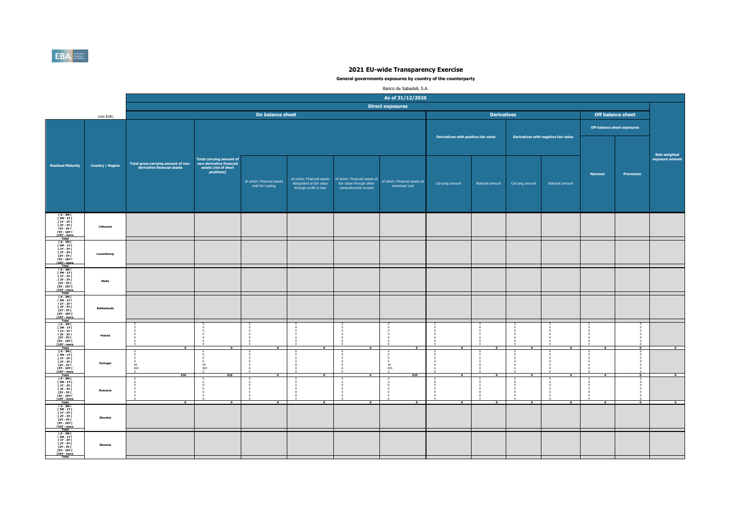# 2021 EU-wide Transparency Exercise

**General governments exposures by country of the counterparty**

Banco de Sabadell, S.A.

(mln EUR)

| Residual Maturity | Country / Region | Total gross carrying amount of non-derivative financial assets | Total carrying amount of non-derivative financial assets (net of short positions) | of which: Financial assets held for trading | of which: Financial assets designated at fair value through profit or loss | of which: Financial assets at fair value through other comprehensive income | of which: Financial assets at amortised cost | Derivatives with positive fair value: Carrying amount | Derivatives with positive fair value: Notional amount | Derivatives with negative fair value: Carrying amount | Derivatives with negative fair value: Notional amount | Off-balance sheet exposures: Nominal | Off-balance sheet exposures: Provisions | Risk weighted exposure amount |
|---|---|---|---|---|---|---|---|---|---|---|---|---|---|---|
| | | As of 31/12/2020 | | | | | | | | | | | | |
| | | Direct exposures | | | | | | | | | | | | |
| | | On balance sheet | | | | | | Derivatives | | | | Off balance sheet | | |
| [ 0 - 3M [ | Lithuania | | | | | | | | | | | | | |
| [ 3M - 1Y [ | | | | | | | | | | | | | | |
| [ 1Y - 2Y [ | | | | | | | | | | | | | | |
| [ 2Y - 3Y [ | | | | | | | | | | | | | | |
| [3Y - 5Y [ | | | | | | | | | | | | | | |
| [5Y - 10Y [ | | | | | | | | | | | | | | |
| [10Y - more | | | | | | | | | | | | | | |
| Total | | | | | | | | | | | | | | |
| [ 0 - 3M [ | Luxembourg | | | | | | | | | | | | | |
| [ 3M - 1Y [ | | | | | | | | | | | | | | |
| [ 1Y - 2Y [ | | | | | | | | | | | | | | |
| [ 2Y - 3Y [ | | | | | | | | | | | | | | |
| [3Y - 5Y [ | | | | | | | | | | | | | | |
| [5Y - 10Y [ | | | | | | | | | | | | | | |
| [10Y - more | | | | | | | | | | | | | | |
| Total | | | | | | | | | | | | | | |
| [ 0 - 3M [ | Malta | | | | | | | | | | | | | |
| [ 3M - 1Y [ | | | | | | | | | | | | | | |
| [ 1Y - 2Y [ | | | | | | | | | | | | | | |
| [ 2Y - 3Y [ | | | | | | | | | | | | | | |
| [3Y - 5Y [ | | | | | | | | | | | | | | |
| [5Y - 10Y [ | | | | | | | | | | | | | | |
| [10Y - more | | | | | | | | | | | | | | |
| Total | | | | | | | | | | | | | | |
| [ 0 - 3M [ | Netherlands | | | | | | | | | | | | | |
| [ 3M - 1Y [ | | | | | | | | | | | | | | |
| [ 1Y - 2Y [ | | | | | | | | | | | | | | |
| [ 2Y - 3Y [ | | | | | | | | | | | | | | |
| [3Y - 5Y [ | | | | | | | | | | | | | | |
| [5Y - 10Y [ | | | | | | | | | | | | | | |
| [10Y - more | | | | | | | | | | | | | | |
| Total | | | | | | | | | | | | | | |
| [ 0 - 3M [ | Poland | 0 | 0 | 0 | 0 | 0 | 0 | 0 | 0 | 0 | 0 | 0 | 0 | |
| [ 3M - 1Y [ | | 0 | 0 | 0 | 0 | 0 | 0 | 0 | 0 | 0 | 0 | 0 | 0 | |
| [ 1Y - 2Y [ | | 0 | 0 | 0 | 0 | 0 | 0 | 0 | 0 | 0 | 0 | 0 | 0 | |
| [ 2Y - 3Y [ | | 0 | 0 | 0 | 0 | 0 | 0 | 0 | 0 | 0 | 0 | 0 | 0 | |
| [3Y - 5Y [ | | 0 | 0 | 0 | 0 | 0 | 0 | 0 | 0 | 0 | 0 | 0 | 0 | |
| [5Y - 10Y [ | | 0 | 0 | 0 | 0 | 0 | 0 | 0 | 0 | 0 | 0 | 0 | 0 | |
| [10Y - more | | 0 | 0 | 0 | 0 | 0 | 0 | 0 | 0 | 0 | 0 | 0 | 0 | |
| Total | | 0 | 0 | 0 | 0 | 0 | 0 | 0 | 0 | 0 | 0 | 0 | 0 | 0 |
| [ 0 - 3M [ | Portugal | 0 | 0 | 0 | 0 | 0 | 0 | 0 | 0 | 0 | 0 | 0 | 0 | |
| [ 3M - 1Y [ | | 0 | 0 | 0 | 0 | 0 | 0 | 0 | 0 | 0 | 0 | 0 | 0 | |
| [ 1Y - 2Y [ | | 0 | 0 | 0 | 0 | 0 | 0 | 0 | 0 | 0 | 0 | 0 | 0 | |
| [ 2Y - 3Y [ | | 0 | 0 | 0 | 0 | 0 | 0 | 0 | 0 | 0 | 0 | 0 | 0 | |
| [3Y - 5Y [ | | 92 | 92 | 0 | 0 | 0 | 92 | 0 | 0 | 0 | 0 | 0 | 0 | |
| [5Y - 10Y [ | | 833 | 833 | 0 | 0 | 0 | 833 | 0 | 0 | 0 | 0 | 0 | 0 | |
| [10Y - more | | 0 | 0 | 0 | 0 | 0 | 0 | 0 | 0 | 0 | 0 | 0 | 0 | |
| Total | | 926 | 926 | 0 | 0 | 0 | 925 | 0 | 0 | 0 | 0 | 0 | 0 | 0 |
| [ 0 - 3M [ | Romania | 0 | 0 | 0 | 0 | 0 | 0 | 0 | 0 | 0 | 0 | 0 | 0 | |
| [ 3M - 1Y [ | | 0 | 0 | 0 | 0 | 0 | 0 | 0 | 0 | 0 | 0 | 0 | 0 | |
| [ 1Y - 2Y [ | | 0 | 0 | 0 | 0 | 0 | 0 | 0 | 0 | 0 | 0 | 0 | 0 | |
| [ 2Y - 3Y [ | | 0 | 0 | 0 | 0 | 0 | 0 | 0 | 0 | 0 | 0 | 0 | 0 | |
| [3Y - 5Y [ | | 0 | 0 | 0 | 0 | 0 | 0 | 0 | 0 | 0 | 0 | 0 | 0 | |
| [5Y - 10Y [ | | 0 | 0 | 0 | 0 | 0 | 0 | 0 | 0 | 0 | 0 | 0 | 0 | |
| [10Y - more | | 0 | 0 | 0 | 0 | 0 | 0 | 0 | 0 | 0 | 0 | 0 | 0 | |
| Total | | 0 | 0 | 0 | 0 | 0 | 0 | 0 | 0 | 0 | 0 | 0 | 0 | 0 |
| [ 0 - 3M [ | Slovakia | | | | | | | | | | | | | |
| [ 3M - 1Y [ | | | | | | | | | | | | | | |
| [ 1Y - 2Y [ | | | | | | | | | | | | | | |
| [ 2Y - 3Y [ | | | | | | | | | | | | | | |
| [3Y - 5Y [ | | | | | | | | | | | | | | |
| [5Y - 10Y [ | | | | | | | | | | | | | | |
| [10Y - more | | | | | | | | | | | | | | |
| Total | | | | | | | | | | | | | | |
| [ 0 - 3M [ | Slovenia | | | | | | | | | | | | | |
| [ 3M - 1Y [ | | | | | | | | | | | | | | |
| [ 1Y - 2Y [ | | | | | | | | | | | | | | |
| [ 2Y - 3Y [ | | | | | | | | | | | | | | |
| [3Y - 5Y [ | | | | | | | | | | | | | | |
| [5Y - 10Y [ | | | | | | | | | | | | | | |
| [10Y - more | | | | | | | | | | | | | | |
| Total | | | | | | | | | | | | | | |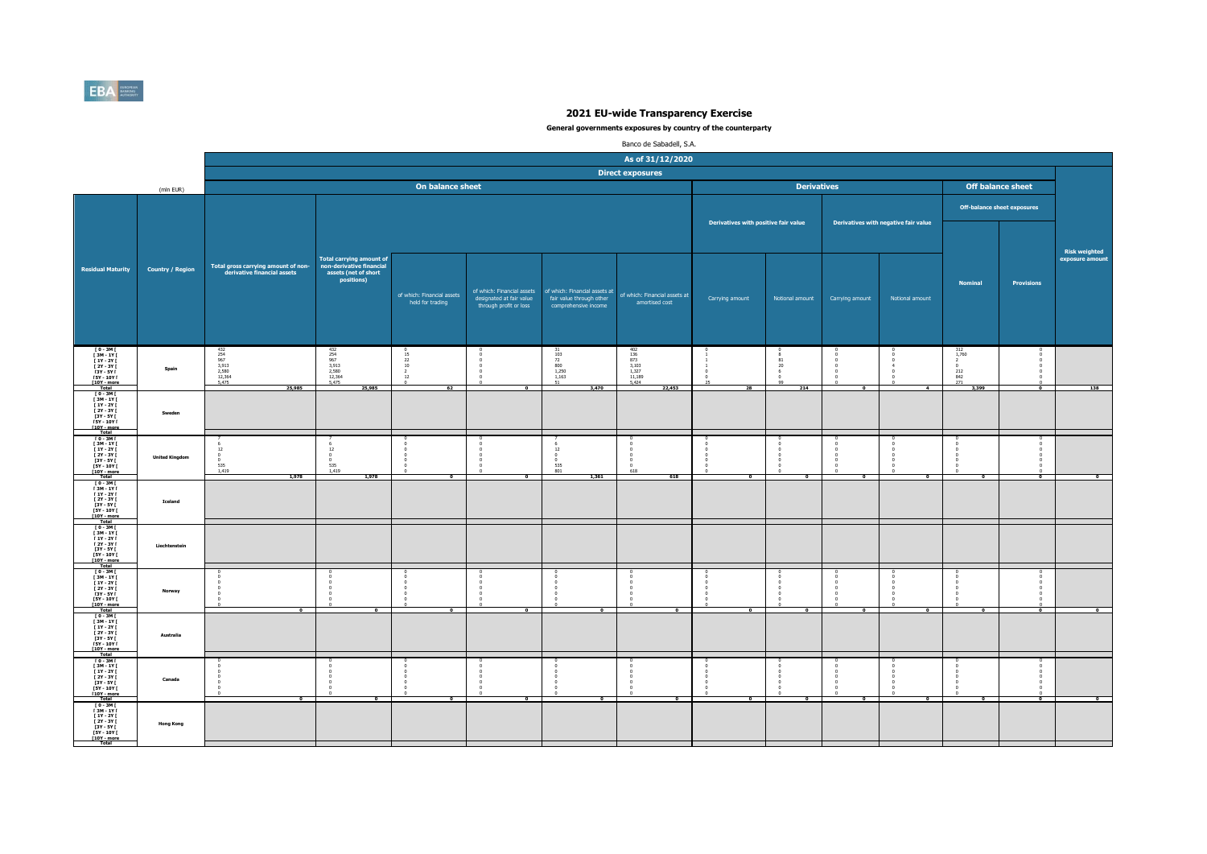# 2021 EU-wide Transparency Exercise

**General governments exposures by country of the counterparty**

Banco de Sabadell, S.A.

| | | As of 31/12/2020 | | | | | | | | | | | | |
|---|---|---|---|---|---|---|---|---|---|---|---|---|---|---|
| | | Direct exposures | | | | | | | | | | | | |
| (mln EUR) | | On balance sheet | | | | | | Derivatives | | | | Off balance sheet | | |
| | | | | | | | | Derivatives with positive fair value | | Derivatives with negative fair value | | Off-balance sheet exposures | | |
| Residual Maturity | Country / Region | Total gross carrying amount of non-derivative financial assets | Total carrying amount of non-derivative financial assets (net of short positions) | of which: Financial assets held for trading | of which: Financial assets designated at fair value through profit or loss | of which: Financial assets at fair value through other comprehensive income | of which: Financial assets at amortised cost | Carrying amount | Notional amount | Carrying amount | Notional amount | Nominal | Provisions | Risk weighted exposure amount |
| [ 0 - 3M [ | Spain | 432 | 432 | 0 | 0 | 31 | 402 | 0 | 0 | 0 | 0 | 312 | 0 | |
| [ 3M - 1Y [ | | 254 | 254 | 15 | 0 | 103 | 136 | 1 | 8 | 0 | 0 | 1,760 | 0 | |
| [ 1Y - 2Y [ | | 967 | 967 | 22 | 0 | 72 | 873 | 1 | 81 | 0 | 0 | 2 | 0 | |
| [ 2Y - 3Y [ | | 3,913 | 3,913 | 10 | 0 | 800 | 3,103 | 1 | 20 | 0 | 4 | 0 | 0 | |
| [3Y - 5Y [ | | 2,580 | 2,580 | 2 | 0 | 1,250 | 1,327 | 0 | 6 | 0 | 0 | 212 | 0 | |
| [5Y - 10Y [ | | 12,364 | 12,364 | 12 | 0 | 1,163 | 11,189 | 0 | 0 | 0 | 0 | 842 | 0 | |
| [10Y - more | | 5,475 | 5,475 | 0 | 0 | 51 | 5,424 | 25 | 99 | 0 | 0 | 271 | 0 | |
| Total | | 25,985 | 25,985 | 62 | 0 | 3,470 | 22,453 | 28 | 214 | 0 | 4 | 3,399 | 0 | 138 |
| [ 0 - 3M [ | Sweden | | | | | | | | | | | | | |
| [ 3M - 1Y [ | | | | | | | | | | | | | | |
| [ 1Y - 2Y [ | | | | | | | | | | | | | | |
| [ 2Y - 3Y [ | | | | | | | | | | | | | | |
| [3Y - 5Y [ | | | | | | | | | | | | | | |
| [5Y - 10Y [ | | | | | | | | | | | | | | |
| [10Y - more | | | | | | | | | | | | | | |
| Total | | | | | | | | | | | | | | |
| [ 0 - 3M [ | United Kingdom | 7 | 7 | 0 | 0 | 7 | 0 | 0 | 0 | 0 | 0 | 0 | 0 | |
| [ 3M - 1Y [ | | 6 | 6 | 0 | 0 | 6 | 0 | 0 | 0 | 0 | 0 | 0 | 0 | |
| [ 1Y - 2Y [ | | 12 | 12 | 0 | 0 | 12 | 0 | 0 | 0 | 0 | 0 | 0 | 0 | |
| [ 2Y - 3Y [ | | 0 | 0 | 0 | 0 | 0 | 0 | 0 | 0 | 0 | 0 | 0 | 0 | |
| [3Y - 5Y [ | | 0 | 0 | 0 | 0 | 0 | 0 | 0 | 0 | 0 | 0 | 0 | 0 | |
| [5Y - 10Y [ | | 535 | 535 | 0 | 0 | 535 | 0 | 0 | 0 | 0 | 0 | 0 | 0 | |
| [10Y - more | | 1,419 | 1,419 | 0 | 0 | 801 | 618 | 0 | 0 | 0 | 0 | 0 | 0 | |
| Total | | 1,978 | 1,978 | 0 | 0 | 1,361 | 618 | 0 | 0 | 0 | 0 | 0 | 0 | 0 |
| [ 0 - 3M [ | Iceland | | | | | | | | | | | | | |
| [ 3M - 1Y [ | | | | | | | | | | | | | | |
| [ 1Y - 2Y [ | | | | | | | | | | | | | | |
| [ 2Y - 3Y [ | | | | | | | | | | | | | | |
| [3Y - 5Y [ | | | | | | | | | | | | | | |
| [5Y - 10Y [ | | | | | | | | | | | | | | |
| [10Y - more | | | | | | | | | | | | | | |
| Total | | | | | | | | | | | | | | |
| [ 0 - 3M [ | Liechtenstein | | | | | | | | | | | | | |
| [ 3M - 1Y [ | | | | | | | | | | | | | | |
| [ 1Y - 2Y [ | | | | | | | | | | | | | | |
| [ 2Y - 3Y [ | | | | | | | | | | | | | | |
| [3Y - 5Y [ | | | | | | | | | | | | | | |
| [5Y - 10Y [ | | | | | | | | | | | | | | |
| [10Y - more | | | | | | | | | | | | | | |
| Total | | | | | | | | | | | | | | |
| [ 0 - 3M [ | Norway | 0 | 0 | 0 | 0 | 0 | 0 | 0 | 0 | 0 | 0 | 0 | 0 | |
| [ 3M - 1Y [ | | 0 | 0 | 0 | 0 | 0 | 0 | 0 | 0 | 0 | 0 | 0 | 0 | |
| [ 1Y - 2Y [ | | 0 | 0 | 0 | 0 | 0 | 0 | 0 | 0 | 0 | 0 | 0 | 0 | |
| [ 2Y - 3Y [ | | 0 | 0 | 0 | 0 | 0 | 0 | 0 | 0 | 0 | 0 | 0 | 0 | |
| [3Y - 5Y [ | | 0 | 0 | 0 | 0 | 0 | 0 | 0 | 0 | 0 | 0 | 0 | 0 | |
| [5Y - 10Y [ | | 0 | 0 | 0 | 0 | 0 | 0 | 0 | 0 | 0 | 0 | 0 | 0 | |
| [10Y - more | | 0 | 0 | 0 | 0 | 0 | 0 | 0 | 0 | 0 | 0 | 0 | 0 | |
| Total | | 0 | 0 | 0 | 0 | 0 | 0 | 0 | 0 | 0 | 0 | 0 | 0 | 0 |
| [ 0 - 3M [ | Australia | | | | | | | | | | | | | |
| [ 3M - 1Y [ | | | | | | | | | | | | | | |
| [ 1Y - 2Y [ | | | | | | | | | | | | | | |
| [ 2Y - 3Y [ | | | | | | | | | | | | | | |
| [3Y - 5Y [ | | | | | | | | | | | | | | |
| [5Y - 10Y [ | | | | | | | | | | | | | | |
| [10Y - more | | | | | | | | | | | | | | |
| Total | | | | | | | | | | | | | | |
| [ 0 - 3M [ | Canada | 0 | 0 | 0 | 0 | 0 | 0 | 0 | 0 | 0 | 0 | 0 | 0 | |
| [ 3M - 1Y [ | | 0 | 0 | 0 | 0 | 0 | 0 | 0 | 0 | 0 | 0 | 0 | 0 | |
| [ 1Y - 2Y [ | | 0 | 0 | 0 | 0 | 0 | 0 | 0 | 0 | 0 | 0 | 0 | 0 | |
| [ 2Y - 3Y [ | | 0 | 0 | 0 | 0 | 0 | 0 | 0 | 0 | 0 | 0 | 0 | 0 | |
| [3Y - 5Y [ | | 0 | 0 | 0 | 0 | 0 | 0 | 0 | 0 | 0 | 0 | 0 | 0 | |
| [5Y - 10Y [ | | 0 | 0 | 0 | 0 | 0 | 0 | 0 | 0 | 0 | 0 | 0 | 0 | |
| [10Y - more | | 0 | 0 | 0 | 0 | 0 | 0 | 0 | 0 | 0 | 0 | 0 | 0 | |
| Total | | 0 | 0 | 0 | 0 | 0 | 0 | 0 | 0 | 0 | 0 | 0 | 0 | 0 |
| [ 0 - 3M [ | Hong Kong | | | | | | | | | | | | | |
| [ 3M - 1Y [ | | | | | | | | | | | | | | |
| [ 1Y - 2Y [ | | | | | | | | | | | | | | |
| [ 2Y - 3Y [ | | | | | | | | | | | | | | |
| [3Y - 5Y [ | | | | | | | | | | | | | | |
| [5Y - 10Y [ | | | | | | | | | | | | | | |
| [10Y - more | | | | | | | | | | | | | | |
| Total | | | | | | | | | | | | | | |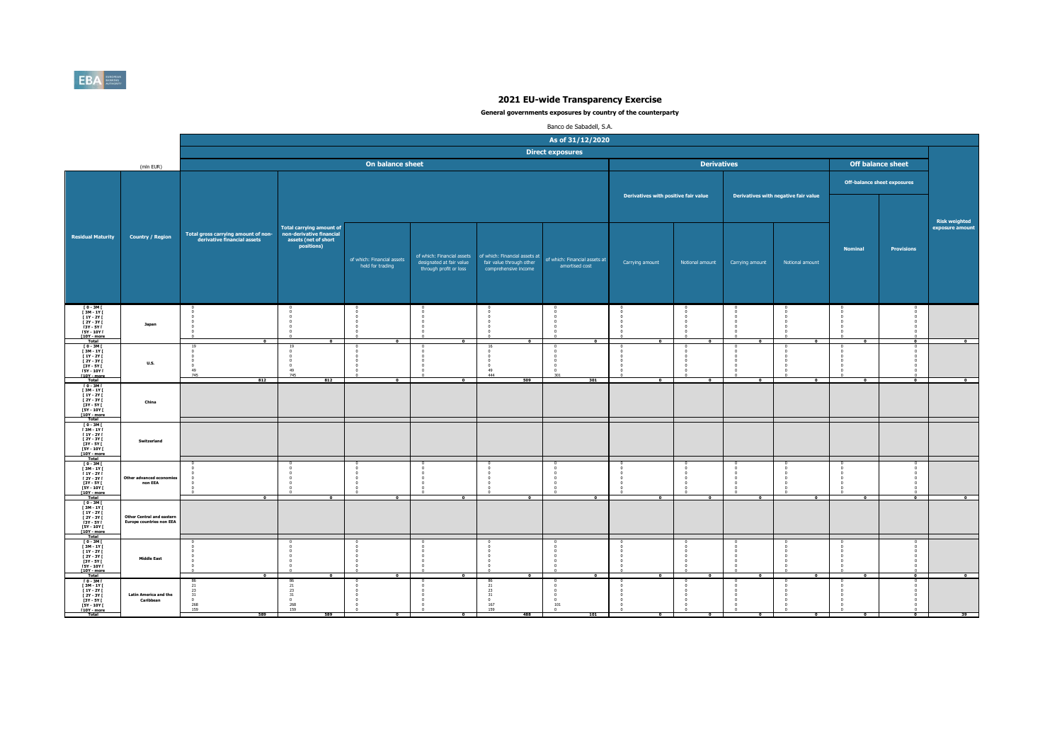# 2021 EU-wide Transparency Exercise

**General governments exposures by country of the counterparty**

Banco de Sabadell, S.A.

| (mln EUR) | | As of 31/12/2020 | | | | | | | | | | | | |
|---|---|---|---|---|---|---|---|---|---|---|---|---|---|---|
| | | Direct exposures | | | | | | | | | | | | |
| | | On balance sheet | | | | | | Derivatives | | | | Off balance sheet | | |
| | | | | | | | | Derivatives with positive fair value | | Derivatives with negative fair value | | Off-balance sheet exposures | | |
| Residual Maturity | Country / Region | Total gross carrying amount of non-derivative financial assets | Total carrying amount of non-derivative financial assets (net of short positions) | of which: Financial assets held for trading | of which: Financial assets designated at fair value through profit or loss | of which: Financial assets at fair value through other comprehensive income | of which: Financial assets at amortised cost | Carrying amount | Notional amount | Carrying amount | Notional amount | Nominal | Provisions | Risk weighted exposure amount |
| [ 0 - 3M [ | Japan | 0 | 0 | 0 | 0 | 0 | 0 | 0 | 0 | 0 | 0 | 0 | 0 | |
| [ 3M - 1Y [ | | 0 | 0 | 0 | 0 | 0 | 0 | 0 | 0 | 0 | 0 | 0 | 0 | |
| [ 1Y - 2Y [ | | 0 | 0 | 0 | 0 | 0 | 0 | 0 | 0 | 0 | 0 | 0 | 0 | |
| [ 2Y - 3Y [ | | 0 | 0 | 0 | 0 | 0 | 0 | 0 | 0 | 0 | 0 | 0 | 0 | |
| [3Y - 5Y [ | | 0 | 0 | 0 | 0 | 0 | 0 | 0 | 0 | 0 | 0 | 0 | 0 | |
| [5Y - 10Y [ | | 0 | 0 | 0 | 0 | 0 | 0 | 0 | 0 | 0 | 0 | 0 | 0 | |
| [10Y - more | | 0 | 0 | 0 | 0 | 0 | 0 | 0 | 0 | 0 | 0 | 0 | 0 | |
| Total | | 0 | 0 | 0 | 0 | 0 | 0 | 0 | 0 | 0 | 0 | 0 | 0 | 0 |
| [ 0 - 3M [ | U.S. | 19 | 19 | 0 | 0 | 16 | 0 | 0 | 0 | 0 | 0 | 0 | 0 | |
| [ 3M - 1Y [ | | 0 | 0 | 0 | 0 | 0 | 0 | 0 | 0 | 0 | 0 | 0 | 0 | |
| [ 1Y - 2Y [ | | 0 | 0 | 0 | 0 | 0 | 0 | 0 | 0 | 0 | 0 | 0 | 0 | |
| [ 2Y - 3Y [ | | 0 | 0 | 0 | 0 | 0 | 0 | 0 | 0 | 0 | 0 | 0 | 0 | |
| [3Y - 5Y [ | | 0 | 0 | 0 | 0 | 0 | 0 | 0 | 0 | 0 | 0 | 0 | 0 | |
| [5Y - 10Y [ | | 49 | 49 | 0 | 0 | 49 | 0 | 0 | 0 | 0 | 0 | 0 | 0 | |
| [10Y - more | | 745 | 745 | 0 | 0 | 444 | 301 | 0 | 0 | 0 | 0 | 0 | 0 | |
| Total | | 812 | 812 | 0 | 0 | 509 | 301 | 0 | 0 | 0 | 0 | 0 | 0 | 0 |
| [ 0 - 3M [ | China | | | | | | | | | | | | | |
| [ 3M - 1Y [ | | | | | | | | | | | | | | |
| [ 1Y - 2Y [ | | | | | | | | | | | | | | |
| [ 2Y - 3Y [ | | | | | | | | | | | | | | |
| [3Y - 5Y [ | | | | | | | | | | | | | | |
| [5Y - 10Y [ | | | | | | | | | | | | | | |
| [10Y - more | | | | | | | | | | | | | | |
| Total | | | | | | | | | | | | | | |
| [ 0 - 3M [ | Switzerland | | | | | | | | | | | | | |
| [ 3M - 1Y [ | | | | | | | | | | | | | | |
| [ 1Y - 2Y [ | | | | | | | | | | | | | | |
| [ 2Y - 3Y [ | | | | | | | | | | | | | | |
| [3Y - 5Y [ | | | | | | | | | | | | | | |
| [5Y - 10Y [ | | | | | | | | | | | | | | |
| [10Y - more | | | | | | | | | | | | | | |
| Total | | | | | | | | | | | | | | |
| [ 0 - 3M [ | Other advanced economies non EEA | 0 | 0 | 0 | 0 | 0 | 0 | 0 | 0 | 0 | 0 | 0 | 0 | |
| [ 3M - 1Y [ | | 0 | 0 | 0 | 0 | 0 | 0 | 0 | 0 | 0 | 0 | 0 | 0 | |
| [ 1Y - 2Y [ | | 0 | 0 | 0 | 0 | 0 | 0 | 0 | 0 | 0 | 0 | 0 | 0 | |
| [ 2Y - 3Y [ | | 0 | 0 | 0 | 0 | 0 | 0 | 0 | 0 | 0 | 0 | 0 | 0 | |
| [3Y - 5Y [ | | 0 | 0 | 0 | 0 | 0 | 0 | 0 | 0 | 0 | 0 | 0 | 0 | |
| [5Y - 10Y [ | | 0 | 0 | 0 | 0 | 0 | 0 | 0 | 0 | 0 | 0 | 0 | 0 | |
| [10Y - more | | 0 | 0 | 0 | 0 | 0 | 0 | 0 | 0 | 0 | 0 | 0 | 0 | |
| Total | | 0 | 0 | 0 | 0 | 0 | 0 | 0 | 0 | 0 | 0 | 0 | 0 | 0 |
| [ 0 - 3M [ | Other Central and eastern Europe countries non EEA | | | | | | | | | | | | | |
| [ 3M - 1Y [ | | | | | | | | | | | | | | |
| [ 1Y - 2Y [ | | | | | | | | | | | | | | |
| [ 2Y - 3Y [ | | | | | | | | | | | | | | |
| [3Y - 5Y [ | | | | | | | | | | | | | | |
| [5Y - 10Y [ | | | | | | | | | | | | | | |
| [10Y - more | | | | | | | | | | | | | | |
| Total | | | | | | | | | | | | | | |
| [ 0 - 3M [ | Middle East | 0 | 0 | 0 | 0 | 0 | 0 | 0 | 0 | 0 | 0 | 0 | 0 | |
| [ 3M - 1Y [ | | 0 | 0 | 0 | 0 | 0 | 0 | 0 | 0 | 0 | 0 | 0 | 0 | |
| [ 1Y - 2Y [ | | 0 | 0 | 0 | 0 | 0 | 0 | 0 | 0 | 0 | 0 | 0 | 0 | |
| [ 2Y - 3Y [ | | 0 | 0 | 0 | 0 | 0 | 0 | 0 | 0 | 0 | 0 | 0 | 0 | |
| [3Y - 5Y [ | | 0 | 0 | 0 | 0 | 0 | 0 | 0 | 0 | 0 | 0 | 0 | 0 | |
| [5Y - 10Y [ | | 0 | 0 | 0 | 0 | 0 | 0 | 0 | 0 | 0 | 0 | 0 | 0 | |
| [10Y - more | | 0 | 0 | 0 | 0 | 0 | 0 | 0 | 0 | 0 | 0 | 0 | 0 | |
| Total | | 0 | 0 | 0 | 0 | 0 | 0 | 0 | 0 | 0 | 0 | 0 | 0 | 0 |
| [ 0 - 3M [ | Latin America and the Caribbean | 86 | 86 | 0 | 0 | 86 | 0 | 0 | 0 | 0 | 0 | 0 | 0 | |
| [ 3M - 1Y [ | | 21 | 21 | 0 | 0 | 21 | 0 | 0 | 0 | 0 | 0 | 0 | 0 | |
| [ 1Y - 2Y [ | | 23 | 23 | 0 | 0 | 23 | 0 | 0 | 0 | 0 | 0 | 0 | 0 | |
| [ 2Y - 3Y [ | | 31 | 31 | 0 | 0 | 31 | 0 | 0 | 0 | 0 | 0 | 0 | 0 | |
| [3Y - 5Y [ | | 0 | 0 | 0 | 0 | 0 | 0 | 0 | 0 | 0 | 0 | 0 | 0 | |
| [5Y - 10Y [ | | 268 | 268 | 0 | 0 | 167 | 101 | 0 | 0 | 0 | 0 | 0 | 0 | |
| [10Y - more | | 159 | 159 | 0 | 0 | 159 | 0 | 0 | 0 | 0 | 0 | 0 | 0 | |
| Total | | 589 | 589 | 0 | 0 | 488 | 101 | 0 | 0 | 0 | 0 | 0 | 0 | 39 |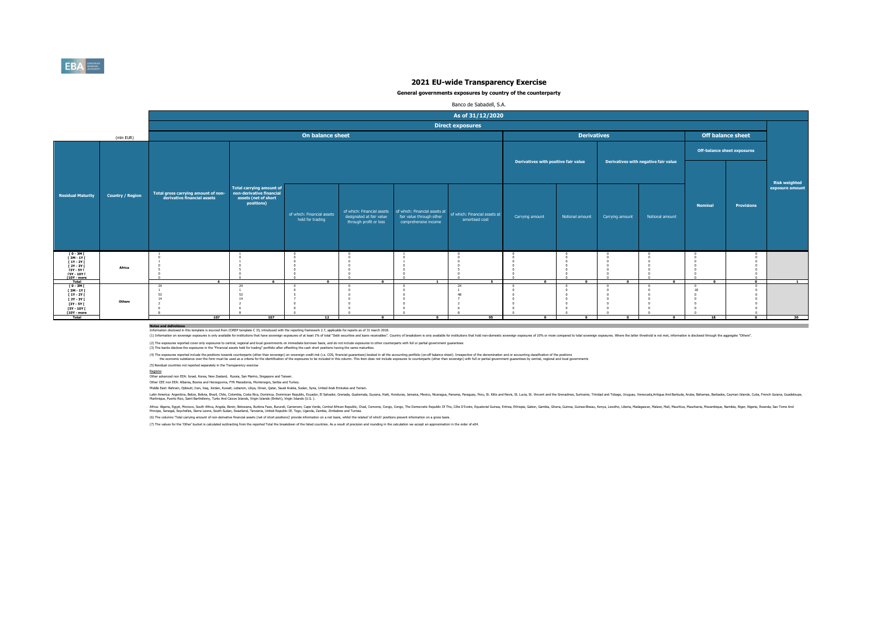# 2021 EU-wide Transparency Exercise

**General governments exposures by country of the counterparty**

Banco de Sabadell, S.A.

| (mln EUR) | | As of 31/12/2020 | | | | | | | | | | | | |
|---|---|---|---|---|---|---|---|---|---|---|---|---|---|---|
| | | Direct exposures | | | | | | | | | | | | |
| | | On balance sheet | | | | | | Derivatives | | | | Off balance sheet | | Risk weighted exposure amount |
| | | | | | | | | Derivatives with positive fair value | | Derivatives with negative fair value | | Off-balance sheet exposures | | |
| Residual Maturity | Country / Region | Total gross carrying amount of non-derivative financial assets | Total carrying amount of non-derivative financial assets (net of short positions) | of which: Financial assets held for trading | of which: Financial assets designated at fair value through profit or loss | of which: Financial assets at fair value through other comprehensive income | of which: Financial assets at amortised cost | Carrying amount | Notional amount | Carrying amount | Notional amount | Nominal | Provisions | |
| [ 0 - 3M [ | Africa | 1 | 1 | 0 | 0 | 1 | 0 | 0 | 0 | 0 | 0 | 0 | 0 | |
| [ 3M - 1Y [ | | 0 | 0 | 0 | 0 | 0 | 0 | 0 | 0 | 0 | 0 | 0 | 0 | |
| [ 1Y - 2Y [ | | 1 | 1 | 0 | 0 | 1 | 0 | 0 | 0 | 0 | 0 | 0 | 0 | |
| [ 2Y - 3Y [ | | 0 | 0 | 0 | 0 | 0 | 0 | 0 | 0 | 0 | 0 | 0 | 0 | |
| [3Y - 5Y [ | | 5 | 5 | 0 | 0 | 0 | 5 | 0 | 0 | 0 | 0 | 0 | 0 | |
| [5Y - 10Y [ | | 0 | 0 | 0 | 0 | 0 | 0 | 0 | 0 | 0 | 0 | 0 | 0 | |
| [10Y - more | | 0 | 0 | 0 | 0 | 0 | 0 | 0 | 0 | 0 | 0 | 0 | 0 | |
| Total | | 6 | 6 | 0 | 0 | 1 | 5 | 0 | 0 | 0 | 0 | 0 | 0 | 1 |
| [ 0 - 3M [ | Others | 24 | 24 | 0 | 0 | 0 | 24 | 0 | 0 | 0 | 0 | 0 | 0 | |
| [ 3M - 1Y [ | | 1 | 1 | 0 | 0 | 0 | 1 | 0 | 0 | 0 | 0 | 18 | 0 | |
| [ 1Y - 2Y [ | | 53 | 53 | 5 | 0 | 0 | 48 | 0 | 0 | 0 | 0 | 0 | 0 | |
| [ 2Y - 3Y [ | | 14 | 14 | 7 | 0 | 0 | 7 | 0 | 0 | 0 | 0 | 0 | 0 | |
| [3Y - 5Y [ | | 2 | 2 | 0 | 0 | 0 | 2 | 0 | 0 | 0 | 0 | 0 | 0 | |
| [5Y - 10Y [ | | 6 | 6 | 0 | 0 | 0 | 6 | 0 | 0 | 0 | 0 | 0 | 0 | |
| [10Y - more | | 8 | 8 | 0 | 0 | 0 | 8 | 0 | 0 | 0 | 0 | 0 | 0 | |
| Total | | 107 | 107 | 12 | 0 | 0 | 95 | 0 | 0 | 0 | 0 | 18 | 0 | 30 |

**Notes and definitions**

Information disclosed in this template is sourced from COREP template C 33, introduced with the reporting framework 2.7, applicable for reports as of 31 march 2018.

(1) Information on sovereign exposures is only available for institutions that have sovereign exposures of at least 1% of total "Debt securities and loans receivables". Country of breakdown is only available for institutions that hold non-domestic sovereign exposures of 10% or more compared to total sovereign exposures. Where the latter threshold is not met, information is disclosed through the aggregate "Others".

(2) The exposures reported cover only exposures to central, regional and local governments on immediate borrower basis, and do not include exposures to other counterparts with full or partial government guarantees

(3) The banks disclose the exposures in the "Financial assets held for trading" portfolio after offsetting the cash short positions having the same maturities.

(4) The exposures reported include the positions towards counterparts (other than sovereign) on sovereign credit risk (i.e. CDS, financial guarantees) booked in all the accounting portfolio (on-off balance sheet). Irrespective of the denomination and or accounting classification of the positions the economic substance over the form must be used as a criteria for the identification of the exposures to be included in this column. This item does not include exposures to counterparts (other than sovereign) with full or partial government guarantees by central, regional and local governments

(5) Residual countries not reported separately in the Transparency exercise

Regions:

Other advanced non EEA: Israel, Korea, New Zealand, Russia, San Marino, Singapore and Taiwan.

Other CEE non EEA: Albania, Bosnia and Herzegovina, FYR Macedonia, Montenegro, Serbia and Turkey.

Middle East: Bahrain, Djibouti, Iran, Iraq, Jordan, Kuwait, Lebanon, Libya, Oman, Qatar, Saudi Arabia, Sudan, Syria, United Arab Emirates and Yemen.

Latin America: Argentina, Belize, Bolivia, Brazil, Chile, Colombia, Costa Rica, Dominica, Dominican Republic, Ecuador, El Salvador, Grenada, Guatemala, Guyana, Haiti, Honduras, Jamaica, Mexico, Nicaragua, Panama, Paraguay, Peru, St. Kitts and Nevis, St. Lucia, St. Vincent and the Grenadines, Suriname, Trinidad and Tobago, Uruguay, Venezuela,Antigua And Barbuda, Aruba, Bahamas, Barbados, Cayman Islands, Cuba, French Guiana, Guadeloupe, Martinique, Puerto Rico, Saint Barthélemy, Turks And Caicos Islands, Virgin Islands (British), Virgin Islands (U.S.).

Africa: Algeria, Egypt, Morocco, South Africa, Angola, Benin, Botswana, Burkina Faso, Burundi, Cameroon, Cape Verde, Central African Republic, Chad, Comoros, Congo, Congo, The Democratic Republic Of The, Côte D'Ivoire, Equatorial Guinea, Eritrea, Ethiopia, Gabon, Gambia, Ghana, Guinea, Guinea-Bissau, Kenya, Lesotho, Liberia, Madagascar, Malawi, Mali, Mauritius, Mauritania, Mozambique, Namibia, Niger, Nigeria, Rwanda, Sao Tome And Principe, Senegal, Seychelles, Sierra Leone, South Sudan, Swaziland, Tanzania, United Republic Of, Togo, Uganda, Zambia, Zimbabwe and Tunisia.

(6) The columns 'Total carrying amount of non-derivative financial assets (net of short positions)' provide information on a net basis, whilst the related 'of which' positions present information on a gross basis.

(7) The values for the 'Other' bucket is calculated subtracting from the reported Total the breakdown of the listed countries. As a result of precision and rounding in the calculation we accept an approximation in the order of e04.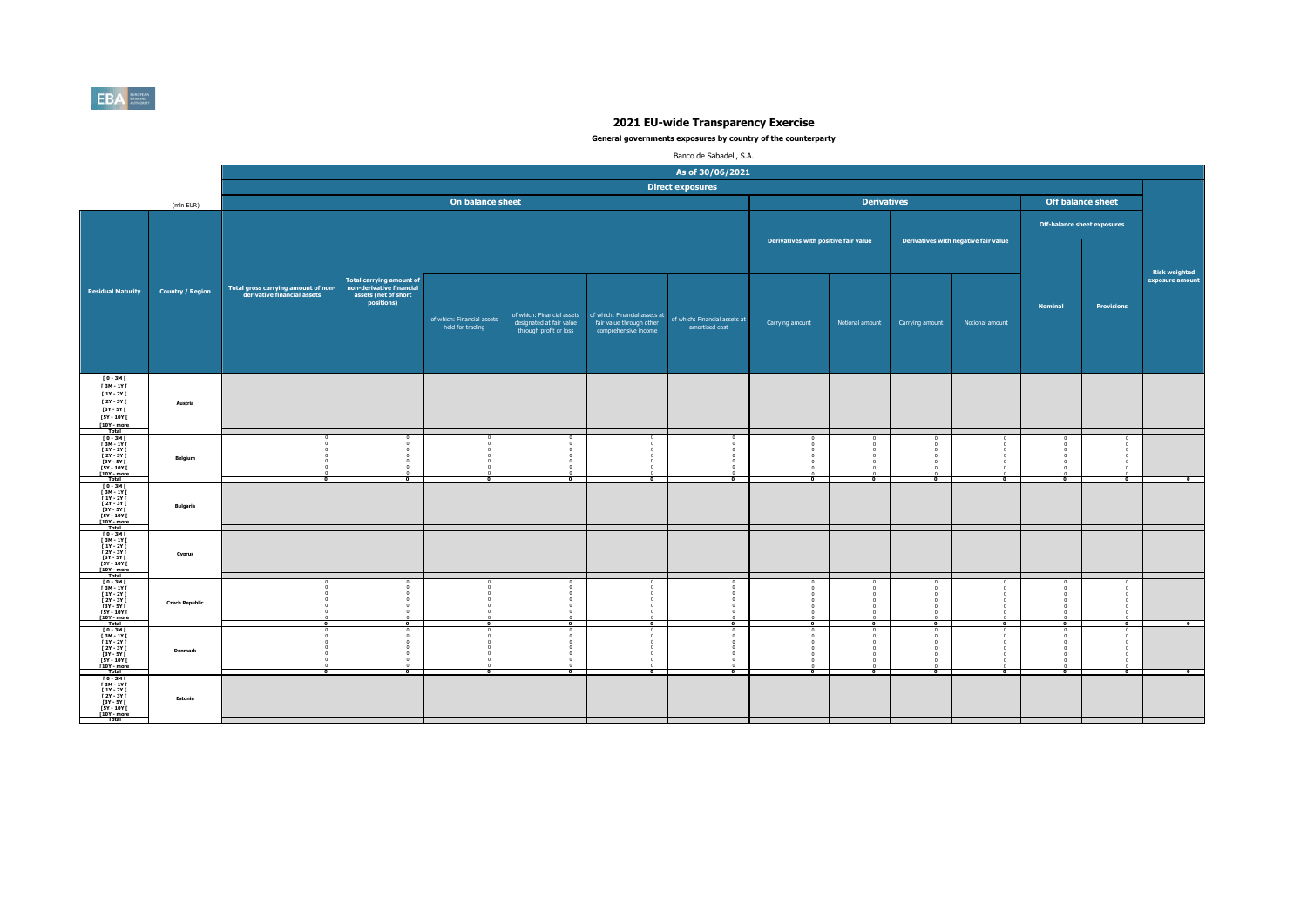# 2021 EU-wide Transparency Exercise

**General governments exposures by country of the counterparty**

Banco de Sabadell, S.A.

| | | As of 30/06/2021 | | | | | | | | | | | | |
|---|---|---|---|---|---|---|---|---|---|---|---|---|---|---|
| | | Direct exposures | | | | | | | | | | | | |
| (mln EUR) | | On balance sheet | | | | | | Derivatives | | | | Off balance sheet | | |
| | | | | | | | | Derivatives with positive fair value | | Derivatives with negative fair value | | Off-balance sheet exposures | | |
| Residual Maturity | Country / Region | Total gross carrying amount of non-derivative financial assets | Total carrying amount of non-derivative financial assets (net of short positions) | of which: Financial assets held for trading | of which: Financial assets designated at fair value through profit or loss | of which: Financial assets at fair value through other comprehensive income | of which: Financial assets at amortised cost | Carrying amount | Notional amount | Carrying amount | Notional amount | Nominal | Provisions | Risk weighted exposure amount |
| [ 0 - 3M [ | Austria | | | | | | | | | | | | | |
| [ 3M - 1Y [ | | | | | | | | | | | | | | |
| [ 1Y - 2Y [ | | | | | | | | | | | | | | |
| [ 2Y - 3Y [ | | | | | | | | | | | | | | |
| [3Y - 5Y [ | | | | | | | | | | | | | | |
| [5Y - 10Y [ | | | | | | | | | | | | | | |
| [10Y - more | | | | | | | | | | | | | | |
| Total | | | | | | | | | | | | | | |
| [ 0 - 3M [ | Belgium | 0 | 0 | 0 | 0 | 0 | 0 | 0 | 0 | 0 | 0 | 0 | 0 | |
| [ 3M - 1Y [ | | 0 | 0 | 0 | 0 | 0 | 0 | 0 | 0 | 0 | 0 | 0 | 0 | |
| [ 1Y - 2Y [ | | 0 | 0 | 0 | 0 | 0 | 0 | 0 | 0 | 0 | 0 | 0 | 0 | |
| [ 2Y - 3Y [ | | 0 | 0 | 0 | 0 | 0 | 0 | 0 | 0 | 0 | 0 | 0 | 0 | |
| [3Y - 5Y [ | | 0 | 0 | 0 | 0 | 0 | 0 | 0 | 0 | 0 | 0 | 0 | 0 | |
| [5Y - 10Y [ | | 0 | 0 | 0 | 0 | 0 | 0 | 0 | 0 | 0 | 0 | 0 | 0 | |
| [10Y - more | | 0 | 0 | 0 | 0 | 0 | 0 | 0 | 0 | 0 | 0 | 0 | 0 | |
| Total | | 0 | 0 | 0 | 0 | 0 | 0 | 0 | 0 | 0 | 0 | 0 | 0 | 0 |
| [ 0 - 3M [ | Bulgaria | | | | | | | | | | | | | |
| [ 3M - 1Y [ | | | | | | | | | | | | | | |
| [ 1Y - 2Y [ | | | | | | | | | | | | | | |
| [ 2Y - 3Y [ | | | | | | | | | | | | | | |
| [3Y - 5Y [ | | | | | | | | | | | | | | |
| [5Y - 10Y [ | | | | | | | | | | | | | | |
| [10Y - more | | | | | | | | | | | | | | |
| Total | | | | | | | | | | | | | | |
| [ 0 - 3M [ | Cyprus | | | | | | | | | | | | | |
| [ 3M - 1Y [ | | | | | | | | | | | | | | |
| [ 1Y - 2Y [ | | | | | | | | | | | | | | |
| [ 2Y - 3Y [ | | | | | | | | | | | | | | |
| [3Y - 5Y [ | | | | | | | | | | | | | | |
| [5Y - 10Y [ | | | | | | | | | | | | | | |
| [10Y - more | | | | | | | | | | | | | | |
| Total | | | | | | | | | | | | | | |
| [ 0 - 3M [ | Czech Republic | 0 | 0 | 0 | 0 | 0 | 0 | 0 | 0 | 0 | 0 | 0 | 0 | |
| [ 3M - 1Y [ | | 0 | 0 | 0 | 0 | 0 | 0 | 0 | 0 | 0 | 0 | 0 | 0 | |
| [ 1Y - 2Y [ | | 0 | 0 | 0 | 0 | 0 | 0 | 0 | 0 | 0 | 0 | 0 | 0 | |
| [ 2Y - 3Y [ | | 0 | 0 | 0 | 0 | 0 | 0 | 0 | 0 | 0 | 0 | 0 | 0 | |
| [3Y - 5Y [ | | 0 | 0 | 0 | 0 | 0 | 0 | 0 | 0 | 0 | 0 | 0 | 0 | |
| [5Y - 10Y [ | | 0 | 0 | 0 | 0 | 0 | 0 | 0 | 0 | 0 | 0 | 0 | 0 | |
| [10Y - more | | 0 | 0 | 0 | 0 | 0 | 0 | 0 | 0 | 0 | 0 | 0 | 0 | |
| Total | | 0 | 0 | 0 | 0 | 0 | 0 | 0 | 0 | 0 | 0 | 0 | 0 | 0 |
| [ 0 - 3M [ | Denmark | 0 | 0 | 0 | 0 | 0 | 0 | 0 | 0 | 0 | 0 | 0 | 0 | |
| [ 3M - 1Y [ | | 0 | 0 | 0 | 0 | 0 | 0 | 0 | 0 | 0 | 0 | 0 | 0 | |
| [ 1Y - 2Y [ | | 0 | 0 | 0 | 0 | 0 | 0 | 0 | 0 | 0 | 0 | 0 | 0 | |
| [ 2Y - 3Y [ | | 0 | 0 | 0 | 0 | 0 | 0 | 0 | 0 | 0 | 0 | 0 | 0 | |
| [3Y - 5Y [ | | 0 | 0 | 0 | 0 | 0 | 0 | 0 | 0 | 0 | 0 | 0 | 0 | |
| [5Y - 10Y [ | | 0 | 0 | 0 | 0 | 0 | 0 | 0 | 0 | 0 | 0 | 0 | 0 | |
| [10Y - more | | 0 | 0 | 0 | 0 | 0 | 0 | 0 | 0 | 0 | 0 | 0 | 0 | |
| Total | | 0 | 0 | 0 | 0 | 0 | 0 | 0 | 0 | 0 | 0 | 0 | 0 | 0 |
| [ 0 - 3M [ | Estonia | | | | | | | | | | | | | |
| [ 3M - 1Y [ | | | | | | | | | | | | | | |
| [ 1Y - 2Y [ | | | | | | | | | | | | | | |
| [ 2Y - 3Y [ | | | | | | | | | | | | | | |
| [3Y - 5Y [ | | | | | | | | | | | | | | |
| [5Y - 10Y [ | | | | | | | | | | | | | | |
| [10Y - more | | | | | | | | | | | | | | |
| Total | | | | | | | | | | | | | | |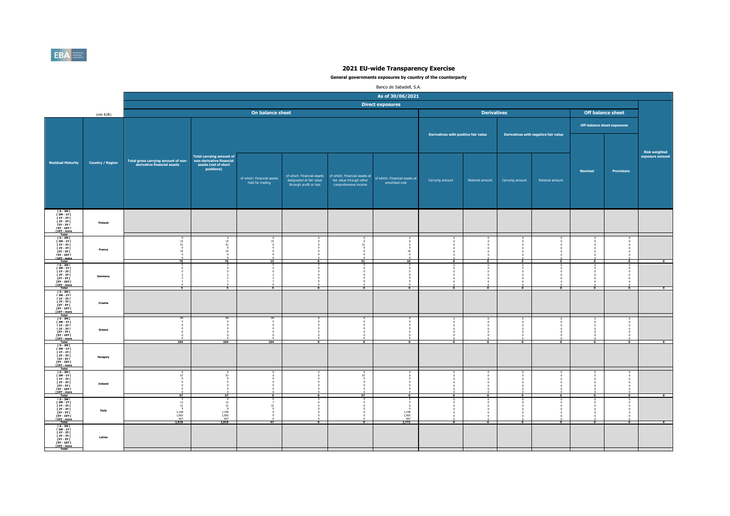# 2021 EU-wide Transparency Exercise

**General governments exposures by country of the counterparty**

Banco de Sabadell, S.A.

| | | As of 30/06/2021 | | | | | | | | | | | | |
|---|---|---|---|---|---|---|---|---|---|---|---|---|---|---|
| | | Direct exposures | | | | | | | | | | | | |
| | (mln EUR) | On balance sheet | | | | | | Derivatives | | | | Off balance sheet | | |
| | | | | | | | | Derivatives with positive fair value | | Derivatives with negative fair value | | Off-balance sheet exposures | | |
| Residual Maturity | Country / Region | Total gross carrying amount of non-derivative financial assets | Total carrying amount of non-derivative financial assets (net of short positions) | of which: Financial assets held for trading | of which: Financial assets designated at fair value through profit or loss | of which: Financial assets at fair value through other comprehensive income | of which: Financial assets at amortised cost | Carrying amount | Notional amount | Carrying amount | Notional amount | Nominal | Provisions | Risk weighted exposure amount |
| [ 0 - 3M [ | Finland | | | | | | | | | | | | | |
| [ 3M - 1Y [ | | | | | | | | | | | | | | |
| [ 1Y - 2Y [ | | | | | | | | | | | | | | |
| [ 2Y - 3Y [ | | | | | | | | | | | | | | |
| [3Y - 5Y [ | | | | | | | | | | | | | | |
| [5Y - 10Y [ | | | | | | | | | | | | | | |
| [10Y - more | | | | | | | | | | | | | | |
| Total | | | | | | | | | | | | | | |
| [ 0 - 3M [ | France | 0 | 0 | 0 | 0 | 0 | 0 | 0 | 0 | 0 | 0 | 0 | 0 | |
| [ 3M - 1Y [ | | 15 | 15 | 15 | 0 | 0 | 0 | 0 | 0 | 0 | 0 | 0 | 0 | |
| [ 1Y - 2Y [ | | 51 | 51 | 0 | 0 | 51 | 0 | 0 | 0 | 0 | 0 | 0 | 0 | |
| [ 2Y - 3Y [ | | 0 | 0 | 0 | 0 | 0 | 0 | 0 | 0 | 0 | 0 | 0 | 0 | |
| [3Y - 5Y [ | | 10 | 10 | 0 | 0 | 0 | 10 | 0 | 0 | 0 | 0 | 0 | 0 | |
| [5Y - 10Y [ | | 0 | 0 | 0 | 0 | 0 | 0 | 0 | 0 | 0 | 0 | 0 | 0 | |
| [10Y - more | | 0 | 0 | 0 | 0 | 0 | 0 | 0 | 0 | 0 | 0 | 0 | 0 | |
| Total | | 76 | 76 | 15 | 0 | 51 | 10 | 0 | 0 | 0 | 0 | 0 | 0 | 0 |
| [ 0 - 3M [ | Germany | 0 | 0 | 0 | 0 | 0 | 0 | 0 | 0 | 0 | 0 | 0 | 0 | |
| [ 3M - 1Y [ | | 0 | 0 | 0 | 0 | 0 | 0 | 0 | 0 | 0 | 0 | 0 | 0 | |
| [ 1Y - 2Y [ | | 0 | 0 | 0 | 0 | 0 | 0 | 0 | 0 | 0 | 0 | 0 | 0 | |
| [ 2Y - 3Y [ | | 2 | 2 | 2 | 0 | 0 | 0 | 0 | 0 | 0 | 0 | 0 | 0 | |
| [3Y - 5Y [ | | 2 | 2 | 2 | 0 | 0 | 0 | 0 | 0 | 0 | 0 | 0 | 0 | |
| [5Y - 10Y [ | | 1 | 1 | 1 | 0 | 0 | 0 | 0 | 0 | 0 | 0 | 0 | 0 | |
| [10Y - more | | 0 | 0 | 0 | 0 | 0 | 0 | 0 | 0 | 0 | 0 | 0 | 0 | |
| Total | | 5 | 5 | 5 | 0 | 0 | 0 | 0 | 0 | 0 | 0 | 0 | 0 | 0 |
| [ 0 - 3M [ | Croatia | | | | | | | | | | | | | |
| [ 3M - 1Y [ | | | | | | | | | | | | | | |
| [ 1Y - 2Y [ | | | | | | | | | | | | | | |
| [ 2Y - 3Y [ | | | | | | | | | | | | | | |
| [3Y - 5Y [ | | | | | | | | | | | | | | |
| [5Y - 10Y [ | | | | | | | | | | | | | | |
| [10Y - more | | | | | | | | | | | | | | |
| Total | | | | | | | | | | | | | | |
| [ 0 - 3M [ | Greece | 99 | 99 | 99 | 0 | 0 | 0 | 0 | 0 | 0 | 0 | 0 | 0 | |
| [ 3M - 1Y [ | | 5 | 5 | 5 | 0 | 0 | 0 | 0 | 0 | 0 | 0 | 0 | 0 | |
| [ 1Y - 2Y [ | | 0 | 0 | 0 | 0 | 0 | 0 | 0 | 0 | 0 | 0 | 0 | 0 | |
| [ 2Y - 3Y [ | | 0 | 0 | 0 | 0 | 0 | 0 | 0 | 0 | 0 | 0 | 0 | 0 | |
| [3Y - 5Y [ | | 0 | 0 | 0 | 0 | 0 | 0 | 0 | 0 | 0 | 0 | 0 | 0 | |
| [5Y - 10Y [ | | 0 | 0 | 0 | 0 | 0 | 0 | 0 | 0 | 0 | 0 | 0 | 0 | |
| [10Y - more | | 0 | 0 | 0 | 0 | 0 | 0 | 0 | 0 | 0 | 0 | 0 | 0 | |
| Total | | 104 | 104 | 104 | 0 | 0 | 0 | 0 | 0 | 0 | 0 | 0 | 0 | 0 |
| [ 0 - 3M [ | Hungary | | | | | | | | | | | | | |
| [ 3M - 1Y [ | | | | | | | | | | | | | | |
| [ 1Y - 2Y [ | | | | | | | | | | | | | | |
| [ 2Y - 3Y [ | | | | | | | | | | | | | | |
| [3Y - 5Y [ | | | | | | | | | | | | | | |
| [5Y - 10Y [ | | | | | | | | | | | | | | |
| [10Y - more | | | | | | | | | | | | | | |
| Total | | | | | | | | | | | | | | |
| [ 0 - 3M [ | Ireland | 0 | 0 | 0 | 0 | 0 | 0 | 0 | 0 | 0 | 0 | 0 | 0 | |
| [ 3M - 1Y [ | | 57 | 57 | 0 | 0 | 57 | 0 | 0 | 0 | 0 | 0 | 0 | 0 | |
| [ 1Y - 2Y [ | | 0 | 0 | 0 | 0 | 0 | 0 | 0 | 0 | 0 | 0 | 0 | 0 | |
| [ 2Y - 3Y [ | | 0 | 0 | 0 | 0 | 0 | 0 | 0 | 0 | 0 | 0 | 0 | 0 | |
| [3Y - 5Y [ | | 0 | 0 | 0 | 0 | 0 | 0 | 0 | 0 | 0 | 0 | 0 | 0 | |
| [5Y - 10Y [ | | 0 | 0 | 0 | 0 | 0 | 0 | 0 | 0 | 0 | 0 | 0 | 0 | |
| [10Y - more | | 0 | 0 | 0 | 0 | 0 | 0 | 0 | 0 | 0 | 0 | 0 | 0 | |
| Total | | 57 | 57 | 0 | 0 | 57 | 0 | 0 | 0 | 0 | 0 | 0 | 0 | 0 |
| [ 0 - 3M [ | Italy | 0 | 0 | 0 | 0 | 0 | 0 | 0 | 0 | 0 | 0 | 0 | 0 | |
| [ 3M - 1Y [ | | 12 | 12 | 7 | 0 | 0 | 5 | 0 | 0 | 0 | 0 | 0 | 0 | |
| [ 1Y - 2Y [ | | 31 | 31 | 31 | 0 | 0 | 0 | 0 | 0 | 0 | 0 | 0 | 0 | |
| [ 2Y - 3Y [ | | 9 | 9 | 9 | 0 | 0 | 0 | 0 | 0 | 0 | 0 | 0 | 0 | |
| [3Y - 5Y [ | | 1,158 | 1,158 | 0 | 0 | 0 | 1,158 | 0 | 0 | 0 | 0 | 0 | 0 | |
| [5Y - 10Y [ | | 1,002 | 1,002 | 0 | 0 | 0 | 1,002 | 0 | 0 | 0 | 0 | 0 | 0 | |
| [10Y - more | | 607 | 607 | 0 | 0 | 0 | 607 | 0 | 0 | 0 | 0 | 0 | 0 | |
| Total | | 2,818 | 2,818 | 47 | 0 | 0 | 2,772 | 0 | 0 | 0 | 0 | 0 | 0 | 0 |
| [ 0 - 3M [ | Latvia | | | | | | | | | | | | | |
| [ 3M - 1Y [ | | | | | | | | | | | | | | |
| [ 1Y - 2Y [ | | | | | | | | | | | | | | |
| [ 2Y - 3Y [ | | | | | | | | | | | | | | |
| [3Y - 5Y [ | | | | | | | | | | | | | | |
| [5Y - 10Y [ | | | | | | | | | | | | | | |
| [10Y - more | | | | | | | | | | | | | | |
| Total | | | | | | | | | | | | | | |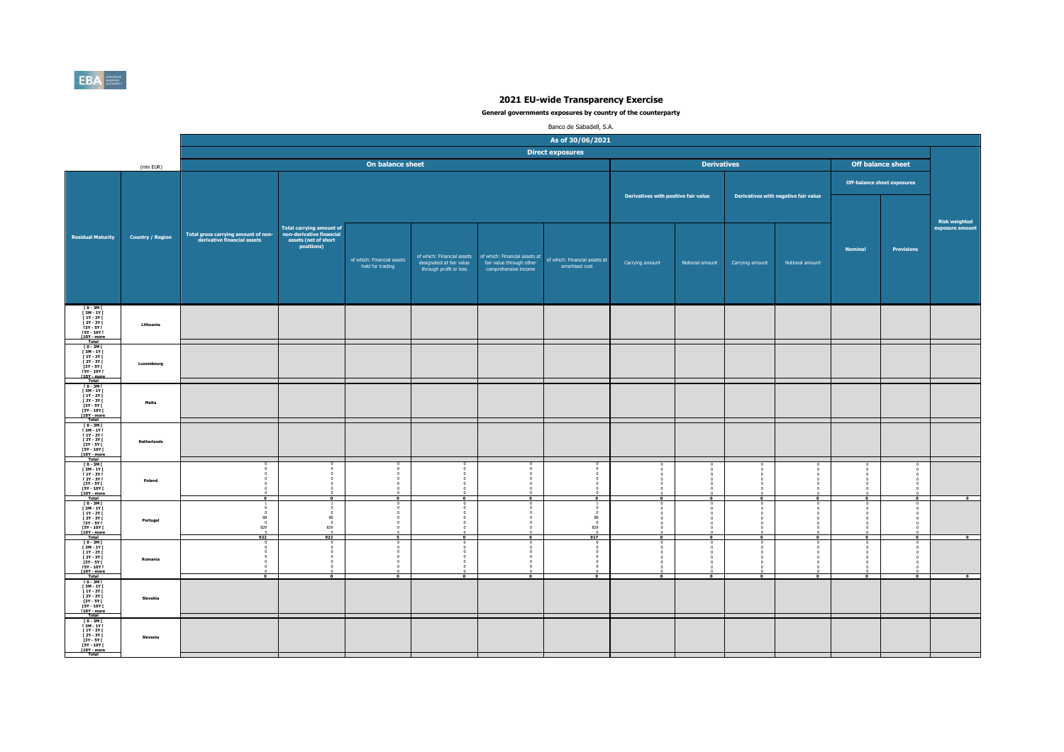# 2021 EU-wide Transparency Exercise

**General governments exposures by country of the counterparty**

Banco de Sabadell, S.A.

| | | As of 30/06/2021 | | | | | | | | | | | | |
|---|---|---|---|---|---|---|---|---|---|---|---|---|---|---|
| | | Direct exposures | | | | | | | | | | | | |
| | (mln EUR) | On balance sheet | | | | | | Derivatives | | | | Off balance sheet | | |
| | | | | | | | | Derivatives with positive fair value | | Derivatives with negative fair value | | Off-balance sheet exposures | | |
| Residual Maturity | Country / Region | Total gross carrying amount of non-derivative financial assets | Total carrying amount of non-derivative financial assets (net of short positions) | of which: Financial assets held for trading | of which: Financial assets designated at fair value through profit or loss | of which: Financial assets at fair value through other comprehensive income | of which: Financial assets at amortised cost | Carrying amount | Notional amount | Carrying amount | Notional amount | Nominal | Provisions | Risk weighted exposure amount |
| [ 0 - 3M [ [ 3M - 1Y [ [ 1Y - 2Y [ [ 2Y - 3Y [ [3Y - 5Y [ [5Y - 10Y [ [10Y - more | Lithuania | | | | | | | | | | | | | |
| Total | | | | | | | | | | | | | | |
| [ 0 - 3M [ [ 3M - 1Y [ [ 1Y - 2Y [ [ 2Y - 3Y [ [3Y - 5Y [ [5Y - 10Y [ [10Y - more | Luxembourg | | | | | | | | | | | | | |
| Total | | | | | | | | | | | | | | |
| [ 0 - 3M [ [ 3M - 1Y [ [ 1Y - 2Y [ [ 2Y - 3Y [ [3Y - 5Y [ [5Y - 10Y [ [10Y - more | Malta | | | | | | | | | | | | | |
| Total | | | | | | | | | | | | | | |
| [ 0 - 3M [ [ 3M - 1Y [ [ 1Y - 2Y [ [ 2Y - 3Y [ [3Y - 5Y [ [5Y - 10Y [ [10Y - more | Netherlands | | | | | | | | | | | | | |
| Total | | | | | | | | | | | | | | |
| [ 0 - 3M [ | Poland | 0 | 0 | 0 | 0 | 0 | 0 | 0 | 0 | 0 | 0 | 0 | 0 | |
| [ 3M - 1Y [ | | 0 | 0 | 0 | 0 | 0 | 0 | 0 | 0 | 0 | 0 | 0 | 0 | |
| [ 1Y - 2Y [ | | 0 | 0 | 0 | 0 | 0 | 0 | 0 | 0 | 0 | 0 | 0 | 0 | |
| [ 2Y - 3Y [ | | 0 | 0 | 0 | 0 | 0 | 0 | 0 | 0 | 0 | 0 | 0 | 0 | |
| [3Y - 5Y [ | | 0 | 0 | 0 | 0 | 0 | 0 | 0 | 0 | 0 | 0 | 0 | 0 | |
| [5Y - 10Y [ | | 0 | 0 | 0 | 0 | 0 | 0 | 0 | 0 | 0 | 0 | 0 | 0 | |
| [10Y - more | | 0 | 0 | 0 | 0 | 0 | 0 | 0 | 0 | 0 | 0 | 0 | 0 | |
| Total | | 0 | 0 | 0 | 0 | 0 | 0 | 0 | 0 | 0 | 0 | 0 | 0 | 0 |
| [ 0 - 3M [ | Portugal | 1 | 1 | 0 | 0 | 0 | 1 | 0 | 0 | 0 | 0 | 0 | 0 | |
| [ 3M - 1Y [ | | 0 | 0 | 0 | 0 | 0 | 0 | 0 | 0 | 0 | 0 | 0 | 0 | |
| [ 1Y - 2Y [ | | 0 | 0 | 0 | 0 | 0 | 0 | 0 | 0 | 0 | 0 | 0 | 0 | |
| [ 2Y - 3Y [ | | 88 | 88 | 0 | 0 | 0 | 88 | 0 | 0 | 0 | 0 | 0 | 0 | |
| [3Y - 5Y [ | | 0 | 0 | 0 | 0 | 0 | 0 | 0 | 0 | 0 | 0 | 0 | 0 | |
| [5Y - 10Y [ | | 829 | 829 | 0 | 0 | 0 | 829 | 0 | 0 | 0 | 0 | 0 | 0 | |
| [10Y - more | | 5 | 5 | 5 | 0 | 0 | 0 | 0 | 0 | 0 | 0 | 0 | 0 | |
| Total | | 922 | 922 | 5 | 0 | 0 | 917 | 0 | 0 | 0 | 0 | 0 | 0 | 0 |
| [ 0 - 3M [ | Romania | 0 | 0 | 0 | 0 | 0 | 0 | 0 | 0 | 0 | 0 | 0 | 0 | |
| [ 3M - 1Y [ | | 0 | 0 | 0 | 0 | 0 | 0 | 0 | 0 | 0 | 0 | 0 | 0 | |
| [ 1Y - 2Y [ | | 0 | 0 | 0 | 0 | 0 | 0 | 0 | 0 | 0 | 0 | 0 | 0 | |
| [ 2Y - 3Y [ | | 0 | 0 | 0 | 0 | 0 | 0 | 0 | 0 | 0 | 0 | 0 | 0 | |
| [3Y - 5Y [ | | 0 | 0 | 0 | 0 | 0 | 0 | 0 | 0 | 0 | 0 | 0 | 0 | |
| [5Y - 10Y [ | | 0 | 0 | 0 | 0 | 0 | 0 | 0 | 0 | 0 | 0 | 0 | 0 | |
| [10Y - more | | 0 | 0 | 0 | 0 | 0 | 0 | 0 | 0 | 0 | 0 | 0 | 0 | |
| Total | | 0 | 0 | 0 | 0 | 0 | 0 | 0 | 0 | 0 | 0 | 0 | 0 | 0 |
| [ 0 - 3M [ [ 3M - 1Y [ [ 1Y - 2Y [ [ 2Y - 3Y [ [3Y - 5Y [ [5Y - 10Y [ [10Y - more | Slovakia | | | | | | | | | | | | | |
| Total | | | | | | | | | | | | | | |
| [ 0 - 3M [ [ 3M - 1Y [ [ 1Y - 2Y [ [ 2Y - 3Y [ [3Y - 5Y [ [5Y - 10Y [ [10Y - more | Slovenia | | | | | | | | | | | | | |
| Total | | | | | | | | | | | | | | |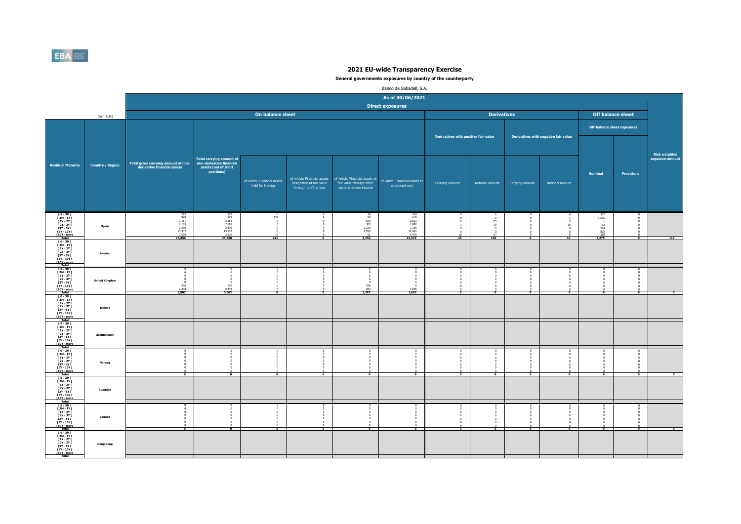# 2021 EU-wide Transparency Exercise

**General governments exposures by country of the counterparty**

Banco de Sabadell, S.A.

| | | As of 30/06/2021 | | | | | | | | | | | | |
|---|---|---|---|---|---|---|---|---|---|---|---|---|---|---|
| | | Direct exposures | | | | | | | | | | | | |
| | (mln EUR) | On balance sheet | | | | | | Derivatives | | | | Off balance sheet | | |
| | | | | | | | | Derivatives with positive fair value | | Derivatives with negative fair value | | Off-balance sheet exposures | | |
| Residual Maturity | Country / Region | Total gross carrying amount of non-derivative financial assets | Total carrying amount of non-derivative financial assets (net of short positions) | of which: Financial assets held for trading | of which: Financial assets designated at fair value through profit or loss | of which: Financial assets at fair value through other comprehensive income | of which: Financial assets at amortised cost | Carrying amount | Notional amount | Carrying amount | Notional amount | Nominal | Provisions | Risk weighted exposure amount |
| [ 0 - 3M [ | Spain | 277 | 277 | 0 | 0 | 24 | 254 | 0 | 6 | 0 | 0 | 337 | 0 | |
| [ 3M - 1Y [ | | 829 | 829 | 129 | 0 | 89 | 610 | 0 | 9 | 0 | 1 | 1,535 | 0 | |
| [ 1Y - 2Y [ | | 3,151 | 3,151 | 2 | 0 | 529 | 2,621 | 0 | 55 | 0 | 3 | 1 | 0 | |
| [ 2Y - 3Y [ | | 2,185 | 2,185 | 0 | 0 | 303 | 1,882 | 0 | 10 | 0 | 10 | 12 | 0 | |
| [3Y - 5Y [ | | 2,336 | 2,336 | 0 | 0 | 1,210 | 1,126 | 1 | 5 | 0 | 0 | 204 | 0 | |
| [5Y - 10Y [ | | 13,532 | 13,532 | 0 | 0 | 1,530 | 12,001 | 0 | 0 | 0 | 0 | 828 | 0 | |
| [10Y - more | | 3,539 | 3,539 | 10 | 0 | 51 | 3,478 | 18 | 97 | 0 | 0 | 358 | 0 | |
| Total | | 25,850 | 25,850 | 141 | 0 | 3,736 | 21,972 | 20 | 182 | 0 | 14 | 3,275 | 0 | 117 |
| [ 0 - 3M [ | Sweden | | | | | | | | | | | | | |
| [ 3M - 1Y [ | | | | | | | | | | | | | | |
| [ 1Y - 2Y [ | | | | | | | | | | | | | | |
| [ 2Y - 3Y [ | | | | | | | | | | | | | | |
| [3Y - 5Y [ | | | | | | | | | | | | | | |
| [5Y - 10Y [ | | | | | | | | | | | | | | |
| [10Y - more | | | | | | | | | | | | | | |
| Total | | | | | | | | | | | | | | |
| [ 0 - 3M [ | United Kingdom | 6 | 6 | 0 | 0 | 6 | 0 | 0 | 0 | 0 | 0 | 0 | 0 | |
| [ 3M - 1Y [ | | 6 | 6 | 0 | 0 | 6 | 0 | 0 | 0 | 0 | 0 | 0 | 0 | |
| [ 1Y - 2Y [ | | 6 | 6 | 0 | 0 | 6 | 0 | 0 | 0 | 0 | 0 | 0 | 0 | |
| [ 2Y - 3Y [ | | 0 | 0 | 0 | 0 | 0 | 0 | 0 | 0 | 0 | 0 | 0 | 0 | |
| [3Y - 5Y [ | | 536 | 536 | 0 | 0 | 536 | 0 | 0 | 0 | 0 | 0 | 0 | 0 | |
| [5Y - 10Y [ | | 2,448 | 2,448 | 0 | 0 | 843 | 1,605 | 0 | 0 | 0 | 0 | 0 | 0 | |
| [10Y - more | | | | | | | | | | | | | | |
| Total | | 3,002 | 3,002 | 0 | 0 | 1,397 | 1,605 | 0 | 0 | 0 | 0 | 0 | 0 | 0 |
| [ 0 - 3M [ | Iceland | | | | | | | | | | | | | |
| [ 3M - 1Y [ | | | | | | | | | | | | | | |
| [ 1Y - 2Y [ | | | | | | | | | | | | | | |
| [ 2Y - 3Y [ | | | | | | | | | | | | | | |
| [3Y - 5Y [ | | | | | | | | | | | | | | |
| [5Y - 10Y [ | | | | | | | | | | | | | | |
| [10Y - more | | | | | | | | | | | | | | |
| Total | | | | | | | | | | | | | | |
| [ 0 - 3M [ | Liechtenstein | | | | | | | | | | | | | |
| [ 3M - 1Y [ | | | | | | | | | | | | | | |
| [ 1Y - 2Y [ | | | | | | | | | | | | | | |
| [ 2Y - 3Y [ | | | | | | | | | | | | | | |
| [3Y - 5Y [ | | | | | | | | | | | | | | |
| [5Y - 10Y [ | | | | | | | | | | | | | | |
| [10Y - more | | | | | | | | | | | | | | |
| Total | | | | | | | | | | | | | | |
| [ 0 - 3M [ | Norway | 0 | 0 | 0 | 0 | 0 | 0 | 0 | 0 | 0 | 0 | 0 | 0 | |
| [ 3M - 1Y [ | | 0 | 0 | 0 | 0 | 0 | 0 | 0 | 0 | 0 | 0 | 0 | 0 | |
| [ 1Y - 2Y [ | | 0 | 0 | 0 | 0 | 0 | 0 | 0 | 0 | 0 | 0 | 0 | 0 | |
| [ 2Y - 3Y [ | | 0 | 0 | 0 | 0 | 0 | 0 | 0 | 0 | 0 | 0 | 0 | 0 | |
| [3Y - 5Y [ | | 0 | 0 | 0 | 0 | 0 | 0 | 0 | 0 | 0 | 0 | 0 | 0 | |
| [5Y - 10Y [ | | 0 | 0 | 0 | 0 | 0 | 0 | 0 | 0 | 0 | 0 | 0 | 0 | |
| [10Y - more | | 0 | 0 | 0 | 0 | 0 | 0 | 0 | 0 | 0 | 0 | 0 | 0 | |
| Total | | 0 | 0 | 0 | 0 | 0 | 0 | 0 | 0 | 0 | 0 | 0 | 0 | 0 |
| [ 0 - 3M [ | Australia | | | | | | | | | | | | | |
| [ 3M - 1Y [ | | | | | | | | | | | | | | |
| [ 1Y - 2Y [ | | | | | | | | | | | | | | |
| [ 2Y - 3Y [ | | | | | | | | | | | | | | |
| [3Y - 5Y [ | | | | | | | | | | | | | | |
| [5Y - 10Y [ | | | | | | | | | | | | | | |
| [10Y - more | | | | | | | | | | | | | | |
| Total | | | | | | | | | | | | | | |
| [ 0 - 3M [ | Canada | 0 | 0 | 0 | 0 | 0 | 0 | 0 | 0 | 0 | 0 | 0 | 0 | |
| [ 3M - 1Y [ | | 0 | 0 | 0 | 0 | 0 | 0 | 0 | 0 | 0 | 0 | 0 | 0 | |
| [ 1Y - 2Y [ | | 0 | 0 | 0 | 0 | 0 | 0 | 0 | 0 | 0 | 0 | 0 | 0 | |
| [ 2Y - 3Y [ | | 0 | 0 | 0 | 0 | 0 | 0 | 0 | 0 | 0 | 0 | 0 | 0 | |
| [3Y - 5Y [ | | 0 | 0 | 0 | 0 | 0 | 0 | 0 | 0 | 0 | 0 | 0 | 0 | |
| [5Y - 10Y [ | | 0 | 0 | 0 | 0 | 0 | 0 | 0 | 0 | 0 | 0 | 0 | 0 | |
| [10Y - more | | 0 | 0 | 0 | 0 | 0 | 0 | 0 | 0 | 0 | 0 | 0 | 0 | |
| Total | | 0 | 0 | 0 | 0 | 0 | 0 | 0 | 0 | 0 | 0 | 0 | 0 | 0 |
| [ 0 - 3M [ | Hong Kong | | | | | | | | | | | | | |
| [ 3M - 1Y [ | | | | | | | | | | | | | | |
| [ 1Y - 2Y [ | | | | | | | | | | | | | | |
| [ 2Y - 3Y [ | | | | | | | | | | | | | | |
| [3Y - 5Y [ | | | | | | | | | | | | | | |
| [5Y - 10Y [ | | | | | | | | | | | | | | |
| [10Y - more | | | | | | | | | | | | | | |
| Total | | | | | | | | | | | | | | |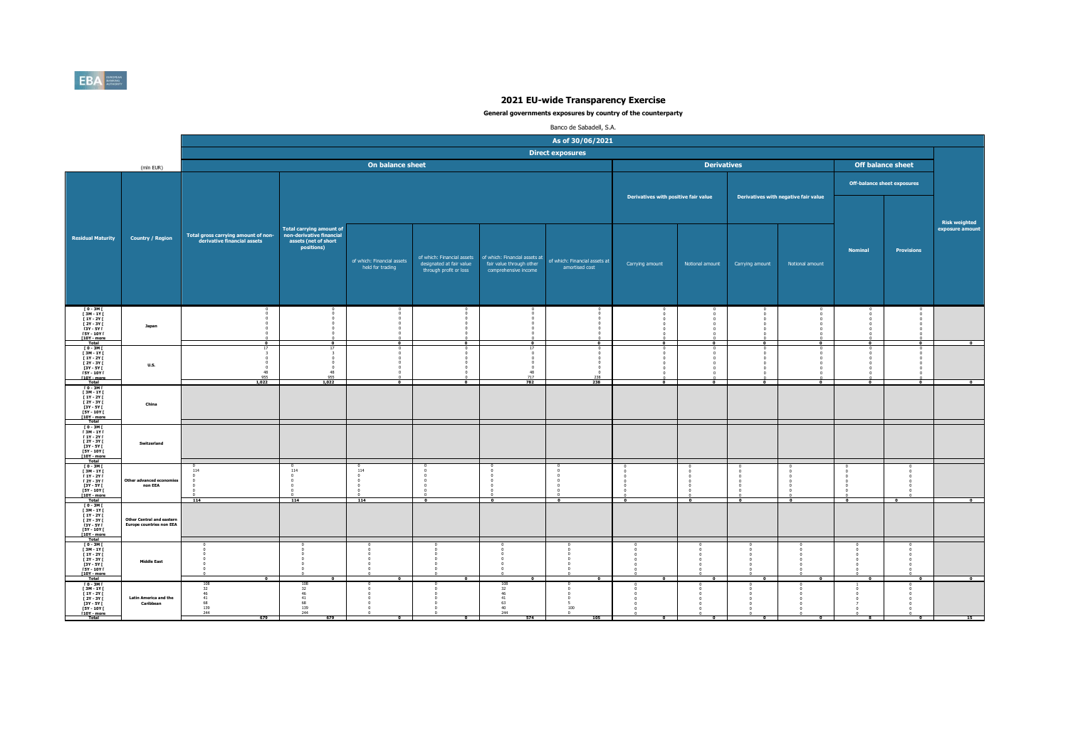# 2021 EU-wide Transparency Exercise

**General governments exposures by country of the counterparty**

Banco de Sabadell, S.A.

| | | As of 30/06/2021 | | | | | | | | | | | | |
|---|---|---|---|---|---|---|---|---|---|---|---|---|---|---|
| | | Direct exposures | | | | | | | | | | | | |
| (mln EUR) | | On balance sheet | | | | | | Derivatives | | | | Off balance sheet | | |
| | | | | | | | | Derivatives with positive fair value | | Derivatives with negative fair value | | Off-balance sheet exposures | | |
| Residual Maturity | Country / Region | Total gross carrying amount of non-derivative financial assets | Total carrying amount of non-derivative financial assets (net of short positions) | of which: Financial assets held for trading | of which: Financial assets designated at fair value through profit or loss | of which: Financial assets at fair value through other comprehensive income | of which: Financial assets at amortised cost | Carrying amount | Notional amount | Carrying amount | Notional amount | Nominal | Provisions | Risk weighted exposure amount |
| [ 0 - 3M [ | Japan | 0 | 0 | 0 | 0 | 0 | 0 | 0 | 0 | 0 | 0 | 0 | 0 | |
| [ 3M - 1Y [ | | 0 | 0 | 0 | 0 | 0 | 0 | 0 | 0 | 0 | 0 | 0 | 0 | |
| [ 1Y - 2Y [ | | 0 | 0 | 0 | 0 | 0 | 0 | 0 | 0 | 0 | 0 | 0 | 0 | |
| [ 2Y - 3Y [ | | 0 | 0 | 0 | 0 | 0 | 0 | 0 | 0 | 0 | 0 | 0 | 0 | |
| [3Y - 5Y [ | | 0 | 0 | 0 | 0 | 0 | 0 | 0 | 0 | 0 | 0 | 0 | 0 | |
| [5Y - 10Y [ | | 0 | 0 | 0 | 0 | 0 | 0 | 0 | 0 | 0 | 0 | 0 | 0 | |
| [10Y - more | | 0 | 0 | 0 | 0 | 0 | 0 | 0 | 0 | 0 | 0 | 0 | 0 | |
| Total | | 0 | 0 | 0 | 0 | 0 | 0 | 0 | 0 | 0 | 0 | 0 | 0 | 0 |
| [ 0 - 3M [ | U.S. | 17 | 17 | 0 | 0 | 17 | 0 | 0 | 0 | 0 | 0 | 0 | 0 | |
| [ 3M - 1Y [ | | 3 | 3 | 0 | 0 | 0 | 0 | 0 | 0 | 0 | 0 | 0 | 0 | |
| [ 1Y - 2Y [ | | 0 | 0 | 0 | 0 | 0 | 0 | 0 | 0 | 0 | 0 | 0 | 0 | |
| [ 2Y - 3Y [ | | 0 | 0 | 0 | 0 | 0 | 0 | 0 | 0 | 0 | 0 | 0 | 0 | |
| [3Y - 5Y [ | | 0 | 0 | 0 | 0 | 0 | 0 | 0 | 0 | 0 | 0 | 0 | 0 | |
| [5Y - 10Y [ | | 48 | 48 | 0 | 0 | 48 | 0 | 0 | 0 | 0 | 0 | 0 | 0 | |
| [10Y - more | | 955 | 955 | 0 | 0 | 717 | 238 | 0 | 0 | 0 | 0 | 0 | 0 | |
| Total | | 1,022 | 1,022 | 0 | 0 | 782 | 238 | 0 | 0 | 0 | 0 | 0 | 0 | 0 |
| [ 0 - 3M [ | China | | | | | | | | | | | | | |
| [ 3M - 1Y [ | | | | | | | | | | | | | | |
| [ 1Y - 2Y [ | | | | | | | | | | | | | | |
| [ 2Y - 3Y [ | | | | | | | | | | | | | | |
| [3Y - 5Y [ | | | | | | | | | | | | | | |
| [5Y - 10Y [ | | | | | | | | | | | | | | |
| [10Y - more | | | | | | | | | | | | | | |
| Total | | | | | | | | | | | | | | |
| [ 0 - 3M [ | Switzerland | | | | | | | | | | | | | |
| [ 3M - 1Y [ | | | | | | | | | | | | | | |
| [ 1Y - 2Y [ | | | | | | | | | | | | | | |
| [ 2Y - 3Y [ | | | | | | | | | | | | | | |
| [3Y - 5Y [ | | | | | | | | | | | | | | |
| [5Y - 10Y [ | | | | | | | | | | | | | | |
| [10Y - more | | | | | | | | | | | | | | |
| Total | | | | | | | | | | | | | | |
| [ 0 - 3M [ | Other advanced economies non EEA | 0 | 0 | 0 | 0 | 0 | 0 | 0 | 0 | 0 | 0 | 0 | 0 | |
| [ 3M - 1Y [ | | 114 | 114 | 114 | 0 | 0 | 0 | 0 | 0 | 0 | 0 | 0 | 0 | |
| [ 1Y - 2Y [ | | 0 | 0 | 0 | 0 | 0 | 0 | 0 | 0 | 0 | 0 | 0 | 0 | |
| [ 2Y - 3Y [ | | 0 | 0 | 0 | 0 | 0 | 0 | 0 | 0 | 0 | 0 | 0 | 0 | |
| [3Y - 5Y [ | | 0 | 0 | 0 | 0 | 0 | 0 | 0 | 0 | 0 | 0 | 0 | 0 | |
| [5Y - 10Y [ | | 0 | 0 | 0 | 0 | 0 | 0 | 0 | 0 | 0 | 0 | 0 | 0 | |
| [10Y - more | | 0 | 0 | 0 | 0 | 0 | 0 | 0 | 0 | 0 | 0 | 0 | 0 | |
| Total | | 114 | 114 | 114 | 0 | 0 | 0 | 0 | 0 | 0 | 0 | 0 | 0 | 0 |
| [ 0 - 3M [ | Other Central and eastern Europe countries non EEA | | | | | | | | | | | | | |
| [ 3M - 1Y [ | | | | | | | | | | | | | | |
| [ 1Y - 2Y [ | | | | | | | | | | | | | | |
| [ 2Y - 3Y [ | | | | | | | | | | | | | | |
| [3Y - 5Y [ | | | | | | | | | | | | | | |
| [5Y - 10Y [ | | | | | | | | | | | | | | |
| [10Y - more | | | | | | | | | | | | | | |
| Total | | | | | | | | | | | | | | |
| [ 0 - 3M [ | Middle East | 0 | 0 | 0 | 0 | 0 | 0 | 0 | 0 | 0 | 0 | 0 | 0 | |
| [ 3M - 1Y [ | | 0 | 0 | 0 | 0 | 0 | 0 | 0 | 0 | 0 | 0 | 0 | 0 | |
| [ 1Y - 2Y [ | | 0 | 0 | 0 | 0 | 0 | 0 | 0 | 0 | 0 | 0 | 0 | 0 | |
| [ 2Y - 3Y [ | | 0 | 0 | 0 | 0 | 0 | 0 | 0 | 0 | 0 | 0 | 0 | 0 | |
| [3Y - 5Y [ | | 0 | 0 | 0 | 0 | 0 | 0 | 0 | 0 | 0 | 0 | 0 | 0 | |
| [5Y - 10Y [ | | 0 | 0 | 0 | 0 | 0 | 0 | 0 | 0 | 0 | 0 | 0 | 0 | |
| [10Y - more | | 0 | 0 | 0 | 0 | 0 | 0 | 0 | 0 | 0 | 0 | 0 | 0 | |
| Total | | 0 | 0 | 0 | 0 | 0 | 0 | 0 | 0 | 0 | 0 | 0 | 0 | 0 |
| [ 0 - 3M [ | Latin America and the Caribbean | 108 | 108 | 0 | 0 | 108 | 0 | 0 | 0 | 0 | 0 | 1 | 0 | |
| [ 3M - 1Y [ | | 32 | 32 | 0 | 0 | 32 | 0 | 0 | 0 | 0 | 0 | 0 | 0 | |
| [ 1Y - 2Y [ | | 46 | 46 | 0 | 0 | 46 | 0 | 0 | 0 | 0 | 0 | 0 | 0 | |
| [ 2Y - 3Y [ | | 41 | 41 | 0 | 0 | 41 | 0 | 0 | 0 | 0 | 0 | 0 | 0 | |
| [3Y - 5Y [ | | 68 | 68 | 0 | 0 | 63 | 5 | 0 | 0 | 0 | 0 | 7 | 0 | |
| [5Y - 10Y [ | | 139 | 139 | 0 | 0 | 40 | 100 | 0 | 0 | 0 | 0 | 0 | 0 | |
| [10Y - more | | 244 | 244 | 0 | 0 | 244 | 0 | 0 | 0 | 0 | 0 | 0 | 0 | |
| Total | | 679 | 679 | 0 | 0 | 574 | 105 | 0 | 0 | 0 | 0 | 8 | 0 | 15 |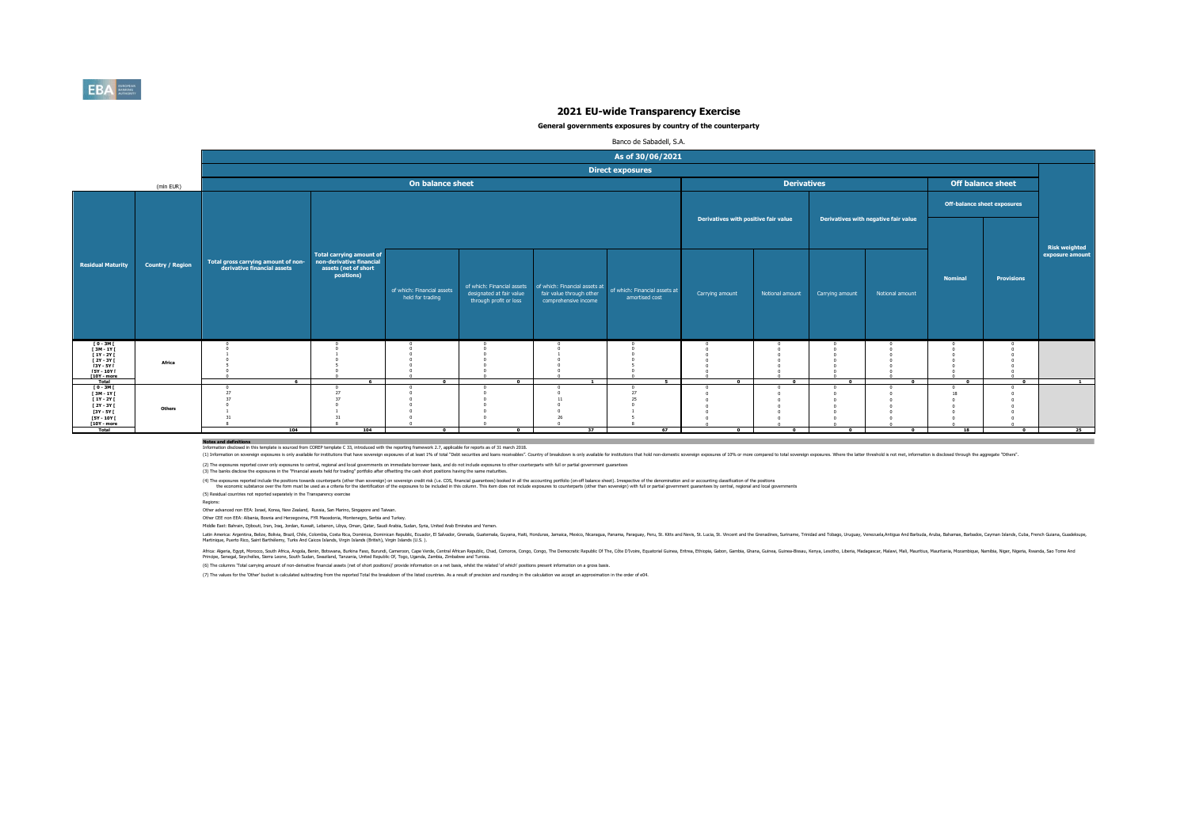# 2021 EU-wide Transparency Exercise

**General governments exposures by country of the counterparty**

Banco de Sabadell, S.A.

| | (mln EUR) | As of 30/06/2021 | | | | | | | | | | | | |
|---|---|---|---|---|---|---|---|---|---|---|---|---|---|---|
| | | Direct exposures | | | | | | | | | | | | |
| | | On balance sheet | | | | | | Derivatives | | | | Off balance sheet | | |
| | | | | | | | | Derivatives with positive fair value | | Derivatives with negative fair value | | Off-balance sheet exposures | | |
| Residual Maturity | Country / Region | Total gross carrying amount of non-derivative financial assets | Total carrying amount of non-derivative financial assets (net of short positions) | of which: Financial assets held for trading | of which: Financial assets designated at fair value through profit or loss | of which: Financial assets at fair value through other comprehensive income | of which: Financial assets at amortised cost | Carrying amount | Notional amount | Carrying amount | Notional amount | Nominal | Provisions | Risk weighted exposure amount |
| [ 0 - 3M [ | Africa | 0 | 0 | 0 | 0 | 0 | 0 | 0 | 0 | 0 | 0 | 0 | 0 | |
| [ 3M - 1Y [ | | 0 | 0 | 0 | 0 | 0 | 0 | 0 | 0 | 0 | 0 | 0 | 0 | |
| [ 1Y - 2Y [ | | 1 | 1 | 0 | 0 | 1 | 0 | 0 | 0 | 0 | 0 | 0 | 0 | |
| [ 2Y - 3Y [ | | 0 | 0 | 0 | 0 | 0 | 0 | 0 | 0 | 0 | 0 | 0 | 0 | |
| [3Y - 5Y [ | | 5 | 5 | 0 | 0 | 0 | 5 | 0 | 0 | 0 | 0 | 0 | 0 | |
| [5Y - 10Y [ | | 0 | 0 | 0 | 0 | 0 | 0 | 0 | 0 | 0 | 0 | 0 | 0 | |
| [10Y - more | | 0 | 0 | 0 | 0 | 0 | 0 | 0 | 0 | 0 | 0 | 0 | 0 | |
| Total | | 6 | 6 | 0 | 0 | 1 | 5 | 0 | 0 | 0 | 0 | 0 | 0 | 1 |
| [ 0 - 3M [ | Others | 0 | 0 | 0 | 0 | 0 | 0 | 0 | 0 | 0 | 0 | 0 | 0 | |
| [ 3M - 1Y [ | | 27 | 27 | 0 | 0 | 0 | 27 | 0 | 0 | 0 | 0 | 18 | 0 | |
| [ 1Y - 2Y [ | | 37 | 37 | 0 | 0 | 11 | 25 | 0 | 0 | 0 | 0 | 0 | 0 | |
| [ 2Y - 3Y [ | | 0 | 0 | 0 | 0 | 0 | 0 | 0 | 0 | 0 | 0 | 0 | 0 | |
| [3Y - 5Y [ | | 1 | 1 | 0 | 0 | 0 | 1 | 0 | 0 | 0 | 0 | 0 | 0 | |
| [5Y - 10Y [ | | 31 | 31 | 0 | 0 | 26 | 5 | 0 | 0 | 0 | 0 | 0 | 0 | |
| [10Y - more | | 8 | 8 | 0 | 0 | 0 | 8 | 0 | 0 | 0 | 0 | 0 | 0 | |
| Total | | 104 | 104 | 0 | 0 | 37 | 67 | 0 | 0 | 0 | 0 | 18 | 0 | 25 |

**Notes and definitions**

Information disclosed in this template is sourced from COREP template C 33, introduced with the reporting framework 2.7, applicable for reports as of 31 march 2018.

(1) Information on sovereign exposures is only available for institutions that have sovereign exposures of at least 1% of total "Debt securities and loans receivables". Country of breakdown is only available for institutions that hold non-domestic sovereign exposures of 10% or more compared to total sovereign exposures. Where the latter threshold is not met, information is disclosed through the aggregate "Others".

(2) The exposures reported cover only exposures to central, regional and local governments on immediate borrower basis, and do not include exposures to other counterparts with full or partial government guarantees

(3) The banks disclose the exposures in the "Financial assets held for trading" portfolio after offsetting the cash short positions having the same maturities.

(4) The exposures reported include the positions towards counterparts (other than sovereign) on sovereign credit risk (i.e. CDS, financial guarantees) booked in all the accounting portfolio (on-off balance sheet). Irrespective of the denomination and or accounting classification of the positions the economic substance over the form must be used as a criteria for the identification of the exposures to be included in this column. This item does not include exposures to counterparts (other than sovereign) with full or partial government guarantees by central, regional and local governments

(5) Residual countries not reported separately in the Transparency exercise

Regions:

Other advanced non EEA: Israel, Korea, New Zealand, Russia, San Marino, Singapore and Taiwan.

Other CEE non EEA: Albania, Bosnia and Herzegovina, FYR Macedonia, Montenegro, Serbia and Turkey.

Middle East: Bahrain, Djibouti, Iran, Iraq, Jordan, Kuwait, Lebanon, Libya, Oman, Qatar, Saudi Arabia, Sudan, Syria, United Arab Emirates and Yemen.

Latin America: Argentina, Belize, Bolivia, Brazil, Chile, Colombia, Costa Rica, Dominica, Dominican Republic, Ecuador, El Salvador, Grenada, Guatemala, Guyana, Haiti, Honduras, Jamaica, Mexico, Nicaragua, Panama, Paraguay, Peru, St. Kitts and Nevis, St. Lucia, St. Vincent and the Grenadines, Suriname, Trinidad and Tobago, Uruguay, Venezuela,Antigua And Barbuda, Aruba, Bahamas, Barbados, Cayman Islands, Cuba, French Guiana, Guadeloupe, Martinique, Puerto Rico, Saint Barthélemy, Turks And Caicos Islands, Virgin Islands (British), Virgin Islands (U.S. ).

Africa: Algeria, Egypt, Morocco, South Africa, Angola, Benin, Botswana, Burkina Faso, Burundi, Cameroon, Cape Verde, Central African Republic, Chad, Comoros, Congo, Congo, The Democratic Republic Of The, Côte D'Ivoire, Equatorial Guinea, Eritrea, Ethiopia, Gabon, Gambia, Ghana, Guinea, Guinea-Bissau, Kenya, Lesotho, Liberia, Madagascar, Malawi, Mali, Mauritius, Mauritania, Mozambique, Namibia, Niger, Nigeria, Rwanda, Sao Tome And Principe, Senegal, Seychelles, Sierra Leone, South Sudan, Swaziland, Tanzania, United Republic Of, Togo, Uganda, Zambia, Zimbabwe and Tunisia.

(6) The columns 'Total carrying amount of non-derivative financial assets (net of short positions)' provide information on a net basis, whilst the related 'of which' positions present information on a gross basis.

(7) The values for the 'Other' bucket is calculated subtracting from the reported Total the breakdown of the listed countries. As a result of precision and rounding in the calculation we accept an approximation in the order of e04.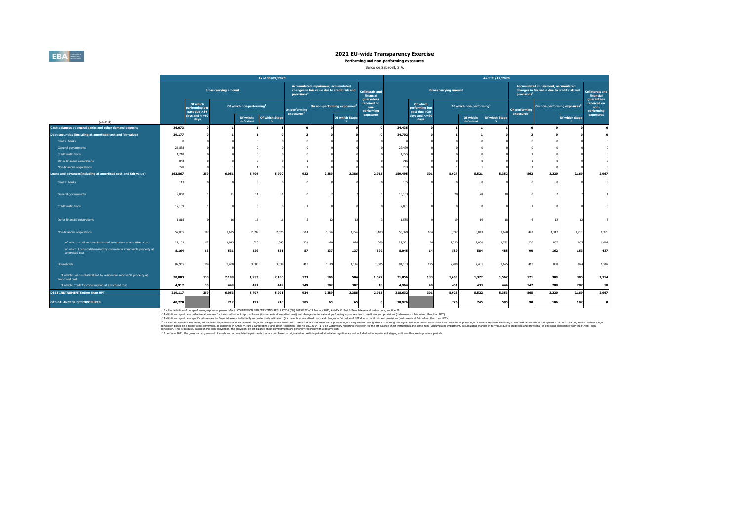# 2021 EU-wide Transparency Exercise

**Performing and non-performing exposures**

Banco de Sabadell, S.A.

| (mln EUR) | As of 30/09/2020 | | | | | | | | | As of 31/12/2020 | | | | | | | | |
|---|---|---|---|---|---|---|---|---|---|---|---|---|---|---|---|---|---|---|
| | Gross carrying amount | | | | | Accumulated impairment, accumulated changes in fair value due to credit risk and provisions[4] | | | Collaterals and financial guarantees received on non-performing exposures | Gross carrying amount | | | | | Accumulated impairment, accumulated changes in fair value due to credit risk and provisions[4] | | | Collaterals and financial guarantees received on non-performing exposures |
| | | Of which performing but past due >30 days and <=90 days | Of which non-performing[1] | | | On performing exposures[2] | On non-performing exposures[3] | | | | Of which performing but past due >30 days and <=90 days | Of which non-performing[1] | | | On performing exposures[2] | On non-performing exposures[3] | | |
| | | | | Of which: defaulted | Of which Stage 3 | | | Of which Stage 3 | | | | | Of which: defaulted | Of which Stage 3 | | | Of which Stage 3 | |
| **Cash balances at central banks and other demand deposits** | 26,073 | 0 | 1 | 1 | 1 | 0 | 0 | 0 | 0 | 34,435 | 0 | 1 | 1 | 1 | 0 | 0 | 0 | 0 |
| **Debt securities (including at amortised cost and fair value)** | 29,177 | 0 | 1 | 1 | 0 | 2 | 0 | 0 | 0 | 24,702 | 0 | 1 | 1 | 0 | 2 | 0 | 0 | 0 |
| Central banks | 0 | 0 | 0 | 0 | 0 | 0 | 0 | 0 | 0 | 0 | 0 | 0 | 0 | 0 | 0 | 0 | 0 | 0 |
| General governments | 26,838 | 0 | 0 | 0 | 0 | 0 | 0 | 0 | 0 | 22,429 | 0 | 0 | 0 | 0 | 0 | 0 | 0 | 0 |
| Credit institutions | 1,218 | 0 | 0 | 0 | 0 | 0 | 0 | 0 | 0 | 1,275 | 0 | 0 | 0 | 0 | 1 | 0 | 0 | 0 |
| Other financial corporations | 843 | 0 | 0 | 0 | 0 | 1 | 0 | 0 | 0 | 715 | 0 | 0 | 0 | 0 | 1 | 0 | 0 | 0 |
| Non-financial corporations | 278 | 0 | 1 | 1 | 0 | 1 | 0 | 0 | 0 | 283 | 0 | 1 | 1 | 0 | 1 | 0 | 0 | 0 |
| **Loans and advances(including at amortised cost and fair value)** | 163,867 | 359 | 6,051 | 5,706 | 5,990 | 933 | 2,389 | 2,386 | 2,913 | 159,495 | 301 | 5,927 | 5,521 | 5,352 | 863 | 2,220 | 2,169 | 2,967 |
| Central banks | 113 | 0 | 0 | 0 | 0 | 0 | 0 | 0 | 0 | 135 | 0 | 0 | 0 | 0 | 0 | 0 | 0 | 0 |
| General governments | 9,860 | 1 | 11 | 11 | 11 | 0 | 2 | 2 | 1 | 10,163 | 1 | 28 | 28 | 10 | 0 | 2 | 2 | 1 |
| Credit institutions | 12,109 | 1 | 0 | 0 | 0 | 1 | 0 | 0 | 0 | 7,081 | 0 | 0 | 0 | 0 | 1 | 0 | 0 | 0 |
| Other financial corporations | 1,815 | 0 | 16 | 16 | 16 | 5 | 12 | 12 | 3 | 1,585 | 0 | 19 | 19 | 18 | 6 | 12 | 12 | 6 |
| Non-financial corporations | 57,005 | 182 | 2,625 | 2,599 | 2,625 | 514 | 1,226 | 1,226 | 1,103 | 56,379 | 104 | 3,092 | 3,043 | 2,698 | 442 | 1,317 | 1,281 | 1,378 |
| of which: small and medium-sized enterprises at amortised cost | 27,159 | 122 | 1,843 | 1,828 | 1,843 | 331 | 828 | 828 | 869 | 27,381 | 56 | 2,033 | 2,000 | 1,792 | 236 | 887 | 865 | 1,007 |
| of which: Loans collateralised by commercial immovable property at amortised cost | 8,164 | 83 | 531 | 529 | 531 | 57 | 137 | 137 | 392 | 8,045 | 14 | 589 | 584 | 485 | 90 | 162 | 153 | 427 |
| Households | 82,965 | 174 | 3,400 | 3,080 | 3,339 | 413 | 1,149 | 1,146 | 1,805 | 84,153 | 195 | 2,789 | 2,431 | 2,625 | 413 | 888 | 874 | 1,582 |
| of which: Loans collateralised by residential immovable property at amortised cost | 70,803 | 130 | 2,198 | 1,953 | 2,136 | 123 | 506 | 504 | 1,572 | 71,856 | 133 | 1,663 | 1,372 | 1,567 | 121 | 309 | 305 | 1,354 |
| of which: Credit for consumption at amortised cost | 4,912 | 30 | 449 | 421 | 449 | 149 | 302 | 302 | 18 | 4,964 | 40 | 451 | 433 | 444 | 147 | 288 | 287 | 18 |
| **DEBT INSTRUMENTS other than HFT** | 219,117 | 359 | 6,053 | 5,707 | 5,991 | 934 | 2,389 | 2,386 | 2,913 | 218,632 | 301 | 5,928 | 5,522 | 5,353 | 865 | 2,220 | 2,169 | 2,967 |
| **OFF-BALANCE SHEET EXPOSURES** | 40,220 | | 212 | 192 | 210 | 105 | 65 | 65 | 0 | 38,926 | | 776 | 745 | 585 | 90 | 106 | 102 | 0 |

[1] For the definition of non-performing exposures please refer to COMMISSION IMPLEMENTING REGULATION (EU) 2015/227 of 9 January 2015, ANNEX V, Part 2-Template related instructions, subtitle 29

[2] Institutions report here collective allowances for incurred but not reported losses (instruments at amortised cost) and changes in fair value of performing exposures due to credit risk and provisions (instruments at fair value other than HFT)

[3] Institutions report here specific allowances for financial assets, individually and collectively estimated (instruments at amortised cost) and changes in fair value of NPE due to credit risk and provisions (instruments at fair value other than HFT)

[4] For the on-balance sheet items, accumulated impairments and accumulated negative changes in fair value due to credit risk are disclosed with a positive sign if they are decreasing assets. Following this sign convention, information is disclosed with the opposite sign of what is reported according to the FINREP framework (templates F 18.00 / F 19.00), which follows a sign convention based on a credit/debit convention, as explained in Annex V, Part 1 paragraphs 9 and 10 of Regulation (EU) No 680/2014 - ITS on Supervisory reporting. However, for the off-balance sheet instruments, the same item ('Accumulated impairment, accumulated changes in fair value due to credit risk and provisions') is disclosed consistently with the FINREP sign convention. This is because, based on this sign convention, the provisions on off-balance sheet commitments are generally reported with a positive sign.

[5] From June 2021, the gross carrying amount of assets and accumulated impairments that are purchased or originated as credit-impaired at initial recognition are not included in the impairment stages, as it was the case in previous periods.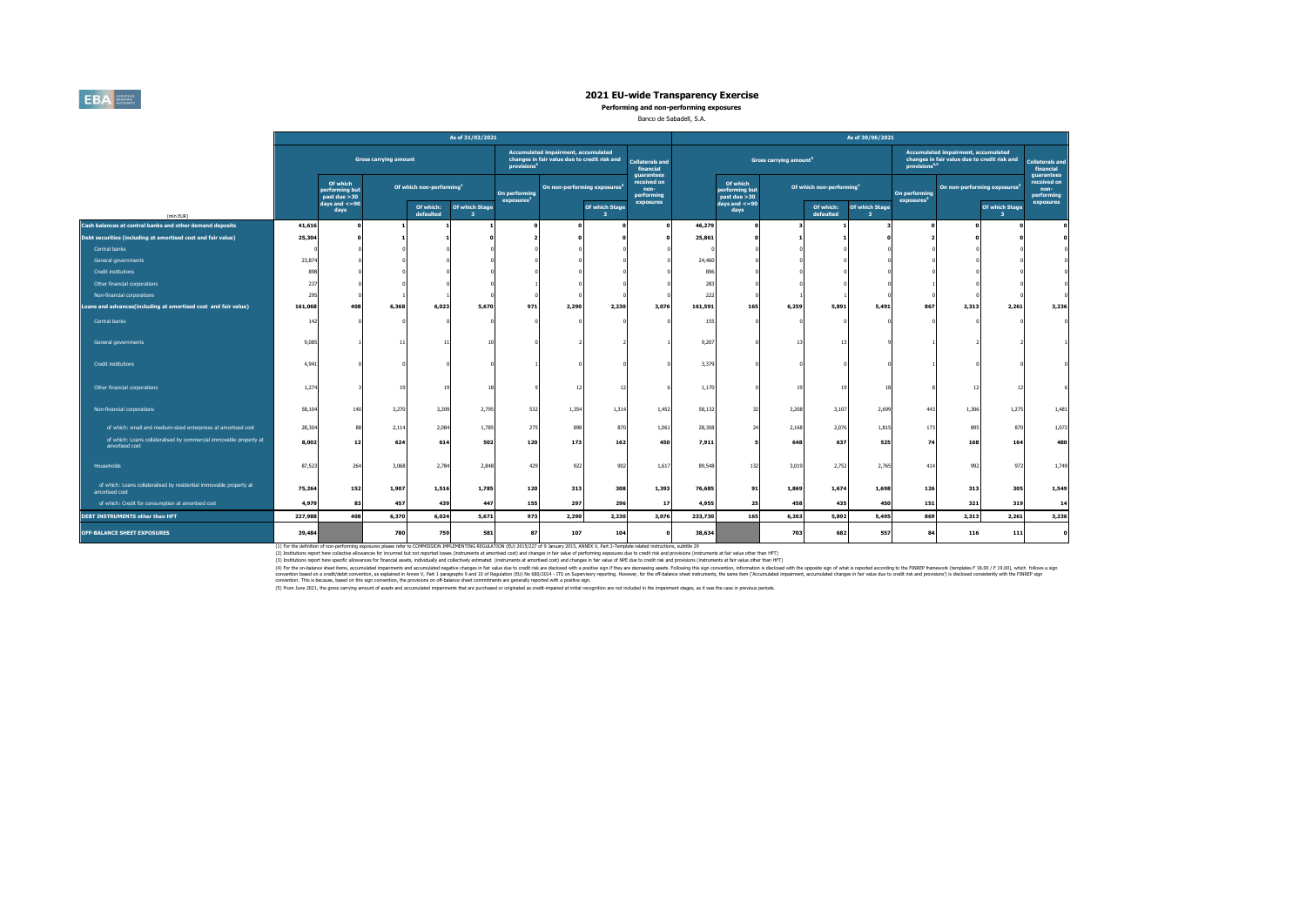# 2021 EU-wide Transparency Exercise

**Performing and non-performing exposures**

Banco de Sabadell, S.A.

| (mln EUR) | As of 31/03/2021 | | | | | | | | | As of 30/06/2021 | | | | | | | | |
|---|---|---|---|---|---|---|---|---|---|---|---|---|---|---|---|---|---|---|
| | Gross carrying amount | | | | | Accumulated impairment, accumulated changes in fair value due to credit risk and provisions[4] | | | Collaterals and financial guarantees received on non-performing exposures | Gross carrying amount[5] | | | | | Accumulated impairment, accumulated changes in fair value due to credit risk and provisions[4,5] | | | Collaterals and financial guarantees received on non-performing exposures |
| | | Of which performing but past due >30 days and <=90 days | Of which non-performing[1] | | | On performing exposures[2] | On non-performing exposures[3] | | | | Of which performing but past due >30 days and <=90 days | Of which non-performing[1] | | | On performing exposures[2] | On non-performing exposures[3] | | |
| | | | | Of which: defaulted | Of which Stage 3 | | | Of which Stage 3 | | | | | Of which: defaulted | Of which Stage 3 | | | Of which Stage 3 | |
| **Cash balances at central banks and other demand deposits** | 41,616 | 0 | 1 | 1 | 1 | 0 | 0 | 0 | 0 | 46,279 | 0 | 3 | 1 | 3 | 0 | 0 | 0 | 0 |
| **Debt securities (including at amortised cost and fair value)** | 25,304 | 0 | 1 | 1 | 0 | 2 | 0 | 0 | 0 | 25,861 | 0 | 1 | 1 | 0 | 2 | 0 | 0 | 0 |
| Central banks | 0 | 0 | 0 | 0 | 0 | 0 | 0 | 0 | 0 | 0 | 0 | 0 | 0 | 0 | 0 | 0 | 0 | 0 |
| General governments | 23,874 | 0 | 0 | 0 | 0 | 0 | 0 | 0 | 0 | 24,460 | 0 | 0 | 0 | 0 | 0 | 0 | 0 | 0 |
| Credit institutions | 898 | 0 | 0 | 0 | 0 | 0 | 0 | 0 | 0 | 896 | 0 | 0 | 0 | 0 | 0 | 0 | 0 | 0 |
| Other financial corporations | 237 | 0 | 0 | 0 | 0 | 1 | 0 | 0 | 0 | 283 | 0 | 0 | 0 | 0 | 1 | 0 | 0 | 0 |
| Non-financial corporations | 295 | 0 | 1 | 1 | 0 | 0 | 0 | 0 | 0 | 222 | 0 | 1 | 1 | 0 | 0 | 0 | 0 | 0 |
| **Loans and advances(including at amortised cost and fair value)** | 161,068 | 408 | 6,368 | 6,023 | 5,670 | 971 | 2,290 | 2,230 | 3,076 | 161,591 | 165 | 6,259 | 5,891 | 5,491 | 867 | 2,313 | 2,261 | 3,236 |
| Central banks | 142 | 0 | 0 | 0 | 0 | 0 | 0 | 0 | 0 | 155 | 0 | 0 | 0 | 0 | 0 | 0 | 0 | 0 |
| General governments | 9,085 | 1 | 11 | 11 | 10 | 0 | 2 | 2 | 1 | 9,207 | 0 | 13 | 13 | 9 | 1 | 2 | 2 | 1 |
| Credit institutions | 4,941 | 0 | 0 | 0 | 0 | 1 | 0 | 0 | 0 | 3,379 | 0 | 0 | 0 | 0 | 1 | 0 | 0 | 0 |
| Other financial corporations | 1,274 | 3 | 19 | 19 | 18 | 9 | 12 | 12 | 6 | 1,170 | 0 | 19 | 19 | 18 | 8 | 12 | 12 | 6 |
| Non-financial corporations | 58,104 | 140 | 3,270 | 3,209 | 2,795 | 532 | 1,354 | 1,314 | 1,452 | 58,132 | 32 | 3,208 | 3,107 | 2,699 | 443 | 1,306 | 1,275 | 1,481 |
| of which: small and medium-sized enterprises at amortised cost | 28,304 | 88 | 2,114 | 2,084 | 1,785 | 275 | 898 | 870 | 1,061 | 28,308 | 24 | 2,168 | 2,076 | 1,815 | 173 | 895 | 870 | 1,072 |
| of which: Loans collateralised by commercial immovable property at amortised cost | 8,002 | 12 | 624 | 614 | 502 | 120 | 173 | 162 | 450 | 7,911 | 5 | 648 | 637 | 525 | 74 | 168 | 164 | 480 |
| Households | 87,523 | 264 | 3,068 | 2,784 | 2,848 | 429 | 922 | 902 | 1,617 | 89,548 | 132 | 3,019 | 2,752 | 2,765 | 414 | 992 | 972 | 1,749 |
| of which: Loans collateralised by residential immovable property at amortised cost | 75,264 | 152 | 1,907 | 1,516 | 1,785 | 120 | 313 | 308 | 1,393 | 76,685 | 91 | 1,869 | 1,674 | 1,698 | 126 | 313 | 305 | 1,549 |
| of which: Credit for consumption at amortised cost | 4,979 | 83 | 457 | 439 | 447 | 155 | 297 | 296 | 17 | 4,955 | 25 | 458 | 435 | 450 | 151 | 321 | 319 | 14 |
| **DEBT INSTRUMENTS other than HFT** | 227,988 | 408 | 6,370 | 6,024 | 5,671 | 973 | 2,290 | 2,230 | 3,076 | 233,730 | 165 | 6,263 | 5,892 | 5,495 | 869 | 2,313 | 2,261 | 3,236 |
| **OFF-BALANCE SHEET EXPOSURES** | 39,484 | | 780 | 759 | 581 | 87 | 107 | 104 | 0 | 38,634 | | 703 | 682 | 557 | 84 | 116 | 111 | 0 |

(1) For the definition of non-performing exposures please refer to COMMISSION IMPLEMENTING REGULATION (EU) 2015/227 of 9 January 2015, ANNEX V, Part 2-Template related instructions, subtitle 29

(2) Institutions report here collective allowances for incurred but not reported losses (instruments at amortised cost) and changes in fair value of performing exposures due to credit risk and provisions (instruments at fair value other than HFT)

(3) Institutions report here specific allowances for financial assets, individually and collectively estimated (instruments at amortised cost) and changes in fair value of NPE due to credit risk and provisions (instruments at fair value other than HFT)

(4) For the on-balance sheet items, accumulated impairments and accumulated negative changes in fair value due to credit risk are disclosed with a positive sign if they are decreasing assets. Following this sign convention, information is disclosed with the opposite sign of what is reported according to the FINREP framework (templates F 18.00 / F 19.00), which follows a sign convention based on a credit/debit convention, as explained in Annex V, Part 1 paragraphs 9 and 10 of Regulation (EU) No 680/2014 - ITS on Supervisory reporting. However, for the off-balance sheet instruments, the same item ('Accumulated impairment, accumulated changes in fair value due to credit risk and provisions') is disclosed consistently with the FINREP sign convention. This is because, based on this sign convention, the provisions on off-balance sheet commitments are generally reported with a positive sign.

(5) From June 2021, the gross carrying amount of assets and accumulated impairments that are purchased or originated as credit-impaired at initial recognition are not included in the impairment stages, as it was the case in previous periods.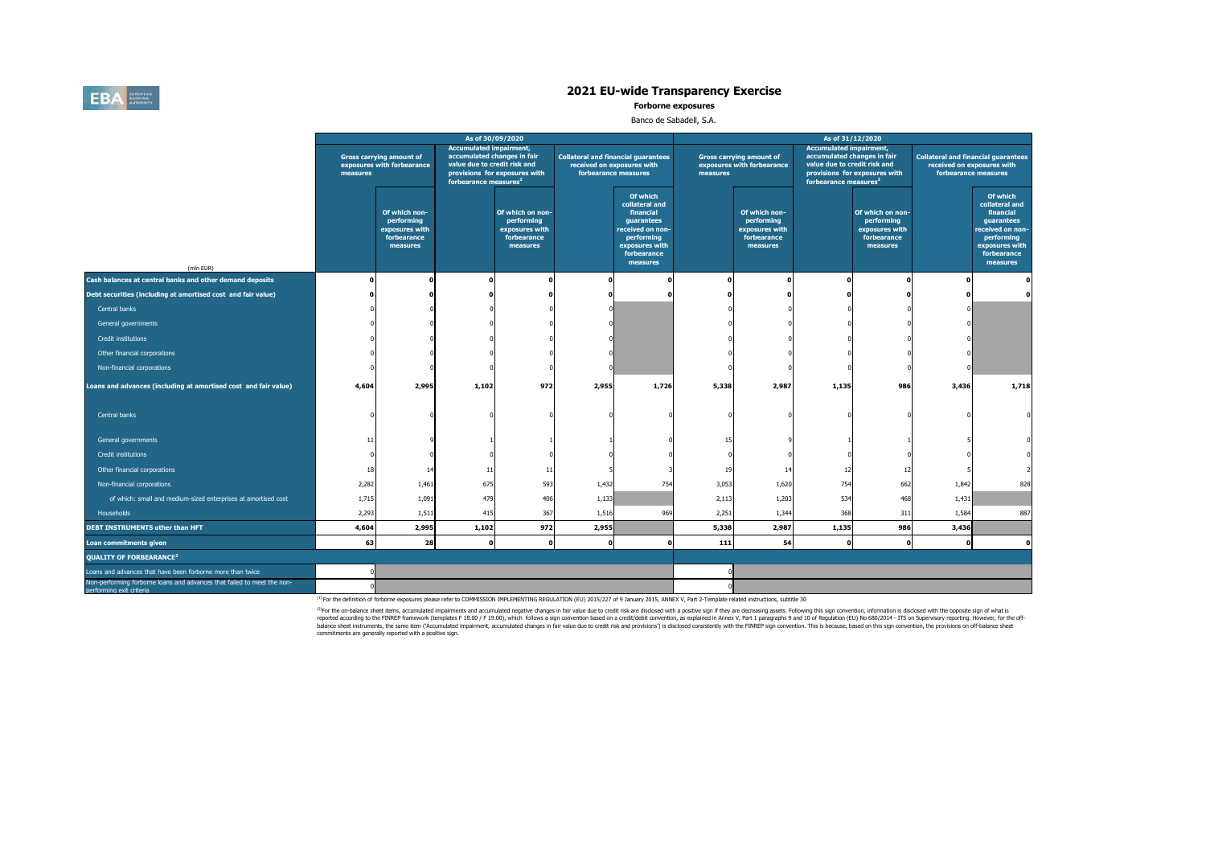# 2021 EU-wide Transparency Exercise

**Forborne exposures**

Banco de Sabadell, S.A.

| (mln EUR) | As of 30/09/2020 | | | | | | As of 31/12/2020 | | | | | |
|---|---|---|---|---|---|---|---|---|---|---|---|---|
| | Gross carrying amount of exposures with forbearance measures | | Accumulated impairment, accumulated changes in fair value due to credit risk and provisions for exposures with forbearance measures[2] | | Collateral and financial guarantees received on exposures with forbearance measures | | Gross carrying amount of exposures with forbearance measures | | Accumulated impairment, accumulated changes in fair value due to credit risk and provisions for exposures with forbearance measures[2] | | Collateral and financial guarantees received on exposures with forbearance measures | |
| | | Of which non-performing exposures with forbearance measures | | Of which on non-performing exposures with forbearance measures | | Of which collateral and financial guarantees received on non-performing exposures with forbearance measures | | Of which non-performing exposures with forbearance measures | | Of which on non-performing exposures with forbearance measures | | Of which collateral and financial guarantees received on non-performing exposures with forbearance measures |
| **Cash balances at central banks and other demand deposits** | 0 | 0 | 0 | 0 | 0 | 0 | 0 | 0 | 0 | 0 | 0 | 0 |
| **Debt securities (including at amortised cost and fair value)** | 0 | 0 | 0 | 0 | 0 | 0 | 0 | 0 | 0 | 0 | 0 | 0 |
| Central banks | 0 | 0 | 0 | 0 | 0 | | 0 | 0 | 0 | 0 | 0 | |
| General governments | 0 | 0 | 0 | 0 | 0 | | 0 | 0 | 0 | 0 | 0 | |
| Credit institutions | 0 | 0 | 0 | 0 | 0 | | 0 | 0 | 0 | 0 | 0 | |
| Other financial corporations | 0 | 0 | 0 | 0 | 0 | | 0 | 0 | 0 | 0 | 0 | |
| Non-financial corporations | 0 | 0 | 0 | 0 | 0 | | 0 | 0 | 0 | 0 | 0 | |
| **Loans and advances (including at amortised cost and fair value)** | 4,604 | 2,995 | 1,102 | 972 | 2,955 | 1,726 | 5,338 | 2,987 | 1,135 | 986 | 3,436 | 1,718 |
| Central banks | 0 | 0 | 0 | 0 | 0 | 0 | 0 | 0 | 0 | 0 | 0 | 0 |
| General governments | 11 | 9 | 1 | 1 | 1 | 0 | 15 | 9 | 1 | 1 | 5 | 0 |
| Credit institutions | 0 | 0 | 0 | 0 | 0 | 0 | 0 | 0 | 0 | 0 | 0 | 0 |
| Other financial corporations | 18 | 14 | 11 | 11 | 5 | 3 | 19 | 14 | 12 | 12 | 5 | 2 |
| Non-financial corporations | 2,282 | 1,461 | 675 | 593 | 1,432 | 754 | 3,053 | 1,620 | 754 | 662 | 1,842 | 828 |
| of which: small and medium-sized enterprises at amortised cost | 1,715 | 1,091 | 479 | 406 | 1,133 | | 2,113 | 1,203 | 534 | 468 | 1,431 | |
| Households | 2,293 | 1,511 | 415 | 367 | 1,516 | 969 | 2,251 | 1,344 | 368 | 311 | 1,584 | 887 |
| **DEBT INSTRUMENTS other than HFT** | 4,604 | 2,995 | 1,102 | 972 | 2,955 | | 5,338 | 2,987 | 1,135 | 986 | 3,436 | |
| **Loan commitments given** | 63 | 28 | 0 | 0 | 0 | 0 | 111 | 54 | 0 | 0 | 0 | 0 |
| **QUALITY OF FORBEARANCE[2]** | | | | | | | | | | | | |
| Loans and advances that have been forborne more than twice | 0 | | | | | | 0 | | | | | |
| Non-performing forborne loans and advances that failed to meet the non-performing exit criteria | 0 | | | | | | 0 | | | | | |

[1] For the definition of forborne exposures please refer to COMMISSION IMPLEMENTING REGULATION (EU) 2015/227 of 9 January 2015, ANNEX V, Part 2-Template related instructions, subtitle 30

[2] For the on-balance sheet items, accumulated impairments and accumulated negative changes in fair value due to credit risk are disclosed with a positive sign if they are decreasing assets. Following this sign convention, information is disclosed with the opposite sign of what is reported according to the FINREP framework (templates F 18.00 / F 19.00), which follows a sign convention based on a credit/debit convention, as explained in Annex V, Part 1 paragraphs 9 and 10 of Regulation (EU) No 680/2014 - ITS on Supervisory reporting. However, for the off-balance sheet instruments, the same item ('Accumulated impairment, accumulated changes in fair value due to credit risk and provisions') is disclosed consistently with the FINREP sign convention. This is because, based on this sign convention, the provisions on off-balance sheet commitments are generally reported with a positive sign.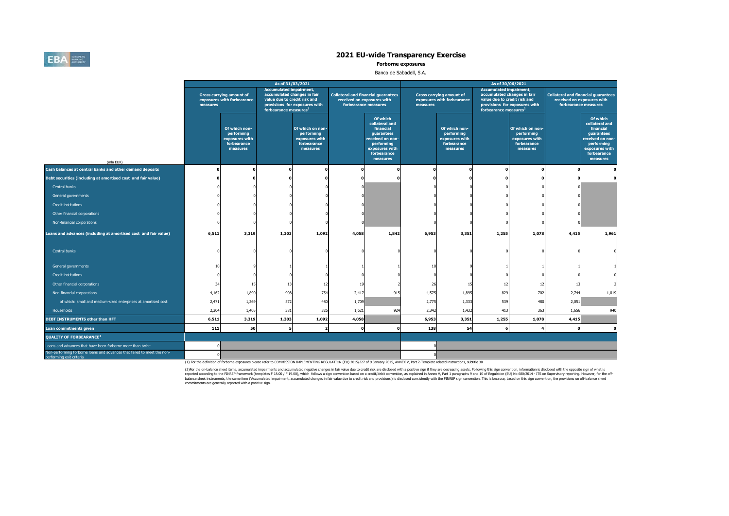# 2021 EU-wide Transparency Exercise

**Forborne exposures**

Banco de Sabadell, S.A.

| (mln EUR) | As of 31/03/2021 | | | | | | As of 30/06/2021 | | | | | |
|---|---|---|---|---|---|---|---|---|---|---|---|---|
| | Gross carrying amount of exposures with forbearance measures | | Accumulated impairment, accumulated changes in fair value due to credit risk and provisions for exposures with forbearance measures[2] | | Collateral and financial guarantees received on exposures with forbearance measures | | Gross carrying amount of exposures with forbearance measures | | Accumulated impairment, accumulated changes in fair value due to credit risk and provisions for exposures with forbearance measures[2] | | Collateral and financial guarantees received on exposures with forbearance measures | |
| | | Of which non-performing exposures with forbearance measures | | Of which on non-performing exposures with forbearance measures | | Of which collateral and financial guarantees received on non-performing exposures with forbearance measures | | Of which non-performing exposures with forbearance measures | | Of which on non-performing exposures with forbearance measures | | Of which collateral and financial guarantees received on non-performing exposures with forbearance measures |
| **Cash balances at central banks and other demand deposits** | **0** | **0** | **0** | **0** | **0** | **0** | **0** | **0** | **0** | **0** | **0** | **0** |
| **Debt securities (including at amortised cost and fair value)** | **0** | **0** | **0** | **0** | **0** | **0** | **0** | **0** | **0** | **0** | **0** | **0** |
| Central banks | 0 | 0 | 0 | 0 | 0 | | 0 | 0 | 0 | 0 | 0 | |
| General governments | 0 | 0 | 0 | 0 | 0 | | 0 | 0 | 0 | 0 | 0 | |
| Credit institutions | 0 | 0 | 0 | 0 | 0 | | 0 | 0 | 0 | 0 | 0 | |
| Other financial corporations | 0 | 0 | 0 | 0 | 0 | | 0 | 0 | 0 | 0 | 0 | |
| Non-financial corporations | 0 | 0 | 0 | 0 | 0 | | 0 | 0 | 0 | 0 | 0 | |
| **Loans and advances (including at amortised cost and fair value)** | **6,511** | **3,319** | **1,303** | **1,092** | **4,058** | **1,842** | **6,953** | **3,351** | **1,255** | **1,078** | **4,415** | **1,961** |
| Central banks | 0 | 0 | 0 | 0 | 0 | 0 | 0 | 0 | 0 | 0 | 0 | 0 |
| General governments | 10 | 9 | 1 | 1 | 1 | 1 | 10 | 9 | 1 | 1 | 1 | 1 |
| Credit institutions | 0 | 0 | 0 | 0 | 0 | 0 | 0 | 0 | 0 | 0 | 0 | 0 |
| Other financial corporations | 34 | 15 | 13 | 12 | 19 | 2 | 26 | 15 | 12 | 12 | 13 | 2 |
| Non-financial corporations | 4,162 | 1,890 | 908 | 754 | 2,417 | 915 | 4,575 | 1,895 | 829 | 702 | 2,744 | 1,019 |
| of which: small and medium-sized enterprises at amortised cost | 2,471 | 1,269 | 572 | 480 | 1,709 | | 2,775 | 1,333 | 539 | 480 | 2,051 | |
| Households | 2,304 | 1,405 | 381 | 326 | 1,621 | 924 | 2,342 | 1,432 | 413 | 363 | 1,656 | 940 |
| **DEBT INSTRUMENTS other than HFT** | **6,511** | **3,319** | **1,303** | **1,092** | **4,058** | | **6,953** | **3,351** | **1,255** | **1,078** | **4,415** | |
| **Loan commitments given** | **111** | **50** | **5** | **2** | **0** | **0** | **138** | **54** | **6** | **4** | **0** | **0** |
| **QUALITY OF FORBEARANCE[2]** | | | | | | | | | | | | |
| Loans and advances that have been forborne more than twice | 0 | | | | | | 0 | | | | | |
| Non-performing forborne loans and advances that failed to meet the non-performing exit criteria | 0 | | | | | | 0 | | | | | |

(1) For the definition of forborne exposures please refer to COMMISSION IMPLEMENTING REGULATION (EU) 2015/227 of 9 January 2015, ANNEX V, Part 2-Template related instructions, subtitle 30

(2)For the on-balance sheet items, accumulated impairments and accumulated negative changes in fair value due to credit risk are disclosed with a positive sign if they are decreasing assets. Following this sign convention, information is disclosed with the opposite sign of what is reported according to the FINREP framework (templates F 18.00 / F 19.00), which follows a sign convention based on a credit/debit convention, as explained in Annex V, Part 1 paragraphs 9 and 10 of Regulation (EU) No 680/2014 - ITS on Supervisory reporting. However, for the off-balance sheet instruments, the same item ('Accumulated impairment, accumulated changes in fair value due to credit risk and provisions') is disclosed consistently with the FINREP sign convention. This is because, based on this sign convention, the provisions on off-balance sheet commitments are generally reported with a positive sign.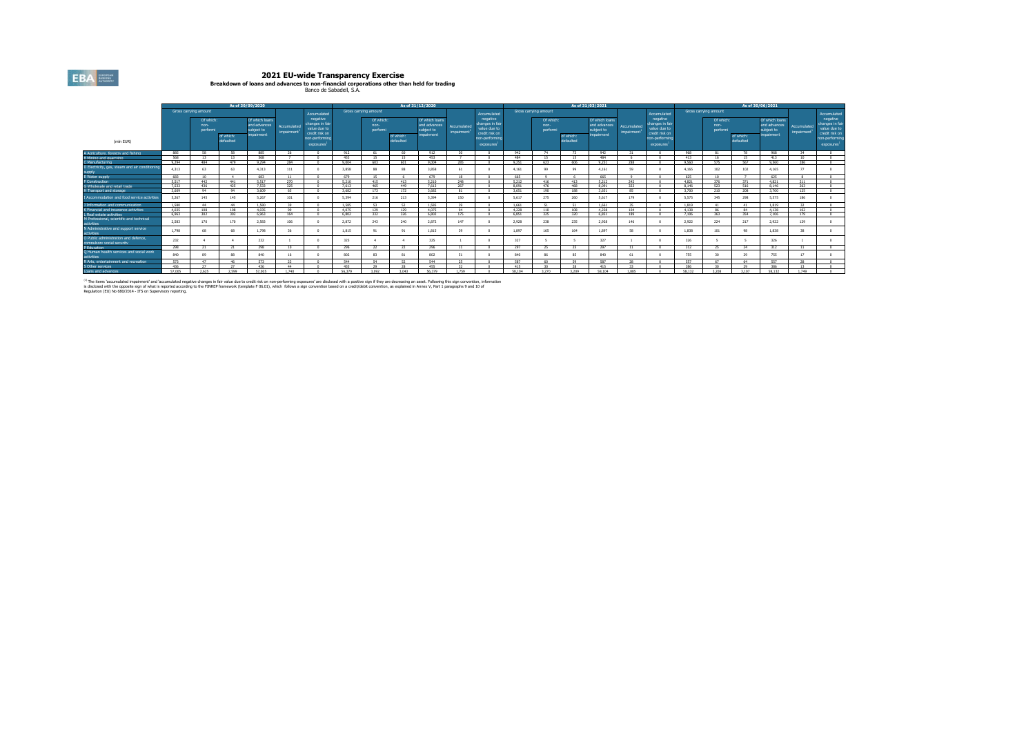# 2021 EU-wide Transparency Exercise

**Breakdown of loans and advances to non-financial corporations other than held for trading**

Banco de Sabadell, S.A.

| (mln EUR) | As of 30/09/2020 | | | | | | As of 31/12/2020 | | | | | | As of 31/03/2021 | | | | | | As of 30/06/2021 | | | | | |
|---|---|---|---|---|---|---|---|---|---|---|---|---|---|---|---|---|---|---|---|---|---|---|---|---|
| | Gross carrying amount | | | | Accumulated impairment[1] | Accumulated negative changes in fair value due to credit risk on non-performing exposures[1] | Gross carrying amount | | | | Accumulated impairment[1] | Accumulated negative changes in fair value due to credit risk on non-performing exposures[1] | Gross carrying amount | | | | Accumulated impairment[1] | Accumulated negative changes in fair value due to credit risk on non-performing exposures[1] | Gross carrying amount | | | | Accumulated impairment[1] | Accumulated negative changes in fair value due to credit risk on non-performing exposures[1] |
| | | Of which: non-performi | of which: defaulted | Of which loans and advances subject to impairment | | | | Of which: non-performi | of which: defaulted | Of which loans and advances subject to impairment | | | | Of which: non-performi | of which: defaulted | Of which loans and advances subject to impairment | | | | Of which: non-performi | of which: defaulted | Of which loans and advances subject to impairment | | |
| A Agriculture, forestry and fishing | 885 | 58 | 58 | 885 | 26 | 0 | 912 | 61 | 60 | 912 | 30 | 0 | 942 | 74 | 73 | 942 | 31 | 0 | 968 | 81 | 78 | 968 | 34 | 0 |
| B Mining and quarrying | 568 | 13 | 13 | 568 | 7 | 0 | 453 | 15 | 15 | 453 | 7 | 0 | 484 | 15 | 15 | 484 | 6 | 0 | 413 | 16 | 15 | 413 | 10 | 0 |
| C Manufacturing | 9,294 | 484 | 478 | 9,294 | 284 | 0 | 9,004 | 603 | 601 | 9,004 | 285 | 0 | 9,251 | 623 | 606 | 9,251 | 288 | 0 | 9,560 | 575 | 567 | 9,560 | 286 | 0 |
| D Electricity, gas, steam and air conditioning supply | 4,313 | 63 | 63 | 4,313 | 111 | 0 | 3,858 | 88 | 88 | 3,858 | 61 | 0 | 4,161 | 99 | 99 | 4,161 | 59 | 0 | 4,165 | 102 | 102 | 4,165 | 77 | 0 |
| E Water supply | 603 | 10 | 4 | 603 | 11 | 0 | 679 | 15 | 6 | 679 | 18 | 0 | 665 | 9 | 6 | 665 | 9 | 0 | 625 | 10 | 7 | 625 | 8 | 0 |
| F Construction | 5,517 | 442 | 441 | 5,517 | 270 | 0 | 5,210 | 415 | 413 | 5,210 | 248 | 0 | 5,212 | 416 | 413 | 5,212 | 242 | 0 | 4,821 | 376 | 371 | 4,821 | 211 | 0 |
| G Wholesale and retail trade | 7,533 | 436 | 425 | 7,533 | 325 | 0 | 7,613 | 465 | 449 | 7,613 | 267 | 0 | 8,091 | 476 | 468 | 8,091 | 323 | 0 | 8,146 | 523 | 516 | 8,146 | 263 | 0 |
| H Transport and storage | 3,609 | 94 | 94 | 3,609 | 65 | 0 | 3,682 | 173 | 172 | 3,682 | 81 | 0 | 3,651 | 190 | 188 | 3,651 | 85 | 0 | 3,700 | 210 | 208 | 3,700 | 125 | 0 |
| I Accommodation and food service activities | 5,267 | 145 | 145 | 5,267 | 101 | 0 | 5,394 | 216 | 213 | 5,394 | 150 | 0 | 5,617 | 275 | 260 | 5,617 | 179 | 0 | 5,575 | 345 | 298 | 5,575 | 186 | 0 |
| J Information and communication | 1,580 | 44 | 44 | 1,580 | 39 | 0 | 1,585 | 53 | 52 | 1,585 | 39 | 0 | 1,661 | 51 | 51 | 1,661 | 35 | 0 | 1,819 | 41 | 41 | 1,819 | 32 | 0 |
| K Financial and insurance activities | 4,035 | 108 | 108 | 4,035 | 99 | 0 | 4,075 | 129 | 129 | 4,075 | 94 | 0 | 4,228 | 110 | 108 | 4,228 | 104 | 0 | 4,138 | 86 | 84 | 4,138 | 102 | 0 |
| L Real estate activities | 6,963 | 302 | 302 | 6,963 | 164 | 0 | 6,802 | 332 | 326 | 6,802 | 175 | 0 | 6,851 | 325 | 320 | 6,851 | 189 | 0 | 7,106 | 363 | 354 | 7,106 | 179 | 0 |
| M Professional, scientific and technical activities | 2,583 | 170 | 170 | 2,583 | 106 | 0 | 2,873 | 243 | 240 | 2,873 | 147 | 0 | 2,928 | 238 | 235 | 2,928 | 146 | 0 | 2,922 | 224 | 217 | 2,922 | 129 | 0 |
| N Administrative and support service activities | 1,798 | 68 | 68 | 1,798 | 36 | 0 | 1,815 | 91 | 91 | 1,815 | 39 | 0 | 1,897 | 165 | 164 | 1,897 | 58 | 0 | 1,838 | 101 | 98 | 1,838 | 38 | 0 |
| O Public administration and defence, compulsory social security | 232 | 4 | 4 | 232 | 1 | 0 | 325 | 4 | 4 | 325 | 1 | 0 | 327 | 5 | 5 | 327 | 1 | 0 | 326 | 5 | 5 | 326 | 1 | 0 |
| P Education | 298 | 21 | 21 | 298 | 10 | 0 | 296 | 22 | 22 | 296 | 11 | 0 | 297 | 25 | 25 | 297 | 11 | 0 | 312 | 25 | 24 | 312 | 11 | 0 |
| Q Human health services and social work activities | 840 | 89 | 88 | 840 | 16 | 0 | 802 | 83 | 81 | 802 | 51 | 0 | 840 | 86 | 85 | 840 | 61 | 0 | 755 | 30 | 29 | 755 | 17 | 0 |
| R Arts, entertainment and recreation | 573 | 47 | 46 | 573 | 23 | 0 | 544 | 54 | 52 | 544 | 25 | 0 | 587 | 60 | 59 | 587 | 28 | 0 | 557 | 67 | 64 | 557 | 28 | 0 |
| S Other services | 436 | 27 | 27 | 436 | 44 | 0 | 455 | 29 | 28 | 455 | 32 | 0 | 415 | 30 | 28 | 415 | 33 | 0 | 386 | 30 | 29 | 386 | 13 | 0 |
| Loans and advances | 57,005 | 2,625 | 2,599 | 57,005 | 1,740 | 0 | 56,379 | 3,092 | 3,043 | 56,379 | 1,759 | 0 | 58,104 | 3,270 | 3,209 | 58,104 | 1,885 | 0 | 58,132 | 3,208 | 3,107 | 58,132 | 1,749 | 0 |

[1] The items 'accumulated impairment' and 'accumulated negative changes in fair value due to credit risk on non-performing exposures' are disclosed with a positive sign if they are decreasing an asset. Following this sign convention, information is disclosed with the opposite sign of what is reported according to the FINREP framework (template F 06.01), which follows a sign convention based on a credit/debit convention, as explained in Annex V, Part 1 paragraphs 9 and 10 of Regulation (EU) No 680/2014 - ITS on Supervisory reporting.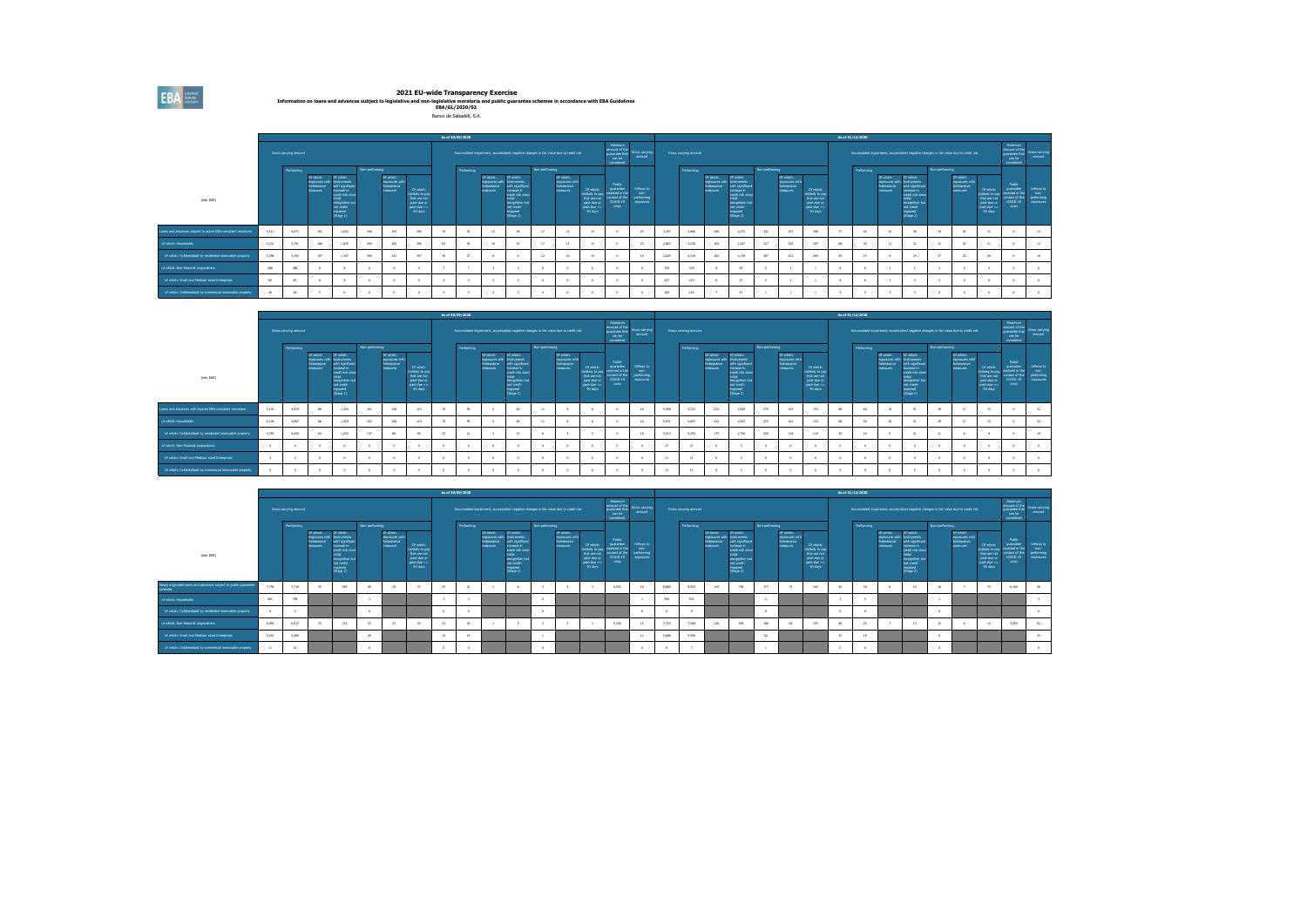# 2021 EU-wide Transparency Exercise

**Information on loans and advances subject to legislative and non-legislative moratoria and public guarantee schemes in accordance with EBA Guidelines EBA/GL/2020/02**

Banco de Sabadell, S.A.

| (mln EUR) | As of 30/09/2020 | | | | | | | | | | | | | | | | As of 31/12/2020 | | | | | | | | | | | | | | | |
|---|---|---|---|---|---|---|---|---|---|---|---|---|---|---|---|---|---|---|---|---|---|---|---|---|---|---|---|---|---|---|---|
| | Gross carrying amount | | | | | | | Accumulated impairment, accumulated negative changes in fair value due to credit risk | | | | | | | Maximum amount of the guarantee that can be considered | Gross carrying amount | Gross carrying amount | | | | | | | Accumulated impairment, accumulated negative changes in fair value due to credit risk | | | | | | | Maximum amount of the guarantee that can be considered | Gross carrying amount |
| | | Performing | | | Non-performing | | | | Performing | | | Non-performing | | | | | | Performing | | | Non-performing | | | | Performing | | | Non-performing | | | | |
| | | | Of which: exposures with forbearance measures | Of which: Instruments with significant increase in credit risk since initial recognition but not credit-impaired (Stage 2) | | Of which: exposures with forbearance measures | Of which: Unlikely to pay that are not past-due or past-due <= 90 days | | | Of which: exposures with forbearance measures | Of which: Instruments with significant increase in credit risk since initial recognition but not credit-impaired (Stage 2) | | Of which: exposures with forbearance measures | Of which: Unlikely to pay that are not past-due or past-due <= 90 days | Public guarantee received in the context of the COVID-19 crisis | Inflows to non-performing exposures | | | Of which: exposures with forbearance measures | Of which: Instruments with significant increase in credit risk since initial recognition but not credit-impaired (Stage 2) | | Of which: exposures with forbearance measures | Of which: Unlikely to pay that are not past-due or past-due <= 90 days | | | Of which: exposures with forbearance measures | Of which: Instruments with significant increase in credit risk since initial recognition but not credit-impaired (Stage 2) | | Of which: exposures with forbearance measures | Of which: Unlikely to pay that are not past-due or past-due <= 90 days | Public guarantee received in the context of the COVID-19 crisis | Inflows to non-performing exposures |
| Loans and advances subject to active EBA-compliant moratoria | 4,911 | 4,475 | 392 | 1,653 | 446 | 283 | 356 | 78 | 55 | 13 | 38 | 17 | 13 | 19 | 0 | 25 | 3,197 | 2,866 | 198 | 1,270 | 332 | 237 | 288 | 77 | 61 | 11 | 38 | 16 | 10 | 15 | 0 | 13 |
| of which: Households | 4,231 | 3,795 | 386 | 1,629 | 440 | 283 | 356 | 63 | 46 | 10 | 33 | 17 | 13 | 19 | 0 | 25 | 2,863 | 2,536 | 190 | 1,233 | 327 | 235 | 287 | 68 | 56 | 11 | 32 | 12 | 10 | 15 | 0 | 13 |
| of which: Collateralised by residential immovable property | 3,788 | 3,393 | 347 | 1,567 | 394 | 241 | 307 | 39 | 27 | 8 | 8 | 12 | 10 | 15 | 0 | 19 | 2,628 | 2,318 | 183 | 1,138 | 307 | 221 | 269 | 34 | 27 | 9 | 24 | 17 | 20 | 26 | 0 | 16 |
| of which: Non-financial corporations | 388 | 380 | 6 | 6 | 8 | 0 | 0 | 7 | 7 | 3 | 3 | 0 | 0 | 0 | 0 | 0 | 334 | 329 | 8 | 44 | 5 | 1 | 1 | 8 | 6 | 0 | 5 | 2 | 0 | 0 | 0 | 0 |
| of which: Small and Medium-sized Enterprises | 85 | 83 | 6 | 6 | 0 | 0 | 0 | 4 | 4 | 3 | 3 | 0 | 0 | 0 | 0 | 0 | 227 | 223 | 8 | 27 | 3 | 1 | 1 | 6 | 6 | 0 | 4 | 2 | 0 | 0 | 0 | 0 |
| of which: Collateralised by commercial immovable property | 26 | 26 | 5 | 6 | 0 | 0 | 0 | 4 | 4 | 3 | 3 | 0 | 0 | 0 | 0 | 0 | 183 | 183 | 7 | 47 | 1 | 1 | 1 | 5 | 5 | 0 | 4 | 0 | 0 | 0 | 0 | 0 |

| (mln EUR) | As of 30/09/2020 | | | | | | | | | | | | | | | | As of 31/12/2020 | | | | | | | | | | | | | | | |
|---|---|---|---|---|---|---|---|---|---|---|---|---|---|---|---|---|---|---|---|---|---|---|---|---|---|---|---|---|---|---|---|
| | Gross carrying amount | | | | | | | Accumulated impairment, accumulated negative changes in fair value due to credit risk | | | | | | | Maximum amount of the guarantee that can be considered | Gross carrying amount | Gross carrying amount | | | | | | | Accumulated impairment, accumulated negative changes in fair value due to credit risk | | | | | | | Maximum amount of the guarantee that can be considered | Gross carrying amount |
| | | Performing | | | Non-performing | | | | Performing | | | Non-performing | | | | | | Performing | | | Non-performing | | | | Performing | | | Non-performing | | | | |
| | | | Of which: exposures with forbearance measures | Of which: Instruments with significant increase in credit risk since initial recognition but not credit-impaired (Stage 2) | | Of which: exposures with forbearance measures | Of which: Unlikely to pay that are not past-due or past-due <= 90 days | | | Of which: exposures with forbearance measures | Of which: Instruments with significant increase in credit risk since initial recognition but not credit-impaired (Stage 2) | | Of which: exposures with forbearance measures | Of which: Unlikely to pay that are not past-due or past-due <= 90 days | Public guarantee received in the context of the COVID-19 crisis | Inflows to non-performing exposures | | | Of which: exposures with forbearance measures | Of which: Instruments with significant increase in credit risk since initial recognition but not credit-impaired (Stage 2) | | Of which: exposures with forbearance measures | Of which: Unlikely to pay that are not past-due or past-due <= 90 days | | | Of which: exposures with forbearance measures | Of which: Instruments with significant increase in credit risk since initial recognition but not credit-impaired (Stage 2) | | Of which: exposures with forbearance measures | Of which: Unlikely to pay that are not past-due or past-due <= 90 days | Public guarantee received in the context of the COVID-19 crisis | Inflows to non-performing exposures |
| Loans and advances with expired EBA-compliant moratoria | 5,172 | 4,972 | 86 | 1,424 | 161 | 106 | 114 | 78 | 59 | 5 | 46 | 11 | 6 | 8 | 0 | 16 | 5,996 | 5,723 | 222 | 1,828 | 270 | 161 | 153 | 88 | 60 | 10 | 51 | 29 | 17 | 19 | 0 | 22 |
| of which: Households | 5,128 | 4,967 | 86 | 1,424 | 161 | 106 | 114 | 75 | 59 | 5 | 46 | 11 | 6 | 8 | 0 | 16 | 5,971 | 5,697 | 222 | 1,827 | 270 | 161 | 153 | 88 | 59 | 10 | 51 | 29 | 17 | 19 | 0 | 22 |
| of which: Collateralised by residential immovable property | 4,795 | 4,656 | 69 | 1,253 | 137 | 88 | 94 | 27 | 21 | 2 | 13 | 6 | 5 | 5 | 0 | 13 | 5,513 | 5,293 | 175 | 1,706 | 220 | 118 | 119 | 35 | 24 | 5 | 21 | 11 | 6 | 6 | 0 | 19 |
| of which: Non-financial corporations | 6 | 6 | 0 | 0 | 0 | 0 | 0 | 0 | 0 | 0 | 0 | 0 | 0 | 0 | 0 | 0 | 27 | 27 | 0 | 3 | 0 | 0 | 0 | 0 | 0 | 0 | 0 | 0 | 0 | 0 | 0 | 0 |
| of which: Small and Medium-sized Enterprises | 3 | 3 | 0 | 0 | 0 | 0 | 0 | 0 | 0 | 0 | 0 | 0 | 0 | 0 | 0 | 0 | 21 | 21 | 0 | 3 | 0 | 0 | 0 | 0 | 0 | 0 | 0 | 0 | 0 | 0 | 0 | 0 |
| of which: Collateralised by commercial immovable property | 0 | 0 | 0 | 0 | 0 | 0 | 0 | 0 | 0 | 0 | 0 | 0 | 0 | 0 | 0 | 0 | 11 | 11 | 0 | 3 | 0 | 0 | 0 | 0 | 0 | 0 | 0 | 0 | 0 | 0 | 0 | 0 |

| (mln EUR) | As of 30/09/2020 | | | | | | | | | | | | | | | | As of 31/12/2020 | | | | | | | | | | | | | | | |
|---|---|---|---|---|---|---|---|---|---|---|---|---|---|---|---|---|---|---|---|---|---|---|---|---|---|---|---|---|---|---|---|
| | Gross carrying amount | | | | | | | Accumulated impairment, accumulated negative changes in fair value due to credit risk | | | | | | | Maximum amount of the guarantee that can be considered | Gross carrying amount | Gross carrying amount | | | | | | | Accumulated impairment, accumulated negative changes in fair value due to credit risk | | | | | | | Maximum amount of the guarantee that can be considered | Gross carrying amount |
| | | Performing | | | Non-performing | | | | Performing | | | Non-performing | | | | | | Performing | | | Non-performing | | | | Performing | | | Non-performing | | | | |
| | | | Of which: exposures with forbearance measures | Of which: Instruments with significant increase in credit risk since initial recognition but not credit-impaired (Stage 2) | | Of which: exposures with forbearance measures | Of which: Unlikely to pay that are not past-due or past-due <= 90 days | | | Of which: exposures with forbearance measures | Of which: Instruments with significant increase in credit risk since initial recognition but not credit-impaired (Stage 2) | | Of which: exposures with forbearance measures | Of which: Unlikely to pay that are not past-due or past-due <= 90 days | Public guarantee received in the context of the COVID-19 crisis | Inflows to non-performing exposures | | | Of which: exposures with forbearance measures | Of which: Instruments with significant increase in credit risk since initial recognition but not credit-impaired (Stage 2) | | Of which: exposures with forbearance measures | Of which: Unlikely to pay that are not past-due or past-due <= 90 days | | | Of which: exposures with forbearance measures | Of which: Instruments with significant increase in credit risk since initial recognition but not credit-impaired (Stage 2) | | Of which: exposures with forbearance measures | Of which: Unlikely to pay that are not past-due or past-due <= 90 days | Public guarantee received in the context of the COVID-19 crisis | Inflows to non-performing exposures |
| Newly originated loans and advances subject to public guarantee schemes | 7,756 | 7,716 | 55 | 369 | 40 | 33 | 37 | 25 | 22 | 1 | 6 | 3 | 3 | 3 | 5,505 | 16 | 8,683 | 8,403 | 243 | 790 | 277 | 73 | 164 | 46 | 32 | 8 | 14 | 16 | 7 | 15 | 6,164 | 59 |
| of which: Households | 801 | 798 | | | 3 | | | 3 | 3 | | | 0 | | | | 1 | 943 | 932 | | | 11 | | | 3 | 3 | | | 1 | | | | 4 |
| of which: Collateralised by residential immovable property | 0 | 0 | | | 0 | | | 0 | 0 | | | 0 | | | | 0 | 0 | 0 | | | 0 | | | 0 | 0 | | | 0 | | | | 0 |
| of which: Non-financial corporations | 6,956 | 6,917 | 55 | 333 | 37 | 33 | 34 | 23 | 20 | 1 | 5 | 3 | 3 | 3 | 5,350 | 15 | 7,739 | 7,566 | 226 | 689 | 166 | 66 | 150 | 46 | 29 | 7 | 13 | 15 | 8 | 14 | 5,904 | 52 |
| of which: Small and Medium-sized Enterprises | 5,651 | 5,605 | | | 26 | | | 15 | 14 | | | 1 | | | | 12 | 5,668 | 5,595 | | | 62 | | | 27 | 19 | | | 8 | | | | 33 |
| of which: Collateralised by commercial immovable property | 11 | 10 | | | 0 | | | 0 | 0 | | | 0 | | | | 0 | 8 | 7 | | | 1 | | | 0 | 0 | | | 0 | | | | 0 |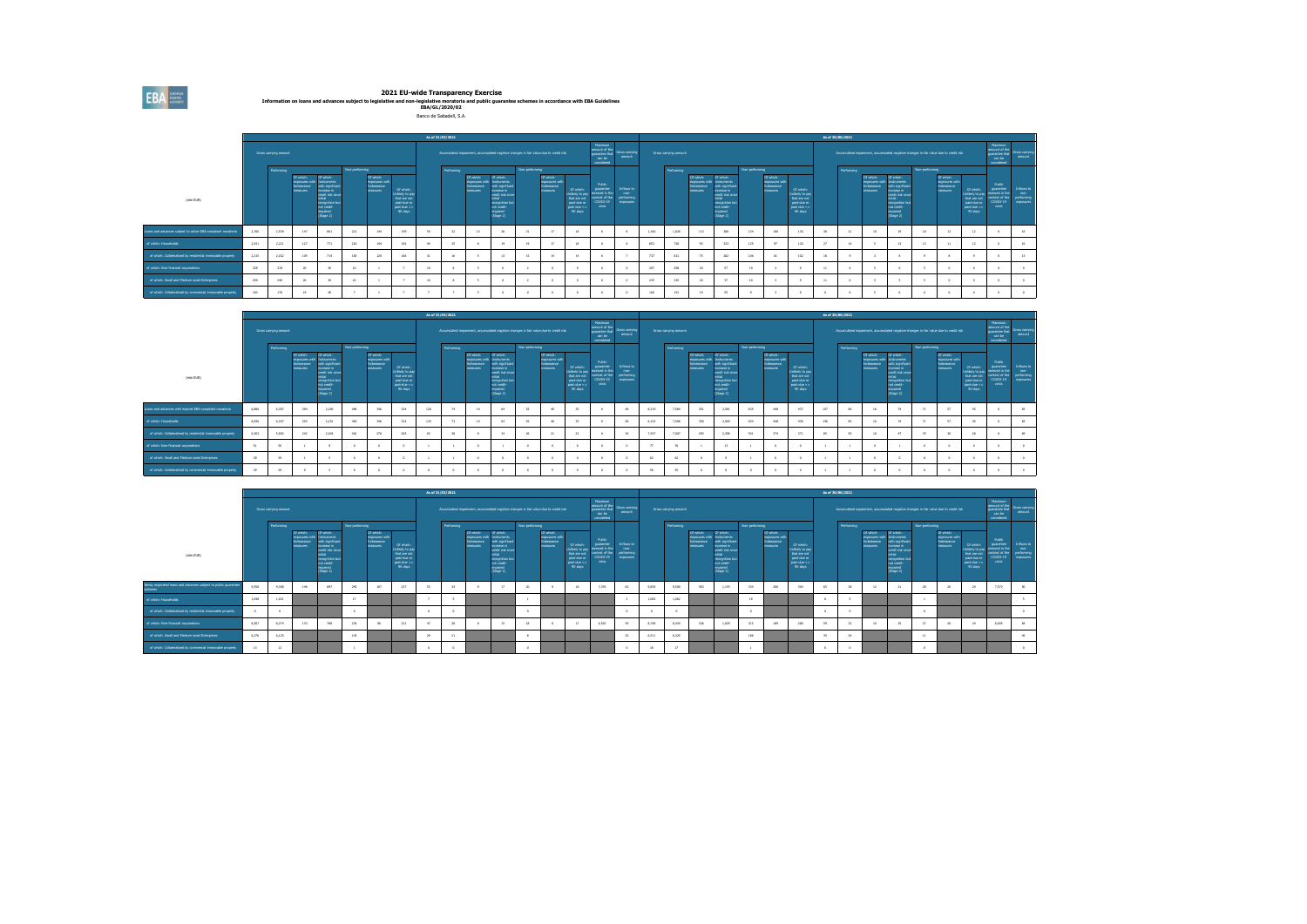# 2021 EU-wide Transparency Exercise

**Information on loans and advances subject to legislative and non-legislative moratoria and public guarantee schemes in accordance with EBA Guidelines**
**EBA/GL/2020/02**

Banco de Sabadell, S.A.

| (mln EUR) | As of 31/03/2021 | | | | | | | | | | | | | | | | As of 30/06/2021 | | | | | | | | | | | | | | | |
|---|---|---|---|---|---|---|---|---|---|---|---|---|---|---|---|---|---|---|---|---|---|---|---|---|---|---|---|---|---|---|---|---|
| | Gross carrying amount | | | | | | | Accumulated impairment, accumulated negative changes in fair value due to credit risk | | | | | | | Maximum amount of the guarantee that can be considered | Gross carrying amount | Gross carrying amount | | | | | | | Accumulated impairment, accumulated negative changes in fair value due to credit risk | | | | | | | Maximum amount of the guarantee that can be considered | Gross carrying amount |
| | | Performing | Of which: exposures with forbearance measures | Of which: Instruments with significant increase in credit risk since initial recognition but not credit-impaired (Stage 2) | Non performing | Of which: exposures with forbearance measures | Of which: Unlikely to pay that are not past-due or past-due <= 90 days | | Performing | Of which: exposures with forbearance measures | Of which: Instruments with significant increase in credit risk since initial recognition but not credit-impaired (Stage 2) | Non performing | Of which: exposures with forbearance measures | Of which: Unlikely to pay that are not past-due or past-due <= 90 days | Public guarantee received in the context of the COVID-19 crisis | Inflows to non-performing exposures | | Performing | Of which: exposures with forbearance measures | Of which: Instruments with significant increase in credit risk since initial recognition but not credit-impaired (Stage 2) | Non performing | Of which: exposures with forbearance measures | Of which: Unlikely to pay that are not past-due or past-due <= 90 days | | Performing | Of which: exposures with forbearance measures | Of which: Instruments with significant increase in credit risk since initial recognition but not credit-impaired (Stage 2) | Non performing | Of which: exposures with forbearance measures | Of which: Unlikely to pay that are not past-due or past-due <= 90 days | Public guarantee received in the context of the COVID-19 crisis | Inflows to non-performing exposures |
| Loans and advances subject to active EBA-compliant moratoria | 2,760 | 2,535 | 147 | 661 | 225 | 199 | 199 | 99 | 32 | 13 | 28 | 15 | 17 | 18 | 0 | 8 | 1,660 | 1,526 | 113 | 388 | 134 | 100 | 130 | 58 | 31 | 10 | 19 | 18 | 11 | 12 | 0 | 16 |
| of which: Households | 2,411 | 2,231 | 127 | 572 | 180 | 199 | 193 | 89 | 25 | 8 | 19 | 19 | 17 | 18 | 0 | 8 | 853 | 728 | 93 | 323 | 125 | 97 | 123 | 27 | 15 | 5 | 12 | 13 | 11 | 12 | 0 | 16 |
| of which: Collateralised by residential immovable property | 2,135 | 2,003 | 119 | 516 | 138 | 129 | 166 | 31 | 16 | 6 | 13 | 15 | 15 | 14 | 0 | 7 | 757 | 651 | 79 | 283 | 106 | 81 | 102 | 16 | 9 | 5 | 8 | 8 | 8 | 8 | 0 | 13 |
| of which: Non-financial corporations | 359 | 339 | 20 | 98 | 45 | 1 | 7 | 10 | 8 | 5 | 8 | 2 | 0 | 0 | 0 | 0 | 307 | 298 | 20 | 57 | 10 | 3 | 9 | 11 | 8 | 5 | 8 | 3 | 0 | 0 | 0 | 0 |
| of which: Small and Medium-sized Enterprises | 292 | 248 | 20 | 88 | 45 | 1 | 7 | 10 | 8 | 5 | 8 | 2 | 0 | 0 | 0 | 0 | 205 | 245 | 20 | 57 | 10 | 3 | 9 | 11 | 8 | 5 | 8 | 3 | 0 | 0 | 0 | 0 |
| of which: Collateralised by commercial immovable property | 183 | 176 | 19 | 28 | 7 | 1 | 7 | 7 | 7 | 5 | 6 | 0 | 0 | 0 | 0 | 0 | 160 | 151 | 19 | 55 | 9 | 3 | 9 | 6 | 5 | 5 | 5 | 0 | 0 | 0 | 0 | 0 |

| (mln EUR) | As of 31/03/2021 | | | | | | | | | | | | | | | | As of 30/06/2021 | | | | | | | | | | | | | | | |
|---|---|---|---|---|---|---|---|---|---|---|---|---|---|---|---|---|---|---|---|---|---|---|---|---|---|---|---|---|---|---|---|---|
| | Gross carrying amount | | | | | | | Accumulated impairment, accumulated negative changes in fair value due to credit risk | | | | | | | Maximum amount of the guarantee that can be considered | Gross carrying amount | Gross carrying amount | | | | | | | Accumulated impairment, accumulated negative changes in fair value due to credit risk | | | | | | | Maximum amount of the guarantee that can be considered | Gross carrying amount |
| | | Performing | Of which: exposures with forbearance measures | Of which: Instruments with significant increase in credit risk since initial recognition but not credit-impaired (Stage 2) | Non performing | Of which: exposures with forbearance measures | Of which: Unlikely to pay that are not past-due or past-due <= 90 days | | Performing | Of which: exposures with forbearance measures | Of which: Instruments with significant increase in credit risk since initial recognition but not credit-impaired (Stage 2) | Non performing | Of which: exposures with forbearance measures | Of which: Unlikely to pay that are not past-due or past-due <= 90 days | Public guarantee received in the context of the COVID-19 crisis | Inflows to non-performing exposures | | Performing | Of which: exposures with forbearance measures | Of which: Instruments with significant increase in credit risk since initial recognition but not credit-impaired (Stage 2) | Non performing | Of which: exposures with forbearance measures | Of which: Unlikely to pay that are not past-due or past-due <= 90 days | | Performing | Of which: exposures with forbearance measures | Of which: Instruments with significant increase in credit risk since initial recognition but not credit-impaired (Stage 2) | Non performing | Of which: exposures with forbearance measures | Of which: Unlikely to pay that are not past-due or past-due <= 90 days | Public guarantee received in the context of the COVID-19 crisis | Inflows to non-performing exposures |
| Loans and advances with expired EBA-compliant moratoria | 6,488 | 6,297 | 294 | 2,240 | 488 | 346 | 328 | 128 | 74 | 14 | 64 | 52 | 48 | 35 | 0 | 66 | 8,219 | 7,584 | 356 | 2,561 | 635 | 448 | 437 | 157 | 86 | 16 | 74 | 71 | 57 | 45 | 0 | 80 |
| of which: Households | 6,426 | 6,247 | 293 | 2,235 | 488 | 346 | 328 | 125 | 73 | 14 | 63 | 52 | 48 | 35 | 0 | 66 | 8,143 | 7,508 | 355 | 2,549 | 634 | 448 | 436 | 156 | 85 | 16 | 74 | 71 | 57 | 45 | 0 | 80 |
| of which: Collateralised by residential immovable property | 6,363 | 5,902 | 242 | 2,095 | 461 | 278 | 305 | 83 | 38 | 8 | 34 | 26 | 32 | 32 | 0 | 56 | 7,547 | 7,007 | 295 | 2,396 | 541 | 374 | 371 | 85 | 50 | 14 | 47 | 35 | 38 | 28 | 0 | 68 |
| of which: Non-financial corporations | 51 | 50 | 1 | 5 | 0 | 0 | 0 | 1 | 1 | 0 | 1 | 0 | 0 | 0 | 0 | 0 | 77 | 76 | 1 | 12 | 1 | 0 | 0 | 1 | 1 | 0 | 1 | 0 | 0 | 0 | 0 | 0 |
| of which: Small and Medium-sized Enterprises | 39 | 39 | 1 | 5 | 0 | 0 | 0 | 1 | 1 | 0 | 0 | 0 | 0 | 0 | 0 | 0 | 63 | 62 | 0 | 9 | 1 | 0 | 0 | 1 | 1 | 0 | 0 | 0 | 0 | 0 | 0 | 0 |
| of which: Collateralised by commercial immovable property | 29 | 29 | 0 | 3 | 0 | 0 | 0 | 0 | 0 | 0 | 0 | 0 | 0 | 0 | 0 | 0 | 56 | 55 | 0 | 0 | 0 | 0 | 0 | 1 | 1 | 0 | 0 | 0 | 0 | 0 | 0 | 0 |

| (mln EUR) | As of 31/03/2021 | | | | | | | | | | | | | | | | As of 30/06/2021 | | | | | | | | | | | | | | | |
|---|---|---|---|---|---|---|---|---|---|---|---|---|---|---|---|---|---|---|---|---|---|---|---|---|---|---|---|---|---|---|---|---|
| | Gross carrying amount | | | | | | | Accumulated impairment, accumulated negative changes in fair value due to credit risk | | | | | | | Maximum amount of the guarantee that can be considered | Gross carrying amount | Gross carrying amount | | | | | | | Accumulated impairment, accumulated negative changes in fair value due to credit risk | | | | | | | Maximum amount of the guarantee that can be considered | Gross carrying amount |
| | | Performing | Of which: exposures with forbearance measures | Of which: Instruments with significant increase in credit risk since initial recognition but not credit-impaired (Stage 2) | Non performing | Of which: exposures with forbearance measures | Of which: Unlikely to pay that are not past-due or past-due <= 90 days | | Performing | Of which: exposures with forbearance measures | Of which: Instruments with significant increase in credit risk since initial recognition but not credit-impaired (Stage 2) | Non performing | Of which: exposures with forbearance measures | Of which: Unlikely to pay that are not past-due or past-due <= 90 days | Public guarantee received in the context of the COVID-19 crisis | Inflows to non-performing exposures | | Performing | Of which: exposures with forbearance measures | Of which: Instruments with significant increase in credit risk since initial recognition but not credit-impaired (Stage 2) | Non performing | Of which: exposures with forbearance measures | Of which: Unlikely to pay that are not past-due or past-due <= 90 days | | Performing | Of which: exposures with forbearance measures | Of which: Instruments with significant increase in credit risk since initial recognition but not credit-impaired (Stage 2) | Non performing | Of which: exposures with forbearance measures | Of which: Unlikely to pay that are not past-due or past-due <= 90 days | Public guarantee received in the context of the COVID-19 crisis | Inflows to non-performing exposures |
| Newly originated loans and advances subject to public guarantee schemes | 9,708 | 9,508 | 146 | 697 | 200 | 107 | 137 | 53 | 34 | 9 | 17 | 20 | 9 | 16 | 7,755 | 62 | 9,654 | 9,500 | 563 | 1,155 | 334 | 268 | 284 | 65 | 39 | 12 | 21 | 28 | 20 | 24 | 7,572 | 90 |
| of which: Households | 1,098 | 1,082 | | | 17 | | | 7 | 5 | | | 1 | | | | 3 | 1,083 | 1,062 | | | 19 | | | 6 | 5 | | | 1 | | | | 5 |
| of which: Collateralised by residential immovable property | 0 | 0 | | | 0 | | | 0 | 0 | | | 0 | | | | 0 | 0 | 0 | | | 0 | | | 0 | 0 | | | 0 | | | | 0 |
| of which: Non-financial corporations | 8,507 | 8,279 | 133 | 788 | 228 | 96 | 131 | 47 | 28 | 8 | 15 | 16 | 8 | 17 | 6,500 | 59 | 8,744 | 8,429 | 526 | 1,029 | 315 | 289 | 268 | 59 | 33 | 10 | 19 | 27 | 20 | 24 | 6,695 | 84 |
| of which: Small and Medium-sized Enterprises | 6,270 | 6,125 | | | 145 | | | 29 | 21 | | | 8 | | | | 23 | 6,511 | 6,325 | | | 186 | | | 35 | 24 | | | 11 | | | | 45 |
| of which: Collateralised by commercial immovable property | 13 | 12 | | | 1 | | | 0 | 0 | | | 0 | | | | 0 | 18 | 17 | | | 1 | | | 0 | 0 | | | 0 | | | | 0 |